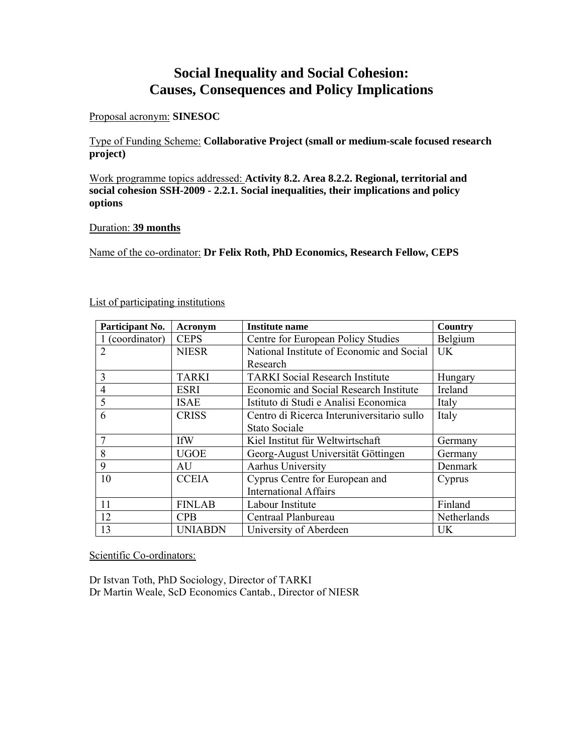# Social Inequality and Social Cohesion: Causes, Consequences and Policy Implications

Proposal acronym: **SINESOC**

Type of Funding Scheme: **Collaborative Project (small or medium-scale focused research project)**

Work programme topics addressed: **Activity 8.2. Area 8.2.2. Regional, territorial and social cohesion SSH-2009 - 2.2.1. Social inequalities, their implications and policy options**

Duration: **39 months**

Name of the co-ordinator: **Dr Felix Roth, PhD Economics, Research Fellow, CEPS**

List of participating institutions

| Participant No. | Acronym | Institute name | Country |
|---|---|---|---|
| 1 (coordinator) | CEPS | Centre for European Policy Studies | Belgium |
| 2 | NIESR | National Institute of Economic and Social Research | UK |
| 3 | TARKI | TARKI Social Research Institute | Hungary |
| 4 | ESRI | Economic and Social Research Institute | Ireland |
| 5 | ISAE | Istituto di Studi e Analisi Economica | Italy |
| 6 | CRISS | Centro di Ricerca Interuniversitario sullo Stato Sociale | Italy |
| 7 | IfW | Kiel Institut für Weltwirtschaft | Germany |
| 8 | UGOE | Georg-August Universität Göttingen | Germany |
| 9 | AU | Aarhus University | Denmark |
| 10 | CCEIA | Cyprus Centre for European and International Affairs | Cyprus |
| 11 | FINLAB | Labour Institute | Finland |
| 12 | CPB | Centraal Planbureau | Netherlands |
| 13 | UNIABDN | University of Aberdeen | UK |

Scientific Co-ordinators:

Dr Istvan Toth, PhD Sociology, Director of TARKI
Dr Martin Weale, ScD Economics Cantab., Director of NIESR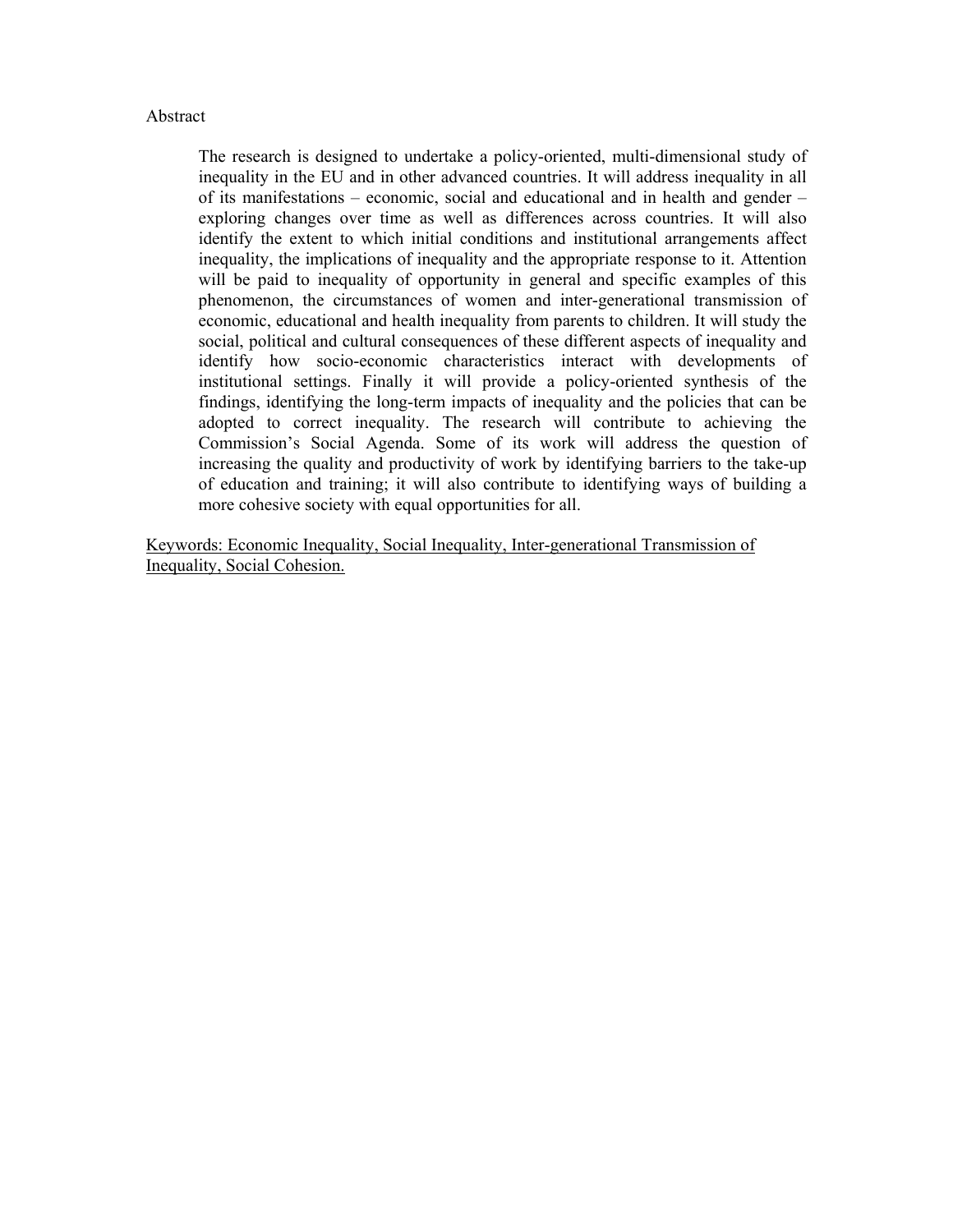Abstract

> The research is designed to undertake a policy-oriented, multi-dimensional study of inequality in the EU and in other advanced countries. It will address inequality in all of its manifestations – economic, social and educational and in health and gender – exploring changes over time as well as differences across countries. It will also identify the extent to which initial conditions and institutional arrangements affect inequality, the implications of inequality and the appropriate response to it. Attention will be paid to inequality of opportunity in general and specific examples of this phenomenon, the circumstances of women and inter-generational transmission of economic, educational and health inequality from parents to children. It will study the social, political and cultural consequences of these different aspects of inequality and identify how socio-economic characteristics interact with developments of institutional settings. Finally it will provide a policy-oriented synthesis of the findings, identifying the long-term impacts of inequality and the policies that can be adopted to correct inequality. The research will contribute to achieving the Commission's Social Agenda. Some of its work will address the question of increasing the quality and productivity of work by identifying barriers to the take-up of education and training; it will also contribute to identifying ways of building a more cohesive society with equal opportunities for all.

Keywords: Economic Inequality, Social Inequality, Inter-generational Transmission of Inequality, Social Cohesion.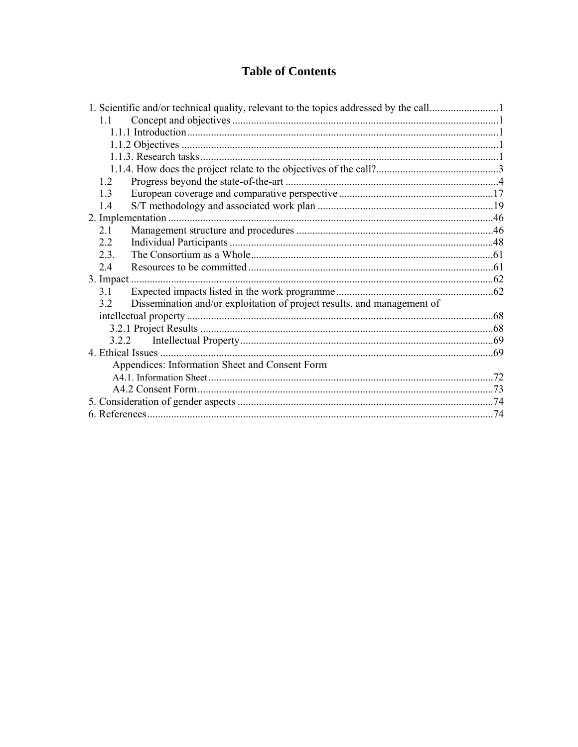# Table of Contents

1. Scientific and/or technical quality, relevant to the topics addressed by the call..........................1
   - 1.1 Concept and objectives ...................................................................................................1
     - 1.1.1 Introduction....................................................................................................................1
     - 1.1.2 Objectives ......................................................................................................................1
     - 1.1.3. Research tasks ...............................................................................................................1
     - 1.1.4. How does the project relate to the objectives of the call?..............................................3
   - 1.2 Progress beyond the state-of-the-art ...............................................................................4
   - 1.3 European coverage and comparative perspective ..........................................................17
   - 1.4 S/T methodology and associated work plan .................................................................19
2. Implementation ..........................................................................................................................46
   - 2.1 Management structure and procedures .........................................................................46
   - 2.2 Individual Participants ..................................................................................................48
   - 2.3. The Consortium as a Whole..........................................................................................61
   - 2.4 Resources to be committed ...........................................................................................61
3. Impact .......................................................................................................................................62
   - 3.1 Expected impacts listed in the work programme ..........................................................62
   - 3.2 Dissemination and/or exploitation of project results, and management of intellectual property ..................................................................................................................68
     - 3.2.1 Project Results .............................................................................................................68
     - 3.2.2 Intellectual Property.....................................................................................................69
4. Ethical Issues ............................................................................................................................69
   - Appendices: Information Sheet and Consent Form
     - A4.1. Information Sheet..........................................................................................................72
     - A4.2 Consent Form..............................................................................................................73
5. Consideration of gender aspects ...............................................................................................74
6. References.................................................................................................................................74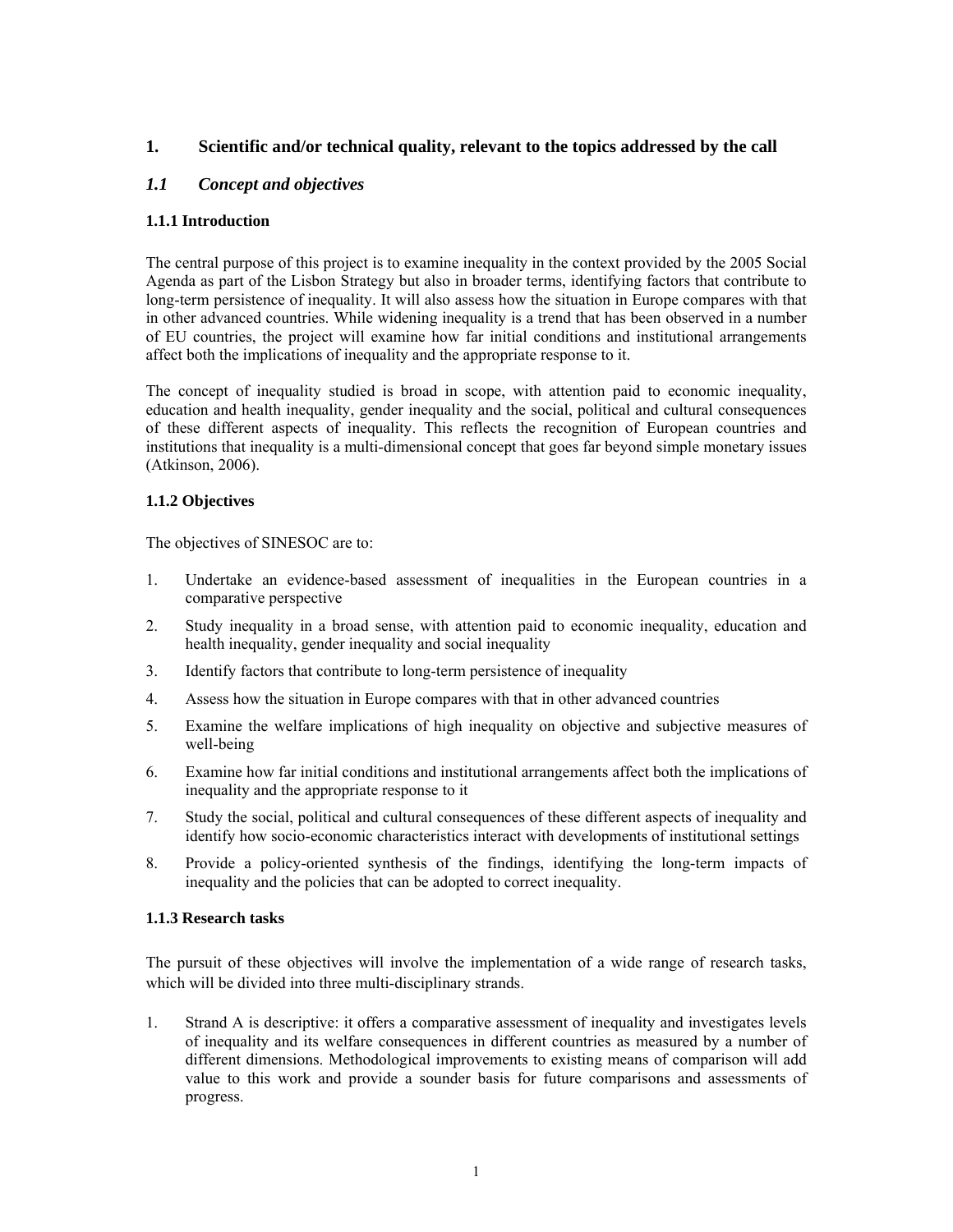## 1. Scientific and/or technical quality, relevant to the topics addressed by the call

### *1.1 Concept and objectives*

#### 1.1.1 Introduction

The central purpose of this project is to examine inequality in the context provided by the 2005 Social Agenda as part of the Lisbon Strategy but also in broader terms, identifying factors that contribute to long-term persistence of inequality. It will also assess how the situation in Europe compares with that in other advanced countries. While widening inequality is a trend that has been observed in a number of EU countries, the project will examine how far initial conditions and institutional arrangements affect both the implications of inequality and the appropriate response to it.

The concept of inequality studied is broad in scope, with attention paid to economic inequality, education and health inequality, gender inequality and the social, political and cultural consequences of these different aspects of inequality. This reflects the recognition of European countries and institutions that inequality is a multi-dimensional concept that goes far beyond simple monetary issues (Atkinson, 2006).

#### 1.1.2 Objectives

The objectives of SINESOC are to:

1. Undertake an evidence-based assessment of inequalities in the European countries in a comparative perspective
2. Study inequality in a broad sense, with attention paid to economic inequality, education and health inequality, gender inequality and social inequality
3. Identify factors that contribute to long-term persistence of inequality
4. Assess how the situation in Europe compares with that in other advanced countries
5. Examine the welfare implications of high inequality on objective and subjective measures of well-being
6. Examine how far initial conditions and institutional arrangements affect both the implications of inequality and the appropriate response to it
7. Study the social, political and cultural consequences of these different aspects of inequality and identify how socio-economic characteristics interact with developments of institutional settings
8. Provide a policy-oriented synthesis of the findings, identifying the long-term impacts of inequality and the policies that can be adopted to correct inequality.

#### 1.1.3 Research tasks

The pursuit of these objectives will involve the implementation of a wide range of research tasks, which will be divided into three multi-disciplinary strands.

1. Strand A is descriptive: it offers a comparative assessment of inequality and investigates levels of inequality and its welfare consequences in different countries as measured by a number of different dimensions. Methodological improvements to existing means of comparison will add value to this work and provide a sounder basis for future comparisons and assessments of progress.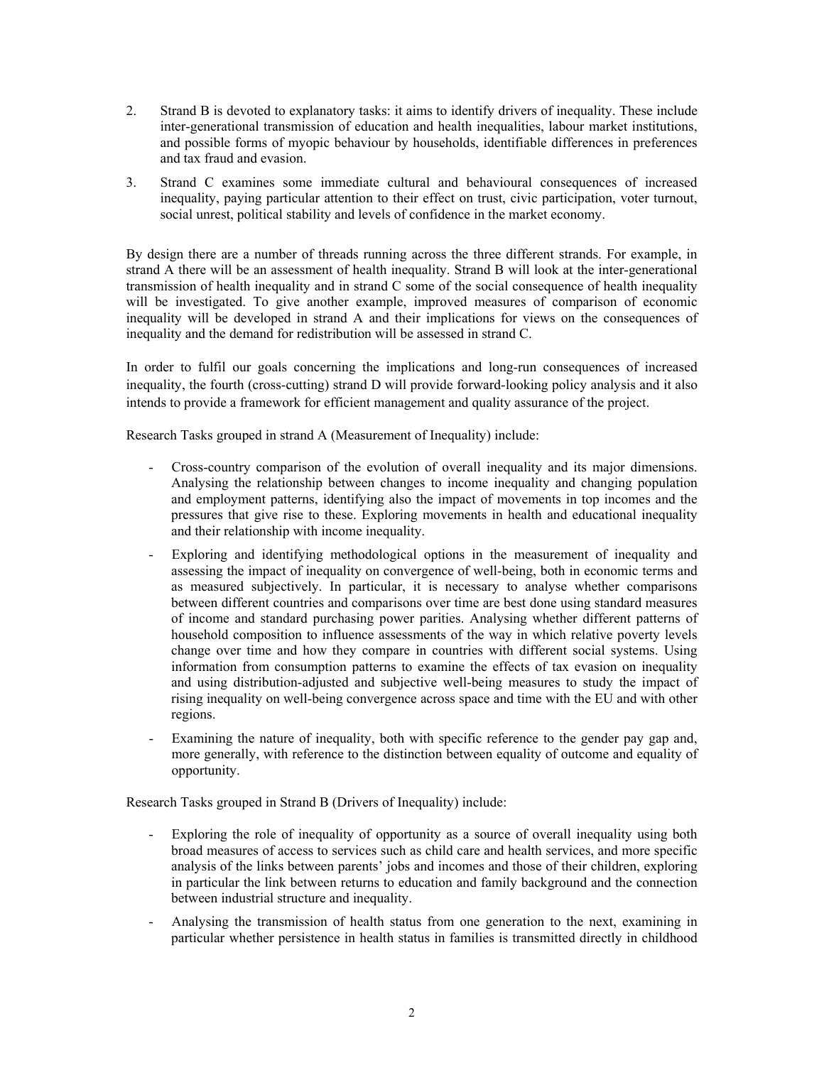2. Strand B is devoted to explanatory tasks: it aims to identify drivers of inequality. These include inter-generational transmission of education and health inequalities, labour market institutions, and possible forms of myopic behaviour by households, identifiable differences in preferences and tax fraud and evasion.

3. Strand C examines some immediate cultural and behavioural consequences of increased inequality, paying particular attention to their effect on trust, civic participation, voter turnout, social unrest, political stability and levels of confidence in the market economy.

By design there are a number of threads running across the three different strands. For example, in strand A there will be an assessment of health inequality. Strand B will look at the inter-generational transmission of health inequality and in strand C some of the social consequence of health inequality will be investigated. To give another example, improved measures of comparison of economic inequality will be developed in strand A and their implications for views on the consequences of inequality and the demand for redistribution will be assessed in strand C.

In order to fulfil our goals concerning the implications and long-run consequences of increased inequality, the fourth (cross-cutting) strand D will provide forward-looking policy analysis and it also intends to provide a framework for efficient management and quality assurance of the project.

Research Tasks grouped in strand A (Measurement of Inequality) include:

- Cross-country comparison of the evolution of overall inequality and its major dimensions. Analysing the relationship between changes to income inequality and changing population and employment patterns, identifying also the impact of movements in top incomes and the pressures that give rise to these. Exploring movements in health and educational inequality and their relationship with income inequality.
- Exploring and identifying methodological options in the measurement of inequality and assessing the impact of inequality on convergence of well-being, both in economic terms and as measured subjectively. In particular, it is necessary to analyse whether comparisons between different countries and comparisons over time are best done using standard measures of income and standard purchasing power parities. Analysing whether different patterns of household composition to influence assessments of the way in which relative poverty levels change over time and how they compare in countries with different social systems. Using information from consumption patterns to examine the effects of tax evasion on inequality and using distribution-adjusted and subjective well-being measures to study the impact of rising inequality on well-being convergence across space and time with the EU and with other regions.
- Examining the nature of inequality, both with specific reference to the gender pay gap and, more generally, with reference to the distinction between equality of outcome and equality of opportunity.

Research Tasks grouped in Strand B (Drivers of Inequality) include:

- Exploring the role of inequality of opportunity as a source of overall inequality using both broad measures of access to services such as child care and health services, and more specific analysis of the links between parents' jobs and incomes and those of their children, exploring in particular the link between returns to education and family background and the connection between industrial structure and inequality.
- Analysing the transmission of health status from one generation to the next, examining in particular whether persistence in health status in families is transmitted directly in childhood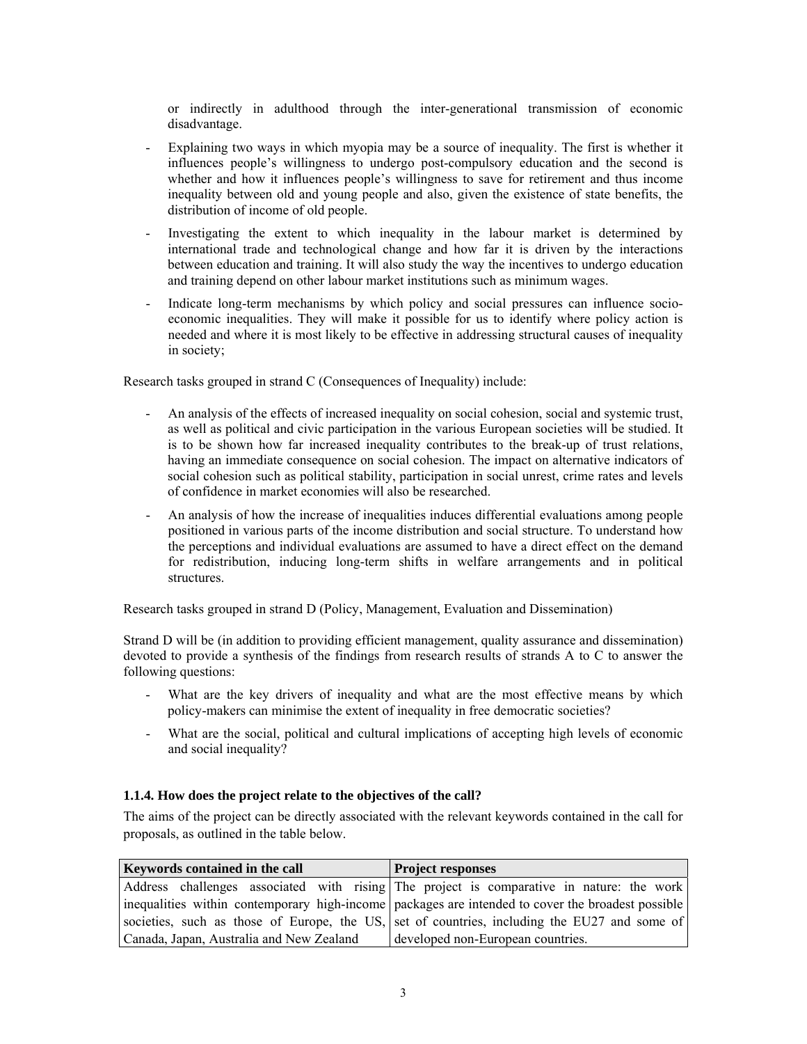or indirectly in adulthood through the inter-generational transmission of economic disadvantage.

- Explaining two ways in which myopia may be a source of inequality. The first is whether it influences people's willingness to undergo post-compulsory education and the second is whether and how it influences people's willingness to save for retirement and thus income inequality between old and young people and also, given the existence of state benefits, the distribution of income of old people.
- Investigating the extent to which inequality in the labour market is determined by international trade and technological change and how far it is driven by the interactions between education and training. It will also study the way the incentives to undergo education and training depend on other labour market institutions such as minimum wages.
- Indicate long-term mechanisms by which policy and social pressures can influence socio-economic inequalities. They will make it possible for us to identify where policy action is needed and where it is most likely to be effective in addressing structural causes of inequality in society;

Research tasks grouped in strand C (Consequences of Inequality) include:

- An analysis of the effects of increased inequality on social cohesion, social and systemic trust, as well as political and civic participation in the various European societies will be studied. It is to be shown how far increased inequality contributes to the break-up of trust relations, having an immediate consequence on social cohesion. The impact on alternative indicators of social cohesion such as political stability, participation in social unrest, crime rates and levels of confidence in market economies will also be researched.
- An analysis of how the increase of inequalities induces differential evaluations among people positioned in various parts of the income distribution and social structure. To understand how the perceptions and individual evaluations are assumed to have a direct effect on the demand for redistribution, inducing long-term shifts in welfare arrangements and in political structures.

Research tasks grouped in strand D (Policy, Management, Evaluation and Dissemination)

Strand D will be (in addition to providing efficient management, quality assurance and dissemination) devoted to provide a synthesis of the findings from research results of strands A to C to answer the following questions:

- What are the key drivers of inequality and what are the most effective means by which policy-makers can minimise the extent of inequality in free democratic societies?
- What are the social, political and cultural implications of accepting high levels of economic and social inequality?

### 1.1.4. How does the project relate to the objectives of the call?

The aims of the project can be directly associated with the relevant keywords contained in the call for proposals, as outlined in the table below.

| Keywords contained in the call | Project responses |
|---|---|
| Address challenges associated with rising inequalities within contemporary high-income societies, such as those of Europe, the US, Canada, Japan, Australia and New Zealand | The project is comparative in nature: the work packages are intended to cover the broadest possible set of countries, including the EU27 and some of developed non-European countries. |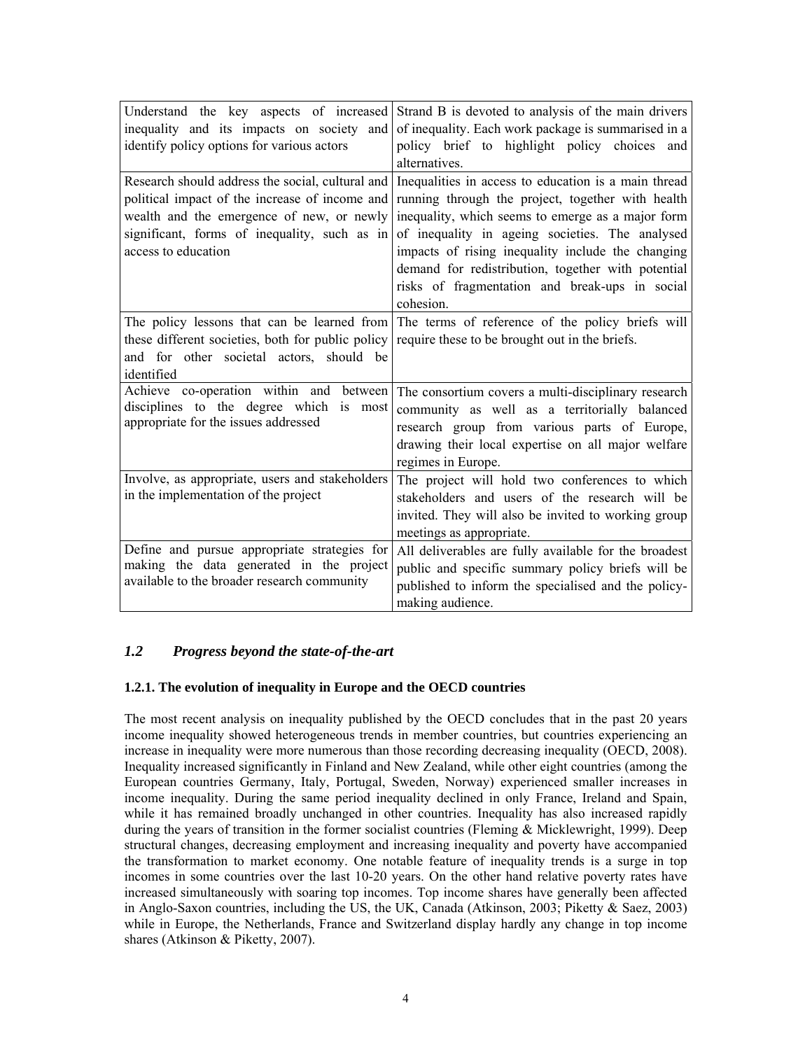| Understand the key aspects of increased inequality and its impacts on society and identify policy options for various actors | Strand B is devoted to analysis of the main drivers of inequality. Each work package is summarised in a policy brief to highlight policy choices and alternatives. |
|---|---|
| Research should address the social, cultural and political impact of the increase of income and wealth and the emergence of new, or newly significant, forms of inequality, such as in access to education | Inequalities in access to education is a main thread running through the project, together with health inequality, which seems to emerge as a major form of inequality in ageing societies. The analysed impacts of rising inequality include the changing demand for redistribution, together with potential risks of fragmentation and break-ups in social cohesion. |
| The policy lessons that can be learned from these different societies, both for public policy and for other societal actors, should be identified | The terms of reference of the policy briefs will require these to be brought out in the briefs. |
| Achieve co-operation within and between disciplines to the degree which is most appropriate for the issues addressed | The consortium covers a multi-disciplinary research community as well as a territorially balanced research group from various parts of Europe, drawing their local expertise on all major welfare regimes in Europe. |
| Involve, as appropriate, users and stakeholders in the implementation of the project | The project will hold two conferences to which stakeholders and users of the research will be invited. They will also be invited to working group meetings as appropriate. |
| Define and pursue appropriate strategies for making the data generated in the project available to the broader research community | All deliverables are fully available for the broadest public and specific summary policy briefs will be published to inform the specialised and the policy-making audience. |

## *1.2 Progress beyond the state-of-the-art*

### 1.2.1. The evolution of inequality in Europe and the OECD countries

The most recent analysis on inequality published by the OECD concludes that in the past 20 years income inequality showed heterogeneous trends in member countries, but countries experiencing an increase in inequality were more numerous than those recording decreasing inequality (OECD, 2008). Inequality increased significantly in Finland and New Zealand, while other eight countries (among the European countries Germany, Italy, Portugal, Sweden, Norway) experienced smaller increases in income inequality. During the same period inequality declined in only France, Ireland and Spain, while it has remained broadly unchanged in other countries. Inequality has also increased rapidly during the years of transition in the former socialist countries (Fleming & Micklewright, 1999). Deep structural changes, decreasing employment and increasing inequality and poverty have accompanied the transformation to market economy. One notable feature of inequality trends is a surge in top incomes in some countries over the last 10-20 years. On the other hand relative poverty rates have increased simultaneously with soaring top incomes. Top income shares have generally been affected in Anglo-Saxon countries, including the US, the UK, Canada (Atkinson, 2003; Piketty & Saez, 2003) while in Europe, the Netherlands, France and Switzerland display hardly any change in top income shares (Atkinson & Piketty, 2007).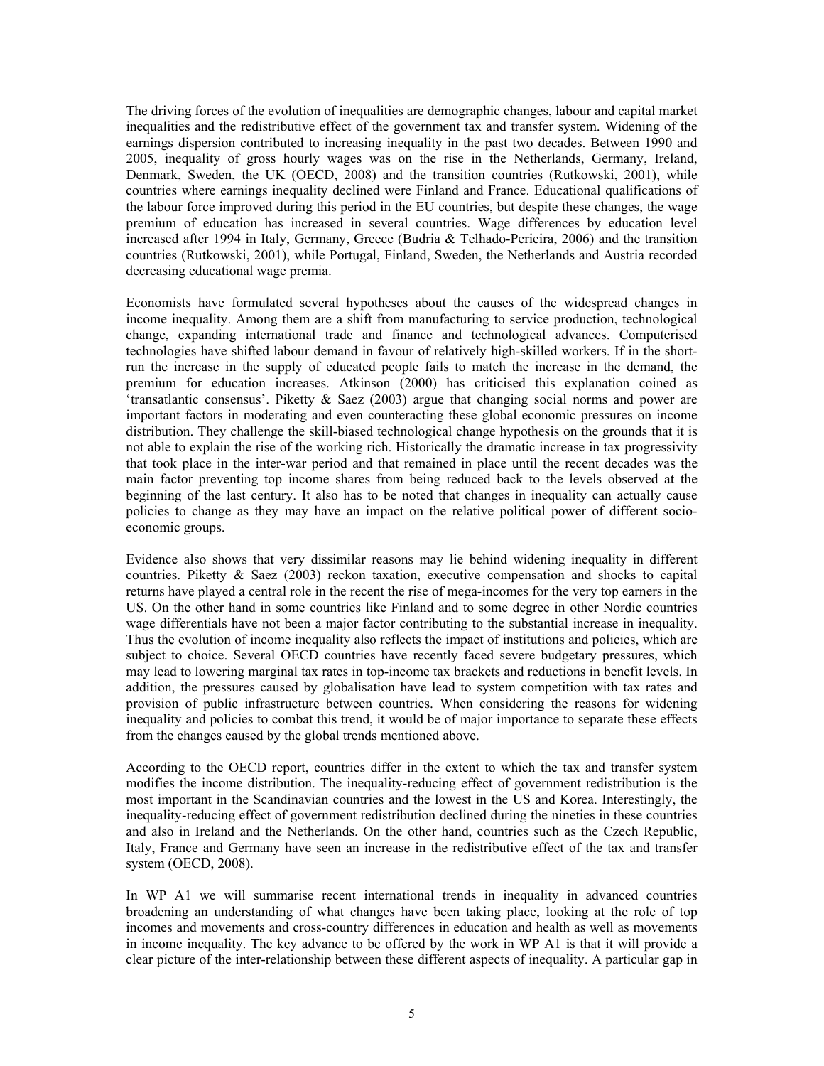The driving forces of the evolution of inequalities are demographic changes, labour and capital market inequalities and the redistributive effect of the government tax and transfer system. Widening of the earnings dispersion contributed to increasing inequality in the past two decades. Between 1990 and 2005, inequality of gross hourly wages was on the rise in the Netherlands, Germany, Ireland, Denmark, Sweden, the UK (OECD, 2008) and the transition countries (Rutkowski, 2001), while countries where earnings inequality declined were Finland and France. Educational qualifications of the labour force improved during this period in the EU countries, but despite these changes, the wage premium of education has increased in several countries. Wage differences by education level increased after 1994 in Italy, Germany, Greece (Budria & Telhado-Perieira, 2006) and the transition countries (Rutkowski, 2001), while Portugal, Finland, Sweden, the Netherlands and Austria recorded decreasing educational wage premia.

Economists have formulated several hypotheses about the causes of the widespread changes in income inequality. Among them are a shift from manufacturing to service production, technological change, expanding international trade and finance and technological advances. Computerised technologies have shifted labour demand in favour of relatively high-skilled workers. If in the short-run the increase in the supply of educated people fails to match the increase in the demand, the premium for education increases. Atkinson (2000) has criticised this explanation coined as 'transatlantic consensus'. Piketty & Saez (2003) argue that changing social norms and power are important factors in moderating and even counteracting these global economic pressures on income distribution. They challenge the skill-biased technological change hypothesis on the grounds that it is not able to explain the rise of the working rich. Historically the dramatic increase in tax progressivity that took place in the inter-war period and that remained in place until the recent decades was the main factor preventing top income shares from being reduced back to the levels observed at the beginning of the last century. It also has to be noted that changes in inequality can actually cause policies to change as they may have an impact on the relative political power of different socio-economic groups.

Evidence also shows that very dissimilar reasons may lie behind widening inequality in different countries. Piketty & Saez (2003) reckon taxation, executive compensation and shocks to capital returns have played a central role in the recent the rise of mega-incomes for the very top earners in the US. On the other hand in some countries like Finland and to some degree in other Nordic countries wage differentials have not been a major factor contributing to the substantial increase in inequality. Thus the evolution of income inequality also reflects the impact of institutions and policies, which are subject to choice. Several OECD countries have recently faced severe budgetary pressures, which may lead to lowering marginal tax rates in top-income tax brackets and reductions in benefit levels. In addition, the pressures caused by globalisation have lead to system competition with tax rates and provision of public infrastructure between countries. When considering the reasons for widening inequality and policies to combat this trend, it would be of major importance to separate these effects from the changes caused by the global trends mentioned above.

According to the OECD report, countries differ in the extent to which the tax and transfer system modifies the income distribution. The inequality-reducing effect of government redistribution is the most important in the Scandinavian countries and the lowest in the US and Korea. Interestingly, the inequality-reducing effect of government redistribution declined during the nineties in these countries and also in Ireland and the Netherlands. On the other hand, countries such as the Czech Republic, Italy, France and Germany have seen an increase in the redistributive effect of the tax and transfer system (OECD, 2008).

In WP A1 we will summarise recent international trends in inequality in advanced countries broadening an understanding of what changes have been taking place, looking at the role of top incomes and movements and cross-country differences in education and health as well as movements in income inequality. The key advance to be offered by the work in WP A1 is that it will provide a clear picture of the inter-relationship between these different aspects of inequality. A particular gap in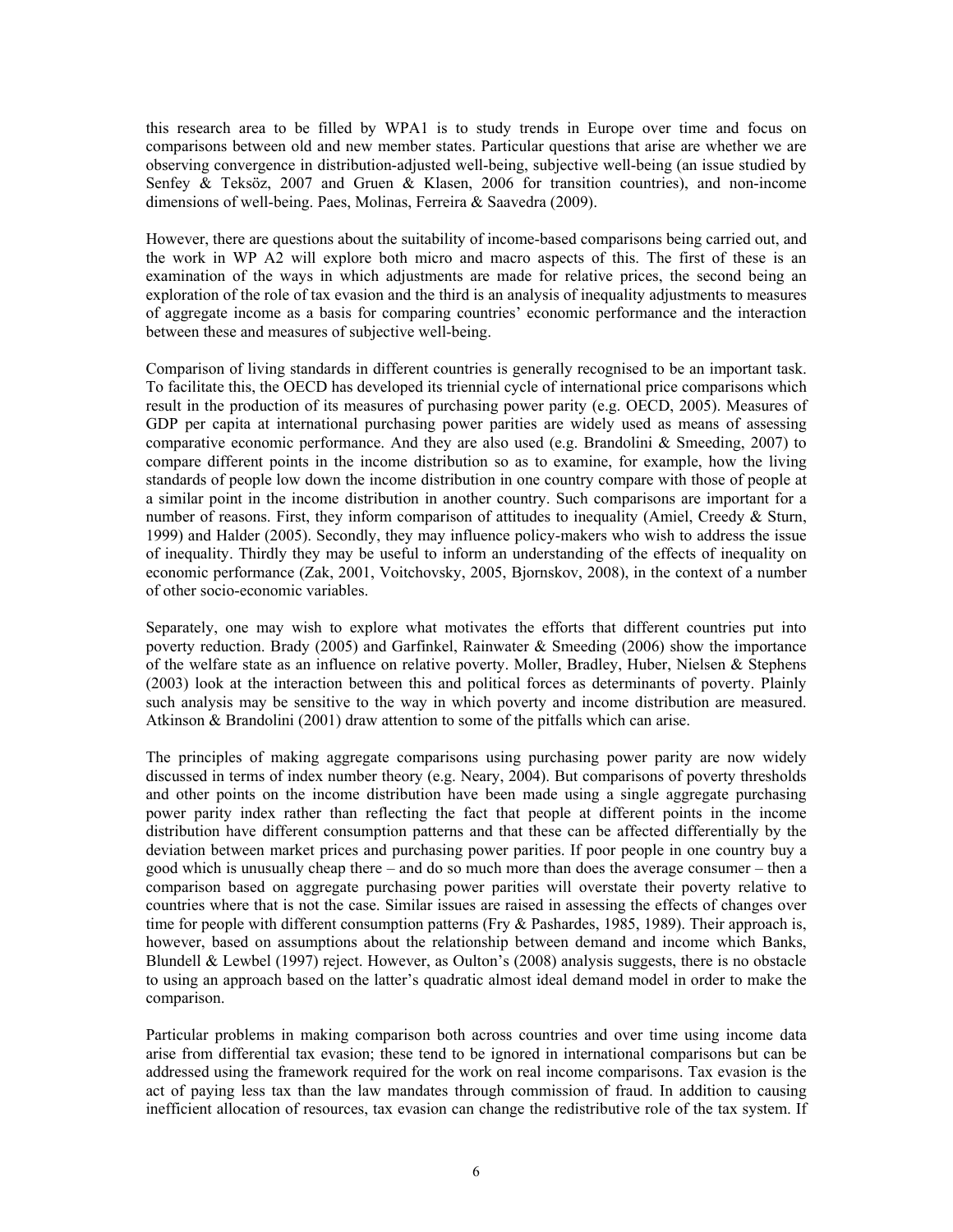this research area to be filled by WPA1 is to study trends in Europe over time and focus on comparisons between old and new member states. Particular questions that arise are whether we are observing convergence in distribution-adjusted well-being, subjective well-being (an issue studied by Senfey & Teksöz, 2007 and Gruen & Klasen, 2006 for transition countries), and non-income dimensions of well-being. Paes, Molinas, Ferreira & Saavedra (2009).

However, there are questions about the suitability of income-based comparisons being carried out, and the work in WP A2 will explore both micro and macro aspects of this. The first of these is an examination of the ways in which adjustments are made for relative prices, the second being an exploration of the role of tax evasion and the third is an analysis of inequality adjustments to measures of aggregate income as a basis for comparing countries' economic performance and the interaction between these and measures of subjective well-being.

Comparison of living standards in different countries is generally recognised to be an important task. To facilitate this, the OECD has developed its triennial cycle of international price comparisons which result in the production of its measures of purchasing power parity (e.g. OECD, 2005). Measures of GDP per capita at international purchasing power parities are widely used as means of assessing comparative economic performance. And they are also used (e.g. Brandolini & Smeeding, 2007) to compare different points in the income distribution so as to examine, for example, how the living standards of people low down the income distribution in one country compare with those of people at a similar point in the income distribution in another country. Such comparisons are important for a number of reasons. First, they inform comparison of attitudes to inequality (Amiel, Creedy & Sturn, 1999) and Halder (2005). Secondly, they may influence policy-makers who wish to address the issue of inequality. Thirdly they may be useful to inform an understanding of the effects of inequality on economic performance (Zak, 2001, Voitchovsky, 2005, Bjornskov, 2008), in the context of a number of other socio-economic variables.

Separately, one may wish to explore what motivates the efforts that different countries put into poverty reduction. Brady (2005) and Garfinkel, Rainwater & Smeeding (2006) show the importance of the welfare state as an influence on relative poverty. Moller, Bradley, Huber, Nielsen & Stephens (2003) look at the interaction between this and political forces as determinants of poverty. Plainly such analysis may be sensitive to the way in which poverty and income distribution are measured. Atkinson & Brandolini (2001) draw attention to some of the pitfalls which can arise.

The principles of making aggregate comparisons using purchasing power parity are now widely discussed in terms of index number theory (e.g. Neary, 2004). But comparisons of poverty thresholds and other points on the income distribution have been made using a single aggregate purchasing power parity index rather than reflecting the fact that people at different points in the income distribution have different consumption patterns and that these can be affected differentially by the deviation between market prices and purchasing power parities. If poor people in one country buy a good which is unusually cheap there – and do so much more than does the average consumer – then a comparison based on aggregate purchasing power parities will overstate their poverty relative to countries where that is not the case. Similar issues are raised in assessing the effects of changes over time for people with different consumption patterns (Fry & Pashardes, 1985, 1989). Their approach is, however, based on assumptions about the relationship between demand and income which Banks, Blundell & Lewbel (1997) reject. However, as Oulton's (2008) analysis suggests, there is no obstacle to using an approach based on the latter's quadratic almost ideal demand model in order to make the comparison.

Particular problems in making comparison both across countries and over time using income data arise from differential tax evasion; these tend to be ignored in international comparisons but can be addressed using the framework required for the work on real income comparisons. Tax evasion is the act of paying less tax than the law mandates through commission of fraud. In addition to causing inefficient allocation of resources, tax evasion can change the redistributive role of the tax system. If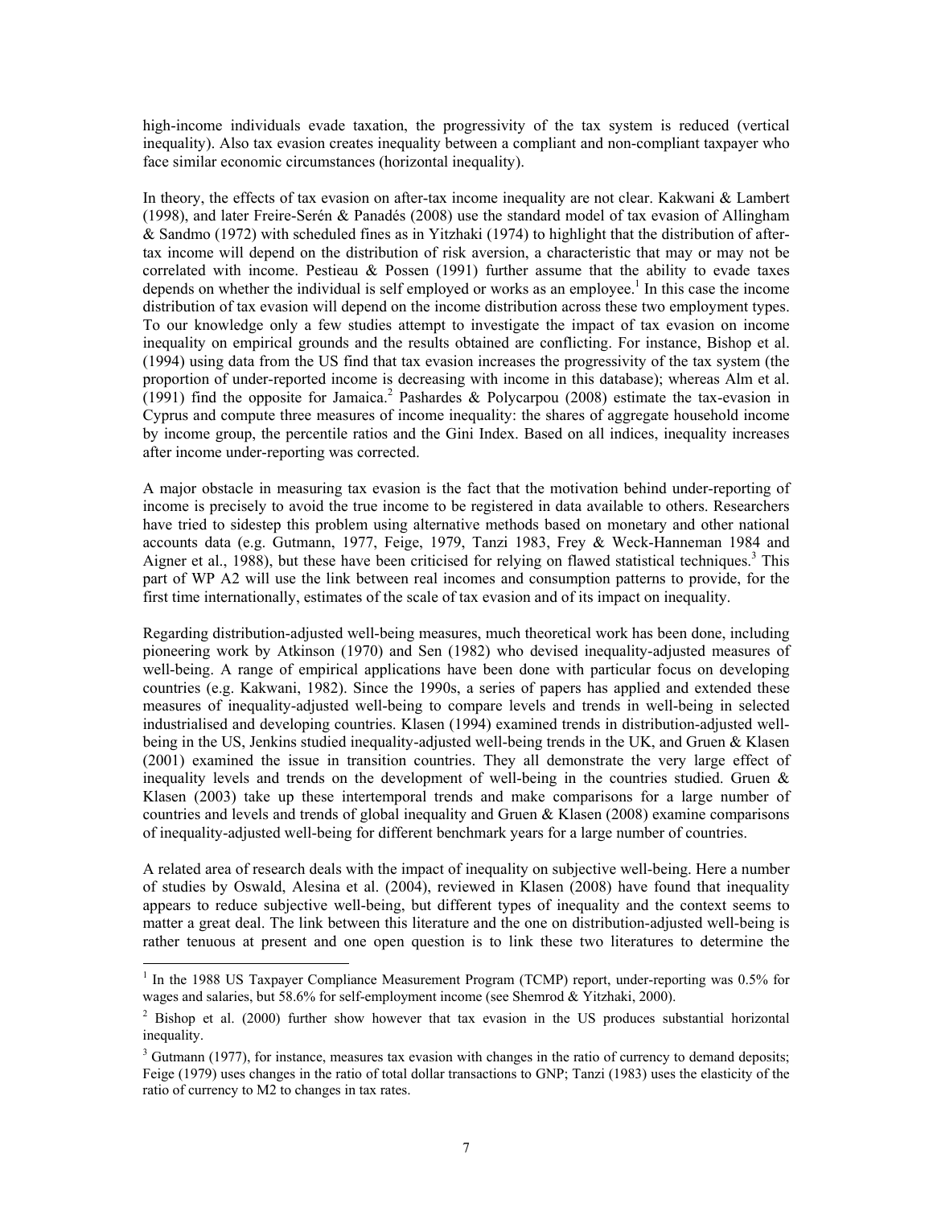high-income individuals evade taxation, the progressivity of the tax system is reduced (vertical inequality). Also tax evasion creates inequality between a compliant and non-compliant taxpayer who face similar economic circumstances (horizontal inequality).

In theory, the effects of tax evasion on after-tax income inequality are not clear. Kakwani & Lambert (1998), and later Freire-Serén & Panadés (2008) use the standard model of tax evasion of Allingham & Sandmo (1972) with scheduled fines as in Yitzhaki (1974) to highlight that the distribution of after-tax income will depend on the distribution of risk aversion, a characteristic that may or may not be correlated with income. Pestieau & Possen (1991) further assume that the ability to evade taxes depends on whether the individual is self employed or works as an employee.[1] In this case the income distribution of tax evasion will depend on the income distribution across these two employment types. To our knowledge only a few studies attempt to investigate the impact of tax evasion on income inequality on empirical grounds and the results obtained are conflicting. For instance, Bishop et al. (1994) using data from the US find that tax evasion increases the progressivity of the tax system (the proportion of under-reported income is decreasing with income in this database); whereas Alm et al. (1991) find the opposite for Jamaica.[2] Pashardes & Polycarpou (2008) estimate the tax-evasion in Cyprus and compute three measures of income inequality: the shares of aggregate household income by income group, the percentile ratios and the Gini Index. Based on all indices, inequality increases after income under-reporting was corrected.

A major obstacle in measuring tax evasion is the fact that the motivation behind under-reporting of income is precisely to avoid the true income to be registered in data available to others. Researchers have tried to sidestep this problem using alternative methods based on monetary and other national accounts data (e.g. Gutmann, 1977, Feige, 1979, Tanzi 1983, Frey & Weck-Hanneman 1984 and Aigner et al., 1988), but these have been criticised for relying on flawed statistical techniques.[3] This part of WP A2 will use the link between real incomes and consumption patterns to provide, for the first time internationally, estimates of the scale of tax evasion and of its impact on inequality.

Regarding distribution-adjusted well-being measures, much theoretical work has been done, including pioneering work by Atkinson (1970) and Sen (1982) who devised inequality-adjusted measures of well-being. A range of empirical applications have been done with particular focus on developing countries (e.g. Kakwani, 1982). Since the 1990s, a series of papers has applied and extended these measures of inequality-adjusted well-being to compare levels and trends in well-being in selected industrialised and developing countries. Klasen (1994) examined trends in distribution-adjusted well-being in the US, Jenkins studied inequality-adjusted well-being trends in the UK, and Gruen & Klasen (2001) examined the issue in transition countries. They all demonstrate the very large effect of inequality levels and trends on the development of well-being in the countries studied. Gruen & Klasen (2003) take up these intertemporal trends and make comparisons for a large number of countries and levels and trends of global inequality and Gruen & Klasen (2008) examine comparisons of inequality-adjusted well-being for different benchmark years for a large number of countries.

A related area of research deals with the impact of inequality on subjective well-being. Here a number of studies by Oswald, Alesina et al. (2004), reviewed in Klasen (2008) have found that inequality appears to reduce subjective well-being, but different types of inequality and the context seems to matter a great deal. The link between this literature and the one on distribution-adjusted well-being is rather tenuous at present and one open question is to link these two literatures to determine the

[1] In the 1988 US Taxpayer Compliance Measurement Program (TCMP) report, under-reporting was 0.5% for wages and salaries, but 58.6% for self-employment income (see Shemrod & Yitzhaki, 2000).

[2] Bishop et al. (2000) further show however that tax evasion in the US produces substantial horizontal inequality.

[3] Gutmann (1977), for instance, measures tax evasion with changes in the ratio of currency to demand deposits; Feige (1979) uses changes in the ratio of total dollar transactions to GNP; Tanzi (1983) uses the elasticity of the ratio of currency to M2 to changes in tax rates.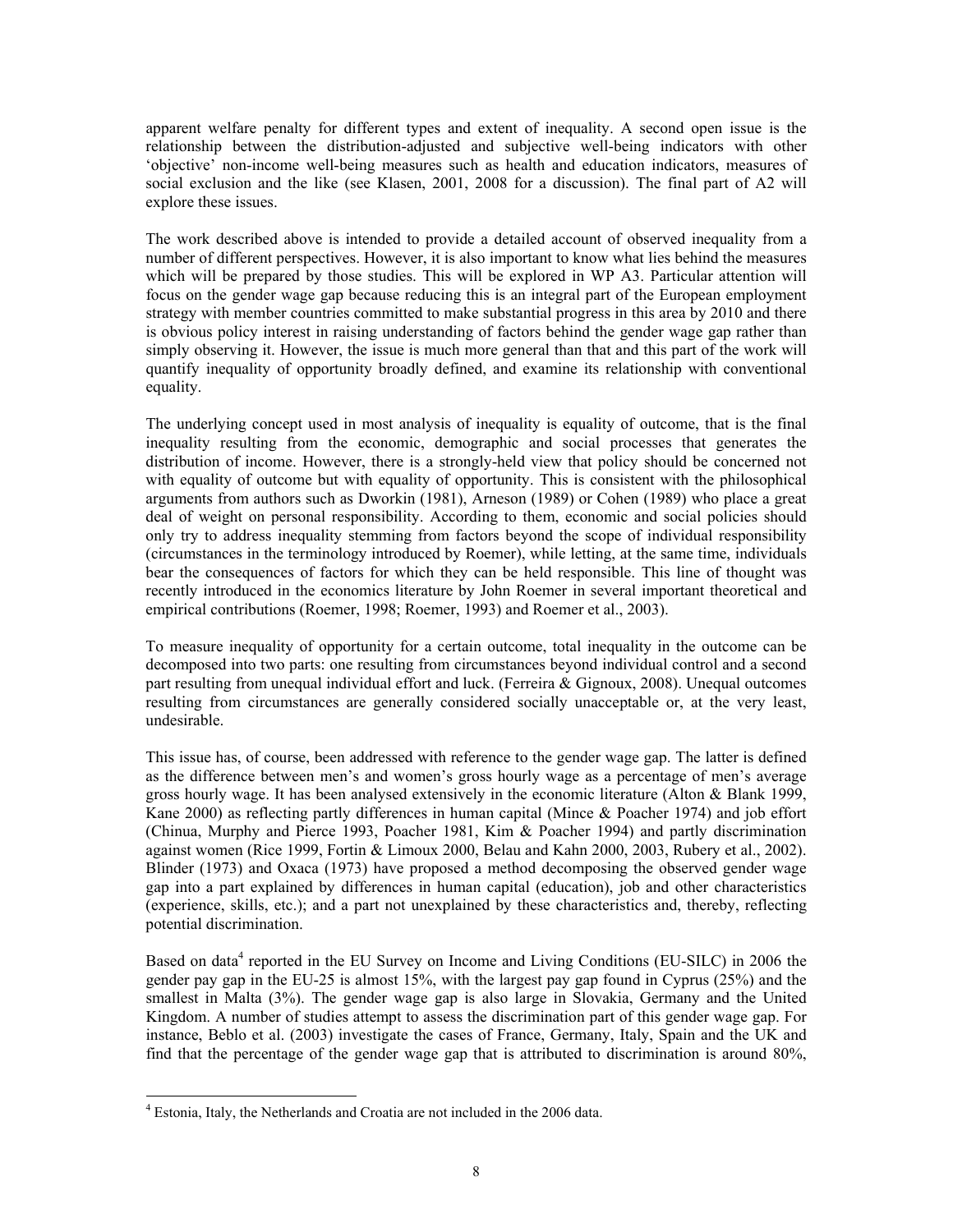apparent welfare penalty for different types and extent of inequality. A second open issue is the relationship between the distribution-adjusted and subjective well-being indicators with other 'objective' non-income well-being measures such as health and education indicators, measures of social exclusion and the like (see Klasen, 2001, 2008 for a discussion). The final part of A2 will explore these issues.

The work described above is intended to provide a detailed account of observed inequality from a number of different perspectives. However, it is also important to know what lies behind the measures which will be prepared by those studies. This will be explored in WP A3. Particular attention will focus on the gender wage gap because reducing this is an integral part of the European employment strategy with member countries committed to make substantial progress in this area by 2010 and there is obvious policy interest in raising understanding of factors behind the gender wage gap rather than simply observing it. However, the issue is much more general than that and this part of the work will quantify inequality of opportunity broadly defined, and examine its relationship with conventional equality.

The underlying concept used in most analysis of inequality is equality of outcome, that is the final inequality resulting from the economic, demographic and social processes that generates the distribution of income. However, there is a strongly-held view that policy should be concerned not with equality of outcome but with equality of opportunity. This is consistent with the philosophical arguments from authors such as Dworkin (1981), Arneson (1989) or Cohen (1989) who place a great deal of weight on personal responsibility. According to them, economic and social policies should only try to address inequality stemming from factors beyond the scope of individual responsibility (circumstances in the terminology introduced by Roemer), while letting, at the same time, individuals bear the consequences of factors for which they can be held responsible. This line of thought was recently introduced in the economics literature by John Roemer in several important theoretical and empirical contributions (Roemer, 1998; Roemer, 1993) and Roemer et al., 2003).

To measure inequality of opportunity for a certain outcome, total inequality in the outcome can be decomposed into two parts: one resulting from circumstances beyond individual control and a second part resulting from unequal individual effort and luck. (Ferreira & Gignoux, 2008). Unequal outcomes resulting from circumstances are generally considered socially unacceptable or, at the very least, undesirable.

This issue has, of course, been addressed with reference to the gender wage gap. The latter is defined as the difference between men's and women's gross hourly wage as a percentage of men's average gross hourly wage. It has been analysed extensively in the economic literature (Alton & Blank 1999, Kane 2000) as reflecting partly differences in human capital (Mince & Poacher 1974) and job effort (Chinua, Murphy and Pierce 1993, Poacher 1981, Kim & Poacher 1994) and partly discrimination against women (Rice 1999, Fortin & Limoux 2000, Belau and Kahn 2000, 2003, Rubery et al., 2002). Blinder (1973) and Oxaca (1973) have proposed a method decomposing the observed gender wage gap into a part explained by differences in human capital (education), job and other characteristics (experience, skills, etc.); and a part not unexplained by these characteristics and, thereby, reflecting potential discrimination.

Based on data[4] reported in the EU Survey on Income and Living Conditions (EU-SILC) in 2006 the gender pay gap in the EU-25 is almost 15%, with the largest pay gap found in Cyprus (25%) and the smallest in Malta (3%). The gender wage gap is also large in Slovakia, Germany and the United Kingdom. A number of studies attempt to assess the discrimination part of this gender wage gap. For instance, Beblo et al. (2003) investigate the cases of France, Germany, Italy, Spain and the UK and find that the percentage of the gender wage gap that is attributed to discrimination is around 80%,

[4] Estonia, Italy, the Netherlands and Croatia are not included in the 2006 data.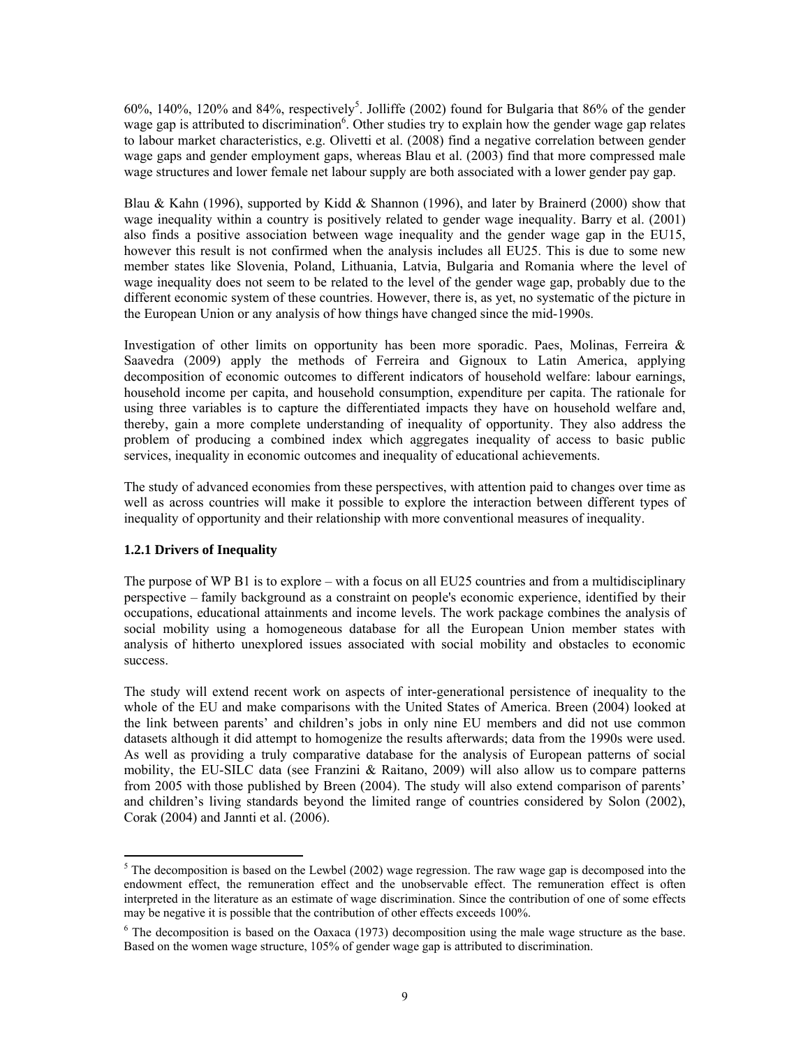60%, 140%, 120% and 84%, respectively[5]. Jolliffe (2002) found for Bulgaria that 86% of the gender wage gap is attributed to discrimination[6]. Other studies try to explain how the gender wage gap relates to labour market characteristics, e.g. Olivetti et al. (2008) find a negative correlation between gender wage gaps and gender employment gaps, whereas Blau et al. (2003) find that more compressed male wage structures and lower female net labour supply are both associated with a lower gender pay gap.

Blau & Kahn (1996), supported by Kidd & Shannon (1996), and later by Brainerd (2000) show that wage inequality within a country is positively related to gender wage inequality. Barry et al. (2001) also finds a positive association between wage inequality and the gender wage gap in the EU15, however this result is not confirmed when the analysis includes all EU25. This is due to some new member states like Slovenia, Poland, Lithuania, Latvia, Bulgaria and Romania where the level of wage inequality does not seem to be related to the level of the gender wage gap, probably due to the different economic system of these countries. However, there is, as yet, no systematic of the picture in the European Union or any analysis of how things have changed since the mid-1990s.

Investigation of other limits on opportunity has been more sporadic. Paes, Molinas, Ferreira & Saavedra (2009) apply the methods of Ferreira and Gignoux to Latin America, applying decomposition of economic outcomes to different indicators of household welfare: labour earnings, household income per capita, and household consumption, expenditure per capita. The rationale for using three variables is to capture the differentiated impacts they have on household welfare and, thereby, gain a more complete understanding of inequality of opportunity. They also address the problem of producing a combined index which aggregates inequality of access to basic public services, inequality in economic outcomes and inequality of educational achievements.

The study of advanced economies from these perspectives, with attention paid to changes over time as well as across countries will make it possible to explore the interaction between different types of inequality of opportunity and their relationship with more conventional measures of inequality.

### 1.2.1 Drivers of Inequality

The purpose of WP B1 is to explore – with a focus on all EU25 countries and from a multidisciplinary perspective – family background as a constraint on people's economic experience, identified by their occupations, educational attainments and income levels. The work package combines the analysis of social mobility using a homogeneous database for all the European Union member states with analysis of hitherto unexplored issues associated with social mobility and obstacles to economic success.

The study will extend recent work on aspects of inter-generational persistence of inequality to the whole of the EU and make comparisons with the United States of America. Breen (2004) looked at the link between parents' and children's jobs in only nine EU members and did not use common datasets although it did attempt to homogenize the results afterwards; data from the 1990s were used. As well as providing a truly comparative database for the analysis of European patterns of social mobility, the EU-SILC data (see Franzini & Raitano, 2009) will also allow us to compare patterns from 2005 with those published by Breen (2004). The study will also extend comparison of parents' and children's living standards beyond the limited range of countries considered by Solon (2002), Corak (2004) and Jannti et al. (2006).

---

[5] The decomposition is based on the Lewbel (2002) wage regression. The raw wage gap is decomposed into the endowment effect, the remuneration effect and the unobservable effect. The remuneration effect is often interpreted in the literature as an estimate of wage discrimination. Since the contribution of one of some effects may be negative it is possible that the contribution of other effects exceeds 100%.

[6] The decomposition is based on the Oaxaca (1973) decomposition using the male wage structure as the base. Based on the women wage structure, 105% of gender wage gap is attributed to discrimination.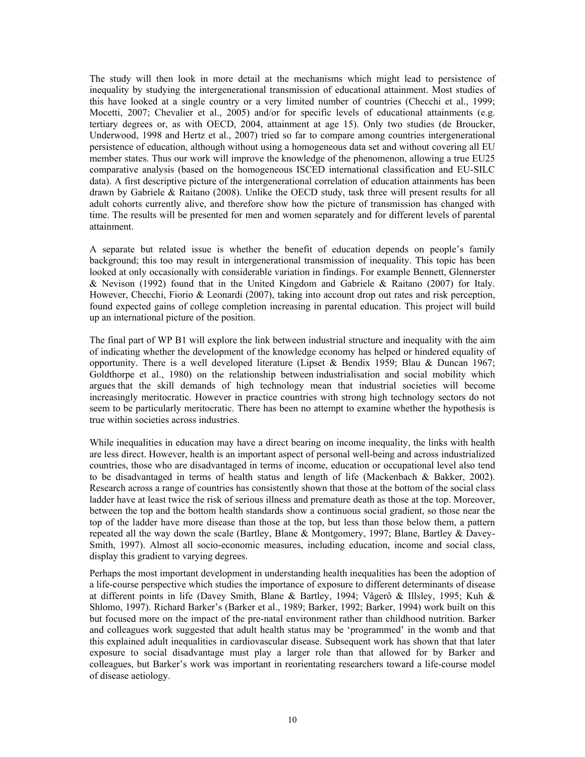The study will then look in more detail at the mechanisms which might lead to persistence of inequality by studying the intergenerational transmission of educational attainment. Most studies of this have looked at a single country or a very limited number of countries (Checchi et al., 1999; Mocetti, 2007; Chevalier et al., 2005) and/or for specific levels of educational attainments (e.g. tertiary degrees or, as with OECD, 2004, attainment at age 15). Only two studies (de Broucker, Underwood, 1998 and Hertz et al., 2007) tried so far to compare among countries intergenerational persistence of education, although without using a homogeneous data set and without covering all EU member states. Thus our work will improve the knowledge of the phenomenon, allowing a true EU25 comparative analysis (based on the homogeneous ISCED international classification and EU-SILC data). A first descriptive picture of the intergenerational correlation of education attainments has been drawn by Gabriele & Raitano (2008). Unlike the OECD study, task three will present results for all adult cohorts currently alive, and therefore show how the picture of transmission has changed with time. The results will be presented for men and women separately and for different levels of parental attainment.

A separate but related issue is whether the benefit of education depends on people's family background; this too may result in intergenerational transmission of inequality. This topic has been looked at only occasionally with considerable variation in findings. For example Bennett, Glennerster & Nevison (1992) found that in the United Kingdom and Gabriele & Raitano (2007) for Italy. However, Checchi, Fiorio & Leonardi (2007), taking into account drop out rates and risk perception, found expected gains of college completion increasing in parental education. This project will build up an international picture of the position.

The final part of WP B1 will explore the link between industrial structure and inequality with the aim of indicating whether the development of the knowledge economy has helped or hindered equality of opportunity. There is a well developed literature (Lipset & Bendix 1959; Blau & Duncan 1967; Goldthorpe et al., 1980) on the relationship between industrialisation and social mobility which argues that the skill demands of high technology mean that industrial societies will become increasingly meritocratic. However in practice countries with strong high technology sectors do not seem to be particularly meritocratic. There has been no attempt to examine whether the hypothesis is true within societies across industries.

While inequalities in education may have a direct bearing on income inequality, the links with health are less direct. However, health is an important aspect of personal well-being and across industrialized countries, those who are disadvantaged in terms of income, education or occupational level also tend to be disadvantaged in terms of health status and length of life (Mackenbach & Bakker, 2002). Research across a range of countries has consistently shown that those at the bottom of the social class ladder have at least twice the risk of serious illness and premature death as those at the top. Moreover, between the top and the bottom health standards show a continuous social gradient, so those near the top of the ladder have more disease than those at the top, but less than those below them, a pattern repeated all the way down the scale (Bartley, Blane & Montgomery, 1997; Blane, Bartley & Davey-Smith, 1997). Almost all socio-economic measures, including education, income and social class, display this gradient to varying degrees.

Perhaps the most important development in understanding health inequalities has been the adoption of a life-course perspective which studies the importance of exposure to different determinants of disease at different points in life (Davey Smith, Blane & Bartley, 1994; Vågerô & Illsley, 1995; Kuh & Shlomo, 1997). Richard Barker's (Barker et al., 1989; Barker, 1992; Barker, 1994) work built on this but focused more on the impact of the pre-natal environment rather than childhood nutrition. Barker and colleagues work suggested that adult health status may be 'programmed' in the womb and that this explained adult inequalities in cardiovascular disease. Subsequent work has shown that that later exposure to social disadvantage must play a larger role than that allowed for by Barker and colleagues, but Barker's work was important in reorientating researchers toward a life-course model of disease aetiology.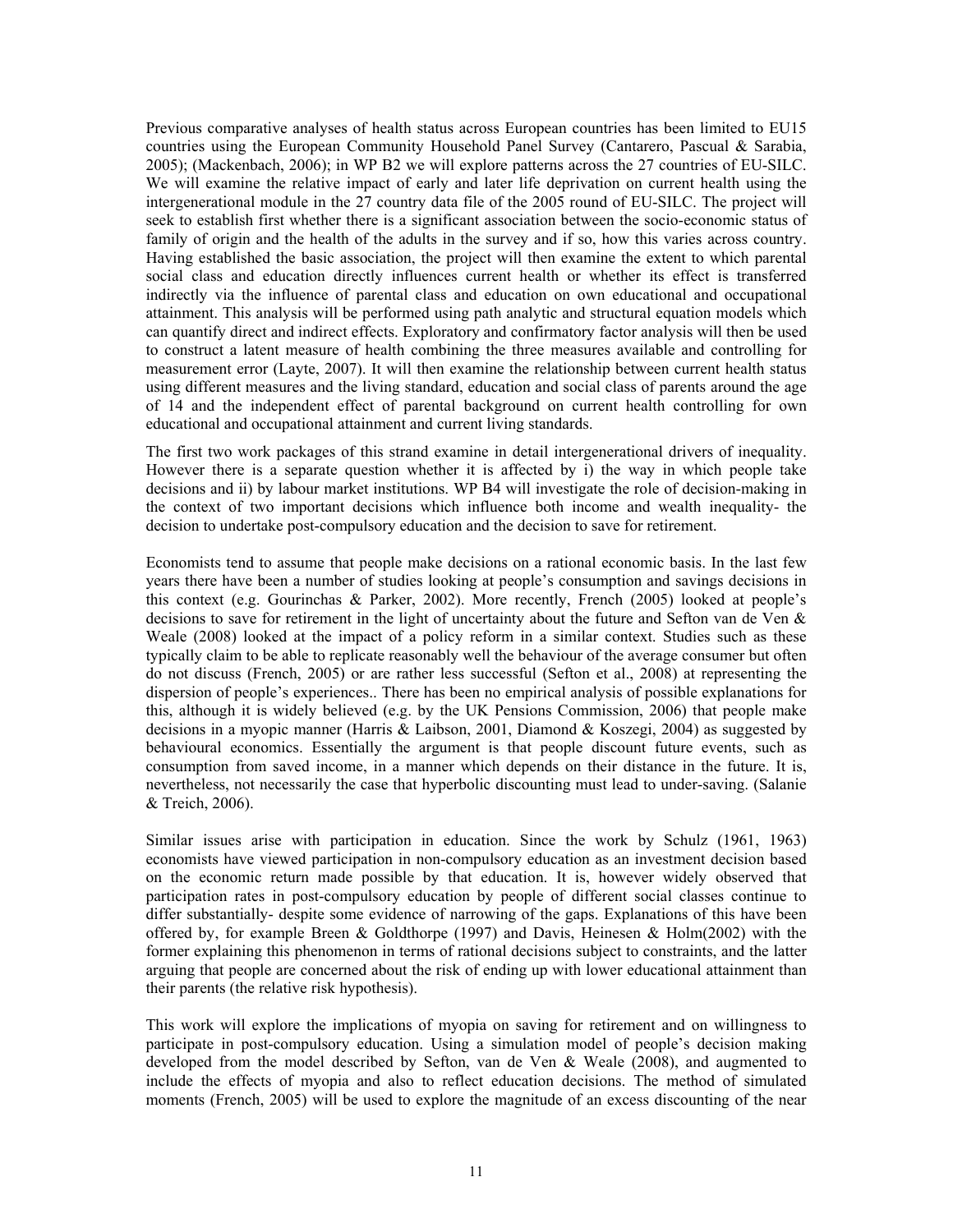Previous comparative analyses of health status across European countries has been limited to EU15 countries using the European Community Household Panel Survey (Cantarero, Pascual & Sarabia, 2005); (Mackenbach, 2006); in WP B2 we will explore patterns across the 27 countries of EU-SILC. We will examine the relative impact of early and later life deprivation on current health using the intergenerational module in the 27 country data file of the 2005 round of EU-SILC. The project will seek to establish first whether there is a significant association between the socio-economic status of family of origin and the health of the adults in the survey and if so, how this varies across country. Having established the basic association, the project will then examine the extent to which parental social class and education directly influences current health or whether its effect is transferred indirectly via the influence of parental class and education on own educational and occupational attainment. This analysis will be performed using path analytic and structural equation models which can quantify direct and indirect effects. Exploratory and confirmatory factor analysis will then be used to construct a latent measure of health combining the three measures available and controlling for measurement error (Layte, 2007). It will then examine the relationship between current health status using different measures and the living standard, education and social class of parents around the age of 14 and the independent effect of parental background on current health controlling for own educational and occupational attainment and current living standards.

The first two work packages of this strand examine in detail intergenerational drivers of inequality. However there is a separate question whether it is affected by i) the way in which people take decisions and ii) by labour market institutions. WP B4 will investigate the role of decision-making in the context of two important decisions which influence both income and wealth inequality- the decision to undertake post-compulsory education and the decision to save for retirement.

Economists tend to assume that people make decisions on a rational economic basis. In the last few years there have been a number of studies looking at people's consumption and savings decisions in this context (e.g. Gourinchas & Parker, 2002). More recently, French (2005) looked at people's decisions to save for retirement in the light of uncertainty about the future and Sefton van de Ven & Weale (2008) looked at the impact of a policy reform in a similar context. Studies such as these typically claim to be able to replicate reasonably well the behaviour of the average consumer but often do not discuss (French, 2005) or are rather less successful (Sefton et al., 2008) at representing the dispersion of people's experiences.. There has been no empirical analysis of possible explanations for this, although it is widely believed (e.g. by the UK Pensions Commission, 2006) that people make decisions in a myopic manner (Harris & Laibson, 2001, Diamond & Koszegi, 2004) as suggested by behavioural economics. Essentially the argument is that people discount future events, such as consumption from saved income, in a manner which depends on their distance in the future. It is, nevertheless, not necessarily the case that hyperbolic discounting must lead to under-saving. (Salanie & Treich, 2006).

Similar issues arise with participation in education. Since the work by Schulz (1961, 1963) economists have viewed participation in non-compulsory education as an investment decision based on the economic return made possible by that education. It is, however widely observed that participation rates in post-compulsory education by people of different social classes continue to differ substantially- despite some evidence of narrowing of the gaps. Explanations of this have been offered by, for example Breen & Goldthorpe (1997) and Davis, Heinesen & Holm(2002) with the former explaining this phenomenon in terms of rational decisions subject to constraints, and the latter arguing that people are concerned about the risk of ending up with lower educational attainment than their parents (the relative risk hypothesis).

This work will explore the implications of myopia on saving for retirement and on willingness to participate in post-compulsory education. Using a simulation model of people's decision making developed from the model described by Sefton, van de Ven & Weale (2008), and augmented to include the effects of myopia and also to reflect education decisions. The method of simulated moments (French, 2005) will be used to explore the magnitude of an excess discounting of the near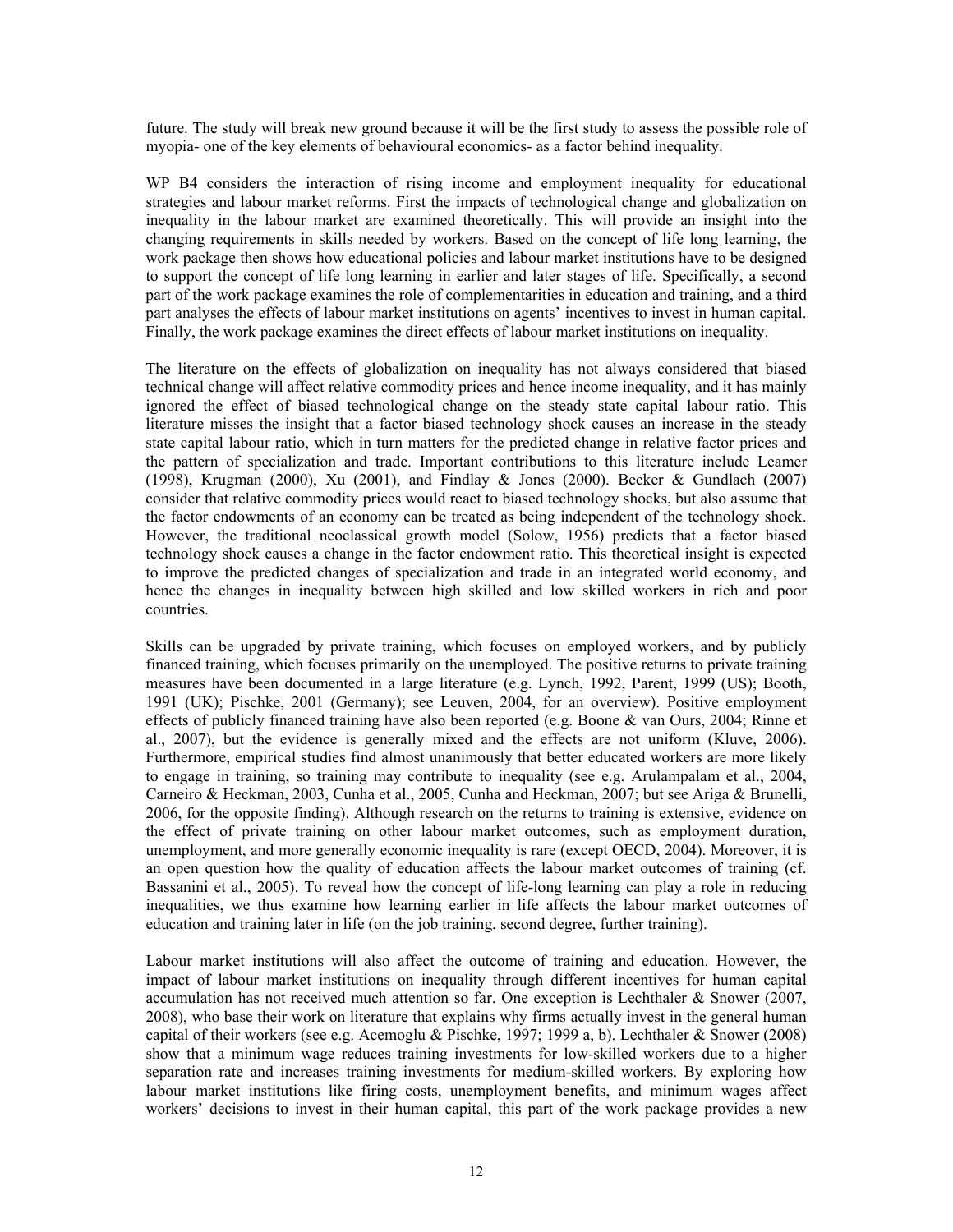future. The study will break new ground because it will be the first study to assess the possible role of myopia- one of the key elements of behavioural economics- as a factor behind inequality.

WP B4 considers the interaction of rising income and employment inequality for educational strategies and labour market reforms. First the impacts of technological change and globalization on inequality in the labour market are examined theoretically. This will provide an insight into the changing requirements in skills needed by workers. Based on the concept of life long learning, the work package then shows how educational policies and labour market institutions have to be designed to support the concept of life long learning in earlier and later stages of life. Specifically, a second part of the work package examines the role of complementarities in education and training, and a third part analyses the effects of labour market institutions on agents' incentives to invest in human capital. Finally, the work package examines the direct effects of labour market institutions on inequality.

The literature on the effects of globalization on inequality has not always considered that biased technical change will affect relative commodity prices and hence income inequality, and it has mainly ignored the effect of biased technological change on the steady state capital labour ratio. This literature misses the insight that a factor biased technology shock causes an increase in the steady state capital labour ratio, which in turn matters for the predicted change in relative factor prices and the pattern of specialization and trade. Important contributions to this literature include Leamer (1998), Krugman (2000), Xu (2001), and Findlay & Jones (2000). Becker & Gundlach (2007) consider that relative commodity prices would react to biased technology shocks, but also assume that the factor endowments of an economy can be treated as being independent of the technology shock. However, the traditional neoclassical growth model (Solow, 1956) predicts that a factor biased technology shock causes a change in the factor endowment ratio. This theoretical insight is expected to improve the predicted changes of specialization and trade in an integrated world economy, and hence the changes in inequality between high skilled and low skilled workers in rich and poor countries.

Skills can be upgraded by private training, which focuses on employed workers, and by publicly financed training, which focuses primarily on the unemployed. The positive returns to private training measures have been documented in a large literature (e.g. Lynch, 1992, Parent, 1999 (US); Booth, 1991 (UK); Pischke, 2001 (Germany); see Leuven, 2004, for an overview). Positive employment effects of publicly financed training have also been reported (e.g. Boone & van Ours, 2004; Rinne et al., 2007), but the evidence is generally mixed and the effects are not uniform (Kluve, 2006). Furthermore, empirical studies find almost unanimously that better educated workers are more likely to engage in training, so training may contribute to inequality (see e.g. Arulampalam et al., 2004, Carneiro & Heckman, 2003, Cunha et al., 2005, Cunha and Heckman, 2007; but see Ariga & Brunelli, 2006, for the opposite finding). Although research on the returns to training is extensive, evidence on the effect of private training on other labour market outcomes, such as employment duration, unemployment, and more generally economic inequality is rare (except OECD, 2004). Moreover, it is an open question how the quality of education affects the labour market outcomes of training (cf. Bassanini et al., 2005). To reveal how the concept of life-long learning can play a role in reducing inequalities, we thus examine how learning earlier in life affects the labour market outcomes of education and training later in life (on the job training, second degree, further training).

Labour market institutions will also affect the outcome of training and education. However, the impact of labour market institutions on inequality through different incentives for human capital accumulation has not received much attention so far. One exception is Lechthaler & Snower (2007, 2008), who base their work on literature that explains why firms actually invest in the general human capital of their workers (see e.g. Acemoglu & Pischke, 1997; 1999 a, b). Lechthaler & Snower (2008) show that a minimum wage reduces training investments for low-skilled workers due to a higher separation rate and increases training investments for medium-skilled workers. By exploring how labour market institutions like firing costs, unemployment benefits, and minimum wages affect workers' decisions to invest in their human capital, this part of the work package provides a new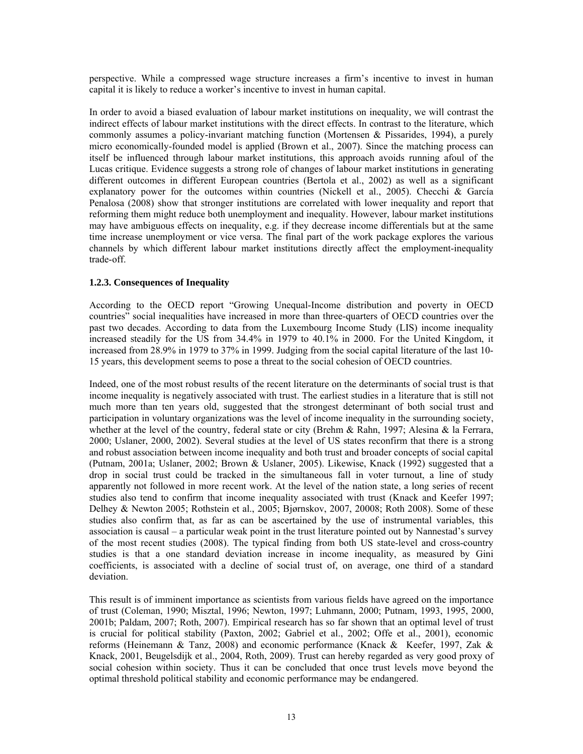perspective. While a compressed wage structure increases a firm's incentive to invest in human capital it is likely to reduce a worker's incentive to invest in human capital.

In order to avoid a biased evaluation of labour market institutions on inequality, we will contrast the indirect effects of labour market institutions with the direct effects. In contrast to the literature, which commonly assumes a policy-invariant matching function (Mortensen & Pissarides, 1994), a purely micro economically-founded model is applied (Brown et al., 2007). Since the matching process can itself be influenced through labour market institutions, this approach avoids running afoul of the Lucas critique. Evidence suggests a strong role of changes of labour market institutions in generating different outcomes in different European countries (Bertola et al., 2002) as well as a significant explanatory power for the outcomes within countries (Nickell et al., 2005). Checchi & García Penalosa (2008) show that stronger institutions are correlated with lower inequality and report that reforming them might reduce both unemployment and inequality. However, labour market institutions may have ambiguous effects on inequality, e.g. if they decrease income differentials but at the same time increase unemployment or vice versa. The final part of the work package explores the various channels by which different labour market institutions directly affect the employment-inequality trade-off.

### 1.2.3. Consequences of Inequality

According to the OECD report "Growing Unequal-Income distribution and poverty in OECD countries" social inequalities have increased in more than three-quarters of OECD countries over the past two decades. According to data from the Luxembourg Income Study (LIS) income inequality increased steadily for the US from 34.4% in 1979 to 40.1% in 2000. For the United Kingdom, it increased from 28.9% in 1979 to 37% in 1999. Judging from the social capital literature of the last 10-15 years, this development seems to pose a threat to the social cohesion of OECD countries.

Indeed, one of the most robust results of the recent literature on the determinants of social trust is that income inequality is negatively associated with trust. The earliest studies in a literature that is still not much more than ten years old, suggested that the strongest determinant of both social trust and participation in voluntary organizations was the level of income inequality in the surrounding society, whether at the level of the country, federal state or city (Brehm & Rahn, 1997; Alesina & la Ferrara, 2000; Uslaner, 2000, 2002). Several studies at the level of US states reconfirm that there is a strong and robust association between income inequality and both trust and broader concepts of social capital (Putnam, 2001a; Uslaner, 2002; Brown & Uslaner, 2005). Likewise, Knack (1992) suggested that a drop in social trust could be tracked in the simultaneous fall in voter turnout, a line of study apparently not followed in more recent work. At the level of the nation state, a long series of recent studies also tend to confirm that income inequality associated with trust (Knack and Keefer 1997; Delhey & Newton 2005; Rothstein et al., 2005; Bjørnskov, 2007, 20008; Roth 2008). Some of these studies also confirm that, as far as can be ascertained by the use of instrumental variables, this association is causal – a particular weak point in the trust literature pointed out by Nannestad's survey of the most recent studies (2008). The typical finding from both US state-level and cross-country studies is that a one standard deviation increase in income inequality, as measured by Gini coefficients, is associated with a decline of social trust of, on average, one third of a standard deviation.

This result is of imminent importance as scientists from various fields have agreed on the importance of trust (Coleman, 1990; Misztal, 1996; Newton, 1997; Luhmann, 2000; Putnam, 1993, 1995, 2000, 2001b; Paldam, 2007; Roth, 2007). Empirical research has so far shown that an optimal level of trust is crucial for political stability (Paxton, 2002; Gabriel et al., 2002; Offe et al., 2001), economic reforms (Heinemann & Tanz, 2008) and economic performance (Knack & Keefer, 1997, Zak & Knack, 2001, Beugelsdijk et al., 2004, Roth, 2009). Trust can hereby regarded as very good proxy of social cohesion within society. Thus it can be concluded that once trust levels move beyond the optimal threshold political stability and economic performance may be endangered.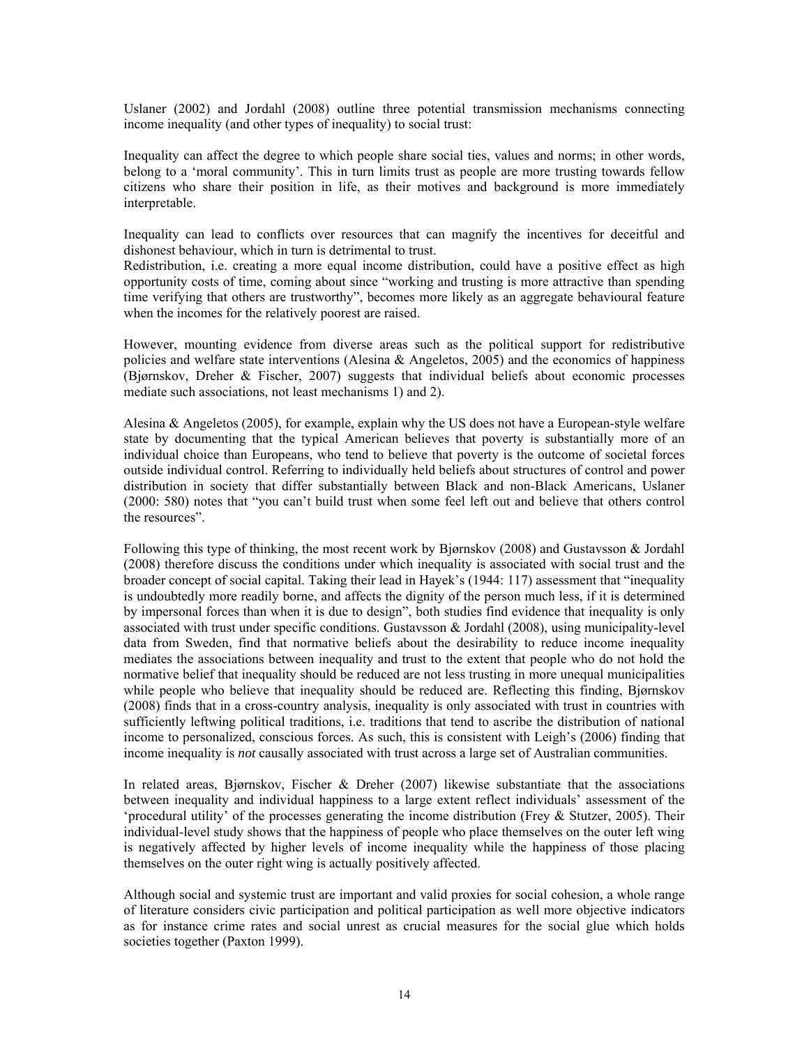Uslaner (2002) and Jordahl (2008) outline three potential transmission mechanisms connecting income inequality (and other types of inequality) to social trust:

Inequality can affect the degree to which people share social ties, values and norms; in other words, belong to a 'moral community'. This in turn limits trust as people are more trusting towards fellow citizens who share their position in life, as their motives and background is more immediately interpretable.

Inequality can lead to conflicts over resources that can magnify the incentives for deceitful and dishonest behaviour, which in turn is detrimental to trust.
Redistribution, i.e. creating a more equal income distribution, could have a positive effect as high opportunity costs of time, coming about since "working and trusting is more attractive than spending time verifying that others are trustworthy", becomes more likely as an aggregate behavioural feature when the incomes for the relatively poorest are raised.

However, mounting evidence from diverse areas such as the political support for redistributive policies and welfare state interventions (Alesina & Angeletos, 2005) and the economics of happiness (Bjørnskov, Dreher & Fischer, 2007) suggests that individual beliefs about economic processes mediate such associations, not least mechanisms 1) and 2).

Alesina & Angeletos (2005), for example, explain why the US does not have a European-style welfare state by documenting that the typical American believes that poverty is substantially more of an individual choice than Europeans, who tend to believe that poverty is the outcome of societal forces outside individual control. Referring to individually held beliefs about structures of control and power distribution in society that differ substantially between Black and non-Black Americans, Uslaner (2000: 580) notes that "you can't build trust when some feel left out and believe that others control the resources".

Following this type of thinking, the most recent work by Bjørnskov (2008) and Gustavsson & Jordahl (2008) therefore discuss the conditions under which inequality is associated with social trust and the broader concept of social capital. Taking their lead in Hayek's (1944: 117) assessment that "inequality is undoubtedly more readily borne, and affects the dignity of the person much less, if it is determined by impersonal forces than when it is due to design", both studies find evidence that inequality is only associated with trust under specific conditions. Gustavsson & Jordahl (2008), using municipality-level data from Sweden, find that normative beliefs about the desirability to reduce income inequality mediates the associations between inequality and trust to the extent that people who do not hold the normative belief that inequality should be reduced are not less trusting in more unequal municipalities while people who believe that inequality should be reduced are. Reflecting this finding, Bjørnskov (2008) finds that in a cross-country analysis, inequality is only associated with trust in countries with sufficiently leftwing political traditions, i.e. traditions that tend to ascribe the distribution of national income to personalized, conscious forces. As such, this is consistent with Leigh's (2006) finding that income inequality is *not* causally associated with trust across a large set of Australian communities.

In related areas, Bjørnskov, Fischer & Dreher (2007) likewise substantiate that the associations between inequality and individual happiness to a large extent reflect individuals' assessment of the 'procedural utility' of the processes generating the income distribution (Frey & Stutzer, 2005). Their individual-level study shows that the happiness of people who place themselves on the outer left wing is negatively affected by higher levels of income inequality while the happiness of those placing themselves on the outer right wing is actually positively affected.

Although social and systemic trust are important and valid proxies for social cohesion, a whole range of literature considers civic participation and political participation as well more objective indicators as for instance crime rates and social unrest as crucial measures for the social glue which holds societies together (Paxton 1999).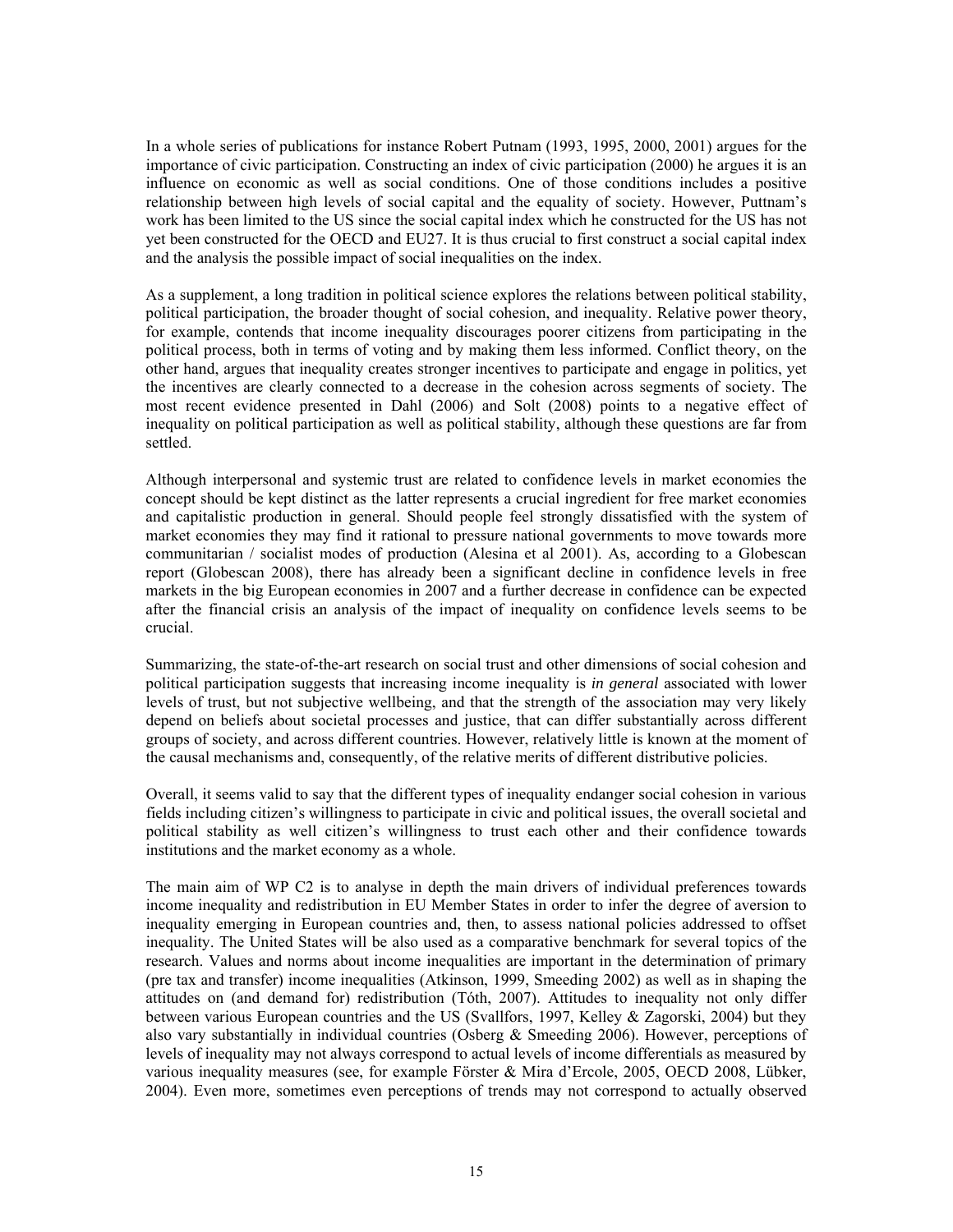In a whole series of publications for instance Robert Putnam (1993, 1995, 2000, 2001) argues for the importance of civic participation. Constructing an index of civic participation (2000) he argues it is an influence on economic as well as social conditions. One of those conditions includes a positive relationship between high levels of social capital and the equality of society. However, Puttnam's work has been limited to the US since the social capital index which he constructed for the US has not yet been constructed for the OECD and EU27. It is thus crucial to first construct a social capital index and the analysis the possible impact of social inequalities on the index.

As a supplement, a long tradition in political science explores the relations between political stability, political participation, the broader thought of social cohesion, and inequality. Relative power theory, for example, contends that income inequality discourages poorer citizens from participating in the political process, both in terms of voting and by making them less informed. Conflict theory, on the other hand, argues that inequality creates stronger incentives to participate and engage in politics, yet the incentives are clearly connected to a decrease in the cohesion across segments of society. The most recent evidence presented in Dahl (2006) and Solt (2008) points to a negative effect of inequality on political participation as well as political stability, although these questions are far from settled.

Although interpersonal and systemic trust are related to confidence levels in market economies the concept should be kept distinct as the latter represents a crucial ingredient for free market economies and capitalistic production in general. Should people feel strongly dissatisfied with the system of market economies they may find it rational to pressure national governments to move towards more communitarian / socialist modes of production (Alesina et al 2001). As, according to a Globescan report (Globescan 2008), there has already been a significant decline in confidence levels in free markets in the big European economies in 2007 and a further decrease in confidence can be expected after the financial crisis an analysis of the impact of inequality on confidence levels seems to be crucial.

Summarizing, the state-of-the-art research on social trust and other dimensions of social cohesion and political participation suggests that increasing income inequality is *in general* associated with lower levels of trust, but not subjective wellbeing, and that the strength of the association may very likely depend on beliefs about societal processes and justice, that can differ substantially across different groups of society, and across different countries. However, relatively little is known at the moment of the causal mechanisms and, consequently, of the relative merits of different distributive policies.

Overall, it seems valid to say that the different types of inequality endanger social cohesion in various fields including citizen's willingness to participate in civic and political issues, the overall societal and political stability as well citizen's willingness to trust each other and their confidence towards institutions and the market economy as a whole.

The main aim of WP C2 is to analyse in depth the main drivers of individual preferences towards income inequality and redistribution in EU Member States in order to infer the degree of aversion to inequality emerging in European countries and, then, to assess national policies addressed to offset inequality. The United States will be also used as a comparative benchmark for several topics of the research. Values and norms about income inequalities are important in the determination of primary (pre tax and transfer) income inequalities (Atkinson, 1999, Smeeding 2002) as well as in shaping the attitudes on (and demand for) redistribution (Tóth, 2007). Attitudes to inequality not only differ between various European countries and the US (Svallfors, 1997, Kelley & Zagorski, 2004) but they also vary substantially in individual countries (Osberg & Smeeding 2006). However, perceptions of levels of inequality may not always correspond to actual levels of income differentials as measured by various inequality measures (see, for example Förster & Mira d'Ercole, 2005, OECD 2008, Lübker, 2004). Even more, sometimes even perceptions of trends may not correspond to actually observed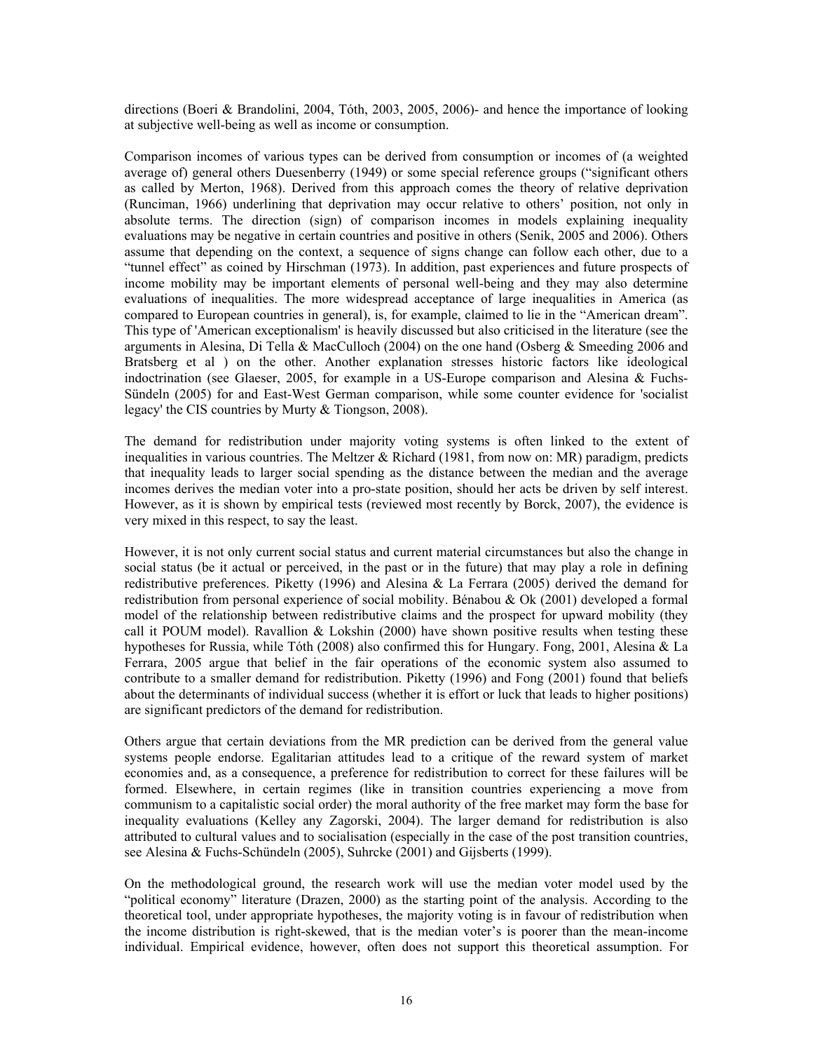directions (Boeri & Brandolini, 2004, Tóth, 2003, 2005, 2006)- and hence the importance of looking at subjective well-being as well as income or consumption.

Comparison incomes of various types can be derived from consumption or incomes of (a weighted average of) general others Duesenberry (1949) or some special reference groups ("significant others as called by Merton, 1968). Derived from this approach comes the theory of relative deprivation (Runciman, 1966) underlining that deprivation may occur relative to others' position, not only in absolute terms. The direction (sign) of comparison incomes in models explaining inequality evaluations may be negative in certain countries and positive in others (Senik, 2005 and 2006). Others assume that depending on the context, a sequence of signs change can follow each other, due to a "tunnel effect" as coined by Hirschman (1973). In addition, past experiences and future prospects of income mobility may be important elements of personal well-being and they may also determine evaluations of inequalities. The more widespread acceptance of large inequalities in America (as compared to European countries in general), is, for example, claimed to lie in the "American dream". This type of 'American exceptionalism' is heavily discussed but also criticised in the literature (see the arguments in Alesina, Di Tella & MacCulloch (2004) on the one hand (Osberg & Smeeding 2006 and Bratsberg et al ) on the other. Another explanation stresses historic factors like ideological indoctrination (see Glaeser, 2005, for example in a US-Europe comparison and Alesina & Fuchs-Sündeln (2005) for and East-West German comparison, while some counter evidence for 'socialist legacy' the CIS countries by Murty & Tiongson, 2008).

The demand for redistribution under majority voting systems is often linked to the extent of inequalities in various countries. The Meltzer & Richard (1981, from now on: MR) paradigm, predicts that inequality leads to larger social spending as the distance between the median and the average incomes derives the median voter into a pro-state position, should her acts be driven by self interest. However, as it is shown by empirical tests (reviewed most recently by Borck, 2007), the evidence is very mixed in this respect, to say the least.

However, it is not only current social status and current material circumstances but also the change in social status (be it actual or perceived, in the past or in the future) that may play a role in defining redistributive preferences. Piketty (1996) and Alesina & La Ferrara (2005) derived the demand for redistribution from personal experience of social mobility. Bénabou & Ok (2001) developed a formal model of the relationship between redistributive claims and the prospect for upward mobility (they call it POUM model). Ravallion & Lokshin (2000) have shown positive results when testing these hypotheses for Russia, while Tóth (2008) also confirmed this for Hungary. Fong, 2001, Alesina & La Ferrara, 2005 argue that belief in the fair operations of the economic system also assumed to contribute to a smaller demand for redistribution. Piketty (1996) and Fong (2001) found that beliefs about the determinants of individual success (whether it is effort or luck that leads to higher positions) are significant predictors of the demand for redistribution.

Others argue that certain deviations from the MR prediction can be derived from the general value systems people endorse. Egalitarian attitudes lead to a critique of the reward system of market economies and, as a consequence, a preference for redistribution to correct for these failures will be formed. Elsewhere, in certain regimes (like in transition countries experiencing a move from communism to a capitalistic social order) the moral authority of the free market may form the base for inequality evaluations (Kelley any Zagorski, 2004). The larger demand for redistribution is also attributed to cultural values and to socialisation (especially in the case of the post transition countries, see Alesina & Fuchs-Schündeln (2005), Suhrcke (2001) and Gijsberts (1999).

On the methodological ground, the research work will use the median voter model used by the "political economy" literature (Drazen, 2000) as the starting point of the analysis. According to the theoretical tool, under appropriate hypotheses, the majority voting is in favour of redistribution when the income distribution is right-skewed, that is the median voter's is poorer than the mean-income individual. Empirical evidence, however, often does not support this theoretical assumption. For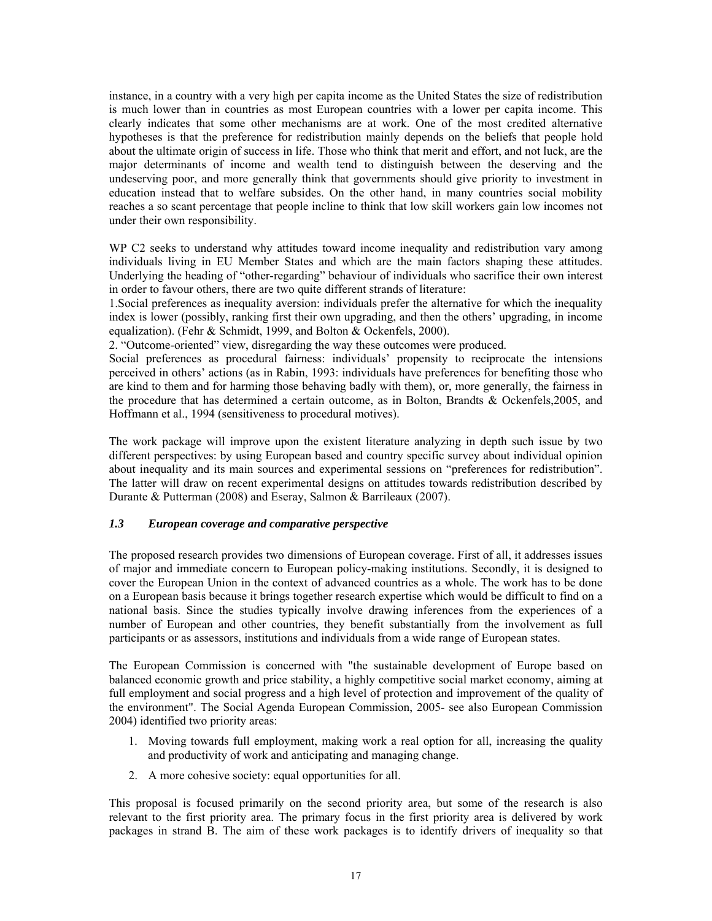instance, in a country with a very high per capita income as the United States the size of redistribution is much lower than in countries as most European countries with a lower per capita income. This clearly indicates that some other mechanisms are at work. One of the most credited alternative hypotheses is that the preference for redistribution mainly depends on the beliefs that people hold about the ultimate origin of success in life. Those who think that merit and effort, and not luck, are the major determinants of income and wealth tend to distinguish between the deserving and the undeserving poor, and more generally think that governments should give priority to investment in education instead that to welfare subsides. On the other hand, in many countries social mobility reaches a so scant percentage that people incline to think that low skill workers gain low incomes not under their own responsibility.

WP C2 seeks to understand why attitudes toward income inequality and redistribution vary among individuals living in EU Member States and which are the main factors shaping these attitudes. Underlying the heading of "other-regarding" behaviour of individuals who sacrifice their own interest in order to favour others, there are two quite different strands of literature:

1.Social preferences as inequality aversion: individuals prefer the alternative for which the inequality index is lower (possibly, ranking first their own upgrading, and then the others' upgrading, in income equalization). (Fehr & Schmidt, 1999, and Bolton & Ockenfels, 2000).

2. "Outcome-oriented" view, disregarding the way these outcomes were produced.

Social preferences as procedural fairness: individuals' propensity to reciprocate the intensions perceived in others' actions (as in Rabin, 1993: individuals have preferences for benefiting those who are kind to them and for harming those behaving badly with them), or, more generally, the fairness in the procedure that has determined a certain outcome, as in Bolton, Brandts & Ockenfels,2005, and Hoffmann et al., 1994 (sensitiveness to procedural motives).

The work package will improve upon the existent literature analyzing in depth such issue by two different perspectives: by using European based and country specific survey about individual opinion about inequality and its main sources and experimental sessions on "preferences for redistribution". The latter will draw on recent experimental designs on attitudes towards redistribution described by Durante & Putterman (2008) and Eseray, Salmon & Barrileaux (2007).

### *1.3 European coverage and comparative perspective*

The proposed research provides two dimensions of European coverage. First of all, it addresses issues of major and immediate concern to European policy-making institutions. Secondly, it is designed to cover the European Union in the context of advanced countries as a whole. The work has to be done on a European basis because it brings together research expertise which would be difficult to find on a national basis. Since the studies typically involve drawing inferences from the experiences of a number of European and other countries, they benefit substantially from the involvement as full participants or as assessors, institutions and individuals from a wide range of European states.

The European Commission is concerned with "the sustainable development of Europe based on balanced economic growth and price stability, a highly competitive social market economy, aiming at full employment and social progress and a high level of protection and improvement of the quality of the environment". The Social Agenda European Commission, 2005- see also European Commission 2004) identified two priority areas:

1. Moving towards full employment, making work a real option for all, increasing the quality and productivity of work and anticipating and managing change.
2. A more cohesive society: equal opportunities for all.

This proposal is focused primarily on the second priority area, but some of the research is also relevant to the first priority area. The primary focus in the first priority area is delivered by work packages in strand B. The aim of these work packages is to identify drivers of inequality so that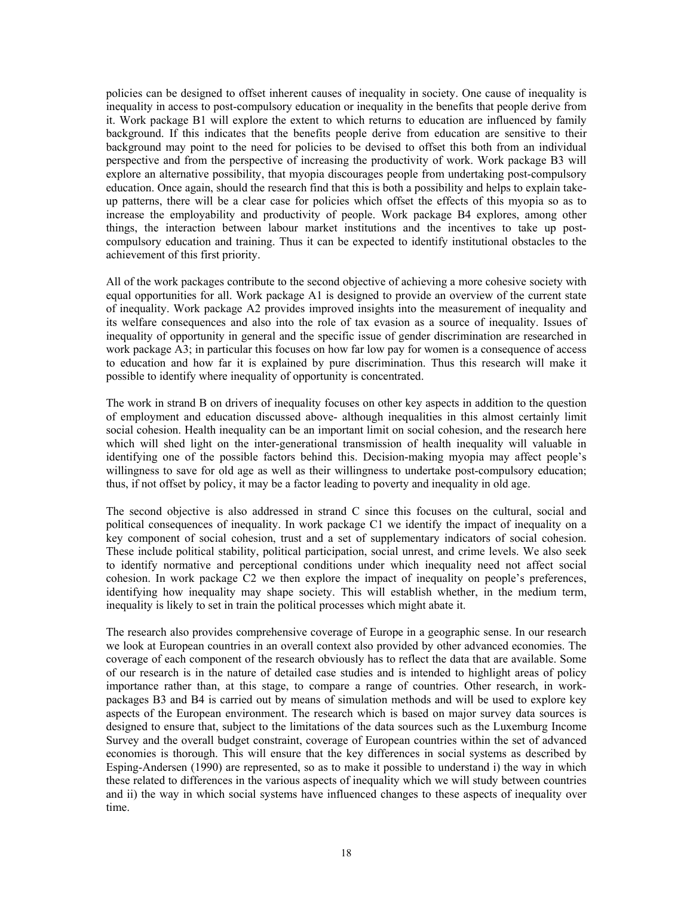policies can be designed to offset inherent causes of inequality in society. One cause of inequality is inequality in access to post-compulsory education or inequality in the benefits that people derive from it. Work package B1 will explore the extent to which returns to education are influenced by family background. If this indicates that the benefits people derive from education are sensitive to their background may point to the need for policies to be devised to offset this both from an individual perspective and from the perspective of increasing the productivity of work. Work package B3 will explore an alternative possibility, that myopia discourages people from undertaking post-compulsory education. Once again, should the research find that this is both a possibility and helps to explain take-up patterns, there will be a clear case for policies which offset the effects of this myopia so as to increase the employability and productivity of people. Work package B4 explores, among other things, the interaction between labour market institutions and the incentives to take up post-compulsory education and training. Thus it can be expected to identify institutional obstacles to the achievement of this first priority.

All of the work packages contribute to the second objective of achieving a more cohesive society with equal opportunities for all. Work package A1 is designed to provide an overview of the current state of inequality. Work package A2 provides improved insights into the measurement of inequality and its welfare consequences and also into the role of tax evasion as a source of inequality. Issues of inequality of opportunity in general and the specific issue of gender discrimination are researched in work package A3; in particular this focuses on how far low pay for women is a consequence of access to education and how far it is explained by pure discrimination. Thus this research will make it possible to identify where inequality of opportunity is concentrated.

The work in strand B on drivers of inequality focuses on other key aspects in addition to the question of employment and education discussed above- although inequalities in this almost certainly limit social cohesion. Health inequality can be an important limit on social cohesion, and the research here which will shed light on the inter-generational transmission of health inequality will valuable in identifying one of the possible factors behind this. Decision-making myopia may affect people's willingness to save for old age as well as their willingness to undertake post-compulsory education; thus, if not offset by policy, it may be a factor leading to poverty and inequality in old age.

The second objective is also addressed in strand C since this focuses on the cultural, social and political consequences of inequality. In work package C1 we identify the impact of inequality on a key component of social cohesion, trust and a set of supplementary indicators of social cohesion. These include political stability, political participation, social unrest, and crime levels. We also seek to identify normative and perceptional conditions under which inequality need not affect social cohesion. In work package C2 we then explore the impact of inequality on people's preferences, identifying how inequality may shape society. This will establish whether, in the medium term, inequality is likely to set in train the political processes which might abate it.

The research also provides comprehensive coverage of Europe in a geographic sense. In our research we look at European countries in an overall context also provided by other advanced economies. The coverage of each component of the research obviously has to reflect the data that are available. Some of our research is in the nature of detailed case studies and is intended to highlight areas of policy importance rather than, at this stage, to compare a range of countries. Other research, in work-packages B3 and B4 is carried out by means of simulation methods and will be used to explore key aspects of the European environment. The research which is based on major survey data sources is designed to ensure that, subject to the limitations of the data sources such as the Luxemburg Income Survey and the overall budget constraint, coverage of European countries within the set of advanced economies is thorough. This will ensure that the key differences in social systems as described by Esping-Andersen (1990) are represented, so as to make it possible to understand i) the way in which these related to differences in the various aspects of inequality which we will study between countries and ii) the way in which social systems have influenced changes to these aspects of inequality over time.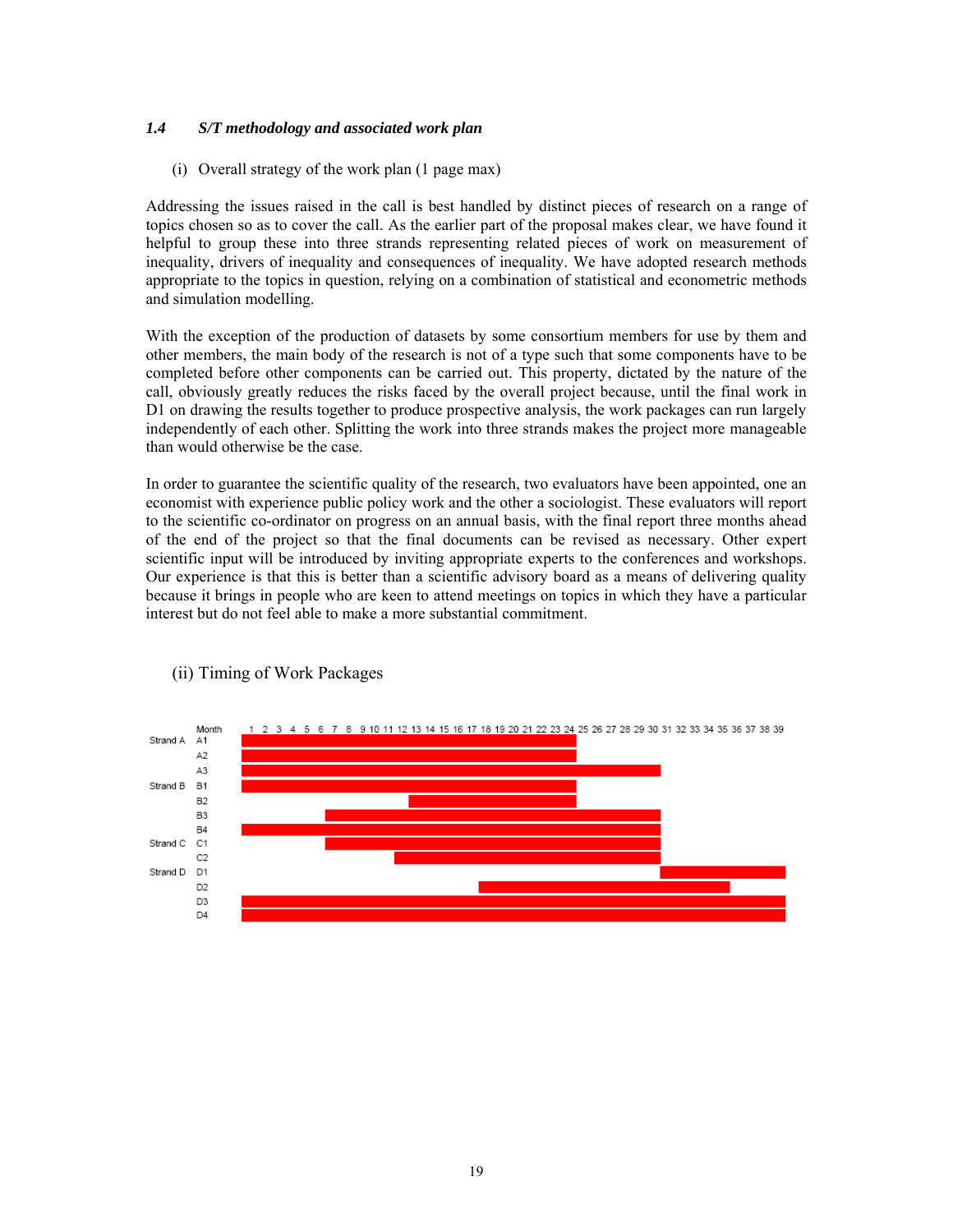### 1.4 *S/T methodology and associated work plan*

(i) Overall strategy of the work plan (1 page max)

Addressing the issues raised in the call is best handled by distinct pieces of research on a range of topics chosen so as to cover the call. As the earlier part of the proposal makes clear, we have found it helpful to group these into three strands representing related pieces of work on measurement of inequality, drivers of inequality and consequences of inequality. We have adopted research methods appropriate to the topics in question, relying on a combination of statistical and econometric methods and simulation modelling.

With the exception of the production of datasets by some consortium members for use by them and other members, the main body of the research is not of a type such that some components have to be completed before other components can be carried out. This property, dictated by the nature of the call, obviously greatly reduces the risks faced by the overall project because, until the final work in D1 on drawing the results together to produce prospective analysis, the work packages can run largely independently of each other. Splitting the work into three strands makes the project more manageable than would otherwise be the case.

In order to guarantee the scientific quality of the research, two evaluators have been appointed, one an economist with experience public policy work and the other a sociologist. These evaluators will report to the scientific co-ordinator on progress on an annual basis, with the final report three months ahead of the end of the project so that the final documents can be revised as necessary. Other expert scientific input will be introduced by inviting appropriate experts to the conferences and workshops. Our experience is that this is better than a scientific advisory board as a means of delivering quality because it brings in people who are keen to attend meetings on topics in which they have a particular interest but do not feel able to make a more substantial commitment.

(ii) Timing of Work Packages

| Strand | Work package | Months (approx., from chart) |
|---|---|---|
| Strand A | A1 | 1–24 |
| | A2 | 1–24 |
| | A3 | 1–30 |
| Strand B | B1 | 1–24 |
| | B2 | 13–24 |
| | B3 | 7–30 |
| | B4 | 1–30 |
| Strand C | C1 | 7–30 |
| | C2 | 12–30 |
| Strand D | D1 | 31–39 |
| | D2 | 18–35 |
| | D3 | 1–39 |
| | D4 | 1–39 |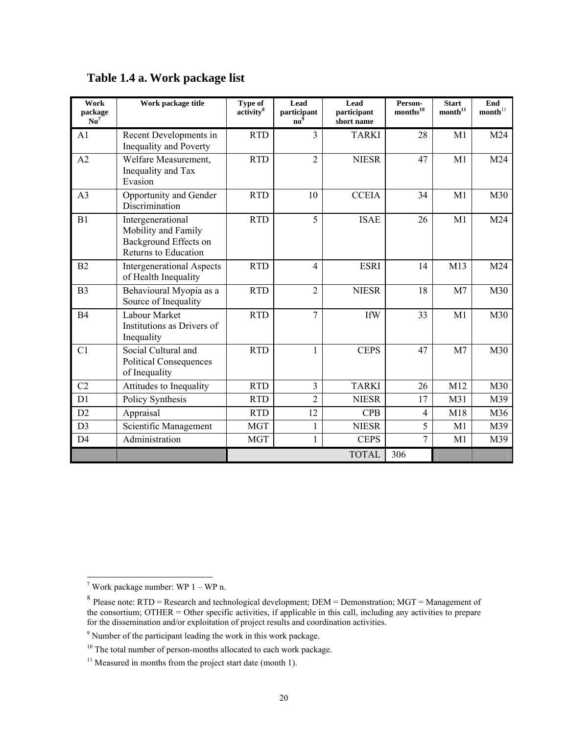## Table 1.4 a. Work package list

| Work package No[7] | Work package title | Type of activity[8] | Lead participant no[9] | Lead participant short name | Person-months[10] | Start month[11] | End month[11] |
|---|---|---|---|---|---|---|---|
| A1 | Recent Developments in Inequality and Poverty | RTD | 3 | TARKI | 28 | M1 | M24 |
| A2 | Welfare Measurement, Inequality and Tax Evasion | RTD | 2 | NIESR | 47 | M1 | M24 |
| A3 | Opportunity and Gender Discrimination | RTD | 10 | CCEIA | 34 | M1 | M30 |
| B1 | Intergenerational Mobility and Family Background Effects on Returns to Education | RTD | 5 | ISAE | 26 | M1 | M24 |
| B2 | Intergenerational Aspects of Health Inequality | RTD | 4 | ESRI | 14 | M13 | M24 |
| B3 | Behavioural Myopia as a Source of Inequality | RTD | 2 | NIESR | 18 | M7 | M30 |
| B4 | Labour Market Institutions as Drivers of Inequality | RTD | 7 | IfW | 33 | M1 | M30 |
| C1 | Social Cultural and Political Consequences of Inequality | RTD | 1 | CEPS | 47 | M7 | M30 |
| C2 | Attitudes to Inequality | RTD | 3 | TARKI | 26 | M12 | M30 |
| D1 | Policy Synthesis | RTD | 2 | NIESR | 17 | M31 | M39 |
| D2 | Appraisal | RTD | 12 | CPB | 4 | M18 | M36 |
| D3 | Scientific Management | MGT | 1 | NIESR | 5 | M1 | M39 |
| D4 | Administration | MGT | 1 | CEPS | 7 | M1 | M39 |
| | | | | TOTAL | 306 | | |

[7] Work package number: WP 1 – WP n.

[8] Please note: RTD = Research and technological development; DEM = Demonstration; MGT = Management of the consortium; OTHER = Other specific activities, if applicable in this call, including any activities to prepare for the dissemination and/or exploitation of project results and coordination activities.

[9] Number of the participant leading the work in this work package.

[10] The total number of person-months allocated to each work package.

[11] Measured in months from the project start date (month 1).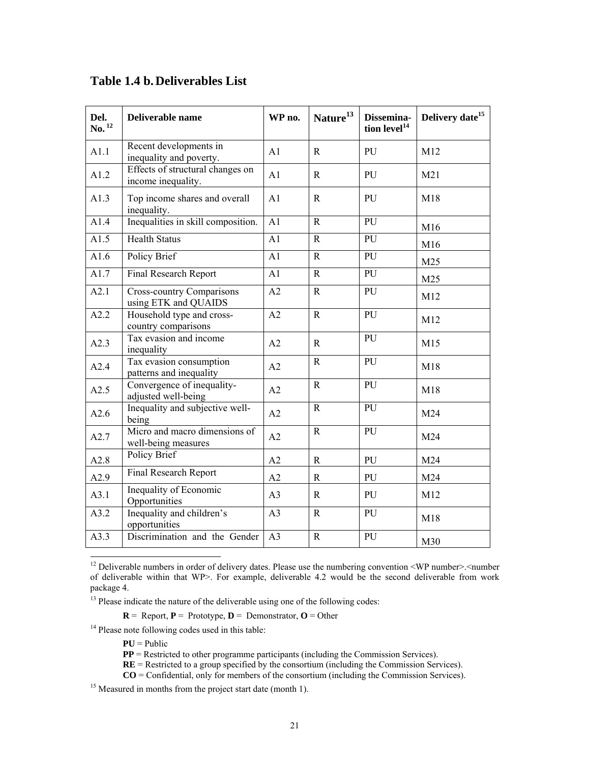## Table 1.4 b. Deliverables List

| Del. No. [12] | Deliverable name | WP no. | Nature[13] | Dissemina-tion level[14] | Delivery date[15] |
|---|---|---|---|---|---|
| A1.1 | Recent developments in inequality and poverty. | A1 | R | PU | M12 |
| A1.2 | Effects of structural changes on income inequality. | A1 | R | PU | M21 |
| A1.3 | Top income shares and overall inequality. | A1 | R | PU | M18 |
| A1.4 | Inequalities in skill composition. | A1 | R | PU | M16 |
| A1.5 | Health Status | A1 | R | PU | M16 |
| A1.6 | Policy Brief | A1 | R | PU | M25 |
| A1.7 | Final Research Report | A1 | R | PU | M25 |
| A2.1 | Cross-country Comparisons using ETK and QUAIDS | A2 | R | PU | M12 |
| A2.2 | Household type and cross-country comparisons | A2 | R | PU | M12 |
| A2.3 | Tax evasion and income inequality | A2 | R | PU | M15 |
| A2.4 | Tax evasion consumption patterns and inequality | A2 | R | PU | M18 |
| A2.5 | Convergence of inequality-adjusted well-being | A2 | R | PU | M18 |
| A2.6 | Inequality and subjective well-being | A2 | R | PU | M24 |
| A2.7 | Micro and macro dimensions of well-being measures | A2 | R | PU | M24 |
| A2.8 | Policy Brief | A2 | R | PU | M24 |
| A2.9 | Final Research Report | A2 | R | PU | M24 |
| A3.1 | Inequality of Economic Opportunities | A3 | R | PU | M12 |
| A3.2 | Inequality and children's opportunities | A3 | R | PU | M18 |
| A3.3 | Discrimination and the Gender | A3 | R | PU | M30 |

[12] Deliverable numbers in order of delivery dates. Please use the numbering convention <WP number>.<number of deliverable within that WP>. For example, deliverable 4.2 would be the second deliverable from work package 4.

[13] Please indicate the nature of the deliverable using one of the following codes:

**R** = Report, **P** = Prototype, **D** = Demonstrator, **O** = Other

[14] Please note following codes used in this table:

**PU** = Public
**PP** = Restricted to other programme participants (including the Commission Services).
**RE** = Restricted to a group specified by the consortium (including the Commission Services).
**CO** = Confidential, only for members of the consortium (including the Commission Services).

[15] Measured in months from the project start date (month 1).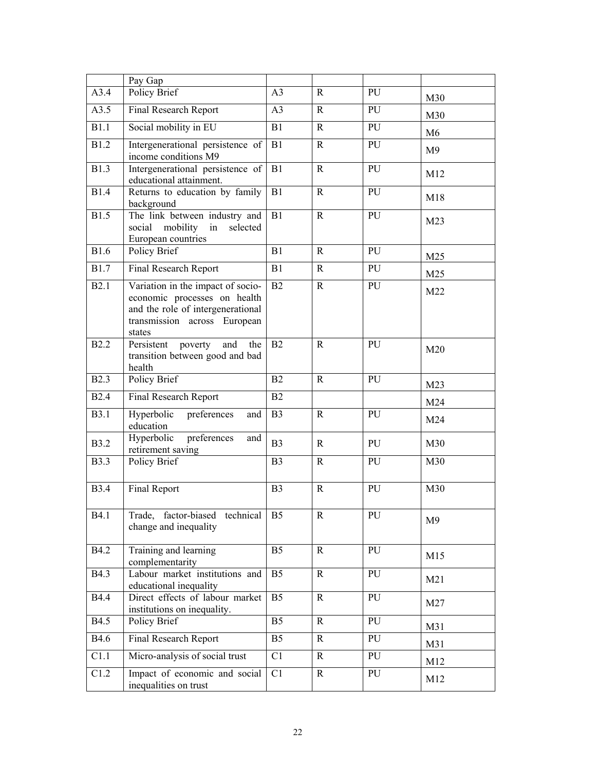| | Pay Gap | | | | |
|---|---|---|---|---|---|
| A3.4 | Policy Brief | A3 | R | PU | M30 |
| A3.5 | Final Research Report | A3 | R | PU | M30 |
| B1.1 | Social mobility in EU | B1 | R | PU | M6 |
| B1.2 | Intergenerational persistence of income conditions M9 | B1 | R | PU | M9 |
| B1.3 | Intergenerational persistence of educational attainment. | B1 | R | PU | M12 |
| B1.4 | Returns to education by family background | B1 | R | PU | M18 |
| B1.5 | The link between industry and social mobility in selected European countries | B1 | R | PU | M23 |
| B1.6 | Policy Brief | B1 | R | PU | M25 |
| B1.7 | Final Research Report | B1 | R | PU | M25 |
| B2.1 | Variation in the impact of socio-economic processes on health and the role of intergenerational transmission across European states | B2 | R | PU | M22 |
| B2.2 | Persistent poverty and the transition between good and bad health | B2 | R | PU | M20 |
| B2.3 | Policy Brief | B2 | R | PU | M23 |
| B2.4 | Final Research Report | B2 | | | M24 |
| B3.1 | Hyperbolic preferences and education | B3 | R | PU | M24 |
| B3.2 | Hyperbolic preferences and retirement saving | B3 | R | PU | M30 |
| B3.3 | Policy Brief | B3 | R | PU | M30 |
| B3.4 | Final Report | B3 | R | PU | M30 |
| B4.1 | Trade, factor-biased technical change and inequality | B5 | R | PU | M9 |
| B4.2 | Training and learning complementarity | B5 | R | PU | M15 |
| B4.3 | Labour market institutions and educational inequality | B5 | R | PU | M21 |
| B4.4 | Direct effects of labour market institutions on inequality. | B5 | R | PU | M27 |
| B4.5 | Policy Brief | B5 | R | PU | M31 |
| B4.6 | Final Research Report | B5 | R | PU | M31 |
| C1.1 | Micro-analysis of social trust | C1 | R | PU | M12 |
| C1.2 | Impact of economic and social inequalities on trust | C1 | R | PU | M12 |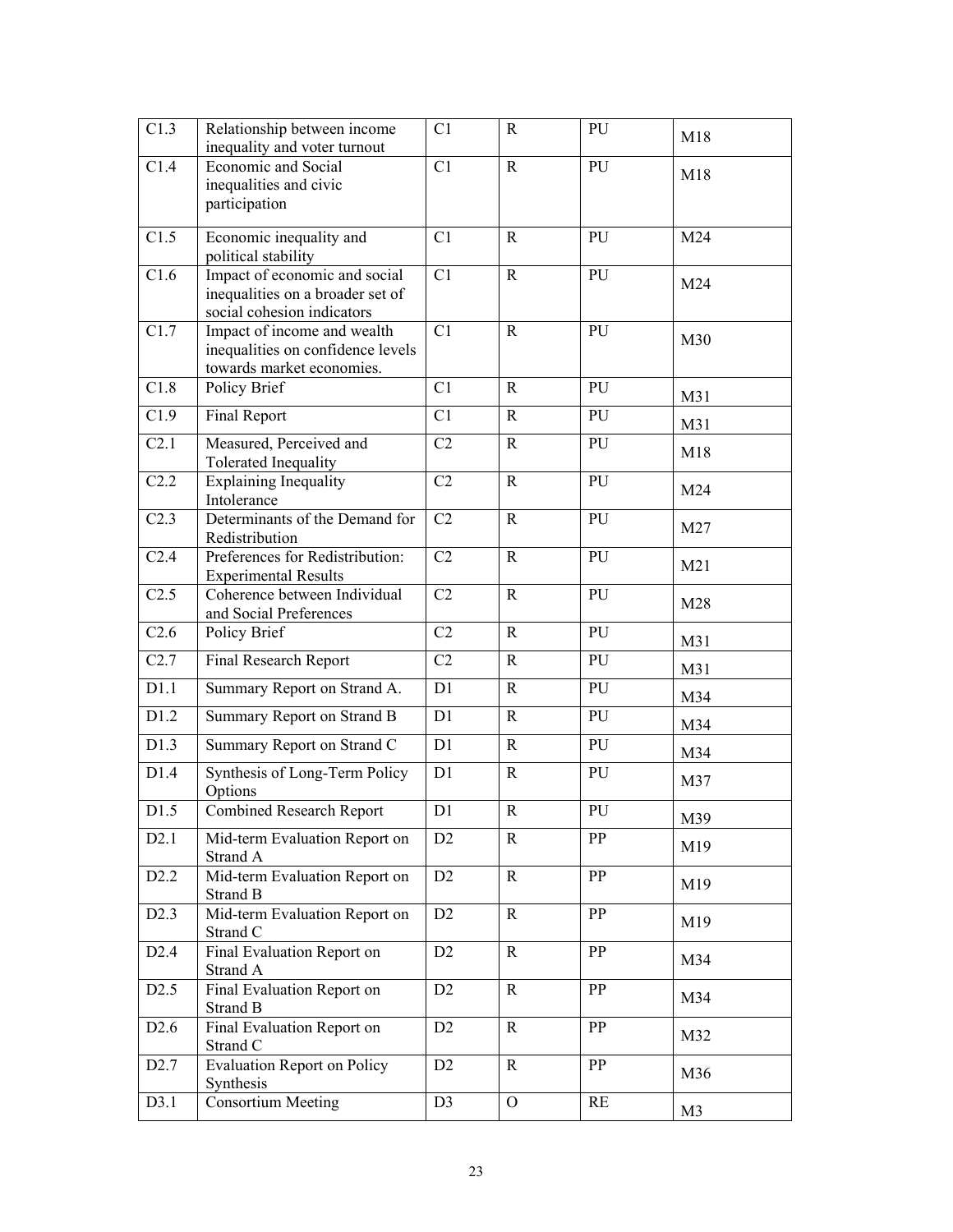| C1.3 | Relationship between income inequality and voter turnout | C1 | R | PU | M18 |
|---|---|---|---|---|---|
| C1.4 | Economic and Social inequalities and civic participation | C1 | R | PU | M18 |
| C1.5 | Economic inequality and political stability | C1 | R | PU | M24 |
| C1.6 | Impact of economic and social inequalities on a broader set of social cohesion indicators | C1 | R | PU | M24 |
| C1.7 | Impact of income and wealth inequalities on confidence levels towards market economies. | C1 | R | PU | M30 |
| C1.8 | Policy Brief | C1 | R | PU | M31 |
| C1.9 | Final Report | C1 | R | PU | M31 |
| C2.1 | Measured, Perceived and Tolerated Inequality | C2 | R | PU | M18 |
| C2.2 | Explaining Inequality Intolerance | C2 | R | PU | M24 |
| C2.3 | Determinants of the Demand for Redistribution | C2 | R | PU | M27 |
| C2.4 | Preferences for Redistribution: Experimental Results | C2 | R | PU | M21 |
| C2.5 | Coherence between Individual and Social Preferences | C2 | R | PU | M28 |
| C2.6 | Policy Brief | C2 | R | PU | M31 |
| C2.7 | Final Research Report | C2 | R | PU | M31 |
| D1.1 | Summary Report on Strand A. | D1 | R | PU | M34 |
| D1.2 | Summary Report on Strand B | D1 | R | PU | M34 |
| D1.3 | Summary Report on Strand C | D1 | R | PU | M34 |
| D1.4 | Synthesis of Long-Term Policy Options | D1 | R | PU | M37 |
| D1.5 | Combined Research Report | D1 | R | PU | M39 |
| D2.1 | Mid-term Evaluation Report on Strand A | D2 | R | PP | M19 |
| D2.2 | Mid-term Evaluation Report on Strand B | D2 | R | PP | M19 |
| D2.3 | Mid-term Evaluation Report on Strand C | D2 | R | PP | M19 |
| D2.4 | Final Evaluation Report on Strand A | D2 | R | PP | M34 |
| D2.5 | Final Evaluation Report on Strand B | D2 | R | PP | M34 |
| D2.6 | Final Evaluation Report on Strand C | D2 | R | PP | M32 |
| D2.7 | Evaluation Report on Policy Synthesis | D2 | R | PP | M36 |
| D3.1 | Consortium Meeting | D3 | O | RE | M3 |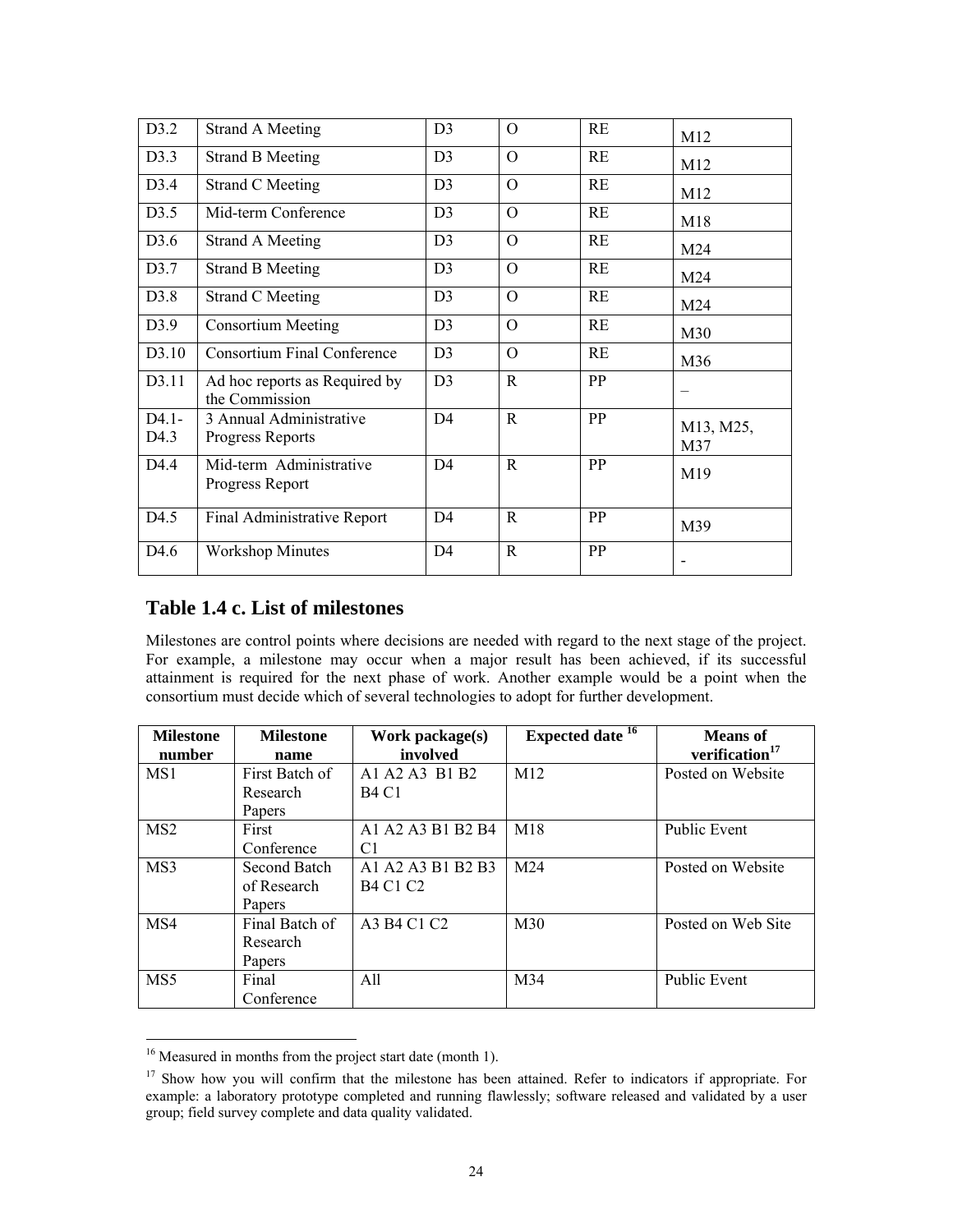| D3.2 | Strand A Meeting | D3 | O | RE | M12 |
|---|---|---|---|---|---|
| D3.3 | Strand B Meeting | D3 | O | RE | M12 |
| D3.4 | Strand C Meeting | D3 | O | RE | M12 |
| D3.5 | Mid-term Conference | D3 | O | RE | M18 |
| D3.6 | Strand A Meeting | D3 | O | RE | M24 |
| D3.7 | Strand B Meeting | D3 | O | RE | M24 |
| D3.8 | Strand C Meeting | D3 | O | RE | M24 |
| D3.9 | Consortium Meeting | D3 | O | RE | M30 |
| D3.10 | Consortium Final Conference | D3 | O | RE | M36 |
| D3.11 | Ad hoc reports as Required by the Commission | D3 | R | PP | – |
| D4.1-D4.3 | 3 Annual Administrative Progress Reports | D4 | R | PP | M13, M25, M37 |
| D4.4 | Mid-term Administrative Progress Report | D4 | R | PP | M19 |
| D4.5 | Final Administrative Report | D4 | R | PP | M39 |
| D4.6 | Workshop Minutes | D4 | R | PP | - |

## Table 1.4 c. List of milestones

Milestones are control points where decisions are needed with regard to the next stage of the project. For example, a milestone may occur when a major result has been achieved, if its successful attainment is required for the next phase of work. Another example would be a point when the consortium must decide which of several technologies to adopt for further development.

| Milestone number | Milestone name | Work package(s) involved | Expected date [16] | Means of verification[17] |
|---|---|---|---|---|
| MS1 | First Batch of Research Papers | A1 A2 A3 B1 B2 B4 C1 | M12 | Posted on Website |
| MS2 | First Conference | A1 A2 A3 B1 B2 B4 C1 | M18 | Public Event |
| MS3 | Second Batch of Research Papers | A1 A2 A3 B1 B2 B3 B4 C1 C2 | M24 | Posted on Website |
| MS4 | Final Batch of Research Papers | A3 B4 C1 C2 | M30 | Posted on Web Site |
| MS5 | Final Conference | All | M34 | Public Event |

[16] Measured in months from the project start date (month 1).

[17] Show how you will confirm that the milestone has been attained. Refer to indicators if appropriate. For example: a laboratory prototype completed and running flawlessly; software released and validated by a user group; field survey complete and data quality validated.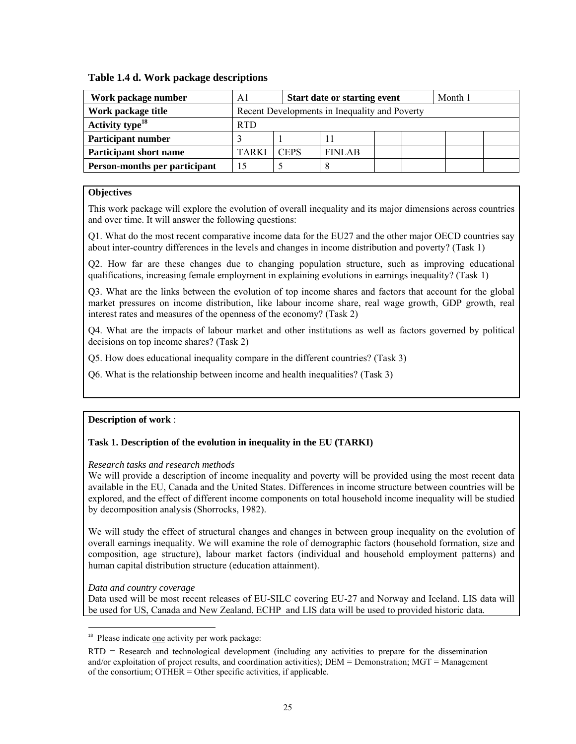**Table 1.4 d. Work package descriptions**

| Work package number | A1 | | Start date or starting event | | | Month 1 | |
|---|---|---|---|---|---|---|---|
| **Work package title** | Recent Developments in Inequality and Poverty | | | | | | |
| **Activity type**[18] | RTD | | | | | | |
| **Participant number** | 3 | 1 | 11 | | | | |
| **Participant short name** | TARKI | CEPS | FINLAB | | | | |
| **Person-months per participant** | 15 | 5 | 8 | | | | |

**Objectives**

This work package will explore the evolution of overall inequality and its major dimensions across countries and over time. It will answer the following questions:

Q1. What do the most recent comparative income data for the EU27 and the other major OECD countries say about inter-country differences in the levels and changes in income distribution and poverty? (Task 1)

Q2. How far are these changes due to changing population structure, such as improving educational qualifications, increasing female employment in explaining evolutions in earnings inequality? (Task 1)

Q3. What are the links between the evolution of top income shares and factors that account for the global market pressures on income distribution, like labour income share, real wage growth, GDP growth, real interest rates and measures of the openness of the economy? (Task 2)

Q4. What are the impacts of labour market and other institutions as well as factors governed by political decisions on top income shares? (Task 2)

Q5. How does educational inequality compare in the different countries? (Task 3)

Q6. What is the relationship between income and health inequalities? (Task 3)

**Description of work** :

**Task 1. Description of the evolution in inequality in the EU (TARKI)**

*Research tasks and research methods*
We will provide a description of income inequality and poverty will be provided using the most recent data available in the EU, Canada and the United States. Differences in income structure between countries will be explored, and the effect of different income components on total household income inequality will be studied by decomposition analysis (Shorrocks, 1982).

We will study the effect of structural changes and changes in between group inequality on the evolution of overall earnings inequality. We will examine the role of demographic factors (household formation, size and composition, age structure), labour market factors (individual and household employment patterns) and human capital distribution structure (education attainment).

*Data and country coverage*
Data used will be most recent releases of EU-SILC covering EU-27 and Norway and Iceland. LIS data will be used for US, Canada and New Zealand. ECHP and LIS data will be used to provided historic data.

---

[18] Please indicate one activity per work package:

RTD = Research and technological development (including any activities to prepare for the dissemination and/or exploitation of project results, and coordination activities); DEM = Demonstration; MGT = Management of the consortium; OTHER = Other specific activities, if applicable.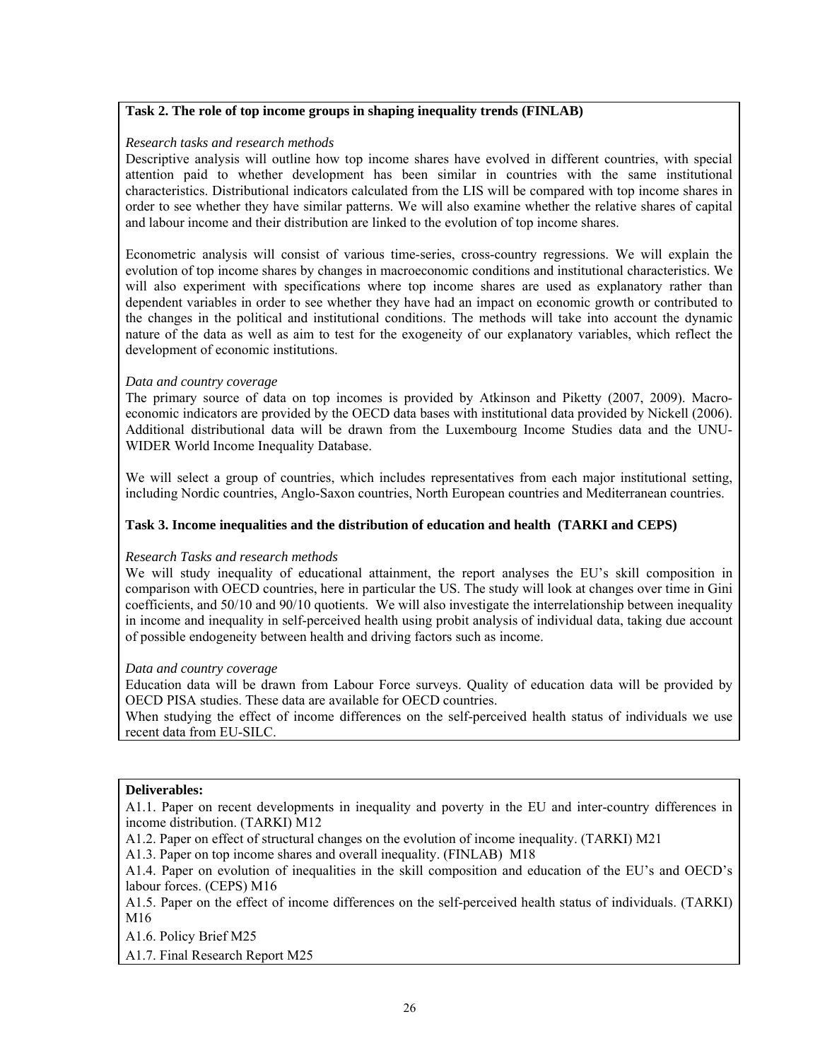**Task 2. The role of top income groups in shaping inequality trends (FINLAB)**

*Research tasks and research methods*

Descriptive analysis will outline how top income shares have evolved in different countries, with special attention paid to whether development has been similar in countries with the same institutional characteristics. Distributional indicators calculated from the LIS will be compared with top income shares in order to see whether they have similar patterns. We will also examine whether the relative shares of capital and labour income and their distribution are linked to the evolution of top income shares.

Econometric analysis will consist of various time-series, cross-country regressions. We will explain the evolution of top income shares by changes in macroeconomic conditions and institutional characteristics. We will also experiment with specifications where top income shares are used as explanatory rather than dependent variables in order to see whether they have had an impact on economic growth or contributed to the changes in the political and institutional conditions. The methods will take into account the dynamic nature of the data as well as aim to test for the exogeneity of our explanatory variables, which reflect the development of economic institutions.

*Data and country coverage*

The primary source of data on top incomes is provided by Atkinson and Piketty (2007, 2009). Macro-economic indicators are provided by the OECD data bases with institutional data provided by Nickell (2006). Additional distributional data will be drawn from the Luxembourg Income Studies data and the UNU-WIDER World Income Inequality Database.

We will select a group of countries, which includes representatives from each major institutional setting, including Nordic countries, Anglo-Saxon countries, North European countries and Mediterranean countries.

**Task 3. Income inequalities and the distribution of education and health (TARKI and CEPS)**

*Research Tasks and research methods*

We will study inequality of educational attainment, the report analyses the EU's skill composition in comparison with OECD countries, here in particular the US. The study will look at changes over time in Gini coefficients, and 50/10 and 90/10 quotients. We will also investigate the interrelationship between inequality in income and inequality in self-perceived health using probit analysis of individual data, taking due account of possible endogeneity between health and driving factors such as income.

*Data and country coverage*

Education data will be drawn from Labour Force surveys. Quality of education data will be provided by OECD PISA studies. These data are available for OECD countries.

When studying the effect of income differences on the self-perceived health status of individuals we use recent data from EU-SILC.

**Deliverables:**

A1.1. Paper on recent developments in inequality and poverty in the EU and inter-country differences in income distribution. (TARKI) M12

A1.2. Paper on effect of structural changes on the evolution of income inequality. (TARKI) M21

A1.3. Paper on top income shares and overall inequality. (FINLAB) M18

A1.4. Paper on evolution of inequalities in the skill composition and education of the EU's and OECD's labour forces. (CEPS) M16

A1.5. Paper on the effect of income differences on the self-perceived health status of individuals. (TARKI) M16

A1.6. Policy Brief M25

A1.7. Final Research Report M25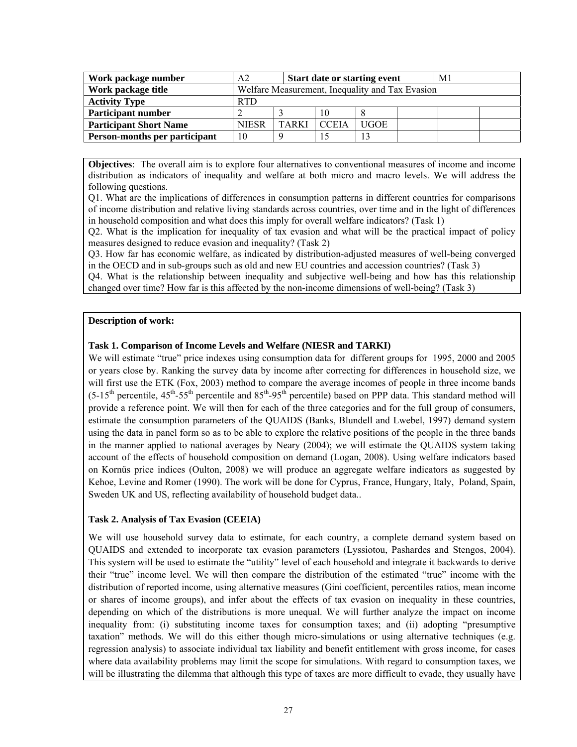| Work package number | A2 | Start date or starting event | | | M1 | | |
|---|---|---|---|---|---|---|---|
| Work package title | Welfare Measurement, Inequality and Tax Evasion | | | | | | |
| Activity Type | RTD | | | | | | |
| Participant number | 2 | 3 | 10 | 8 | | | |
| Participant Short Name | NIESR | TARKI | CCEIA | UGOE | | | |
| Person-months per participant | 10 | 9 | 15 | 13 | | | |

**Objectives**: The overall aim is to explore four alternatives to conventional measures of income and income distribution as indicators of inequality and welfare at both micro and macro levels. We will address the following questions.

Q1. What are the implications of differences in consumption patterns in different countries for comparisons of income distribution and relative living standards across countries, over time and in the light of differences in household composition and what does this imply for overall welfare indicators? (Task 1)

Q2. What is the implication for inequality of tax evasion and what will be the practical impact of policy measures designed to reduce evasion and inequality? (Task 2)

Q3. How far has economic welfare, as indicated by distribution-adjusted measures of well-being converged in the OECD and in sub-groups such as old and new EU countries and accession countries? (Task 3)

Q4. What is the relationship between inequality and subjective well-being and how has this relationship changed over time? How far is this affected by the non-income dimensions of well-being? (Task 3)

**Description of work:**

**Task 1. Comparison of Income Levels and Welfare (NIESR and TARKI)**

We will estimate "true" price indexes using consumption data for different groups for 1995, 2000 and 2005 or years close by. Ranking the survey data by income after correcting for differences in household size, we will first use the ETK (Fox, 2003) method to compare the average incomes of people in three income bands (5-15th percentile, 45th-55th percentile and 85th-95th percentile) based on PPP data. This standard method will provide a reference point. We will then for each of the three categories and for the full group of consumers, estimate the consumption parameters of the QUAIDS (Banks, Blundell and Lwebel, 1997) demand system using the data in panel form so as to be able to explore the relative positions of the people in the three bands in the manner applied to national averages by Neary (2004); we will estimate the QUAIDS system taking account of the effects of household composition on demand (Logan, 2008). Using welfare indicators based on Kornüs price indices (Oulton, 2008) we will produce an aggregate welfare indicators as suggested by Kehoe, Levine and Romer (1990). The work will be done for Cyprus, France, Hungary, Italy, Poland, Spain, Sweden UK and US, reflecting availability of household budget data..

**Task 2. Analysis of Tax Evasion (CEEIA)**

We will use household survey data to estimate, for each country, a complete demand system based on QUAIDS and extended to incorporate tax evasion parameters (Lyssiotou, Pashardes and Stengos, 2004). This system will be used to estimate the "utility" level of each household and integrate it backwards to derive their "true" income level. We will then compare the distribution of the estimated "true" income with the distribution of reported income, using alternative measures (Gini coefficient, percentiles ratios, mean income or shares of income groups), and infer about the effects of tax evasion on inequality in these countries, depending on which of the distributions is more unequal. We will further analyze the impact on income inequality from: (i) substituting income taxes for consumption taxes; and (ii) adopting "presumptive taxation" methods. We will do this either though micro-simulations or using alternative techniques (e.g. regression analysis) to associate individual tax liability and benefit entitlement with gross income, for cases where data availability problems may limit the scope for simulations. With regard to consumption taxes, we will be illustrating the dilemma that although this type of taxes are more difficult to evade, they usually have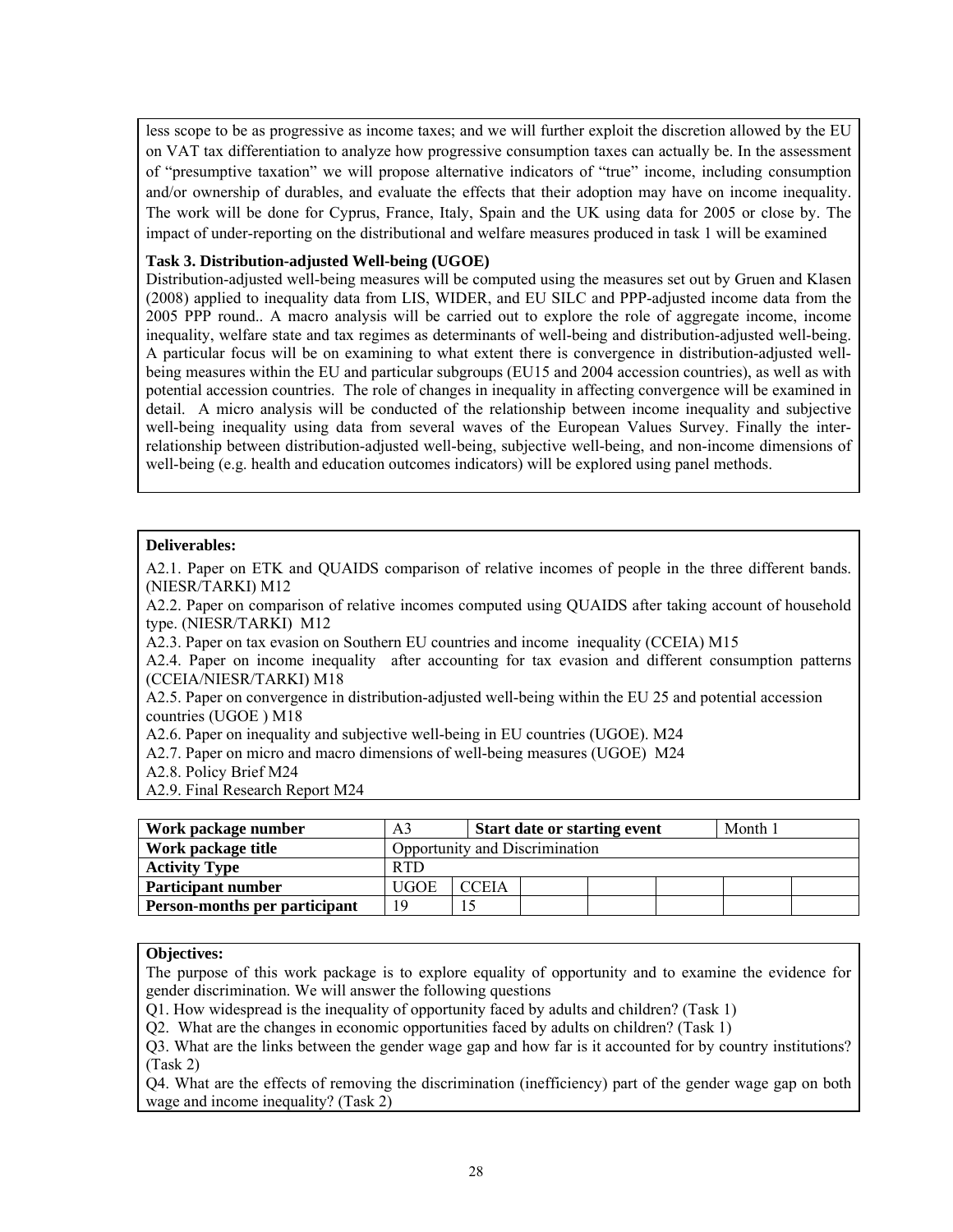less scope to be as progressive as income taxes; and we will further exploit the discretion allowed by the EU on VAT tax differentiation to analyze how progressive consumption taxes can actually be. In the assessment of "presumptive taxation" we will propose alternative indicators of "true" income, including consumption and/or ownership of durables, and evaluate the effects that their adoption may have on income inequality. The work will be done for Cyprus, France, Italy, Spain and the UK using data for 2005 or close by. The impact of under-reporting on the distributional and welfare measures produced in task 1 will be examined

**Task 3. Distribution-adjusted Well-being (UGOE)**

Distribution-adjusted well-being measures will be computed using the measures set out by Gruen and Klasen (2008) applied to inequality data from LIS, WIDER, and EU SILC and PPP-adjusted income data from the 2005 PPP round.. A macro analysis will be carried out to explore the role of aggregate income, income inequality, welfare state and tax regimes as determinants of well-being and distribution-adjusted well-being. A particular focus will be on examining to what extent there is convergence in distribution-adjusted well-being measures within the EU and particular subgroups (EU15 and 2004 accession countries), as well as with potential accession countries. The role of changes in inequality in affecting convergence will be examined in detail. A micro analysis will be conducted of the relationship between income inequality and subjective well-being inequality using data from several waves of the European Values Survey. Finally the inter-relationship between distribution-adjusted well-being, subjective well-being, and non-income dimensions of well-being (e.g. health and education outcomes indicators) will be explored using panel methods.

**Deliverables:**

A2.1. Paper on ETK and QUAIDS comparison of relative incomes of people in the three different bands. (NIESR/TARKI) M12

A2.2. Paper on comparison of relative incomes computed using QUAIDS after taking account of household type. (NIESR/TARKI) M12

A2.3. Paper on tax evasion on Southern EU countries and income inequality (CCEIA) M15

A2.4. Paper on income inequality after accounting for tax evasion and different consumption patterns (CCEIA/NIESR/TARKI) M18

A2.5. Paper on convergence in distribution-adjusted well-being within the EU 25 and potential accession countries (UGOE ) M18

A2.6. Paper on inequality and subjective well-being in EU countries (UGOE). M24

A2.7. Paper on micro and macro dimensions of well-being measures (UGOE) M24

A2.8. Policy Brief M24

A2.9. Final Research Report M24

| **Work package number** | A3 | | **Start date or starting event** | | | Month 1 | |
|---|---|---|---|---|---|---|---|
| **Work package title** | Opportunity and Discrimination | | | | | | |
| **Activity Type** | RTD | | | | | | |
| **Participant number** | UGOE | CCEIA | | | | | |
| **Person-months per participant** | 19 | 15 | | | | | |

**Objectives:**

The purpose of this work package is to explore equality of opportunity and to examine the evidence for gender discrimination. We will answer the following questions

Q1. How widespread is the inequality of opportunity faced by adults and children? (Task 1)

Q2. What are the changes in economic opportunities faced by adults on children? (Task 1)

Q3. What are the links between the gender wage gap and how far is it accounted for by country institutions? (Task 2)

Q4. What are the effects of removing the discrimination (inefficiency) part of the gender wage gap on both wage and income inequality? (Task 2)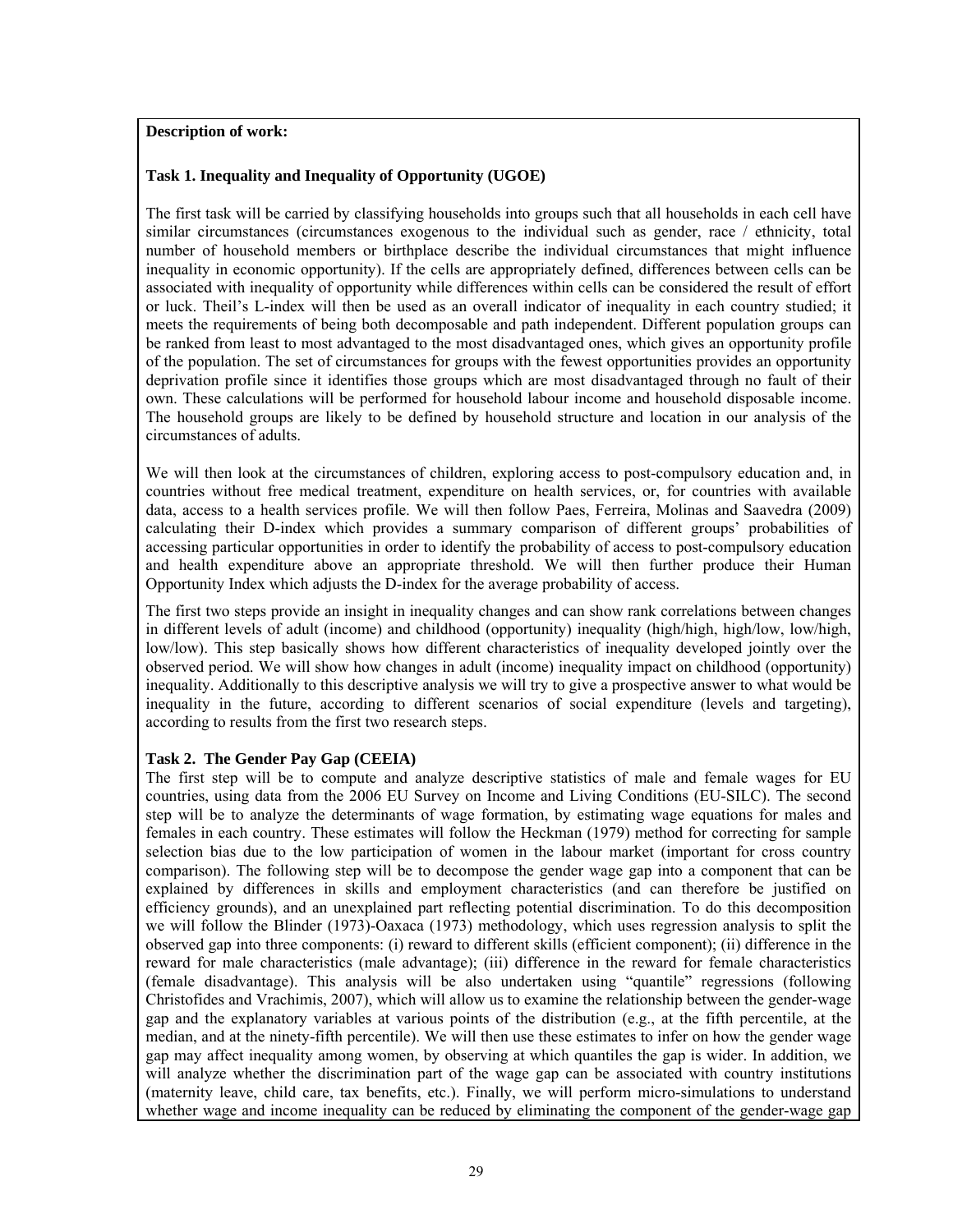**Description of work:**

**Task 1. Inequality and Inequality of Opportunity (UGOE)**

The first task will be carried by classifying households into groups such that all households in each cell have similar circumstances (circumstances exogenous to the individual such as gender, race / ethnicity, total number of household members or birthplace describe the individual circumstances that might influence inequality in economic opportunity). If the cells are appropriately defined, differences between cells can be associated with inequality of opportunity while differences within cells can be considered the result of effort or luck. Theil's L-index will then be used as an overall indicator of inequality in each country studied; it meets the requirements of being both decomposable and path independent. Different population groups can be ranked from least to most advantaged to the most disadvantaged ones, which gives an opportunity profile of the population. The set of circumstances for groups with the fewest opportunities provides an opportunity deprivation profile since it identifies those groups which are most disadvantaged through no fault of their own. These calculations will be performed for household labour income and household disposable income. The household groups are likely to be defined by household structure and location in our analysis of the circumstances of adults.

We will then look at the circumstances of children, exploring access to post-compulsory education and, in countries without free medical treatment, expenditure on health services, or, for countries with available data, access to a health services profile. We will then follow Paes, Ferreira, Molinas and Saavedra (2009) calculating their D-index which provides a summary comparison of different groups' probabilities of accessing particular opportunities in order to identify the probability of access to post-compulsory education and health expenditure above an appropriate threshold. We will then further produce their Human Opportunity Index which adjusts the D-index for the average probability of access.

The first two steps provide an insight in inequality changes and can show rank correlations between changes in different levels of adult (income) and childhood (opportunity) inequality (high/high, high/low, low/high, low/low). This step basically shows how different characteristics of inequality developed jointly over the observed period. We will show how changes in adult (income) inequality impact on childhood (opportunity) inequality. Additionally to this descriptive analysis we will try to give a prospective answer to what would be inequality in the future, according to different scenarios of social expenditure (levels and targeting), according to results from the first two research steps.

**Task 2. The Gender Pay Gap (CEEIA)**

The first step will be to compute and analyze descriptive statistics of male and female wages for EU countries, using data from the 2006 EU Survey on Income and Living Conditions (EU-SILC). The second step will be to analyze the determinants of wage formation, by estimating wage equations for males and females in each country. These estimates will follow the Heckman (1979) method for correcting for sample selection bias due to the low participation of women in the labour market (important for cross country comparison). The following step will be to decompose the gender wage gap into a component that can be explained by differences in skills and employment characteristics (and can therefore be justified on efficiency grounds), and an unexplained part reflecting potential discrimination. To do this decomposition we will follow the Blinder (1973)-Oaxaca (1973) methodology, which uses regression analysis to split the observed gap into three components: (i) reward to different skills (efficient component); (ii) difference in the reward for male characteristics (male advantage); (iii) difference in the reward for female characteristics (female disadvantage). This analysis will be also undertaken using "quantile" regressions (following Christofides and Vrachimis, 2007), which will allow us to examine the relationship between the gender-wage gap and the explanatory variables at various points of the distribution (e.g., at the fifth percentile, at the median, and at the ninety-fifth percentile). We will then use these estimates to infer on how the gender wage gap may affect inequality among women, by observing at which quantiles the gap is wider. In addition, we will analyze whether the discrimination part of the wage gap can be associated with country institutions (maternity leave, child care, tax benefits, etc.). Finally, we will perform micro-simulations to understand whether wage and income inequality can be reduced by eliminating the component of the gender-wage gap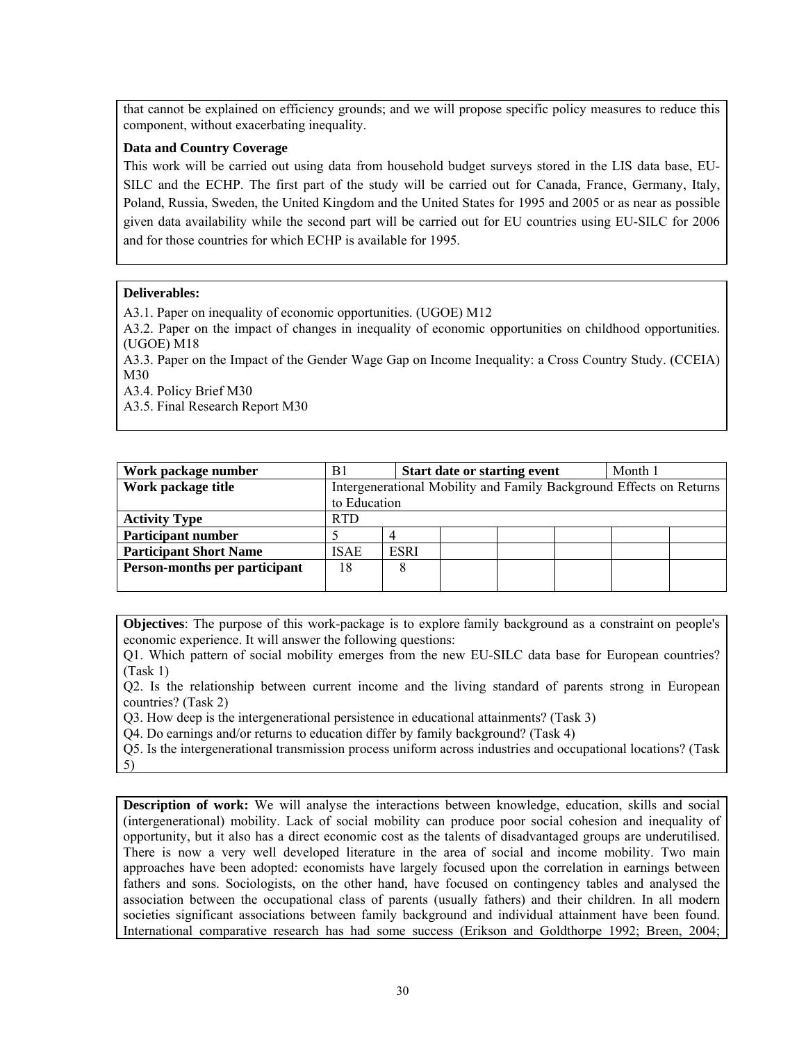that cannot be explained on efficiency grounds; and we will propose specific policy measures to reduce this component, without exacerbating inequality.

**Data and Country Coverage**

This work will be carried out using data from household budget surveys stored in the LIS data base, EU-SILC and the ECHP. The first part of the study will be carried out for Canada, France, Germany, Italy, Poland, Russia, Sweden, the United Kingdom and the United States for 1995 and 2005 or as near as possible given data availability while the second part will be carried out for EU countries using EU-SILC for 2006 and for those countries for which ECHP is available for 1995.

**Deliverables:**

A3.1. Paper on inequality of economic opportunities. (UGOE) M12

A3.2. Paper on the impact of changes in inequality of economic opportunities on childhood opportunities. (UGOE) M18

A3.3. Paper on the Impact of the Gender Wage Gap on Income Inequality: a Cross Country Study. (CCEIA) M30

A3.4. Policy Brief M30

A3.5. Final Research Report M30

| **Work package number** | B1 | **Start date or starting event** | | | Month 1 | |
|---|---|---|---|---|---|---|
| **Work package title** | Intergenerational Mobility and Family Background Effects on Returns to Education | | | | | |
| **Activity Type** | RTD | | | | | |
| **Participant number** | 5 | 4 | | | | |
| **Participant Short Name** | ISAE | ESRI | | | | |
| **Person-months per participant** | 18 | 8 | | | | |

**Objectives**: The purpose of this work-package is to explore family background as a constraint on people's economic experience. It will answer the following questions:

Q1. Which pattern of social mobility emerges from the new EU-SILC data base for European countries? (Task 1)

Q2. Is the relationship between current income and the living standard of parents strong in European countries? (Task 2)

Q3. How deep is the intergenerational persistence in educational attainments? (Task 3)

Q4. Do earnings and/or returns to education differ by family background? (Task 4)

Q5. Is the intergenerational transmission process uniform across industries and occupational locations? (Task 5)

**Description of work:** We will analyse the interactions between knowledge, education, skills and social (intergenerational) mobility. Lack of social mobility can produce poor social cohesion and inequality of opportunity, but it also has a direct economic cost as the talents of disadvantaged groups are underutilised. There is now a very well developed literature in the area of social and income mobility. Two main approaches have been adopted: economists have largely focused upon the correlation in earnings between fathers and sons. Sociologists, on the other hand, have focused on contingency tables and analysed the association between the occupational class of parents (usually fathers) and their children. In all modern societies significant associations between family background and individual attainment have been found. International comparative research has had some success (Erikson and Goldthorpe 1992; Breen, 2004;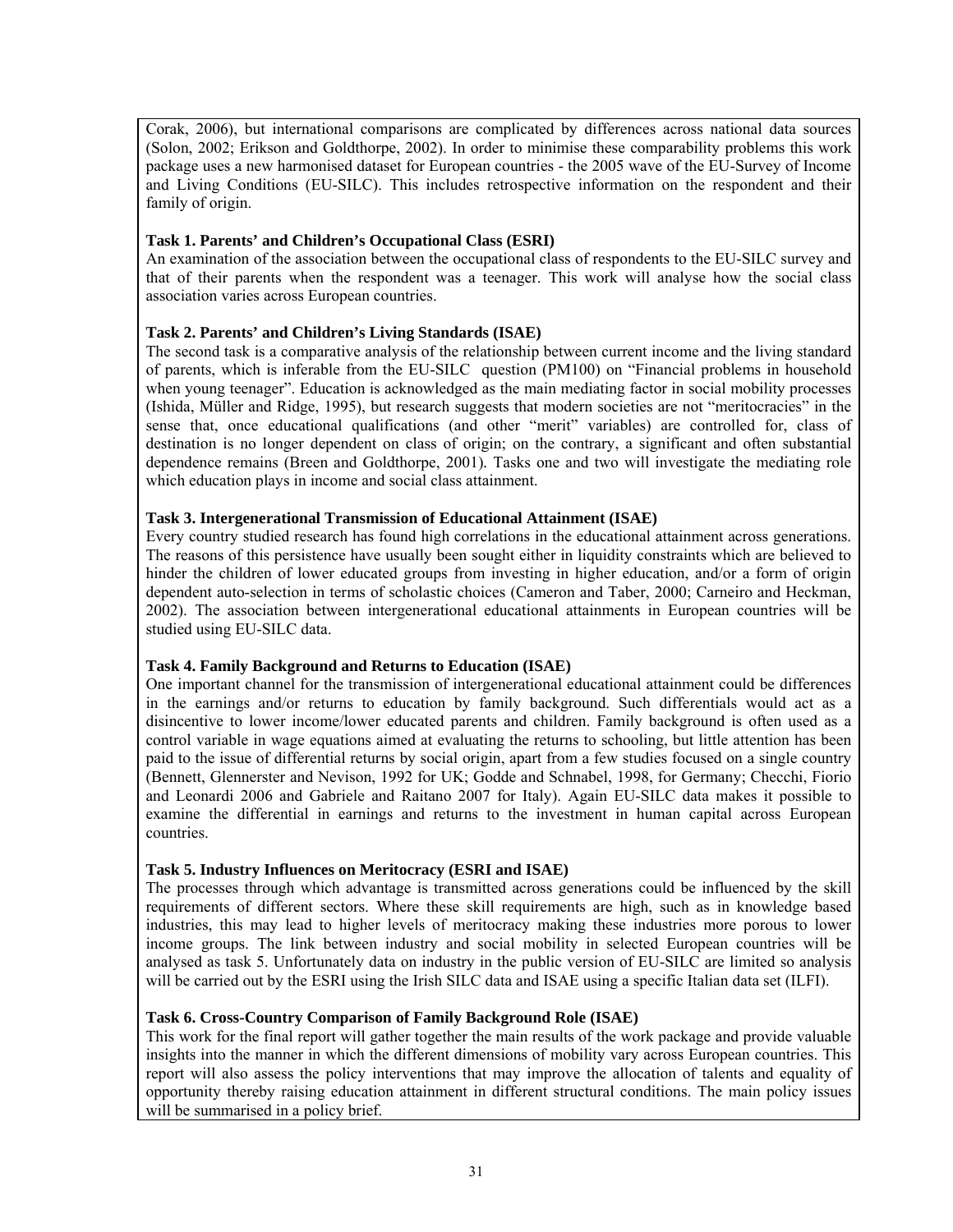Corak, 2006), but international comparisons are complicated by differences across national data sources (Solon, 2002; Erikson and Goldthorpe, 2002). In order to minimise these comparability problems this work package uses a new harmonised dataset for European countries - the 2005 wave of the EU-Survey of Income and Living Conditions (EU-SILC). This includes retrospective information on the respondent and their family of origin.

**Task 1. Parents' and Children's Occupational Class (ESRI)**

An examination of the association between the occupational class of respondents to the EU-SILC survey and that of their parents when the respondent was a teenager. This work will analyse how the social class association varies across European countries.

**Task 2. Parents' and Children's Living Standards (ISAE)**

The second task is a comparative analysis of the relationship between current income and the living standard of parents, which is inferable from the EU-SILC question (PM100) on "Financial problems in household when young teenager". Education is acknowledged as the main mediating factor in social mobility processes (Ishida, Müller and Ridge, 1995), but research suggests that modern societies are not "meritocracies" in the sense that, once educational qualifications (and other "merit" variables) are controlled for, class of destination is no longer dependent on class of origin; on the contrary, a significant and often substantial dependence remains (Breen and Goldthorpe, 2001). Tasks one and two will investigate the mediating role which education plays in income and social class attainment.

**Task 3. Intergenerational Transmission of Educational Attainment (ISAE)**

Every country studied research has found high correlations in the educational attainment across generations. The reasons of this persistence have usually been sought either in liquidity constraints which are believed to hinder the children of lower educated groups from investing in higher education, and/or a form of origin dependent auto-selection in terms of scholastic choices (Cameron and Taber, 2000; Carneiro and Heckman, 2002). The association between intergenerational educational attainments in European countries will be studied using EU-SILC data.

**Task 4. Family Background and Returns to Education (ISAE)**

One important channel for the transmission of intergenerational educational attainment could be differences in the earnings and/or returns to education by family background. Such differentials would act as a disincentive to lower income/lower educated parents and children. Family background is often used as a control variable in wage equations aimed at evaluating the returns to schooling, but little attention has been paid to the issue of differential returns by social origin, apart from a few studies focused on a single country (Bennett, Glennerster and Nevison, 1992 for UK; Godde and Schnabel, 1998, for Germany; Checchi, Fiorio and Leonardi 2006 and Gabriele and Raitano 2007 for Italy). Again EU-SILC data makes it possible to examine the differential in earnings and returns to the investment in human capital across European countries.

**Task 5. Industry Influences on Meritocracy (ESRI and ISAE)**

The processes through which advantage is transmitted across generations could be influenced by the skill requirements of different sectors. Where these skill requirements are high, such as in knowledge based industries, this may lead to higher levels of meritocracy making these industries more porous to lower income groups. The link between industry and social mobility in selected European countries will be analysed as task 5. Unfortunately data on industry in the public version of EU-SILC are limited so analysis will be carried out by the ESRI using the Irish SILC data and ISAE using a specific Italian data set (ILFI).

**Task 6. Cross-Country Comparison of Family Background Role (ISAE)**

This work for the final report will gather together the main results of the work package and provide valuable insights into the manner in which the different dimensions of mobility vary across European countries. This report will also assess the policy interventions that may improve the allocation of talents and equality of opportunity thereby raising education attainment in different structural conditions. The main policy issues will be summarised in a policy brief.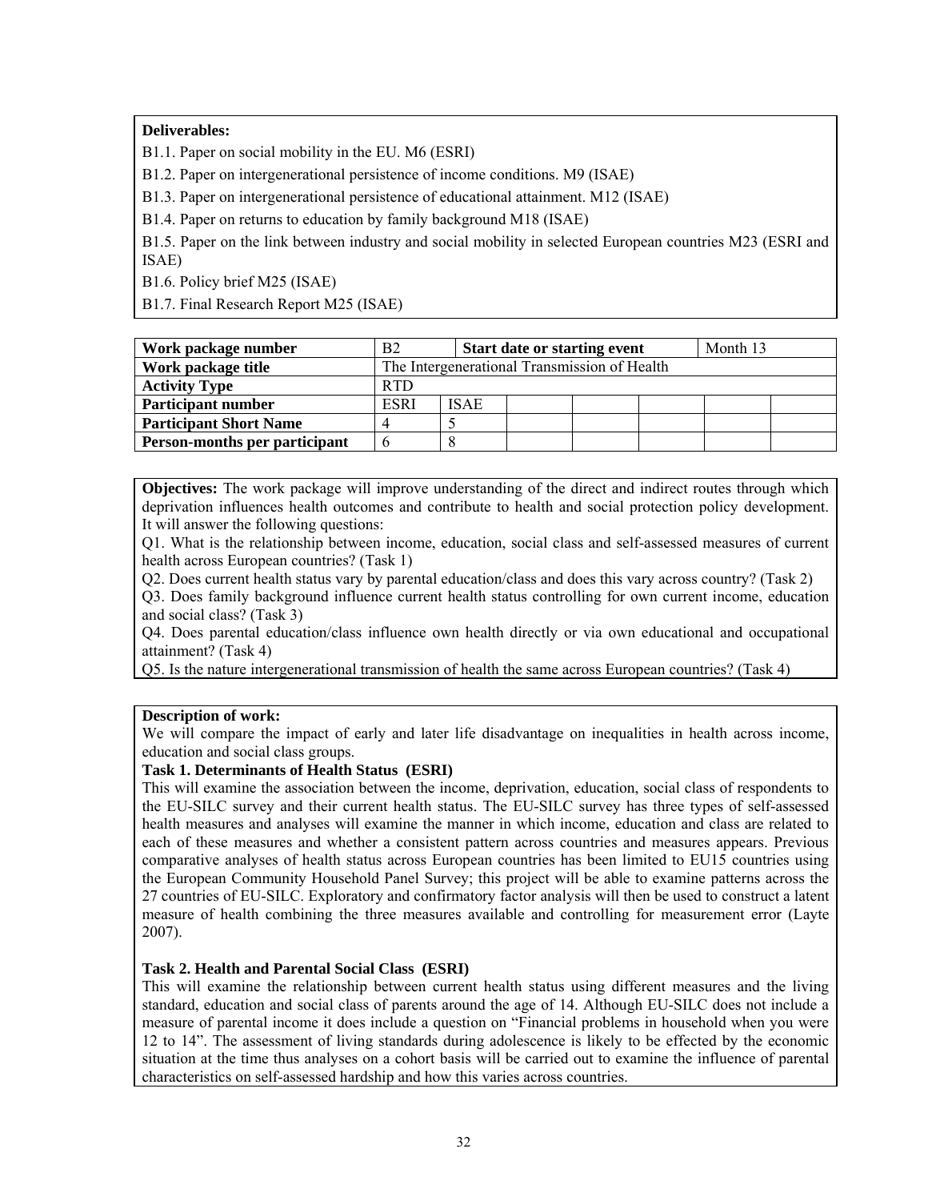**Deliverables:**

B1.1. Paper on social mobility in the EU. M6 (ESRI)

B1.2. Paper on intergenerational persistence of income conditions. M9 (ISAE)

B1.3. Paper on intergenerational persistence of educational attainment. M12 (ISAE)

B1.4. Paper on returns to education by family background M18 (ISAE)

B1.5. Paper on the link between industry and social mobility in selected European countries M23 (ESRI and ISAE)

B1.6. Policy brief M25 (ISAE)

B1.7. Final Research Report M25 (ISAE)

| **Work package number** | B2 | **Start date or starting event** | | | Month 13 | | |
|---|---|---|---|---|---|---|---|
| **Work package title** | The Intergenerational Transmission of Health | | | | | | |
| **Activity Type** | RTD | | | | | | |
| **Participant number** | ESRI | ISAE | | | | | |
| **Participant Short Name** | 4 | 5 | | | | | |
| **Person-months per participant** | 6 | 8 | | | | | |

**Objectives:** The work package will improve understanding of the direct and indirect routes through which deprivation influences health outcomes and contribute to health and social protection policy development. It will answer the following questions:

Q1. What is the relationship between income, education, social class and self-assessed measures of current health across European countries? (Task 1)

Q2. Does current health status vary by parental education/class and does this vary across country? (Task 2)

Q3. Does family background influence current health status controlling for own current income, education and social class? (Task 3)

Q4. Does parental education/class influence own health directly or via own educational and occupational attainment? (Task 4)

Q5. Is the nature intergenerational transmission of health the same across European countries? (Task 4)

**Description of work:**

We will compare the impact of early and later life disadvantage on inequalities in health across income, education and social class groups.

**Task 1. Determinants of Health Status (ESRI)**

This will examine the association between the income, deprivation, education, social class of respondents to the EU-SILC survey and their current health status. The EU-SILC survey has three types of self-assessed health measures and analyses will examine the manner in which income, education and class are related to each of these measures and whether a consistent pattern across countries and measures appears. Previous comparative analyses of health status across European countries has been limited to EU15 countries using the European Community Household Panel Survey; this project will be able to examine patterns across the 27 countries of EU-SILC. Exploratory and confirmatory factor analysis will then be used to construct a latent measure of health combining the three measures available and controlling for measurement error (Layte 2007).

**Task 2. Health and Parental Social Class (ESRI)**

This will examine the relationship between current health status using different measures and the living standard, education and social class of parents around the age of 14. Although EU-SILC does not include a measure of parental income it does include a question on "Financial problems in household when you were 12 to 14". The assessment of living standards during adolescence is likely to be effected by the economic situation at the time thus analyses on a cohort basis will be carried out to examine the influence of parental characteristics on self-assessed hardship and how this varies across countries.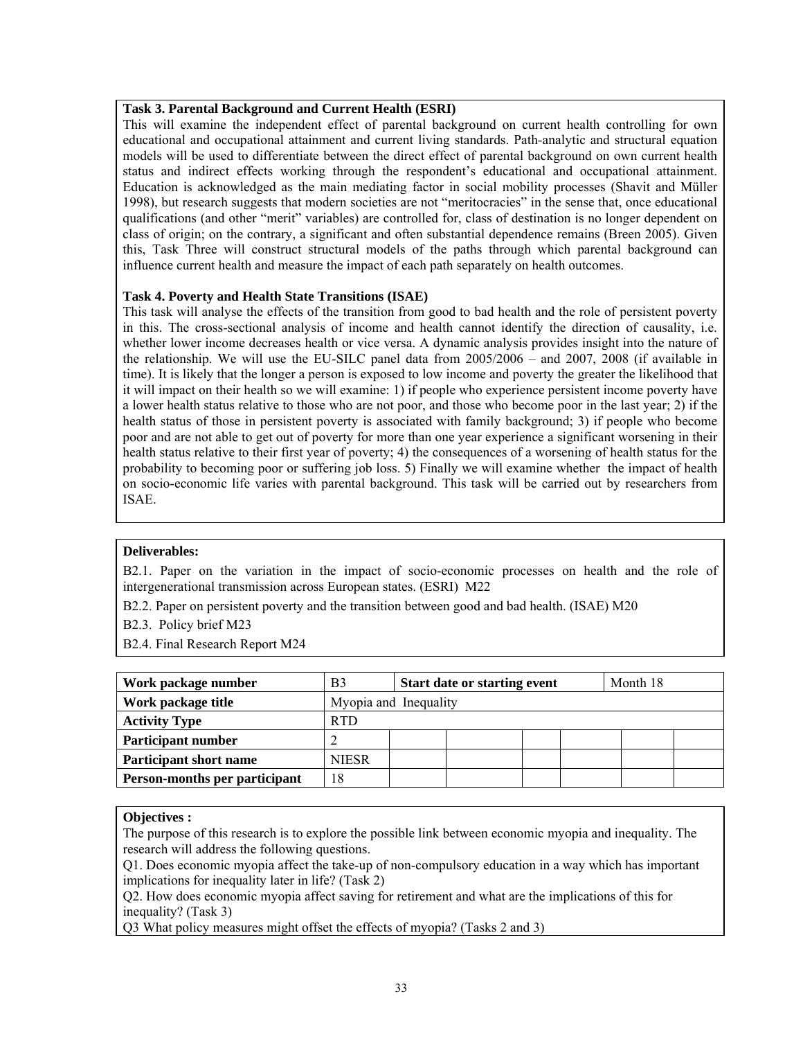**Task 3. Parental Background and Current Health (ESRI)**

This will examine the independent effect of parental background on current health controlling for own educational and occupational attainment and current living standards. Path-analytic and structural equation models will be used to differentiate between the direct effect of parental background on own current health status and indirect effects working through the respondent's educational and occupational attainment. Education is acknowledged as the main mediating factor in social mobility processes (Shavit and Müller 1998), but research suggests that modern societies are not "meritocracies" in the sense that, once educational qualifications (and other "merit" variables) are controlled for, class of destination is no longer dependent on class of origin; on the contrary, a significant and often substantial dependence remains (Breen 2005). Given this, Task Three will construct structural models of the paths through which parental background can influence current health and measure the impact of each path separately on health outcomes.

**Task 4. Poverty and Health State Transitions (ISAE)**

This task will analyse the effects of the transition from good to bad health and the role of persistent poverty in this. The cross-sectional analysis of income and health cannot identify the direction of causality, i.e. whether lower income decreases health or vice versa. A dynamic analysis provides insight into the nature of the relationship. We will use the EU-SILC panel data from 2005/2006 – and 2007, 2008 (if available in time). It is likely that the longer a person is exposed to low income and poverty the greater the likelihood that it will impact on their health so we will examine: 1) if people who experience persistent income poverty have a lower health status relative to those who are not poor, and those who become poor in the last year; 2) if the health status of those in persistent poverty is associated with family background; 3) if people who become poor and are not able to get out of poverty for more than one year experience a significant worsening in their health status relative to their first year of poverty; 4) the consequences of a worsening of health status for the probability to becoming poor or suffering job loss. 5) Finally we will examine whether the impact of health on socio-economic life varies with parental background. This task will be carried out by researchers from ISAE.

**Deliverables:**

B2.1. Paper on the variation in the impact of socio-economic processes on health and the role of intergenerational transmission across European states. (ESRI) M22

B2.2. Paper on persistent poverty and the transition between good and bad health. (ISAE) M20

B2.3. Policy brief M23

B2.4. Final Research Report M24

| **Work package number** | B3 | **Start date or starting event** | | | | Month 18 | |
|---|---|---|---|---|---|---|---|
| **Work package title** | Myopia and Inequality | | | | | | |
| **Activity Type** | RTD | | | | | | |
| **Participant number** | 2 | | | | | | |
| **Participant short name** | NIESR | | | | | | |
| **Person-months per participant** | 18 | | | | | | |

**Objectives :**

The purpose of this research is to explore the possible link between economic myopia and inequality. The research will address the following questions.

Q1. Does economic myopia affect the take-up of non-compulsory education in a way which has important implications for inequality later in life? (Task 2)

Q2. How does economic myopia affect saving for retirement and what are the implications of this for inequality? (Task 3)

Q3 What policy measures might offset the effects of myopia? (Tasks 2 and 3)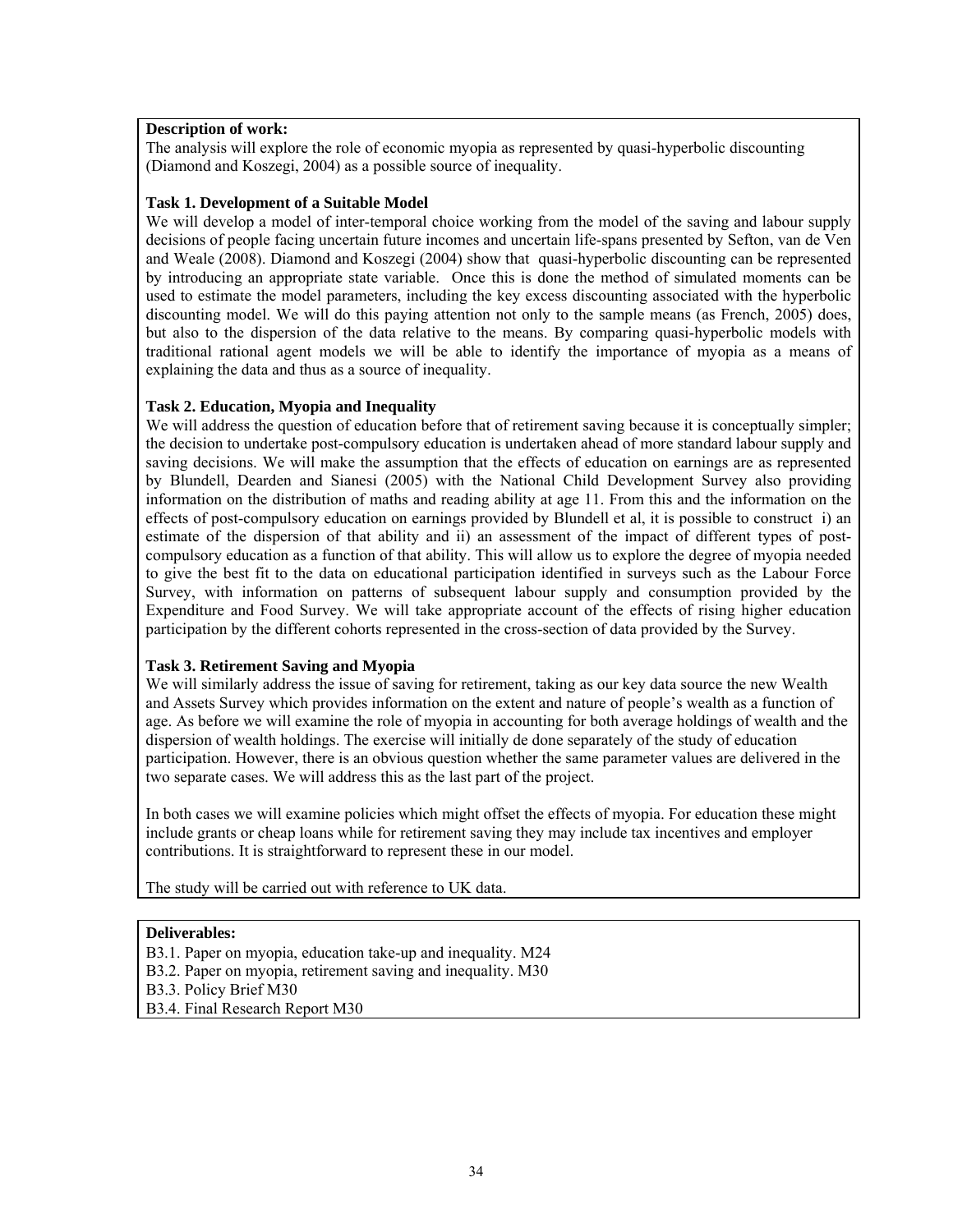**Description of work:**

The analysis will explore the role of economic myopia as represented by quasi-hyperbolic discounting (Diamond and Koszegi, 2004) as a possible source of inequality.

**Task 1. Development of a Suitable Model**

We will develop a model of inter-temporal choice working from the model of the saving and labour supply decisions of people facing uncertain future incomes and uncertain life-spans presented by Sefton, van de Ven and Weale (2008). Diamond and Koszegi (2004) show that quasi-hyperbolic discounting can be represented by introducing an appropriate state variable. Once this is done the method of simulated moments can be used to estimate the model parameters, including the key excess discounting associated with the hyperbolic discounting model. We will do this paying attention not only to the sample means (as French, 2005) does, but also to the dispersion of the data relative to the means. By comparing quasi-hyperbolic models with traditional rational agent models we will be able to identify the importance of myopia as a means of explaining the data and thus as a source of inequality.

**Task 2. Education, Myopia and Inequality**

We will address the question of education before that of retirement saving because it is conceptually simpler; the decision to undertake post-compulsory education is undertaken ahead of more standard labour supply and saving decisions. We will make the assumption that the effects of education on earnings are as represented by Blundell, Dearden and Sianesi (2005) with the National Child Development Survey also providing information on the distribution of maths and reading ability at age 11. From this and the information on the effects of post-compulsory education on earnings provided by Blundell et al, it is possible to construct i) an estimate of the dispersion of that ability and ii) an assessment of the impact of different types of post-compulsory education as a function of that ability. This will allow us to explore the degree of myopia needed to give the best fit to the data on educational participation identified in surveys such as the Labour Force Survey, with information on patterns of subsequent labour supply and consumption provided by the Expenditure and Food Survey. We will take appropriate account of the effects of rising higher education participation by the different cohorts represented in the cross-section of data provided by the Survey.

**Task 3. Retirement Saving and Myopia**

We will similarly address the issue of saving for retirement, taking as our key data source the new Wealth and Assets Survey which provides information on the extent and nature of people's wealth as a function of age. As before we will examine the role of myopia in accounting for both average holdings of wealth and the dispersion of wealth holdings. The exercise will initially de done separately of the study of education participation. However, there is an obvious question whether the same parameter values are delivered in the two separate cases. We will address this as the last part of the project.

In both cases we will examine policies which might offset the effects of myopia. For education these might include grants or cheap loans while for retirement saving they may include tax incentives and employer contributions. It is straightforward to represent these in our model.

The study will be carried out with reference to UK data.

**Deliverables:**

B3.1. Paper on myopia, education take-up and inequality. M24
B3.2. Paper on myopia, retirement saving and inequality. M30
B3.3. Policy Brief M30
B3.4. Final Research Report M30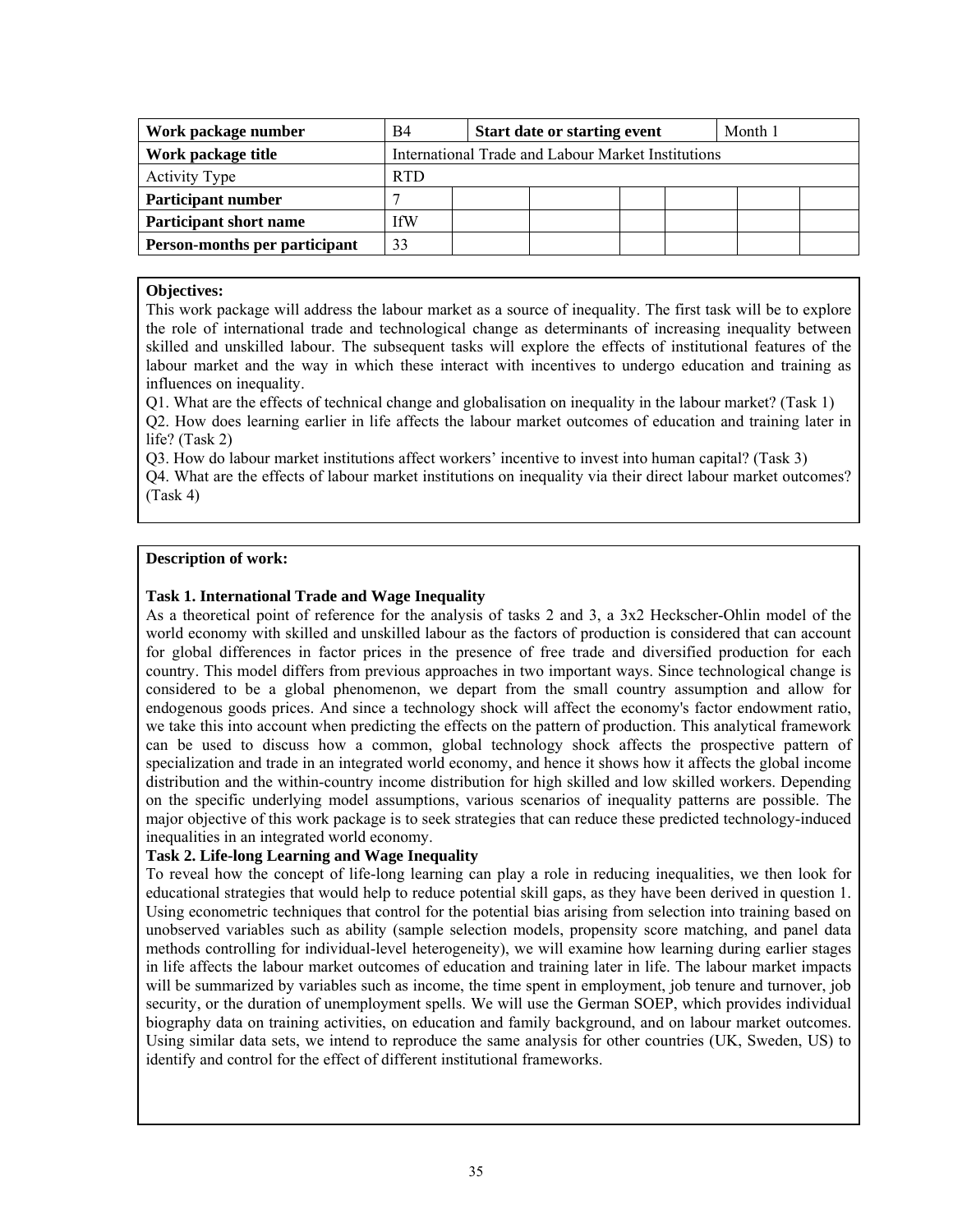| Work package number | B4 | Start date or starting event | | | Month 1 | |
|---|---|---|---|---|---|---|
| Work package title | International Trade and Labour Market Institutions | | | | | |
| Activity Type | RTD | | | | | |
| Participant number | 7 | | | | | |
| Participant short name | IfW | | | | | |
| Person-months per participant | 33 | | | | | |

**Objectives:**

This work package will address the labour market as a source of inequality. The first task will be to explore the role of international trade and technological change as determinants of increasing inequality between skilled and unskilled labour. The subsequent tasks will explore the effects of institutional features of the labour market and the way in which these interact with incentives to undergo education and training as influences on inequality.

Q1. What are the effects of technical change and globalisation on inequality in the labour market? (Task 1)

Q2. How does learning earlier in life affects the labour market outcomes of education and training later in life? (Task 2)

Q3. How do labour market institutions affect workers' incentive to invest into human capital? (Task 3)

Q4. What are the effects of labour market institutions on inequality via their direct labour market outcomes? (Task 4)

**Description of work:**

**Task 1. International Trade and Wage Inequality**

As a theoretical point of reference for the analysis of tasks 2 and 3, a 3x2 Heckscher-Ohlin model of the world economy with skilled and unskilled labour as the factors of production is considered that can account for global differences in factor prices in the presence of free trade and diversified production for each country. This model differs from previous approaches in two important ways. Since technological change is considered to be a global phenomenon, we depart from the small country assumption and allow for endogenous goods prices. And since a technology shock will affect the economy's factor endowment ratio, we take this into account when predicting the effects on the pattern of production. This analytical framework can be used to discuss how a common, global technology shock affects the prospective pattern of specialization and trade in an integrated world economy, and hence it shows how it affects the global income distribution and the within-country income distribution for high skilled and low skilled workers. Depending on the specific underlying model assumptions, various scenarios of inequality patterns are possible. The major objective of this work package is to seek strategies that can reduce these predicted technology-induced inequalities in an integrated world economy.

**Task 2. Life-long Learning and Wage Inequality**

To reveal how the concept of life-long learning can play a role in reducing inequalities, we then look for educational strategies that would help to reduce potential skill gaps, as they have been derived in question 1. Using econometric techniques that control for the potential bias arising from selection into training based on unobserved variables such as ability (sample selection models, propensity score matching, and panel data methods controlling for individual-level heterogeneity), we will examine how learning during earlier stages in life affects the labour market outcomes of education and training later in life. The labour market impacts will be summarized by variables such as income, the time spent in employment, job tenure and turnover, job security, or the duration of unemployment spells. We will use the German SOEP, which provides individual biography data on training activities, on education and family background, and on labour market outcomes. Using similar data sets, we intend to reproduce the same analysis for other countries (UK, Sweden, US) to identify and control for the effect of different institutional frameworks.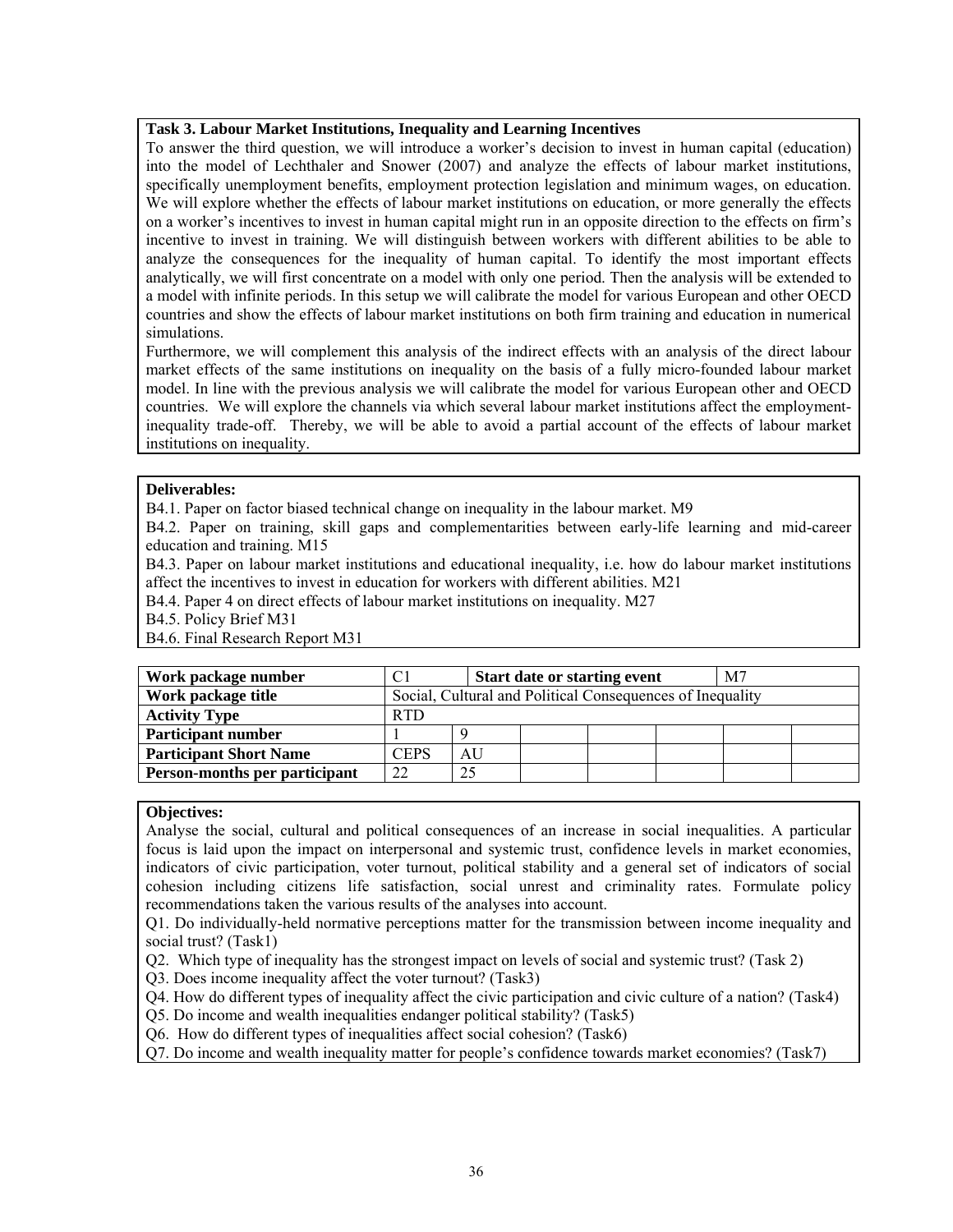**Task 3. Labour Market Institutions, Inequality and Learning Incentives**

To answer the third question, we will introduce a worker's decision to invest in human capital (education) into the model of Lechthaler and Snower (2007) and analyze the effects of labour market institutions, specifically unemployment benefits, employment protection legislation and minimum wages, on education. We will explore whether the effects of labour market institutions on education, or more generally the effects on a worker's incentives to invest in human capital might run in an opposite direction to the effects on firm's incentive to invest in training. We will distinguish between workers with different abilities to be able to analyze the consequences for the inequality of human capital. To identify the most important effects analytically, we will first concentrate on a model with only one period. Then the analysis will be extended to a model with infinite periods. In this setup we will calibrate the model for various European and other OECD countries and show the effects of labour market institutions on both firm training and education in numerical simulations.

Furthermore, we will complement this analysis of the indirect effects with an analysis of the direct labour market effects of the same institutions on inequality on the basis of a fully micro-founded labour market model. In line with the previous analysis we will calibrate the model for various European other and OECD countries. We will explore the channels via which several labour market institutions affect the employment-inequality trade-off. Thereby, we will be able to avoid a partial account of the effects of labour market institutions on inequality.

**Deliverables:**

B4.1. Paper on factor biased technical change on inequality in the labour market. M9

B4.2. Paper on training, skill gaps and complementarities between early-life learning and mid-career education and training. M15

B4.3. Paper on labour market institutions and educational inequality, i.e. how do labour market institutions affect the incentives to invest in education for workers with different abilities. M21

B4.4. Paper 4 on direct effects of labour market institutions on inequality. M27

B4.5. Policy Brief M31

B4.6. Final Research Report M31

| **Work package number** | C1 | **Start date or starting event** | | | M7 | |
|---|---|---|---|---|---|---|
| **Work package title** | Social, Cultural and Political Consequences of Inequality | | | | | |
| **Activity Type** | RTD | | | | | |
| **Participant number** | 1 | 9 | | | | |
| **Participant Short Name** | CEPS | AU | | | | |
| **Person-months per participant** | 22 | 25 | | | | |

**Objectives:**

Analyse the social, cultural and political consequences of an increase in social inequalities. A particular focus is laid upon the impact on interpersonal and systemic trust, confidence levels in market economies, indicators of civic participation, voter turnout, political stability and a general set of indicators of social cohesion including citizens life satisfaction, social unrest and criminality rates. Formulate policy recommendations taken the various results of the analyses into account.

Q1. Do individually-held normative perceptions matter for the transmission between income inequality and social trust? (Task1)

Q2. Which type of inequality has the strongest impact on levels of social and systemic trust? (Task 2)

Q3. Does income inequality affect the voter turnout? (Task3)

Q4. How do different types of inequality affect the civic participation and civic culture of a nation? (Task4)

Q5. Do income and wealth inequalities endanger political stability? (Task5)

Q6. How do different types of inequalities affect social cohesion? (Task6)

Q7. Do income and wealth inequality matter for people's confidence towards market economies? (Task7)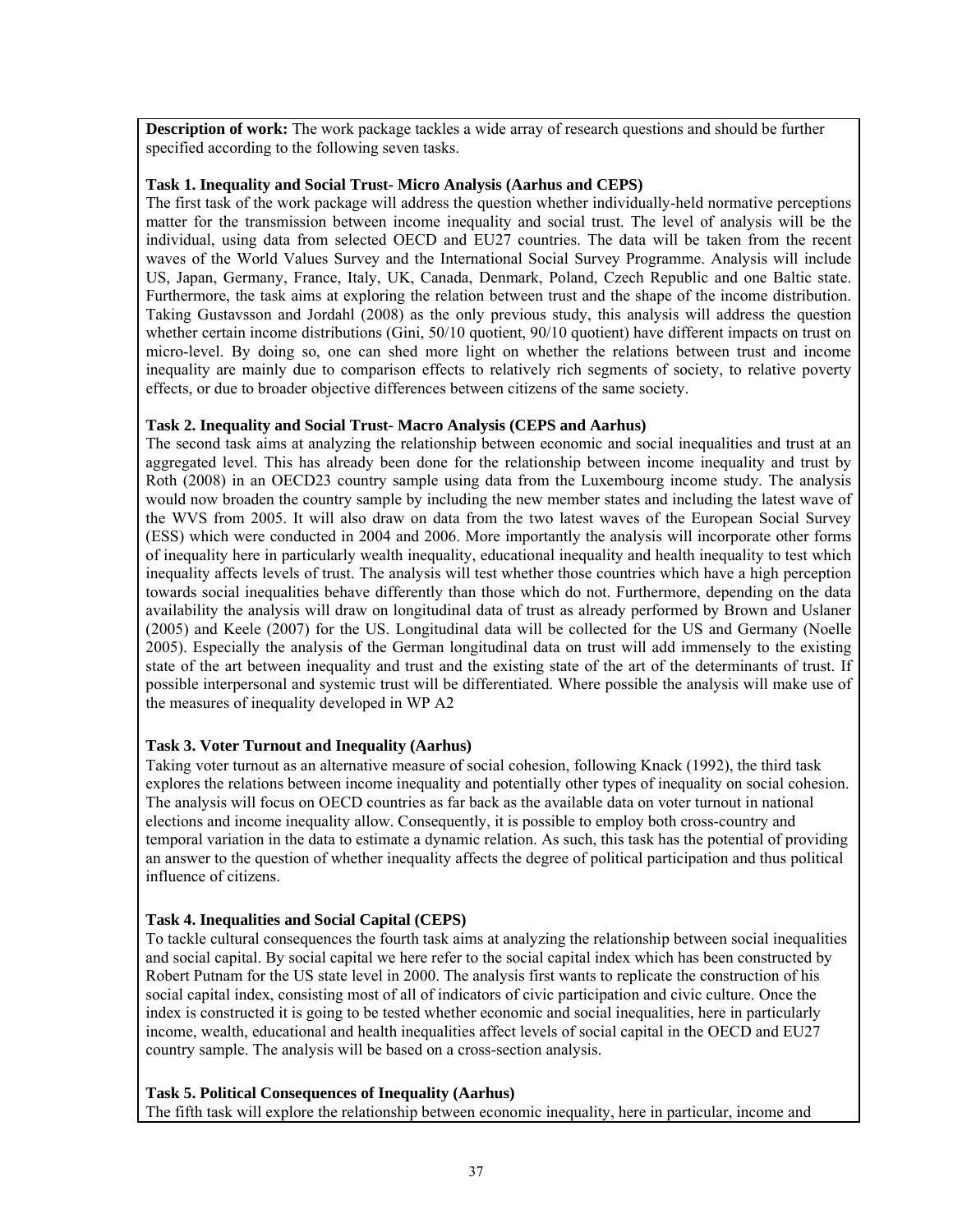**Description of work:** The work package tackles a wide array of research questions and should be further specified according to the following seven tasks.

**Task 1. Inequality and Social Trust- Micro Analysis (Aarhus and CEPS)**

The first task of the work package will address the question whether individually-held normative perceptions matter for the transmission between income inequality and social trust. The level of analysis will be the individual, using data from selected OECD and EU27 countries. The data will be taken from the recent waves of the World Values Survey and the International Social Survey Programme. Analysis will include US, Japan, Germany, France, Italy, UK, Canada, Denmark, Poland, Czech Republic and one Baltic state. Furthermore, the task aims at exploring the relation between trust and the shape of the income distribution. Taking Gustavsson and Jordahl (2008) as the only previous study, this analysis will address the question whether certain income distributions (Gini, 50/10 quotient, 90/10 quotient) have different impacts on trust on micro-level. By doing so, one can shed more light on whether the relations between trust and income inequality are mainly due to comparison effects to relatively rich segments of society, to relative poverty effects, or due to broader objective differences between citizens of the same society.

**Task 2. Inequality and Social Trust- Macro Analysis (CEPS and Aarhus)**

The second task aims at analyzing the relationship between economic and social inequalities and trust at an aggregated level. This has already been done for the relationship between income inequality and trust by Roth (2008) in an OECD23 country sample using data from the Luxembourg income study. The analysis would now broaden the country sample by including the new member states and including the latest wave of the WVS from 2005. It will also draw on data from the two latest waves of the European Social Survey (ESS) which were conducted in 2004 and 2006. More importantly the analysis will incorporate other forms of inequality here in particularly wealth inequality, educational inequality and health inequality to test which inequality affects levels of trust. The analysis will test whether those countries which have a high perception towards social inequalities behave differently than those which do not. Furthermore, depending on the data availability the analysis will draw on longitudinal data of trust as already performed by Brown and Uslaner (2005) and Keele (2007) for the US. Longitudinal data will be collected for the US and Germany (Noelle 2005). Especially the analysis of the German longitudinal data on trust will add immensely to the existing state of the art between inequality and trust and the existing state of the art of the determinants of trust. If possible interpersonal and systemic trust will be differentiated. Where possible the analysis will make use of the measures of inequality developed in WP A2

**Task 3. Voter Turnout and Inequality (Aarhus)**

Taking voter turnout as an alternative measure of social cohesion, following Knack (1992), the third task explores the relations between income inequality and potentially other types of inequality on social cohesion. The analysis will focus on OECD countries as far back as the available data on voter turnout in national elections and income inequality allow. Consequently, it is possible to employ both cross-country and temporal variation in the data to estimate a dynamic relation. As such, this task has the potential of providing an answer to the question of whether inequality affects the degree of political participation and thus political influence of citizens.

**Task 4. Inequalities and Social Capital (CEPS)**

To tackle cultural consequences the fourth task aims at analyzing the relationship between social inequalities and social capital. By social capital we here refer to the social capital index which has been constructed by Robert Putnam for the US state level in 2000. The analysis first wants to replicate the construction of his social capital index, consisting most of all of indicators of civic participation and civic culture. Once the index is constructed it is going to be tested whether economic and social inequalities, here in particularly income, wealth, educational and health inequalities affect levels of social capital in the OECD and EU27 country sample. The analysis will be based on a cross-section analysis.

**Task 5. Political Consequences of Inequality (Aarhus)**

The fifth task will explore the relationship between economic inequality, here in particular, income and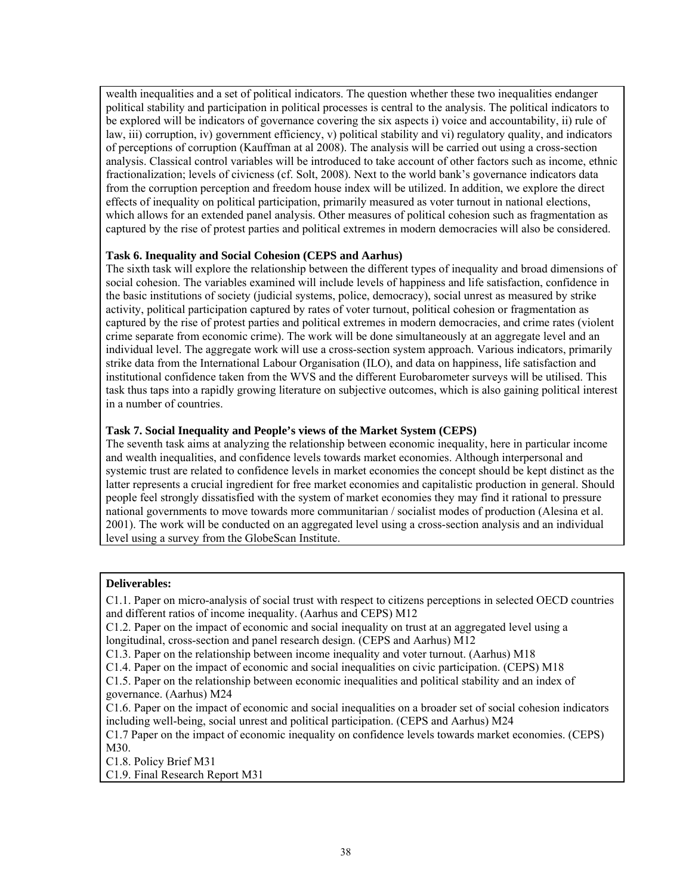wealth inequalities and a set of political indicators. The question whether these two inequalities endanger political stability and participation in political processes is central to the analysis. The political indicators to be explored will be indicators of governance covering the six aspects i) voice and accountability, ii) rule of law, iii) corruption, iv) government efficiency, v) political stability and vi) regulatory quality, and indicators of perceptions of corruption (Kauffman at al 2008). The analysis will be carried out using a cross-section analysis. Classical control variables will be introduced to take account of other factors such as income, ethnic fractionalization; levels of civicness (cf. Solt, 2008). Next to the world bank's governance indicators data from the corruption perception and freedom house index will be utilized. In addition, we explore the direct effects of inequality on political participation, primarily measured as voter turnout in national elections, which allows for an extended panel analysis. Other measures of political cohesion such as fragmentation as captured by the rise of protest parties and political extremes in modern democracies will also be considered.

**Task 6. Inequality and Social Cohesion (CEPS and Aarhus)**

The sixth task will explore the relationship between the different types of inequality and broad dimensions of social cohesion. The variables examined will include levels of happiness and life satisfaction, confidence in the basic institutions of society (judicial systems, police, democracy), social unrest as measured by strike activity, political participation captured by rates of voter turnout, political cohesion or fragmentation as captured by the rise of protest parties and political extremes in modern democracies, and crime rates (violent crime separate from economic crime). The work will be done simultaneously at an aggregate level and an individual level. The aggregate work will use a cross-section system approach. Various indicators, primarily strike data from the International Labour Organisation (ILO), and data on happiness, life satisfaction and institutional confidence taken from the WVS and the different Eurobarometer surveys will be utilised. This task thus taps into a rapidly growing literature on subjective outcomes, which is also gaining political interest in a number of countries.

**Task 7. Social Inequality and People's views of the Market System (CEPS)**

The seventh task aims at analyzing the relationship between economic inequality, here in particular income and wealth inequalities, and confidence levels towards market economies. Although interpersonal and systemic trust are related to confidence levels in market economies the concept should be kept distinct as the latter represents a crucial ingredient for free market economies and capitalistic production in general. Should people feel strongly dissatisfied with the system of market economies they may find it rational to pressure national governments to move towards more communitarian / socialist modes of production (Alesina et al. 2001). The work will be conducted on an aggregated level using a cross-section analysis and an individual level using a survey from the GlobeScan Institute.

**Deliverables:**

C1.1. Paper on micro-analysis of social trust with respect to citizens perceptions in selected OECD countries and different ratios of income inequality. (Aarhus and CEPS) M12

C1.2. Paper on the impact of economic and social inequality on trust at an aggregated level using a longitudinal, cross-section and panel research design. (CEPS and Aarhus) M12

C1.3. Paper on the relationship between income inequality and voter turnout. (Aarhus) M18

C1.4. Paper on the impact of economic and social inequalities on civic participation. (CEPS) M18

C1.5. Paper on the relationship between economic inequalities and political stability and an index of governance. (Aarhus) M24

C1.6. Paper on the impact of economic and social inequalities on a broader set of social cohesion indicators including well-being, social unrest and political participation. (CEPS and Aarhus) M24

C1.7 Paper on the impact of economic inequality on confidence levels towards market economies. (CEPS) M30.

C1.8. Policy Brief M31

C1.9. Final Research Report M31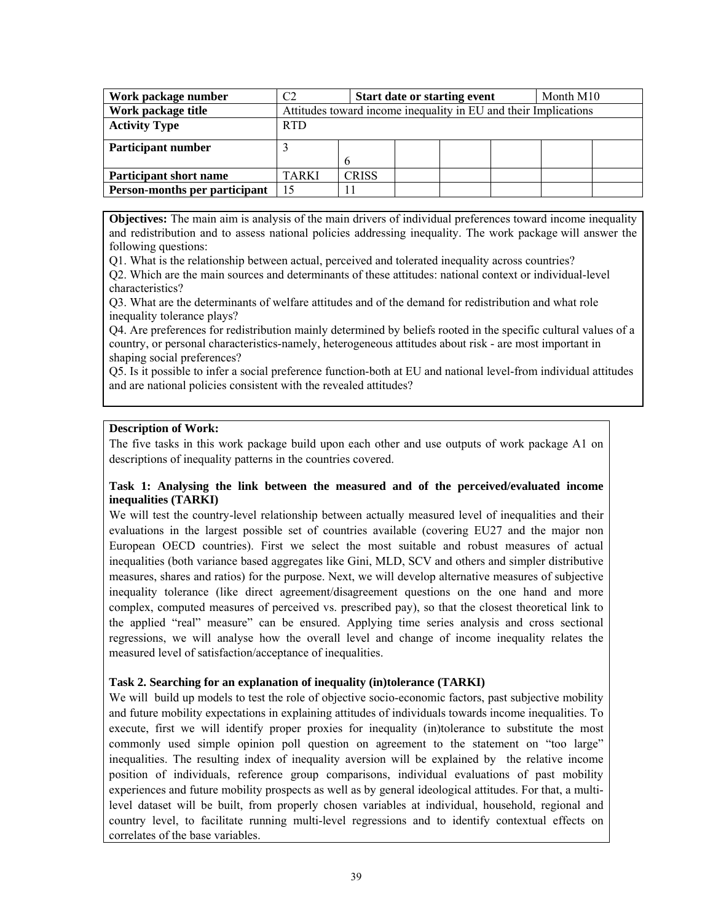| Work package number | C2 | Start date or starting event | | | Month M10 | |
|---|---|---|---|---|---|---|
| Work package title | Attitudes toward income inequality in EU and their Implications | | | | | |
| Activity Type | RTD | | | | | |
| Participant number | 3 | 6 | | | | |
| Participant short name | TARKI | CRISS | | | | |
| Person-months per participant | 15 | 11 | | | | |

**Objectives:** The main aim is analysis of the main drivers of individual preferences toward income inequality and redistribution and to assess national policies addressing inequality. The work package will answer the following questions:

Q1. What is the relationship between actual, perceived and tolerated inequality across countries?

Q2. Which are the main sources and determinants of these attitudes: national context or individual-level characteristics?

Q3. What are the determinants of welfare attitudes and of the demand for redistribution and what role inequality tolerance plays?

Q4. Are preferences for redistribution mainly determined by beliefs rooted in the specific cultural values of a country, or personal characteristics-namely, heterogeneous attitudes about risk - are most important in shaping social preferences?

Q5. Is it possible to infer a social preference function-both at EU and national level-from individual attitudes and are national policies consistent with the revealed attitudes?

**Description of Work:**

The five tasks in this work package build upon each other and use outputs of work package A1 on descriptions of inequality patterns in the countries covered.

**Task 1: Analysing the link between the measured and of the perceived/evaluated income inequalities (TARKI)**

We will test the country-level relationship between actually measured level of inequalities and their evaluations in the largest possible set of countries available (covering EU27 and the major non European OECD countries). First we select the most suitable and robust measures of actual inequalities (both variance based aggregates like Gini, MLD, SCV and others and simpler distributive measures, shares and ratios) for the purpose. Next, we will develop alternative measures of subjective inequality tolerance (like direct agreement/disagreement questions on the one hand and more complex, computed measures of perceived vs. prescribed pay), so that the closest theoretical link to the applied "real" measure" can be ensured. Applying time series analysis and cross sectional regressions, we will analyse how the overall level and change of income inequality relates the measured level of satisfaction/acceptance of inequalities.

**Task 2. Searching for an explanation of inequality (in)tolerance (TARKI)**

We will build up models to test the role of objective socio-economic factors, past subjective mobility and future mobility expectations in explaining attitudes of individuals towards income inequalities. To execute, first we will identify proper proxies for inequality (in)tolerance to substitute the most commonly used simple opinion poll question on agreement to the statement on "too large" inequalities. The resulting index of inequality aversion will be explained by the relative income position of individuals, reference group comparisons, individual evaluations of past mobility experiences and future mobility prospects as well as by general ideological attitudes. For that, a multi-level dataset will be built, from properly chosen variables at individual, household, regional and country level, to facilitate running multi-level regressions and to identify contextual effects on correlates of the base variables.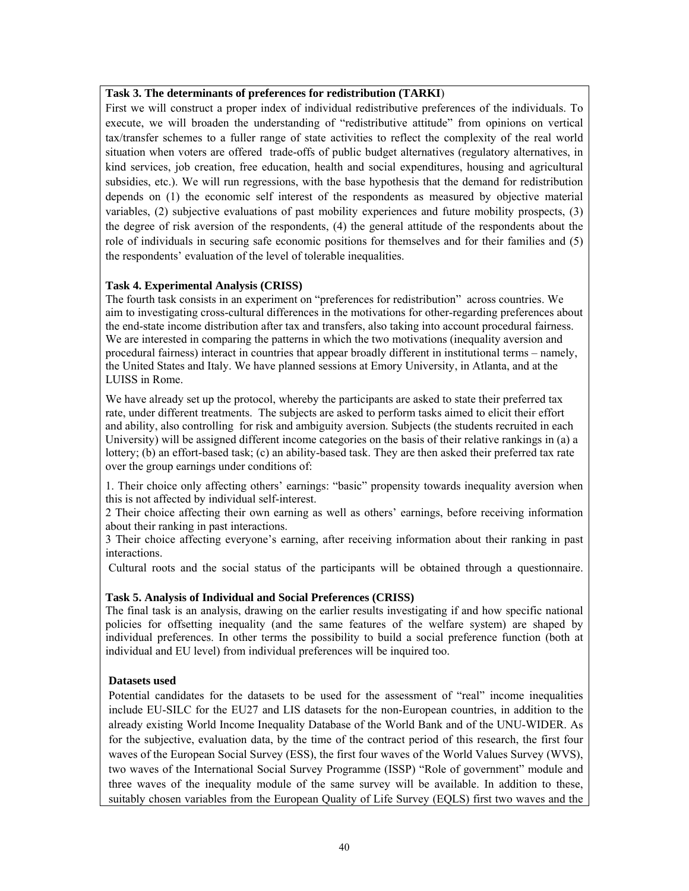**Task 3. The determinants of preferences for redistribution (TARKI**)

First we will construct a proper index of individual redistributive preferences of the individuals. To execute, we will broaden the understanding of "redistributive attitude" from opinions on vertical tax/transfer schemes to a fuller range of state activities to reflect the complexity of the real world situation when voters are offered trade-offs of public budget alternatives (regulatory alternatives, in kind services, job creation, free education, health and social expenditures, housing and agricultural subsidies, etc.). We will run regressions, with the base hypothesis that the demand for redistribution depends on (1) the economic self interest of the respondents as measured by objective material variables, (2) subjective evaluations of past mobility experiences and future mobility prospects, (3) the degree of risk aversion of the respondents, (4) the general attitude of the respondents about the role of individuals in securing safe economic positions for themselves and for their families and (5) the respondents' evaluation of the level of tolerable inequalities.

**Task 4. Experimental Analysis (CRISS)**

The fourth task consists in an experiment on "preferences for redistribution" across countries. We aim to investigating cross-cultural differences in the motivations for other-regarding preferences about the end-state income distribution after tax and transfers, also taking into account procedural fairness. We are interested in comparing the patterns in which the two motivations (inequality aversion and procedural fairness) interact in countries that appear broadly different in institutional terms – namely, the United States and Italy. We have planned sessions at Emory University, in Atlanta, and at the LUISS in Rome.

We have already set up the protocol, whereby the participants are asked to state their preferred tax rate, under different treatments. The subjects are asked to perform tasks aimed to elicit their effort and ability, also controlling for risk and ambiguity aversion. Subjects (the students recruited in each University) will be assigned different income categories on the basis of their relative rankings in (a) a lottery; (b) an effort-based task; (c) an ability-based task. They are then asked their preferred tax rate over the group earnings under conditions of:

1. Their choice only affecting others' earnings: "basic" propensity towards inequality aversion when this is not affected by individual self-interest.
2 Their choice affecting their own earning as well as others' earnings, before receiving information about their ranking in past interactions.
3 Their choice affecting everyone's earning, after receiving information about their ranking in past interactions.

Cultural roots and the social status of the participants will be obtained through a questionnaire.

**Task 5. Analysis of Individual and Social Preferences (CRISS)**

The final task is an analysis, drawing on the earlier results investigating if and how specific national policies for offsetting inequality (and the same features of the welfare system) are shaped by individual preferences. In other terms the possibility to build a social preference function (both at individual and EU level) from individual preferences will be inquired too.

**Datasets used**

Potential candidates for the datasets to be used for the assessment of "real" income inequalities include EU-SILC for the EU27 and LIS datasets for the non-European countries, in addition to the already existing World Income Inequality Database of the World Bank and of the UNU-WIDER. As for the subjective, evaluation data, by the time of the contract period of this research, the first four waves of the European Social Survey (ESS), the first four waves of the World Values Survey (WVS), two waves of the International Social Survey Programme (ISSP) "Role of government" module and three waves of the inequality module of the same survey will be available. In addition to these, suitably chosen variables from the European Quality of Life Survey (EQLS) first two waves and the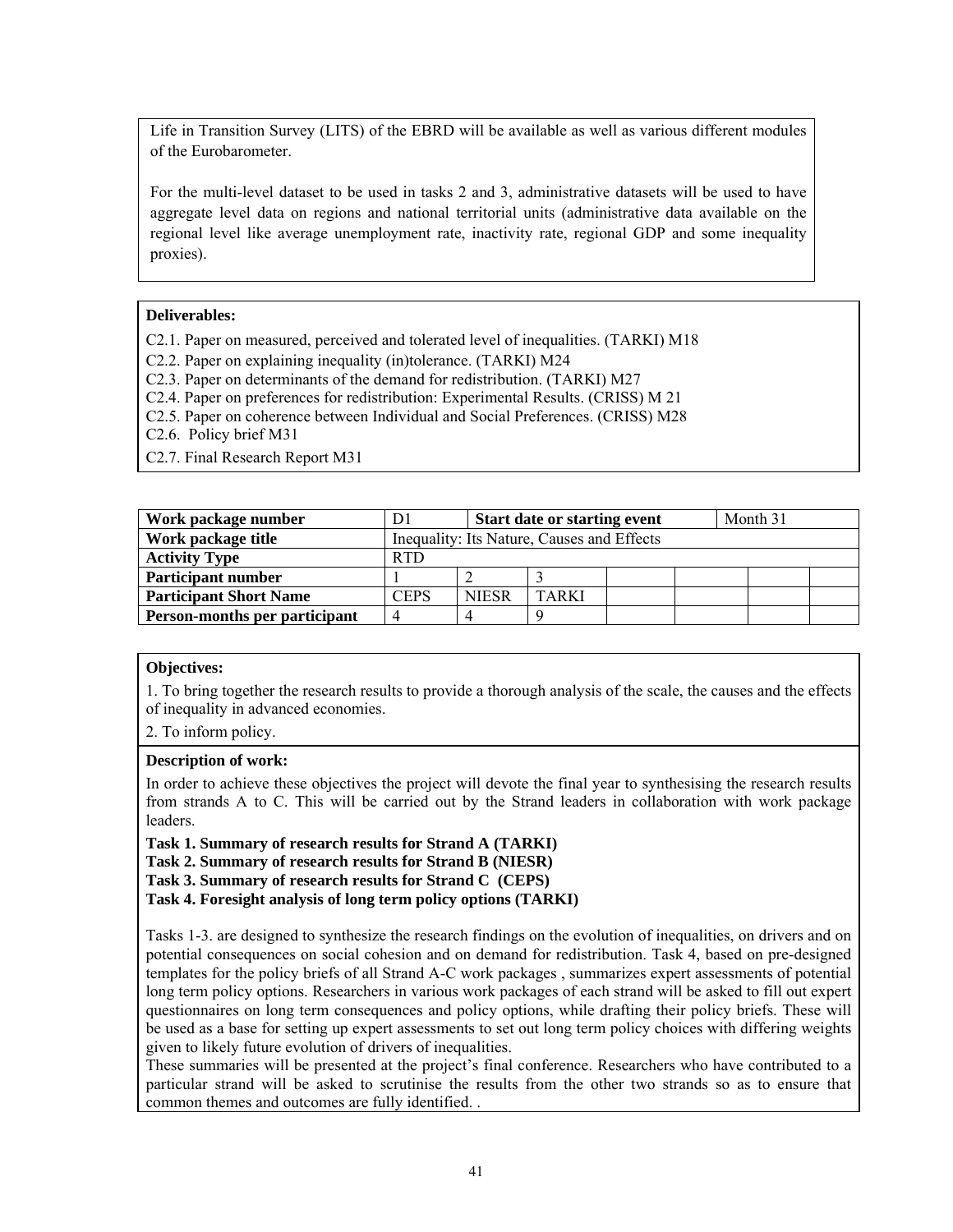Life in Transition Survey (LITS) of the EBRD will be available as well as various different modules of the Eurobarometer.

For the multi-level dataset to be used in tasks 2 and 3, administrative datasets will be used to have aggregate level data on regions and national territorial units (administrative data available on the regional level like average unemployment rate, inactivity rate, regional GDP and some inequality proxies).

**Deliverables:**

C2.1. Paper on measured, perceived and tolerated level of inequalities. (TARKI) M18

C2.2. Paper on explaining inequality (in)tolerance. (TARKI) M24

C2.3. Paper on determinants of the demand for redistribution. (TARKI) M27

C2.4. Paper on preferences for redistribution: Experimental Results. (CRISS) M 21

C2.5. Paper on coherence between Individual and Social Preferences. (CRISS) M28

C2.6. Policy brief M31

C2.7. Final Research Report M31

| **Work package number** | D1 | **Start date or starting event** | | | Month 31 | | |
|---|---|---|---|---|---|---|---|
| **Work package title** | Inequality: Its Nature, Causes and Effects | | | | | | |
| **Activity Type** | RTD | | | | | | |
| **Participant number** | 1 | 2 | 3 | | | | |
| **Participant Short Name** | CEPS | NIESR | TARKI | | | | |
| **Person-months per participant** | 4 | 4 | 9 | | | | |

**Objectives:**

1. To bring together the research results to provide a thorough analysis of the scale, the causes and the effects of inequality in advanced economies.

2. To inform policy.

**Description of work:**

In order to achieve these objectives the project will devote the final year to synthesising the research results from strands A to C. This will be carried out by the Strand leaders in collaboration with work package leaders.

**Task 1. Summary of research results for Strand A (TARKI)**

**Task 2. Summary of research results for Strand B (NIESR)**

**Task 3. Summary of research results for Strand C (CEPS)**

**Task 4. Foresight analysis of long term policy options (TARKI)**

Tasks 1-3. are designed to synthesize the research findings on the evolution of inequalities, on drivers and on potential consequences on social cohesion and on demand for redistribution. Task 4, based on pre-designed templates for the policy briefs of all Strand A-C work packages , summarizes expert assessments of potential long term policy options. Researchers in various work packages of each strand will be asked to fill out expert questionnaires on long term consequences and policy options, while drafting their policy briefs. These will be used as a base for setting up expert assessments to set out long term policy choices with differing weights given to likely future evolution of drivers of inequalities.

These summaries will be presented at the project's final conference. Researchers who have contributed to a particular strand will be asked to scrutinise the results from the other two strands so as to ensure that common themes and outcomes are fully identified. .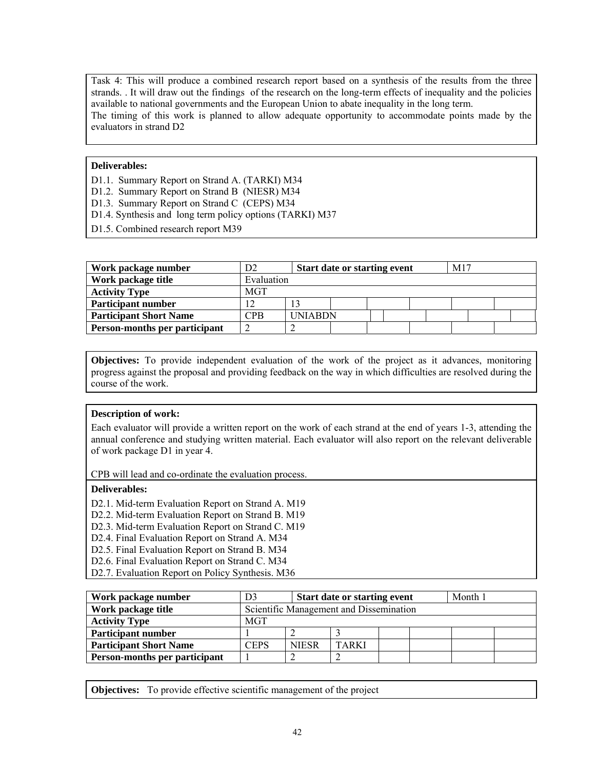Task 4: This will produce a combined research report based on a synthesis of the results from the three strands. . It will draw out the findings of the research on the long-term effects of inequality and the policies available to national governments and the European Union to abate inequality in the long term.
The timing of this work is planned to allow adequate opportunity to accommodate points made by the evaluators in strand D2

**Deliverables:**

D1.1. Summary Report on Strand A. (TARKI) M34
D1.2. Summary Report on Strand B (NIESR) M34
D1.3. Summary Report on Strand C (CEPS) M34
D1.4. Synthesis and long term policy options (TARKI) M37
D1.5. Combined research report M39

| **Work package number** | D2 | **Start date or starting event** | | | M17 | | | |
|---|---|---|---|---|---|---|---|---|
| **Work package title** | Evaluation | | | | | | | |
| **Activity Type** | MGT | | | | | | | |
| **Participant number** | 12 | 13 | | | | | | |
| **Participant Short Name** | CPB | UNIABDN | | | | | | |
| **Person-months per participant** | 2 | 2 | | | | | | |

**Objectives:** To provide independent evaluation of the work of the project as it advances, monitoring progress against the proposal and providing feedback on the way in which difficulties are resolved during the course of the work.

**Description of work:**

Each evaluator will provide a written report on the work of each strand at the end of years 1-3, attending the annual conference and studying written material. Each evaluator will also report on the relevant deliverable of work package D1 in year 4.

CPB will lead and co-ordinate the evaluation process.

**Deliverables:**

D2.1. Mid-term Evaluation Report on Strand A. M19
D2.2. Mid-term Evaluation Report on Strand B. M19
D2.3. Mid-term Evaluation Report on Strand C. M19
D2.4. Final Evaluation Report on Strand A. M34
D2.5. Final Evaluation Report on Strand B. M34
D2.6. Final Evaluation Report on Strand C. M34
D2.7. Evaluation Report on Policy Synthesis. M36

| **Work package number** | D3 | **Start date or starting event** | | | Month 1 | |
|---|---|---|---|---|---|---|
| **Work package title** | Scientific Management and Dissemination | | | | | |
| **Activity Type** | MGT | | | | | |
| **Participant number** | 1 | 2 | 3 | | | |
| **Participant Short Name** | CEPS | NIESR | TARKI | | | |
| **Person-months per participant** | 1 | 2 | 2 | | | |

**Objectives:** To provide effective scientific management of the project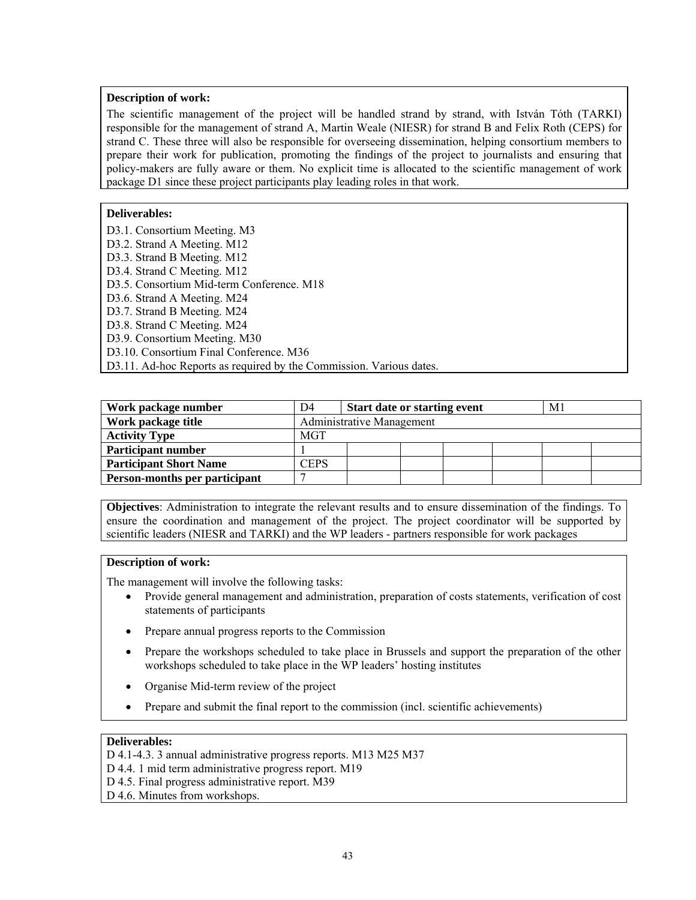**Description of work:**

The scientific management of the project will be handled strand by strand, with István Tóth (TARKI) responsible for the management of strand A, Martin Weale (NIESR) for strand B and Felix Roth (CEPS) for strand C. These three will also be responsible for overseeing dissemination, helping consortium members to prepare their work for publication, promoting the findings of the project to journalists and ensuring that policy-makers are fully aware or them. No explicit time is allocated to the scientific management of work package D1 since these project participants play leading roles in that work.

**Deliverables:**

D3.1. Consortium Meeting. M3
D3.2. Strand A Meeting. M12
D3.3. Strand B Meeting. M12
D3.4. Strand C Meeting. M12
D3.5. Consortium Mid-term Conference. M18
D3.6. Strand A Meeting. M24
D3.7. Strand B Meeting. M24
D3.8. Strand C Meeting. M24
D3.9. Consortium Meeting. M30
D3.10. Consortium Final Conference. M36
D3.11. Ad-hoc Reports as required by the Commission. Various dates.

| **Work package number** | D4 | **Start date or starting event** | | | M1 | |
|---|---|---|---|---|---|---|
| **Work package title** | Administrative Management | | | | | |
| **Activity Type** | MGT | | | | | |
| **Participant number** | 1 | | | | | |
| **Participant Short Name** | CEPS | | | | | |
| **Person-months per participant** | 7 | | | | | |

**Objectives**: Administration to integrate the relevant results and to ensure dissemination of the findings. To ensure the coordination and management of the project. The project coordinator will be supported by scientific leaders (NIESR and TARKI) and the WP leaders - partners responsible for work packages

**Description of work:**

The management will involve the following tasks:

- Provide general management and administration, preparation of costs statements, verification of cost statements of participants
- Prepare annual progress reports to the Commission
- Prepare the workshops scheduled to take place in Brussels and support the preparation of the other workshops scheduled to take place in the WP leaders' hosting institutes
- Organise Mid-term review of the project
- Prepare and submit the final report to the commission (incl. scientific achievements)

**Deliverables:**

D 4.1-4.3. 3 annual administrative progress reports. M13 M25 M37
D 4.4. 1 mid term administrative progress report. M19
D 4.5. Final progress administrative report. M39
D 4.6. Minutes from workshops.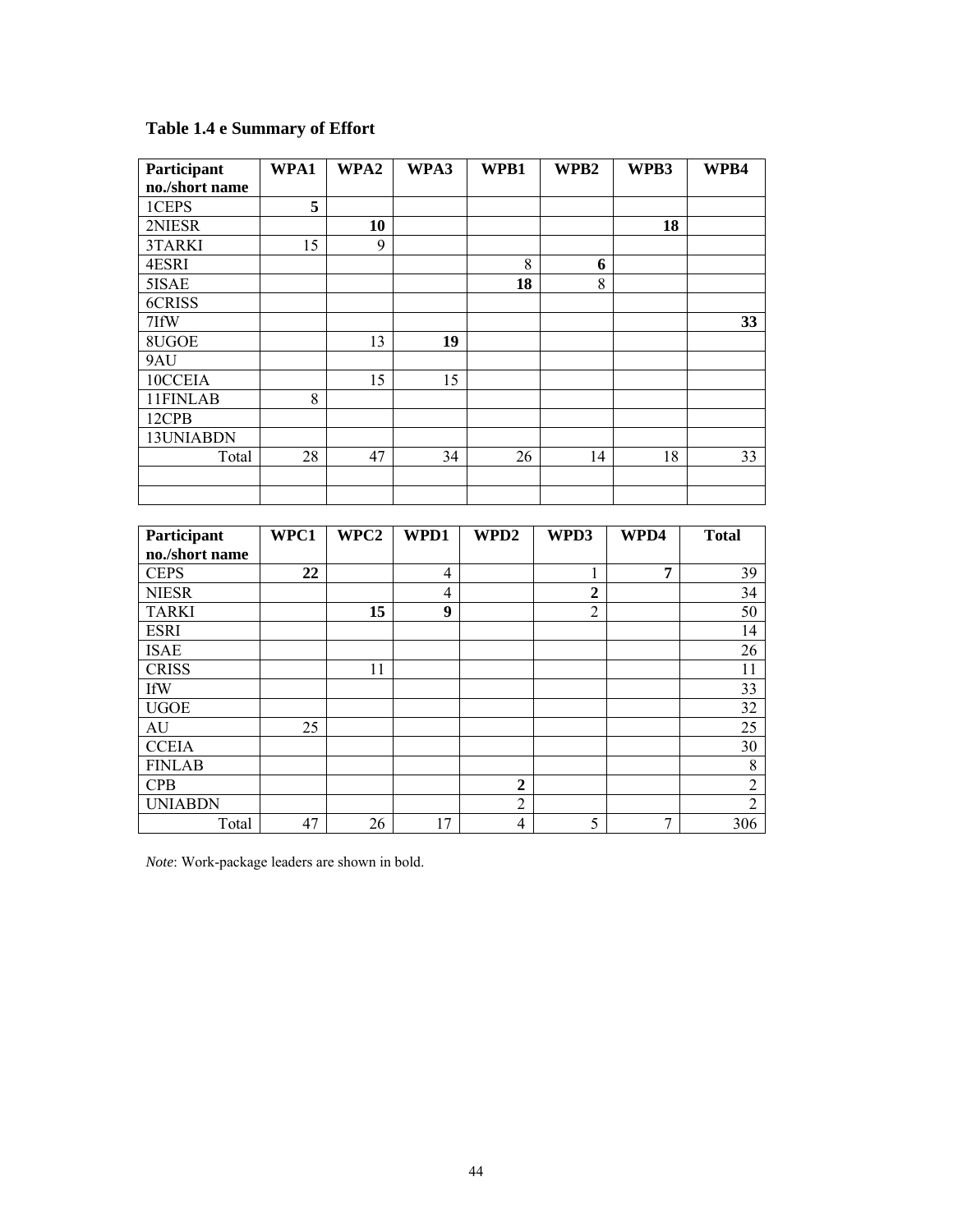**Table 1.4 e Summary of Effort**

| Participant no./short name | WPA1 | WPA2 | WPA3 | WPB1 | WPB2 | WPB3 | WPB4 |
|---|---|---|---|---|---|---|---|
| 1CEPS | **5** | | | | | | |
| 2NIESR | | **10** | | | | **18** | |
| 3TARKI | 15 | 9 | | | | | |
| 4ESRI | | | | 8 | **6** | | |
| 5ISAE | | | | **18** | 8 | | |
| 6CRISS | | | | | | | |
| 7IfW | | | | | | | **33** |
| 8UGOE | | 13 | **19** | | | | |
| 9AU | | | | | | | |
| 10CCEIA | | 15 | 15 | | | | |
| 11FINLAB | 8 | | | | | | |
| 12CPB | | | | | | | |
| 13UNIABDN | | | | | | | |
| Total | 28 | 47 | 34 | 26 | 14 | 18 | 33 |
| | | | | | | | |
| | | | | | | | |

| Participant no./short name | WPC1 | WPC2 | WPD1 | WPD2 | WPD3 | WPD4 | Total |
|---|---|---|---|---|---|---|---|
| CEPS | **22** | | 4 | | 1 | **7** | 39 |
| NIESR | | | 4 | | **2** | | 34 |
| TARKI | | **15** | **9** | | 2 | | 50 |
| ESRI | | | | | | | 14 |
| ISAE | | | | | | | 26 |
| CRISS | | 11 | | | | | 11 |
| IfW | | | | | | | 33 |
| UGOE | | | | | | | 32 |
| AU | 25 | | | | | | 25 |
| CCEIA | | | | | | | 30 |
| FINLAB | | | | | | | 8 |
| CPB | | | | **2** | | | 2 |
| UNIABDN | | | | 2 | | | 2 |
| Total | 47 | 26 | 17 | 4 | 5 | 7 | 306 |

*Note*: Work-package leaders are shown in bold.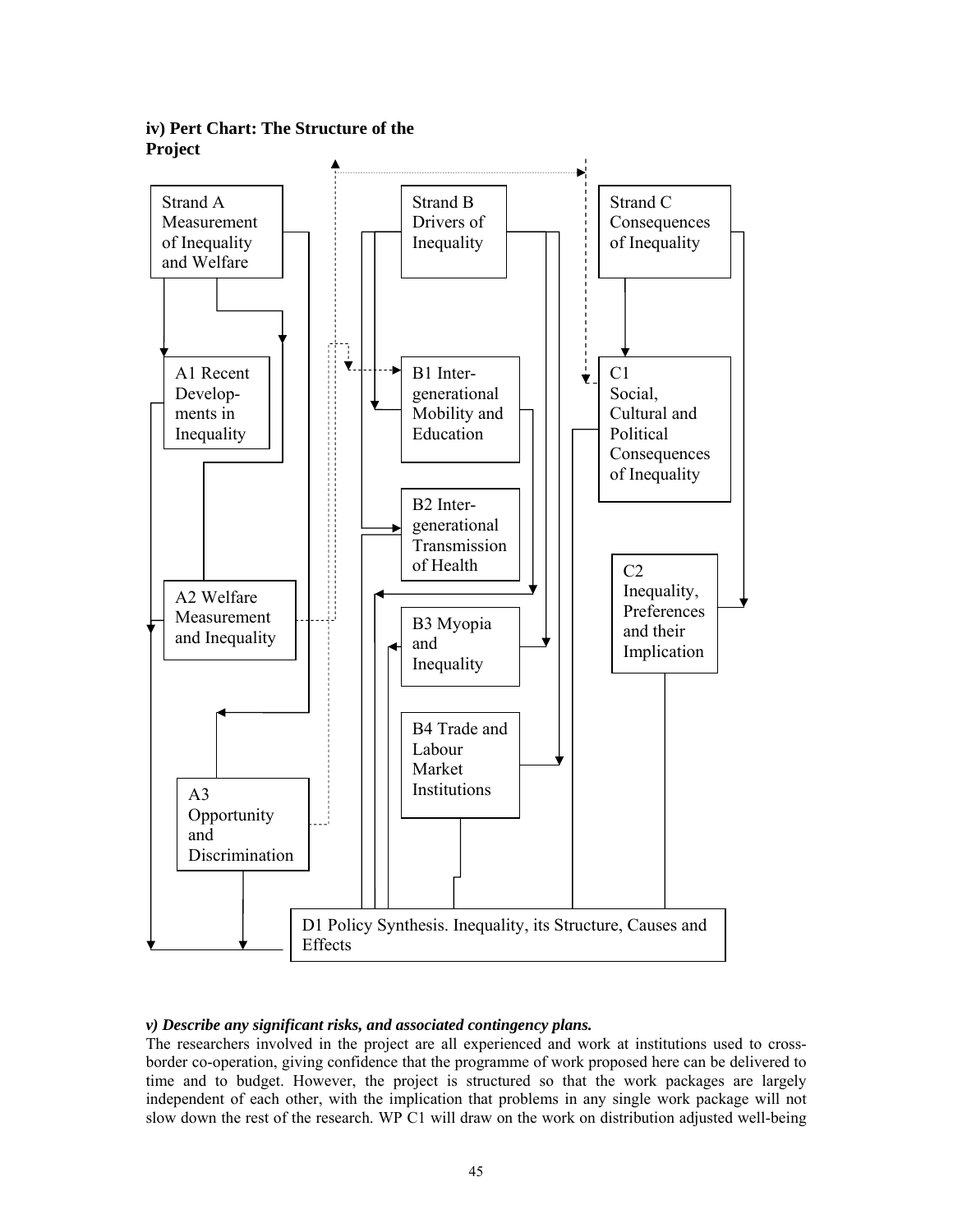**iv) Pert Chart: The Structure of the Project**

Strand A Measurement of Inequality and Welfare

A1 Recent Developments in Inequality

A2 Welfare Measurement and Inequality

A3 Opportunity and Discrimination

Strand B Drivers of Inequality

B1 Inter-generational Mobility and Education

B2 Inter-generational Transmission of Health

B3 Myopia and Inequality

B4 Trade and Labour Market Institutions

Strand C Consequences of Inequality

C1 Social, Cultural and Political Consequences of Inequality

C2 Inequality, Preferences and their Implication

D1 Policy Synthesis. Inequality, its Structure, Causes and Effects

***v) Describe any significant risks, and associated contingency plans.***

The researchers involved in the project are all experienced and work at institutions used to cross-border co-operation, giving confidence that the programme of work proposed here can be delivered to time and to budget. However, the project is structured so that the work packages are largely independent of each other, with the implication that problems in any single work package will not slow down the rest of the research. WP C1 will draw on the work on distribution adjusted well-being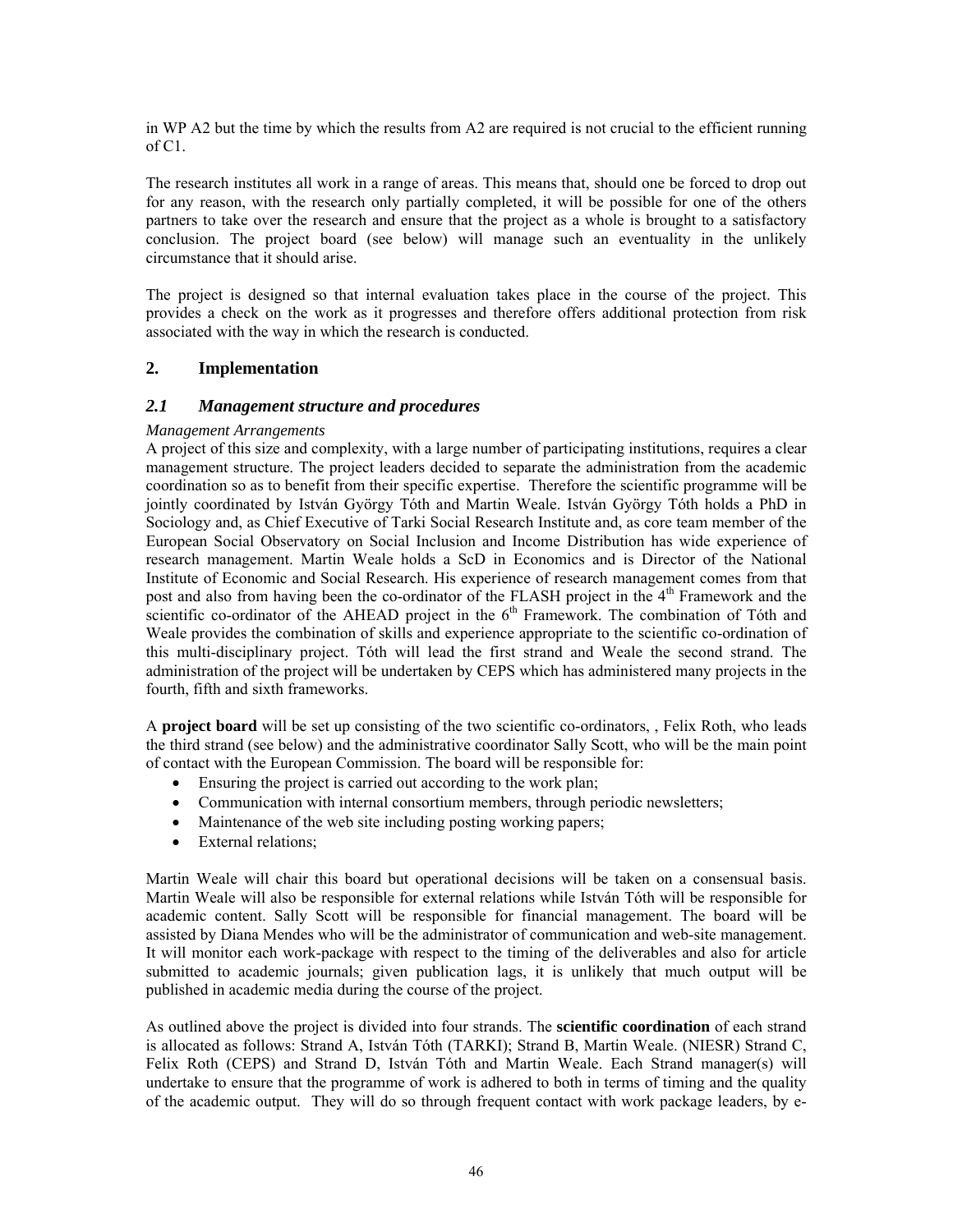in WP A2 but the time by which the results from A2 are required is not crucial to the efficient running of C1.

The research institutes all work in a range of areas. This means that, should one be forced to drop out for any reason, with the research only partially completed, it will be possible for one of the others partners to take over the research and ensure that the project as a whole is brought to a satisfactory conclusion. The project board (see below) will manage such an eventuality in the unlikely circumstance that it should arise.

The project is designed so that internal evaluation takes place in the course of the project. This provides a check on the work as it progresses and therefore offers additional protection from risk associated with the way in which the research is conducted.

## 2. Implementation

### *2.1 Management structure and procedures*

*Management Arrangements*

A project of this size and complexity, with a large number of participating institutions, requires a clear management structure. The project leaders decided to separate the administration from the academic coordination so as to benefit from their specific expertise. Therefore the scientific programme will be jointly coordinated by István György Tóth and Martin Weale. István György Tóth holds a PhD in Sociology and, as Chief Executive of Tarki Social Research Institute and, as core team member of the European Social Observatory on Social Inclusion and Income Distribution has wide experience of research management. Martin Weale holds a ScD in Economics and is Director of the National Institute of Economic and Social Research. His experience of research management comes from that post and also from having been the co-ordinator of the FLASH project in the 4th Framework and the scientific co-ordinator of the AHEAD project in the 6th Framework. The combination of Tóth and Weale provides the combination of skills and experience appropriate to the scientific co-ordination of this multi-disciplinary project. Tóth will lead the first strand and Weale the second strand. The administration of the project will be undertaken by CEPS which has administered many projects in the fourth, fifth and sixth frameworks.

A **project board** will be set up consisting of the two scientific co-ordinators, , Felix Roth, who leads the third strand (see below) and the administrative coordinator Sally Scott, who will be the main point of contact with the European Commission. The board will be responsible for:

- Ensuring the project is carried out according to the work plan;
- Communication with internal consortium members, through periodic newsletters;
- Maintenance of the web site including posting working papers;
- External relations;

Martin Weale will chair this board but operational decisions will be taken on a consensual basis. Martin Weale will also be responsible for external relations while István Tóth will be responsible for academic content. Sally Scott will be responsible for financial management. The board will be assisted by Diana Mendes who will be the administrator of communication and web-site management. It will monitor each work-package with respect to the timing of the deliverables and also for article submitted to academic journals; given publication lags, it is unlikely that much output will be published in academic media during the course of the project.

As outlined above the project is divided into four strands. The **scientific coordination** of each strand is allocated as follows: Strand A, István Tóth (TARKI); Strand B, Martin Weale. (NIESR) Strand C, Felix Roth (CEPS) and Strand D, István Tóth and Martin Weale. Each Strand manager(s) will undertake to ensure that the programme of work is adhered to both in terms of timing and the quality of the academic output. They will do so through frequent contact with work package leaders, by e-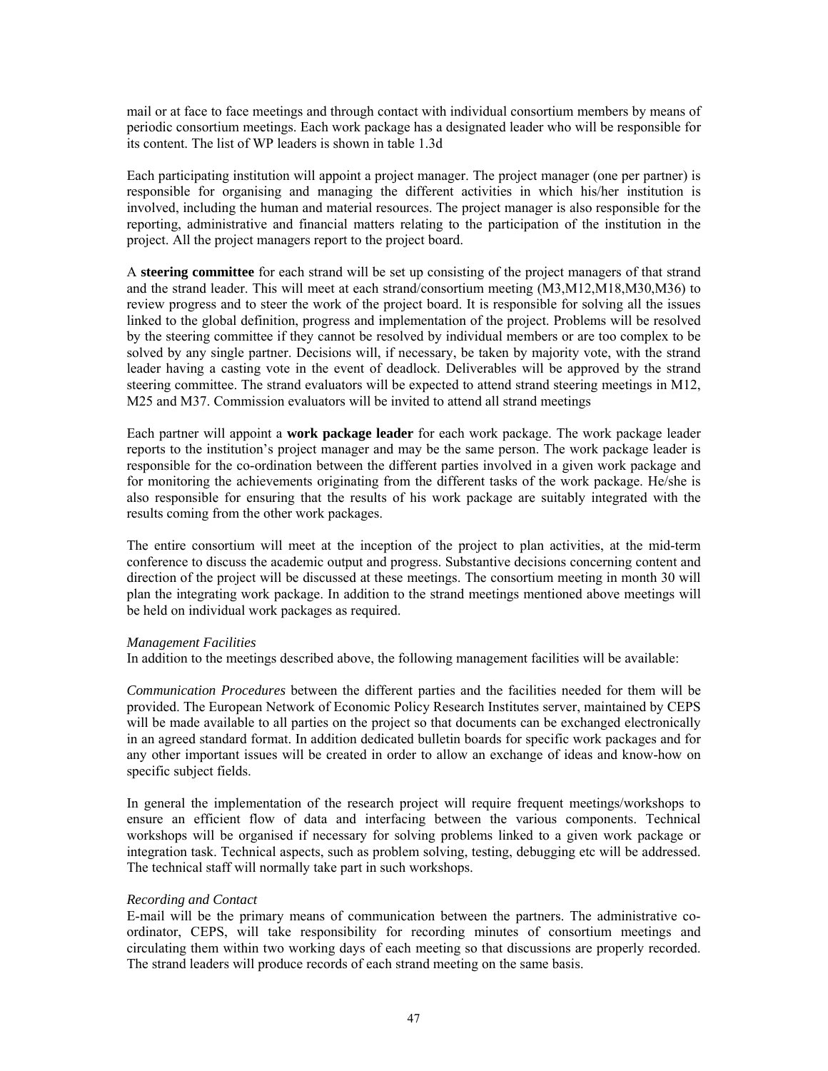mail or at face to face meetings and through contact with individual consortium members by means of periodic consortium meetings. Each work package has a designated leader who will be responsible for its content. The list of WP leaders is shown in table 1.3d

Each participating institution will appoint a project manager. The project manager (one per partner) is responsible for organising and managing the different activities in which his/her institution is involved, including the human and material resources. The project manager is also responsible for the reporting, administrative and financial matters relating to the participation of the institution in the project. All the project managers report to the project board.

A **steering committee** for each strand will be set up consisting of the project managers of that strand and the strand leader. This will meet at each strand/consortium meeting (M3,M12,M18,M30,M36) to review progress and to steer the work of the project board. It is responsible for solving all the issues linked to the global definition, progress and implementation of the project. Problems will be resolved by the steering committee if they cannot be resolved by individual members or are too complex to be solved by any single partner. Decisions will, if necessary, be taken by majority vote, with the strand leader having a casting vote in the event of deadlock. Deliverables will be approved by the strand steering committee. The strand evaluators will be expected to attend strand steering meetings in M12, M25 and M37. Commission evaluators will be invited to attend all strand meetings

Each partner will appoint a **work package leader** for each work package. The work package leader reports to the institution's project manager and may be the same person. The work package leader is responsible for the co-ordination between the different parties involved in a given work package and for monitoring the achievements originating from the different tasks of the work package. He/she is also responsible for ensuring that the results of his work package are suitably integrated with the results coming from the other work packages.

The entire consortium will meet at the inception of the project to plan activities, at the mid-term conference to discuss the academic output and progress. Substantive decisions concerning content and direction of the project will be discussed at these meetings. The consortium meeting in month 30 will plan the integrating work package. In addition to the strand meetings mentioned above meetings will be held on individual work packages as required.

*Management Facilities*
In addition to the meetings described above, the following management facilities will be available:

*Communication Procedures* between the different parties and the facilities needed for them will be provided. The European Network of Economic Policy Research Institutes server, maintained by CEPS will be made available to all parties on the project so that documents can be exchanged electronically in an agreed standard format. In addition dedicated bulletin boards for specific work packages and for any other important issues will be created in order to allow an exchange of ideas and know-how on specific subject fields.

In general the implementation of the research project will require frequent meetings/workshops to ensure an efficient flow of data and interfacing between the various components. Technical workshops will be organised if necessary for solving problems linked to a given work package or integration task. Technical aspects, such as problem solving, testing, debugging etc will be addressed. The technical staff will normally take part in such workshops.

*Recording and Contact*
E-mail will be the primary means of communication between the partners. The administrative co-ordinator, CEPS, will take responsibility for recording minutes of consortium meetings and circulating them within two working days of each meeting so that discussions are properly recorded. The strand leaders will produce records of each strand meeting on the same basis.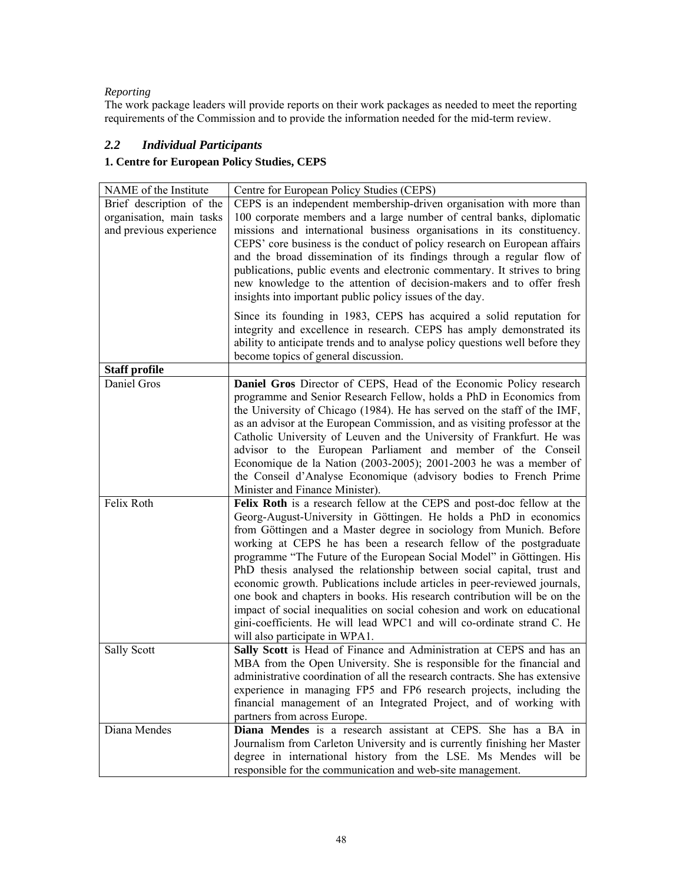*Reporting*

The work package leaders will provide reports on their work packages as needed to meet the reporting requirements of the Commission and to provide the information needed for the mid-term review.

## *2.2 Individual Participants*

### 1. Centre for European Policy Studies, CEPS

| NAME of the Institute | Centre for European Policy Studies (CEPS) |
|---|---|
| Brief description of the organisation, main tasks and previous experience | CEPS is an independent membership-driven organisation with more than 100 corporate members and a large number of central banks, diplomatic missions and international business organisations in its constituency. CEPS' core business is the conduct of policy research on European affairs and the broad dissemination of its findings through a regular flow of publications, public events and electronic commentary. It strives to bring new knowledge to the attention of decision-makers and to offer fresh insights into important public policy issues of the day.<br><br>Since its founding in 1983, CEPS has acquired a solid reputation for integrity and excellence in research. CEPS has amply demonstrated its ability to anticipate trends and to analyse policy questions well before they become topics of general discussion. |
| **Staff profile** | |
| Daniel Gros | **Daniel Gros** Director of CEPS, Head of the Economic Policy research programme and Senior Research Fellow, holds a PhD in Economics from the University of Chicago (1984). He has served on the staff of the IMF, as an advisor at the European Commission, and as visiting professor at the Catholic University of Leuven and the University of Frankfurt. He was advisor to the European Parliament and member of the Conseil Economique de la Nation (2003-2005); 2001-2003 he was a member of the Conseil d'Analyse Economique (advisory bodies to French Prime Minister and Finance Minister). |
| Felix Roth | **Felix Roth** is a research fellow at the CEPS and post-doc fellow at the Georg-August-University in Göttingen. He holds a PhD in economics from Göttingen and a Master degree in sociology from Munich. Before working at CEPS he has been a research fellow of the postgraduate programme "The Future of the European Social Model" in Göttingen. His PhD thesis analysed the relationship between social capital, trust and economic growth. Publications include articles in peer-reviewed journals, one book and chapters in books. His research contribution will be on the impact of social inequalities on social cohesion and work on educational gini-coefficients. He will lead WPC1 and will co-ordinate strand C. He will also participate in WPA1. |
| Sally Scott | **Sally Scott** is Head of Finance and Administration at CEPS and has an MBA from the Open University. She is responsible for the financial and administrative coordination of all the research contracts. She has extensive experience in managing FP5 and FP6 research projects, including the financial management of an Integrated Project, and of working with partners from across Europe. |
| Diana Mendes | **Diana Mendes** is a research assistant at CEPS. She has a BA in Journalism from Carleton University and is currently finishing her Master degree in international history from the LSE. Ms Mendes will be responsible for the communication and web-site management. |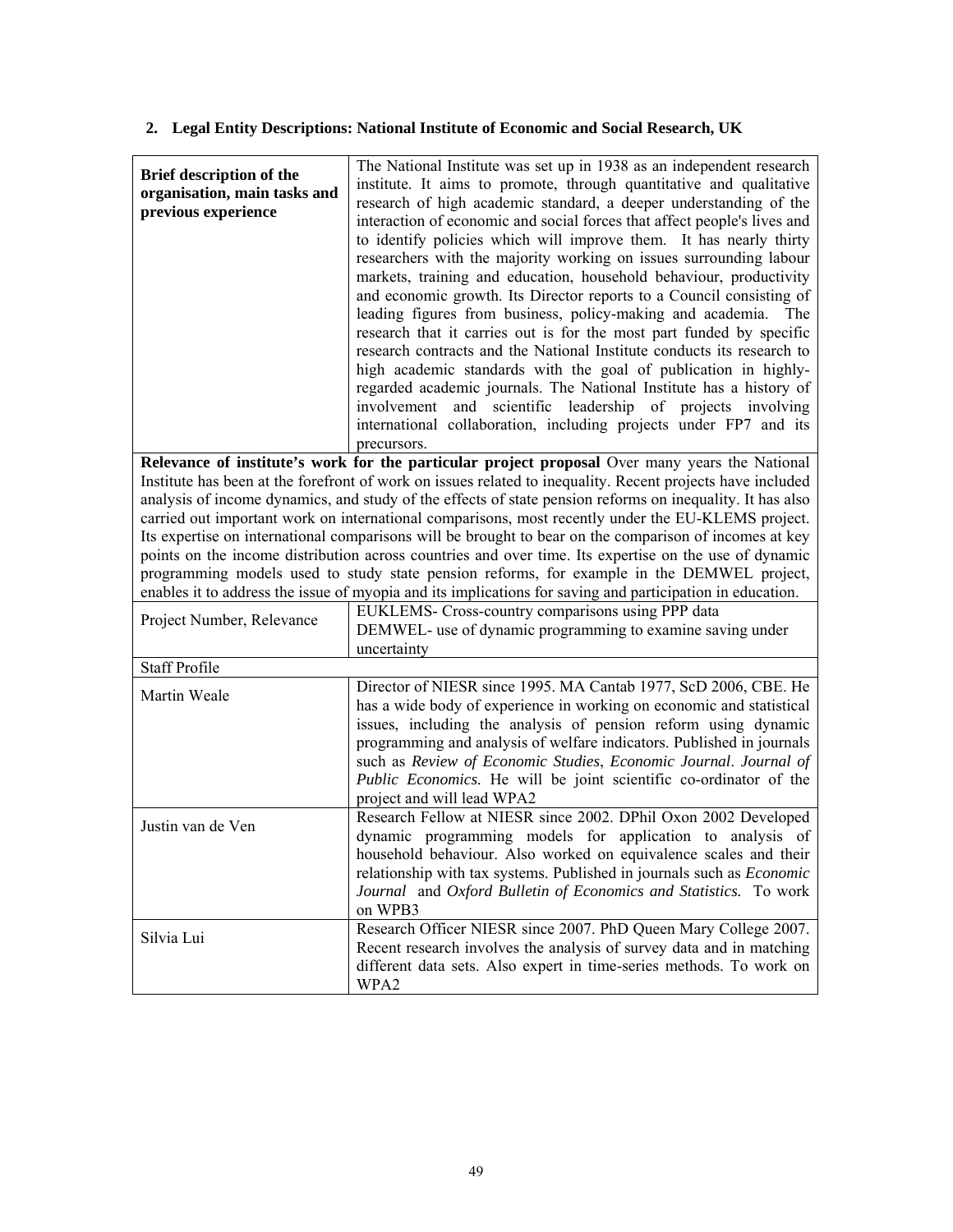## 2. Legal Entity Descriptions: National Institute of Economic and Social Research, UK

| **Brief description of the organisation, main tasks and previous experience** | The National Institute was set up in 1938 as an independent research institute. It aims to promote, through quantitative and qualitative research of high academic standard, a deeper understanding of the interaction of economic and social forces that affect people's lives and to identify policies which will improve them. It has nearly thirty researchers with the majority working on issues surrounding labour markets, training and education, household behaviour, productivity and economic growth. Its Director reports to a Council consisting of leading figures from business, policy-making and academia. The research that it carries out is for the most part funded by specific research contracts and the National Institute conducts its research to high academic standards with the goal of publication in highly-regarded academic journals. The National Institute has a history of involvement and scientific leadership of projects involving international collaboration, including projects under FP7 and its precursors. |
|---|---|
| **Relevance of institute's work for the particular project proposal** Over many years the National Institute has been at the forefront of work on issues related to inequality. Recent projects have included analysis of income dynamics, and study of the effects of state pension reforms on inequality. It has also carried out important work on international comparisons, most recently under the EU-KLEMS project. Its expertise on international comparisons will be brought to bear on the comparison of incomes at key points on the income distribution across countries and over time. Its expertise on the use of dynamic programming models used to study state pension reforms, for example in the DEMWEL project, enables it to address the issue of myopia and its implications for saving and participation in education. | |
| Project Number, Relevance | EUKLEMS- Cross-country comparisons using PPP data<br>DEMWEL- use of dynamic programming to examine saving under uncertainty |
| Staff Profile | |
| Martin Weale | Director of NIESR since 1995. MA Cantab 1977, ScD 2006, CBE. He has a wide body of experience in working on economic and statistical issues, including the analysis of pension reform using dynamic programming and analysis of welfare indicators. Published in journals such as *Review of Economic Studies*, *Economic Journal*. *Journal of Public Economics.* He will be joint scientific co-ordinator of the project and will lead WPA2 |
| Justin van de Ven | Research Fellow at NIESR since 2002. DPhil Oxon 2002 Developed dynamic programming models for application to analysis of household behaviour. Also worked on equivalence scales and their relationship with tax systems. Published in journals such as *Economic Journal* and *Oxford Bulletin of Economics and Statistics.* To work on WPB3 |
| Silvia Lui | Research Officer NIESR since 2007. PhD Queen Mary College 2007. Recent research involves the analysis of survey data and in matching different data sets. Also expert in time-series methods. To work on WPA2 |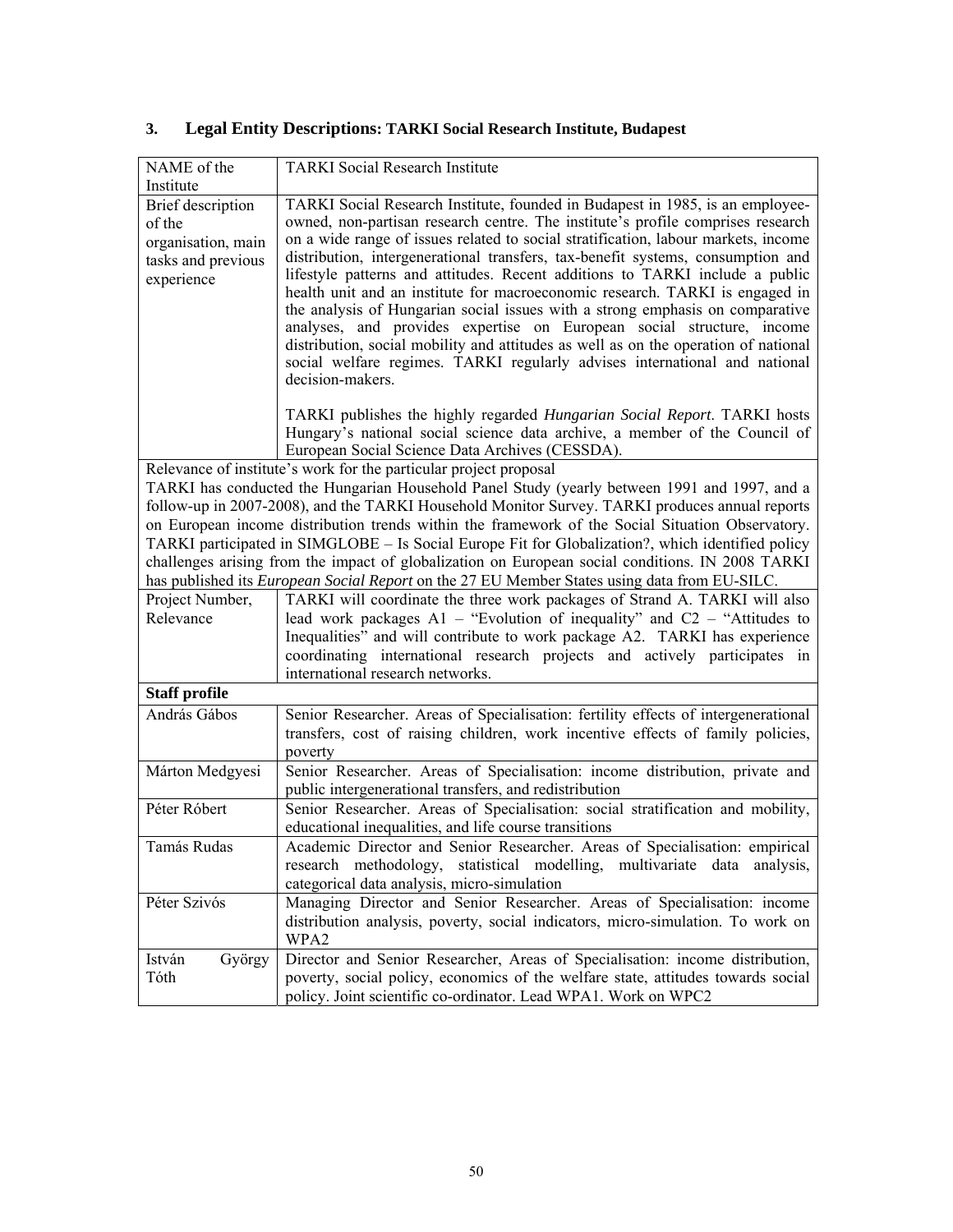## 3. Legal Entity Descriptions: TARKI Social Research Institute, Budapest

| NAME of the Institute | TARKI Social Research Institute |
|---|---|
| Brief description of the organisation, main tasks and previous experience | TARKI Social Research Institute, founded in Budapest in 1985, is an employee-owned, non-partisan research centre. The institute's profile comprises research on a wide range of issues related to social stratification, labour markets, income distribution, intergenerational transfers, tax-benefit systems, consumption and lifestyle patterns and attitudes. Recent additions to TARKI include a public health unit and an institute for macroeconomic research. TARKI is engaged in the analysis of Hungarian social issues with a strong emphasis on comparative analyses, and provides expertise on European social structure, income distribution, social mobility and attitudes as well as on the operation of national social welfare regimes. TARKI regularly advises international and national decision-makers.<br><br>TARKI publishes the highly regarded *Hungarian Social Report*. TARKI hosts Hungary's national social science data archive, a member of the Council of European Social Science Data Archives (CESSDA). |
| Relevance of institute's work for the particular project proposal<br>TARKI has conducted the Hungarian Household Panel Study (yearly between 1991 and 1997, and a follow-up in 2007-2008), and the TARKI Household Monitor Survey. TARKI produces annual reports on European income distribution trends within the framework of the Social Situation Observatory. TARKI participated in SIMGLOBE – Is Social Europe Fit for Globalization?, which identified policy challenges arising from the impact of globalization on European social conditions. IN 2008 TARKI has published its *European Social Report* on the 27 EU Member States using data from EU-SILC. | |
| Project Number, Relevance | TARKI will coordinate the three work packages of Strand A. TARKI will also lead work packages A1 – "Evolution of inequality" and C2 – "Attitudes to Inequalities" and will contribute to work package A2. TARKI has experience coordinating international research projects and actively participates in international research networks. |
| **Staff profile** | |
| András Gábos | Senior Researcher. Areas of Specialisation: fertility effects of intergenerational transfers, cost of raising children, work incentive effects of family policies, poverty |
| Márton Medgyesi | Senior Researcher. Areas of Specialisation: income distribution, private and public intergenerational transfers, and redistribution |
| Péter Róbert | Senior Researcher. Areas of Specialisation: social stratification and mobility, educational inequalities, and life course transitions |
| Tamás Rudas | Academic Director and Senior Researcher. Areas of Specialisation: empirical research methodology, statistical modelling, multivariate data analysis, categorical data analysis, micro-simulation |
| Péter Szivós | Managing Director and Senior Researcher. Areas of Specialisation: income distribution analysis, poverty, social indicators, micro-simulation. To work on WPA2 |
| István György Tóth | Director and Senior Researcher, Areas of Specialisation: income distribution, poverty, social policy, economics of the welfare state, attitudes towards social policy. Joint scientific co-ordinator. Lead WPA1. Work on WPC2 |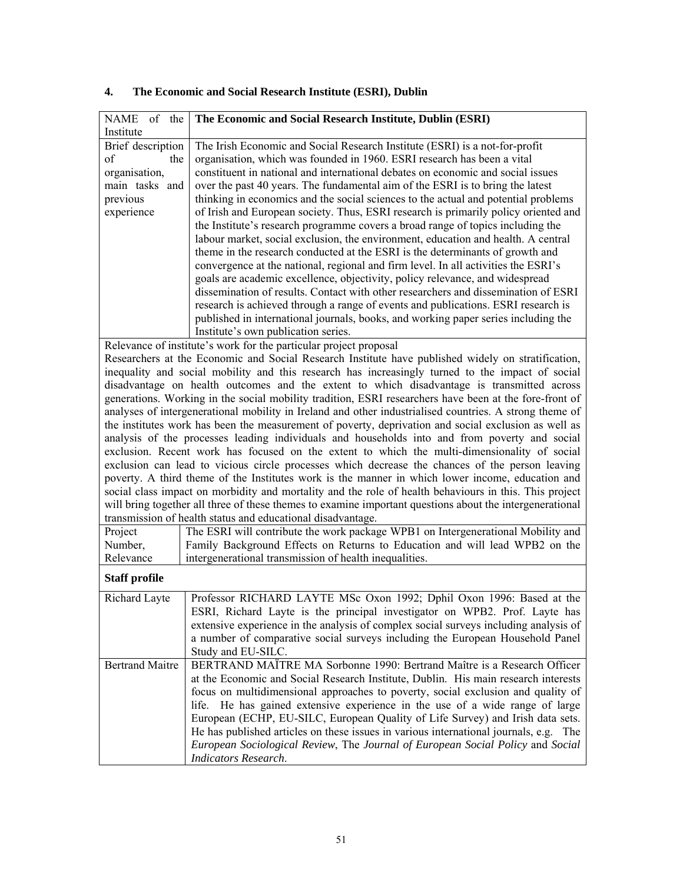## 4. The Economic and Social Research Institute (ESRI), Dublin

| NAME of the Institute | **The Economic and Social Research Institute, Dublin (ESRI)** |
|---|---|
| Brief description of the organisation, main tasks and previous experience | The Irish Economic and Social Research Institute (ESRI) is a not-for-profit organisation, which was founded in 1960. ESRI research has been a vital constituent in national and international debates on economic and social issues over the past 40 years. The fundamental aim of the ESRI is to bring the latest thinking in economics and the social sciences to the actual and potential problems of Irish and European society. Thus, ESRI research is primarily policy oriented and the Institute's research programme covers a broad range of topics including the labour market, social exclusion, the environment, education and health. A central theme in the research conducted at the ESRI is the determinants of growth and convergence at the national, regional and firm level. In all activities the ESRI's goals are academic excellence, objectivity, policy relevance, and widespread dissemination of results. Contact with other researchers and dissemination of ESRI research is achieved through a range of events and publications. ESRI research is published in international journals, books, and working paper series including the Institute's own publication series. |

Relevance of institute's work for the particular project proposal

Researchers at the Economic and Social Research Institute have published widely on stratification, inequality and social mobility and this research has increasingly turned to the impact of social disadvantage on health outcomes and the extent to which disadvantage is transmitted across generations. Working in the social mobility tradition, ESRI researchers have been at the fore-front of analyses of intergenerational mobility in Ireland and other industrialised countries. A strong theme of the institutes work has been the measurement of poverty, deprivation and social exclusion as well as analysis of the processes leading individuals and households into and from poverty and social exclusion. Recent work has focused on the extent to which the multi-dimensionality of social exclusion can lead to vicious circle processes which decrease the chances of the person leaving poverty. A third theme of the Institutes work is the manner in which lower income, education and social class impact on morbidity and mortality and the role of health behaviours in this. This project will bring together all three of these themes to examine important questions about the intergenerational transmission of health status and educational disadvantage.

| Project Number, Relevance | The ESRI will contribute the work package WPB1 on Intergenerational Mobility and Family Background Effects on Returns to Education and will lead WPB2 on the intergenerational transmission of health inequalities. |
|---|---|

**Staff profile**

| Richard Layte | Professor RICHARD LAYTE MSc Oxon 1992; Dphil Oxon 1996: Based at the ESRI, Richard Layte is the principal investigator on WPB2. Prof. Layte has extensive experience in the analysis of complex social surveys including analysis of a number of comparative social surveys including the European Household Panel Study and EU-SILC. |
|---|---|
| Bertrand Maitre | BERTRAND MAÏTRE MA Sorbonne 1990: Bertrand Maître is a Research Officer at the Economic and Social Research Institute, Dublin. His main research interests focus on multidimensional approaches to poverty, social exclusion and quality of life. He has gained extensive experience in the use of a wide range of large European (ECHP, EU-SILC, European Quality of Life Survey) and Irish data sets. He has published articles on these issues in various international journals, e.g. The *European Sociological Review*, The *Journal of European Social Policy* and *Social Indicators Research*. |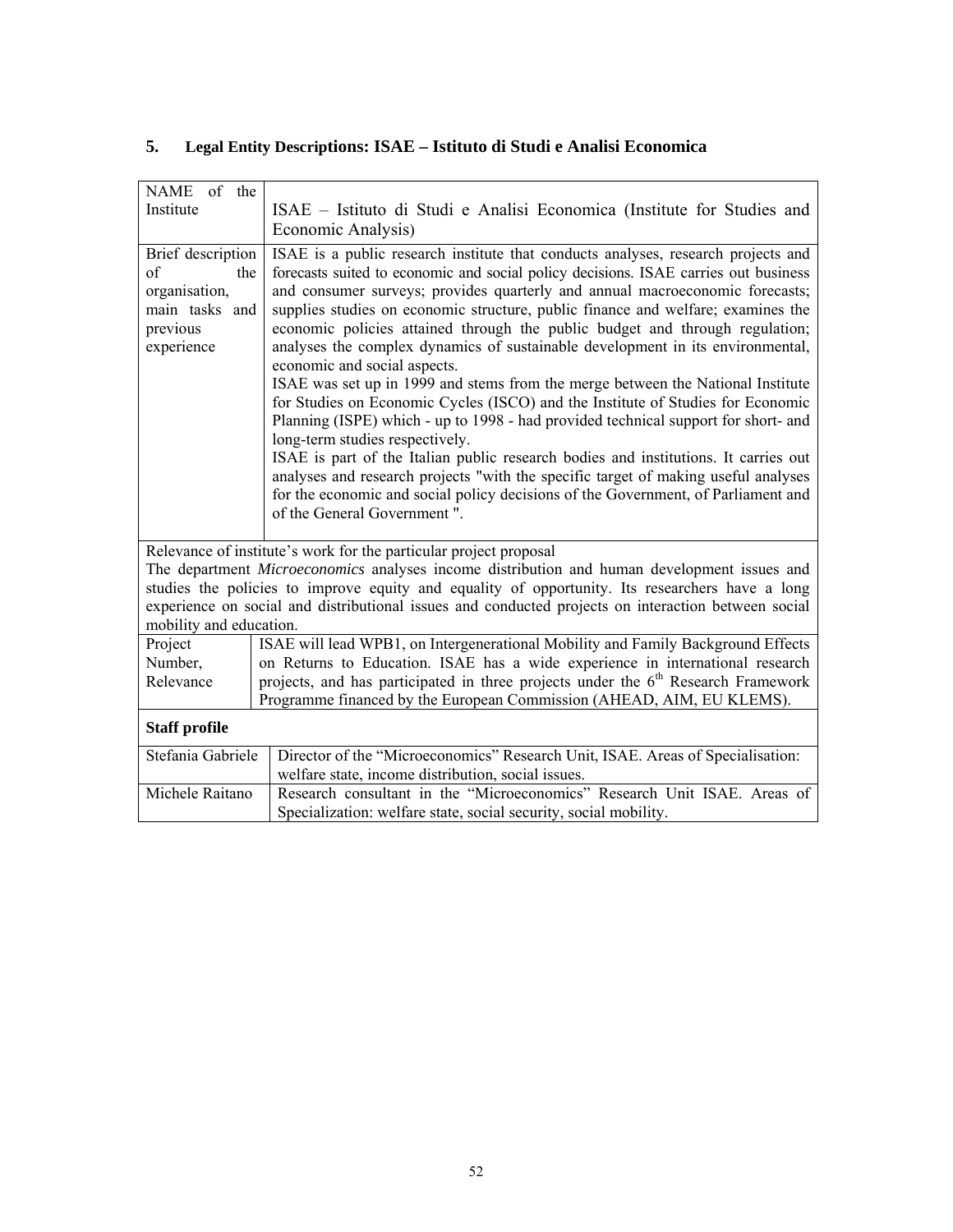## 5. Legal Entity Descriptions: ISAE – Istituto di Studi e Analisi Economica

| NAME of the Institute | ISAE – Istituto di Studi e Analisi Economica (Institute for Studies and Economic Analysis) |
|---|---|
| Brief description of the organisation, main tasks and previous experience | ISAE is a public research institute that conducts analyses, research projects and forecasts suited to economic and social policy decisions. ISAE carries out business and consumer surveys; provides quarterly and annual macroeconomic forecasts; supplies studies on economic structure, public finance and welfare; examines the economic policies attained through the public budget and through regulation; analyses the complex dynamics of sustainable development in its environmental, economic and social aspects.<br>ISAE was set up in 1999 and stems from the merge between the National Institute for Studies on Economic Cycles (ISCO) and the Institute of Studies for Economic Planning (ISPE) which - up to 1998 - had provided technical support for short- and long-term studies respectively.<br>ISAE is part of the Italian public research bodies and institutions. It carries out analyses and research projects "with the specific target of making useful analyses for the economic and social policy decisions of the Government, of Parliament and of the General Government ". |
| Relevance of institute's work for the particular project proposal<br>The department *Microeconomics* analyses income distribution and human development issues and studies the policies to improve equity and equality of opportunity. Its researchers have a long experience on social and distributional issues and conducted projects on interaction between social mobility and education. | |
| Project Number, Relevance | ISAE will lead WPB1, on Intergenerational Mobility and Family Background Effects on Returns to Education. ISAE has a wide experience in international research projects, and has participated in three projects under the 6th Research Framework Programme financed by the European Commission (AHEAD, AIM, EU KLEMS). |
| **Staff profile** | |
| Stefania Gabriele | Director of the "Microeconomics" Research Unit, ISAE. Areas of Specialisation: welfare state, income distribution, social issues. |
| Michele Raitano | Research consultant in the "Microeconomics" Research Unit ISAE. Areas of Specialization: welfare state, social security, social mobility. |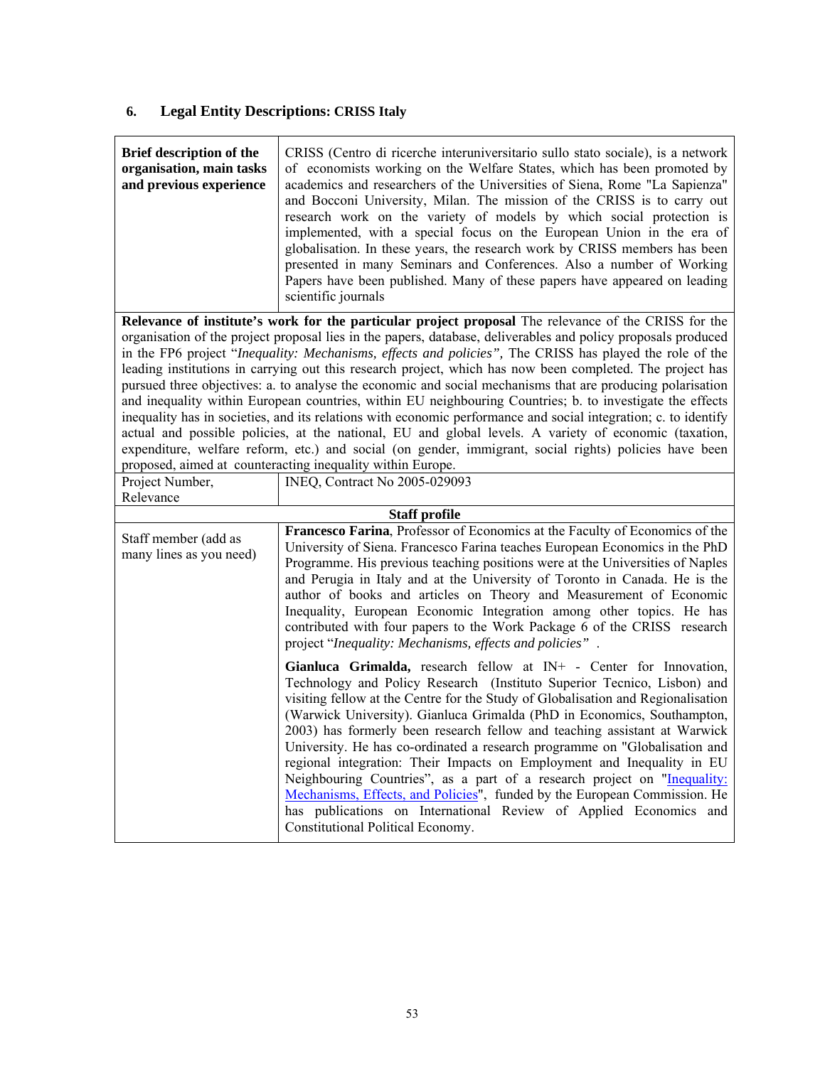## 6. Legal Entity Descriptions: CRISS Italy

| **Brief description of the organisation, main tasks and previous experience** | CRISS (Centro di ricerche interuniversitario sullo stato sociale), is a network of economists working on the Welfare States, which has been promoted by academics and researchers of the Universities of Siena, Rome "La Sapienza" and Bocconi University, Milan. The mission of the CRISS is to carry out research work on the variety of models by which social protection is implemented, with a special focus on the European Union in the era of globalisation. In these years, the research work by CRISS members has been presented in many Seminars and Conferences. Also a number of Working Papers have been published. Many of these papers have appeared on leading scientific journals |
|---|---|
| **Relevance of institute's work for the particular project proposal** The relevance of the CRISS for the organisation of the project proposal lies in the papers, database, deliverables and policy proposals produced in the FP6 project "*Inequality: Mechanisms, effects and policies",* The CRISS has played the role of the leading institutions in carrying out this research project, which has now been completed. The project has pursued three objectives: a. to analyse the economic and social mechanisms that are producing polarisation and inequality within European countries, within EU neighbouring Countries; b. to investigate the effects inequality has in societies, and its relations with economic performance and social integration; c. to identify actual and possible policies, at the national, EU and global levels. A variety of economic (taxation, expenditure, welfare reform, etc.) and social (on gender, immigrant, social rights) policies have been proposed, aimed at counteracting inequality within Europe. | |
| Project Number, Relevance | INEQ, Contract No 2005-029093 |
| **Staff profile** | |
| Staff member (add as many lines as you need) | **Francesco Farina**, Professor of Economics at the Faculty of Economics of the University of Siena. Francesco Farina teaches European Economics in the PhD Programme. His previous teaching positions were at the Universities of Naples and Perugia in Italy and at the University of Toronto in Canada. He is the author of books and articles on Theory and Measurement of Economic Inequality, European Economic Integration among other topics. He has contributed with four papers to the Work Package 6 of the CRISS research project "*Inequality: Mechanisms, effects and policies"* .<br><br>**Gianluca Grimalda,** research fellow at IN+ - Center for Innovation, Technology and Policy Research (Instituto Superior Tecnico, Lisbon) and visiting fellow at the Centre for the Study of Globalisation and Regionalisation (Warwick University). Gianluca Grimalda (PhD in Economics, Southampton, 2003) has formerly been research fellow and teaching assistant at Warwick University. He has co-ordinated a research programme on "Globalisation and regional integration: Their Impacts on Employment and Inequality in EU Neighbouring Countries", as a part of a research project on "Inequality: Mechanisms, Effects, and Policies", funded by the European Commission. He has publications on International Review of Applied Economics and Constitutional Political Economy. |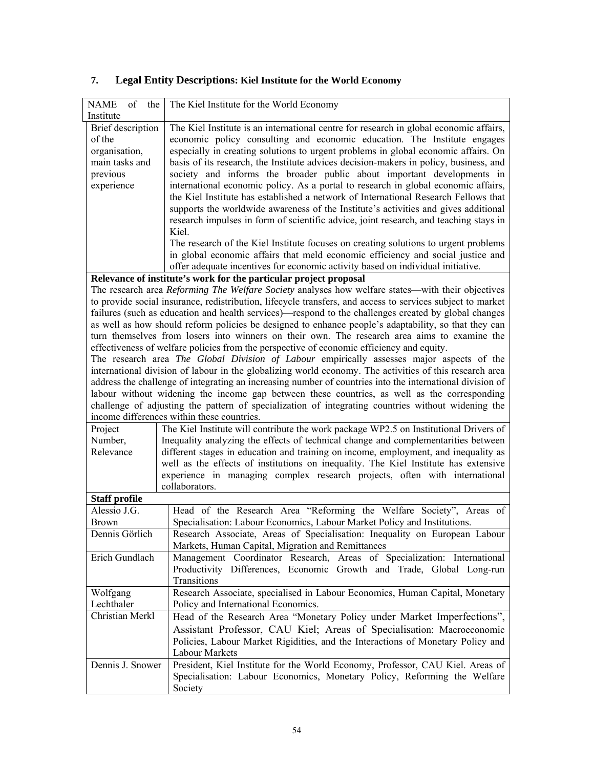## 7. Legal Entity Descriptions: Kiel Institute for the World Economy

| NAME of the Institute | The Kiel Institute for the World Economy |
|---|---|
| Brief description of the organisation, main tasks and previous experience | The Kiel Institute is an international centre for research in global economic affairs, economic policy consulting and economic education. The Institute engages especially in creating solutions to urgent problems in global economic affairs. On basis of its research, the Institute advices decision-makers in policy, business, and society and informs the broader public about important developments in international economic policy. As a portal to research in global economic affairs, the Kiel Institute has established a network of International Research Fellows that supports the worldwide awareness of the Institute's activities and gives additional research impulses in form of scientific advice, joint research, and teaching stays in Kiel.<br>The research of the Kiel Institute focuses on creating solutions to urgent problems in global economic affairs that meld economic efficiency and social justice and offer adequate incentives for economic activity based on individual initiative. |
| **Relevance of institute's work for the particular project proposal** | |
| The research area *Reforming The Welfare Society* analyses how welfare states—with their objectives to provide social insurance, redistribution, lifecycle transfers, and access to services subject to market failures (such as education and health services)—respond to the challenges created by global changes as well as how should reform policies be designed to enhance people's adaptability, so that they can turn themselves from losers into winners on their own. The research area aims to examine the effectiveness of welfare policies from the perspective of economic efficiency and equity.<br>The research area *The Global Division of Labour* empirically assesses major aspects of the international division of labour in the globalizing world economy. The activities of this research area address the challenge of integrating an increasing number of countries into the international division of labour without widening the income gap between these countries, as well as the corresponding challenge of adjusting the pattern of specialization of integrating countries without widening the income differences within these countries. | |
| Project Number, Relevance | The Kiel Institute will contribute the work package WP2.5 on Institutional Drivers of Inequality analyzing the effects of technical change and complementarities between different stages in education and training on income, employment, and inequality as well as the effects of institutions on inequality. The Kiel Institute has extensive experience in managing complex research projects, often with international collaborators. |
| **Staff profile** | |
| Alessio J.G. Brown | Head of the Research Area "Reforming the Welfare Society", Areas of Specialisation: Labour Economics, Labour Market Policy and Institutions. |
| Dennis Görlich | Research Associate, Areas of Specialisation: Inequality on European Labour Markets, Human Capital, Migration and Remittances |
| Erich Gundlach | Management Coordinator Research, Areas of Specialization: International Productivity Differences, Economic Growth and Trade, Global Long-run Transitions |
| Wolfgang Lechthaler | Research Associate, specialised in Labour Economics, Human Capital, Monetary Policy and International Economics. |
| Christian Merkl | Head of the Research Area "Monetary Policy under Market Imperfections", Assistant Professor, CAU Kiel; Areas of Specialisation: Macroeconomic Policies, Labour Market Rigidities, and the Interactions of Monetary Policy and Labour Markets |
| Dennis J. Snower | President, Kiel Institute for the World Economy, Professor, CAU Kiel. Areas of Specialisation: Labour Economics, Monetary Policy, Reforming the Welfare Society |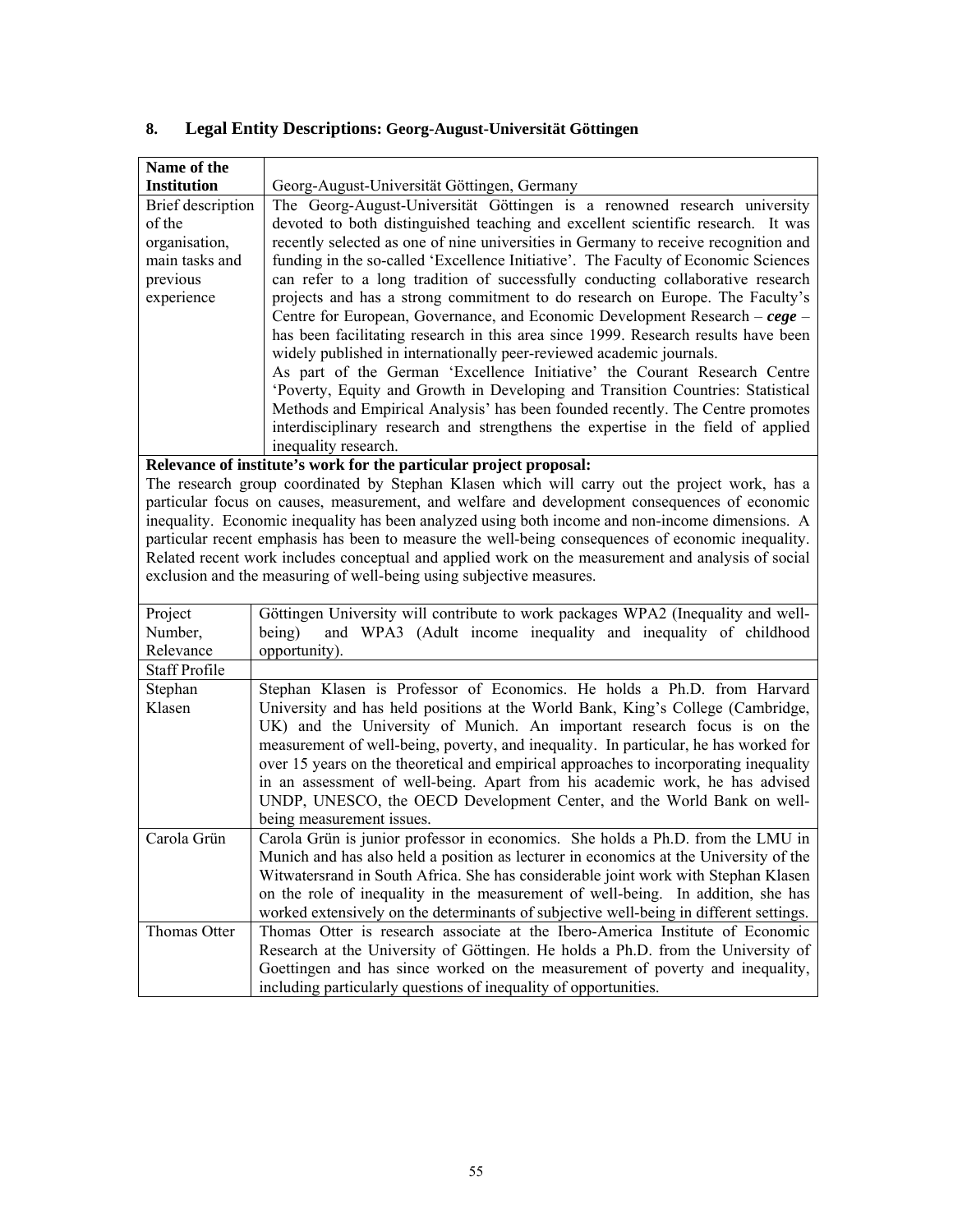## 8. Legal Entity Descriptions: Georg-August-Universität Göttingen

| **Name of the Institution** | Georg-August-Universität Göttingen, Germany |
|---|---|
| Brief description of the organisation, main tasks and previous experience | The Georg-August-Universität Göttingen is a renowned research university devoted to both distinguished teaching and excellent scientific research. It was recently selected as one of nine universities in Germany to receive recognition and funding in the so-called 'Excellence Initiative'. The Faculty of Economic Sciences can refer to a long tradition of successfully conducting collaborative research projects and has a strong commitment to do research on Europe. The Faculty's Centre for European, Governance, and Economic Development Research – ***cege*** – has been facilitating research in this area since 1999. Research results have been widely published in internationally peer-reviewed academic journals.<br>As part of the German 'Excellence Initiative' the Courant Research Centre 'Poverty, Equity and Growth in Developing and Transition Countries: Statistical Methods and Empirical Analysis' has been founded recently. The Centre promotes interdisciplinary research and strengthens the expertise in the field of applied inequality research. |

**Relevance of institute's work for the particular project proposal:**
The research group coordinated by Stephan Klasen which will carry out the project work, has a particular focus on causes, measurement, and welfare and development consequences of economic inequality. Economic inequality has been analyzed using both income and non-income dimensions. A particular recent emphasis has been to measure the well-being consequences of economic inequality. Related recent work includes conceptual and applied work on the measurement and analysis of social exclusion and the measuring of well-being using subjective measures.

| Project Number, Relevance | Göttingen University will contribute to work packages WPA2 (Inequality and well-being) and WPA3 (Adult income inequality and inequality of childhood opportunity). |
|---|---|
| Staff Profile | |
| Stephan Klasen | Stephan Klasen is Professor of Economics. He holds a Ph.D. from Harvard University and has held positions at the World Bank, King's College (Cambridge, UK) and the University of Munich. An important research focus is on the measurement of well-being, poverty, and inequality. In particular, he has worked for over 15 years on the theoretical and empirical approaches to incorporating inequality in an assessment of well-being. Apart from his academic work, he has advised UNDP, UNESCO, the OECD Development Center, and the World Bank on well-being measurement issues. |
| Carola Grün | Carola Grün is junior professor in economics. She holds a Ph.D. from the LMU in Munich and has also held a position as lecturer in economics at the University of the Witwatersrand in South Africa. She has considerable joint work with Stephan Klasen on the role of inequality in the measurement of well-being. In addition, she has worked extensively on the determinants of subjective well-being in different settings. |
| Thomas Otter | Thomas Otter is research associate at the Ibero-America Institute of Economic Research at the University of Göttingen. He holds a Ph.D. from the University of Goettingen and has since worked on the measurement of poverty and inequality, including particularly questions of inequality of opportunities. |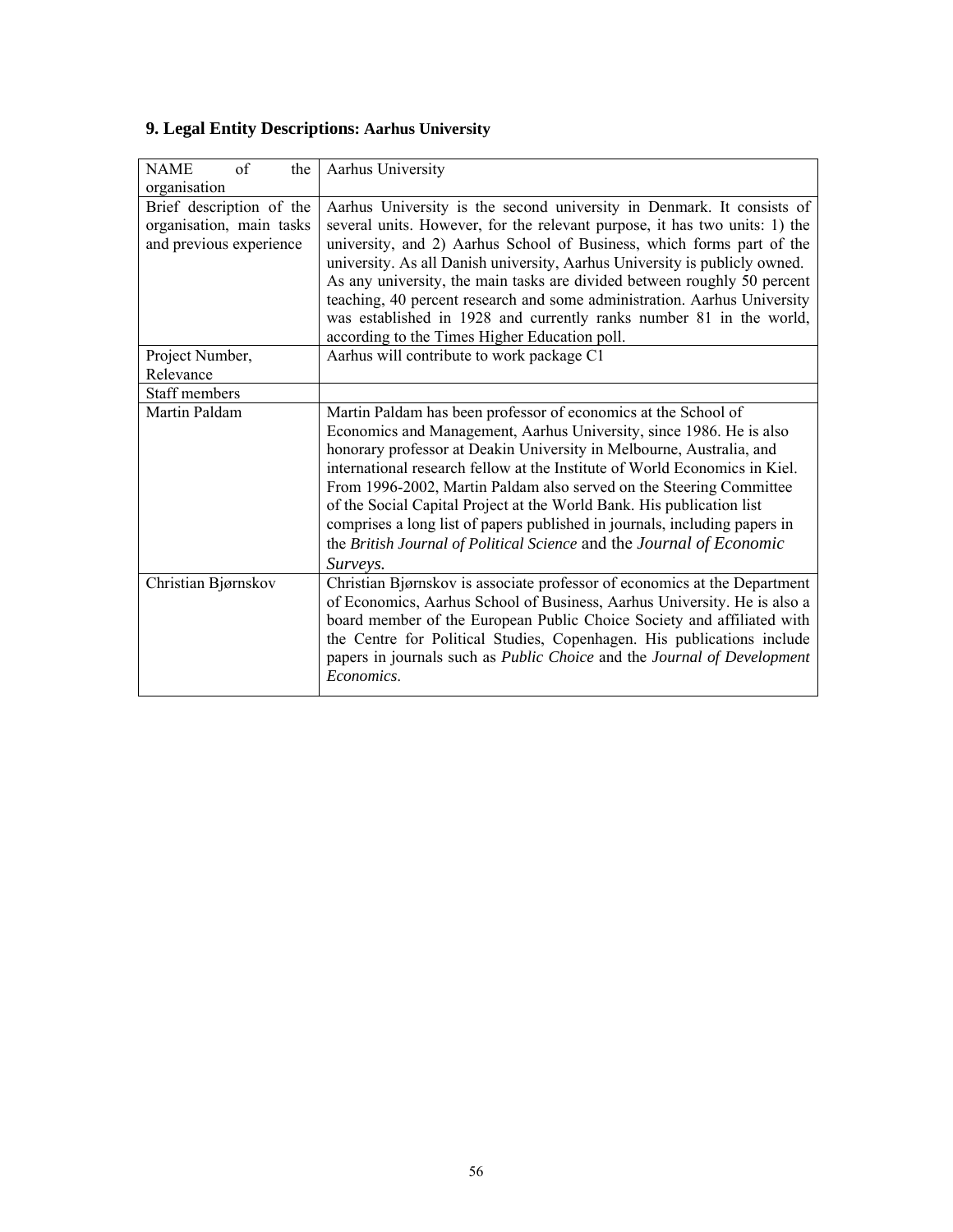## 9. Legal Entity Descriptions: Aarhus University

| NAME of the organisation | Aarhus University |
|---|---|
| Brief description of the organisation, main tasks and previous experience | Aarhus University is the second university in Denmark. It consists of several units. However, for the relevant purpose, it has two units: 1) the university, and 2) Aarhus School of Business, which forms part of the university. As all Danish university, Aarhus University is publicly owned. As any university, the main tasks are divided between roughly 50 percent teaching, 40 percent research and some administration. Aarhus University was established in 1928 and currently ranks number 81 in the world, according to the Times Higher Education poll. |
| Project Number, Relevance | Aarhus will contribute to work package C1 |
| Staff members | |
| Martin Paldam | Martin Paldam has been professor of economics at the School of Economics and Management, Aarhus University, since 1986. He is also honorary professor at Deakin University in Melbourne, Australia, and international research fellow at the Institute of World Economics in Kiel. From 1996-2002, Martin Paldam also served on the Steering Committee of the Social Capital Project at the World Bank. His publication list comprises a long list of papers published in journals, including papers in the *British Journal of Political Science* and the *Journal of Economic Surveys.* |
| Christian Bjørnskov | Christian Bjørnskov is associate professor of economics at the Department of Economics, Aarhus School of Business, Aarhus University. He is also a board member of the European Public Choice Society and affiliated with the Centre for Political Studies, Copenhagen. His publications include papers in journals such as *Public Choice* and the *Journal of Development Economics*. |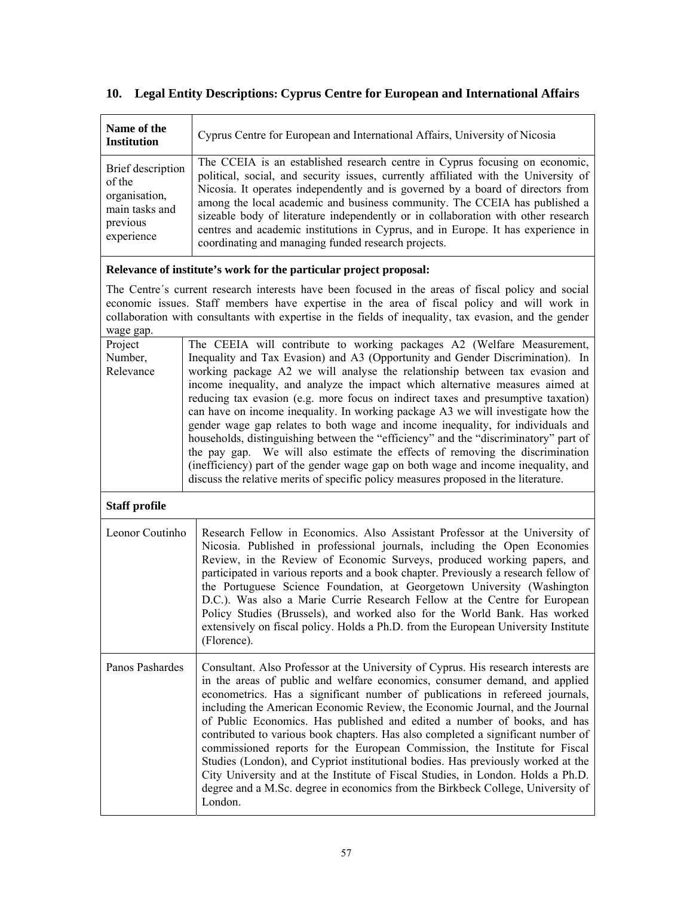## 10. Legal Entity Descriptions: Cyprus Centre for European and International Affairs

| **Name of the Institution** | Cyprus Centre for European and International Affairs, University of Nicosia |
|---|---|
| Brief description of the organisation, main tasks and previous experience | The CCEIA is an established research centre in Cyprus focusing on economic, political, social, and security issues, currently affiliated with the University of Nicosia. It operates independently and is governed by a board of directors from among the local academic and business community. The CCEIA has published a sizeable body of literature independently or in collaboration with other research centres and academic institutions in Cyprus, and in Europe. It has experience in coordinating and managing funded research projects. |

**Relevance of institute's work for the particular project proposal:**

The Centre´s current research interests have been focused in the areas of fiscal policy and social economic issues. Staff members have expertise in the area of fiscal policy and will work in collaboration with consultants with expertise in the fields of inequality, tax evasion, and the gender wage gap.

| Project Number, Relevance | The CEEIA will contribute to working packages A2 (Welfare Measurement, Inequality and Tax Evasion) and A3 (Opportunity and Gender Discrimination). In working package A2 we will analyse the relationship between tax evasion and income inequality, and analyze the impact which alternative measures aimed at reducing tax evasion (e.g. more focus on indirect taxes and presumptive taxation) can have on income inequality. In working package A3 we will investigate how the gender wage gap relates to both wage and income inequality, for individuals and households, distinguishing between the "efficiency" and the "discriminatory" part of the pay gap. We will also estimate the effects of removing the discrimination (inefficiency) part of the gender wage gap on both wage and income inequality, and discuss the relative merits of specific policy measures proposed in the literature. |
|---|---|

**Staff profile**

| Leonor Coutinho | Research Fellow in Economics. Also Assistant Professor at the University of Nicosia. Published in professional journals, including the Open Economies Review, in the Review of Economic Surveys, produced working papers, and participated in various reports and a book chapter. Previously a research fellow of the Portuguese Science Foundation, at Georgetown University (Washington D.C.). Was also a Marie Currie Research Fellow at the Centre for European Policy Studies (Brussels), and worked also for the World Bank. Has worked extensively on fiscal policy. Holds a Ph.D. from the European University Institute (Florence). |
|---|---|
| Panos Pashardes | Consultant. Also Professor at the University of Cyprus. His research interests are in the areas of public and welfare economics, consumer demand, and applied econometrics. Has a significant number of publications in refereed journals, including the American Economic Review, the Economic Journal, and the Journal of Public Economics. Has published and edited a number of books, and has contributed to various book chapters. Has also completed a significant number of commissioned reports for the European Commission, the Institute for Fiscal Studies (London), and Cypriot institutional bodies. Has previously worked at the City University and at the Institute of Fiscal Studies, in London. Holds a Ph.D. degree and a M.Sc. degree in economics from the Birkbeck College, University of London. |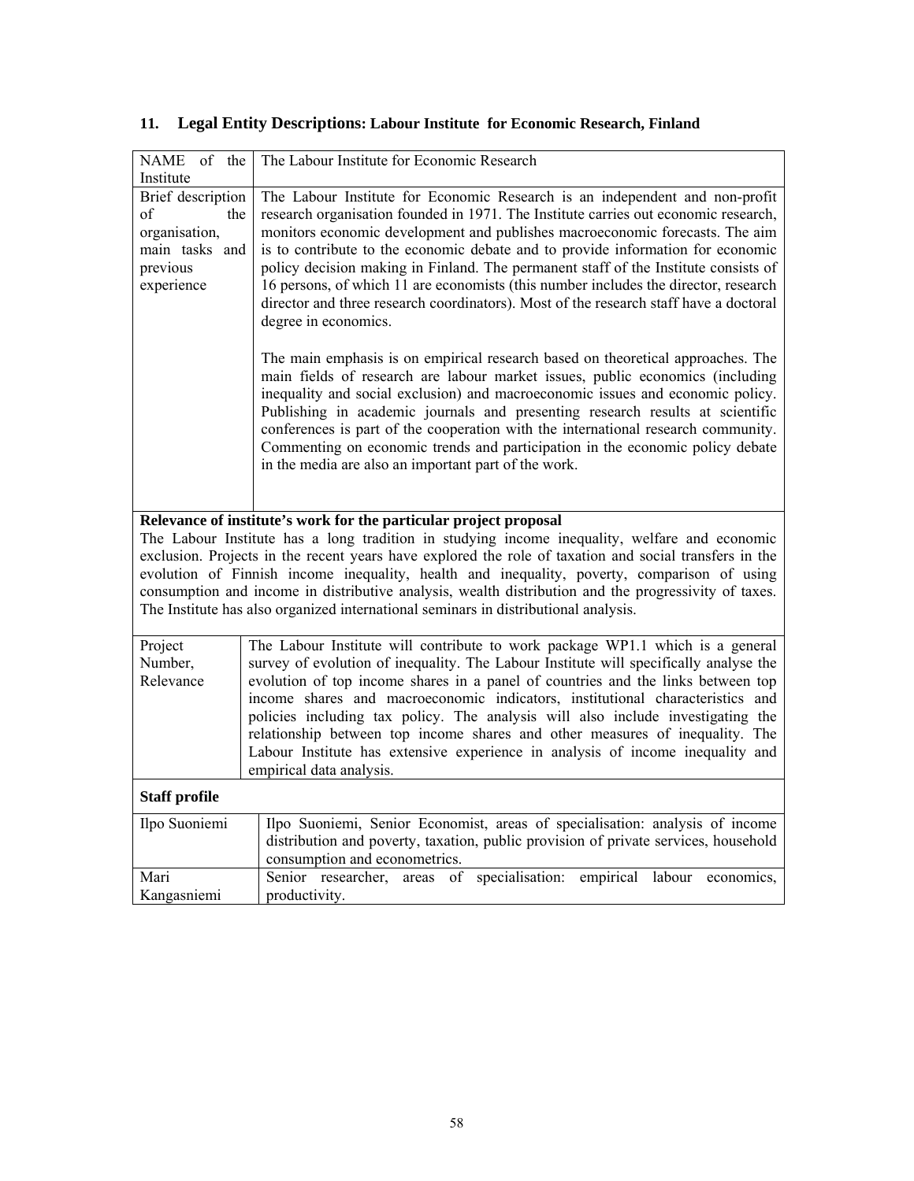## 11. Legal Entity Descriptions: Labour Institute for Economic Research, Finland

| NAME of the Institute | The Labour Institute for Economic Research |
|---|---|
| Brief description of the organisation, main tasks and previous experience | The Labour Institute for Economic Research is an independent and non-profit research organisation founded in 1971. The Institute carries out economic research, monitors economic development and publishes macroeconomic forecasts. The aim is to contribute to the economic debate and to provide information for economic policy decision making in Finland. The permanent staff of the Institute consists of 16 persons, of which 11 are economists (this number includes the director, research director and three research coordinators). Most of the research staff have a doctoral degree in economics.<br><br>The main emphasis is on empirical research based on theoretical approaches. The main fields of research are labour market issues, public economics (including inequality and social exclusion) and macroeconomic issues and economic policy. Publishing in academic journals and presenting research results at scientific conferences is part of the cooperation with the international research community. Commenting on economic trends and participation in the economic policy debate in the media are also an important part of the work. |

**Relevance of institute's work for the particular project proposal**

The Labour Institute has a long tradition in studying income inequality, welfare and economic exclusion. Projects in the recent years have explored the role of taxation and social transfers in the evolution of Finnish income inequality, health and inequality, poverty, comparison of using consumption and income in distributive analysis, wealth distribution and the progressivity of taxes. The Institute has also organized international seminars in distributional analysis.

| Project Number, Relevance | The Labour Institute will contribute to work package WP1.1 which is a general survey of evolution of inequality. The Labour Institute will specifically analyse the evolution of top income shares in a panel of countries and the links between top income shares and macroeconomic indicators, institutional characteristics and policies including tax policy. The analysis will also include investigating the relationship between top income shares and other measures of inequality. The Labour Institute has extensive experience in analysis of income inequality and empirical data analysis. |
|---|---|

**Staff profile**

| Ilpo Suoniemi | Ilpo Suoniemi, Senior Economist, areas of specialisation: analysis of income distribution and poverty, taxation, public provision of private services, household consumption and econometrics. |
|---|---|
| Mari Kangasniemi | Senior researcher, areas of specialisation: empirical labour economics, productivity. |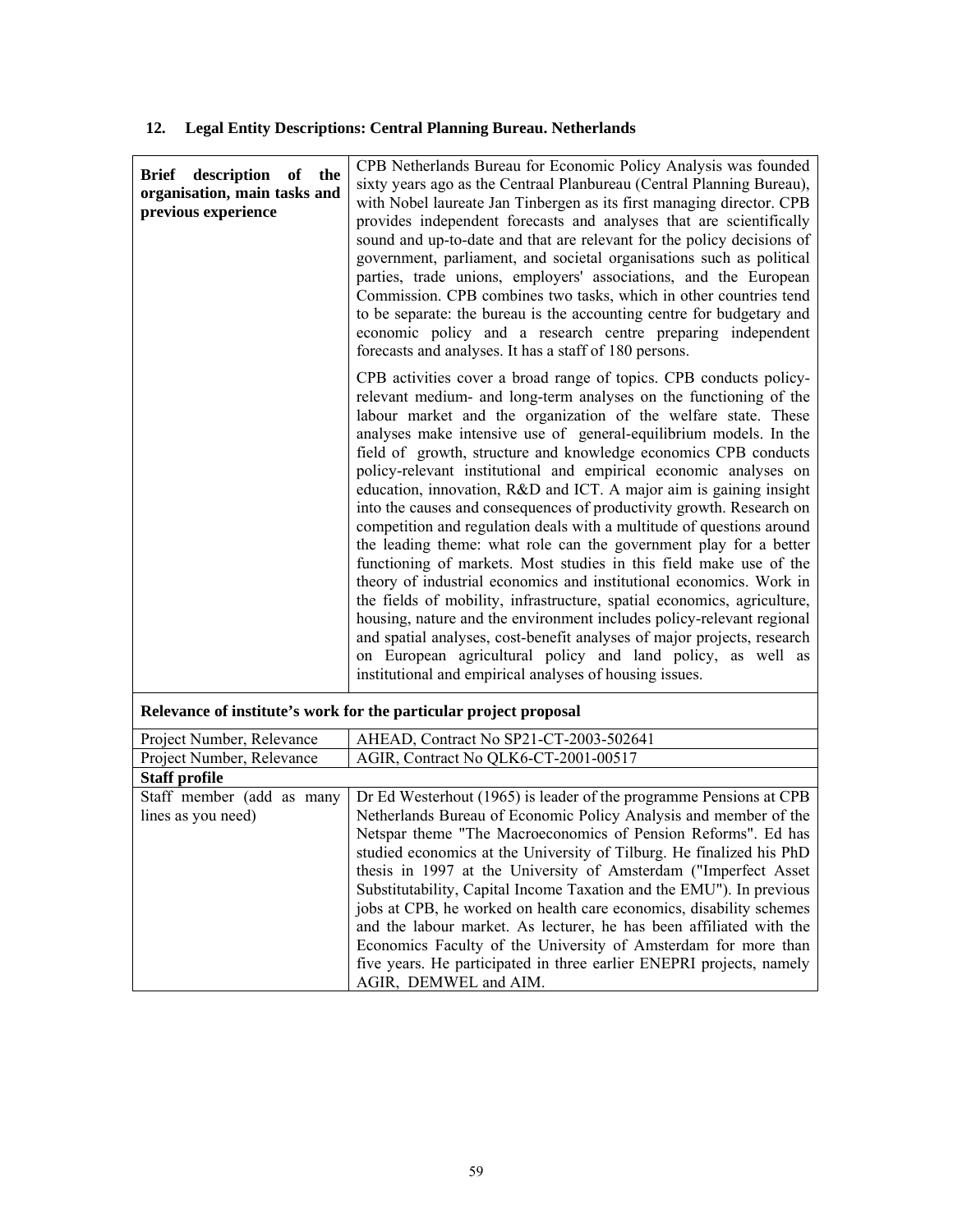## 12. Legal Entity Descriptions: Central Planning Bureau. Netherlands

| **Brief description of the organisation, main tasks and previous experience** | CPB Netherlands Bureau for Economic Policy Analysis was founded sixty years ago as the Centraal Planbureau (Central Planning Bureau), with Nobel laureate Jan Tinbergen as its first managing director. CPB provides independent forecasts and analyses that are scientifically sound and up-to-date and that are relevant for the policy decisions of government, parliament, and societal organisations such as political parties, trade unions, employers' associations, and the European Commission. CPB combines two tasks, which in other countries tend to be separate: the bureau is the accounting centre for budgetary and economic policy and a research centre preparing independent forecasts and analyses. It has a staff of 180 persons.<br><br>CPB activities cover a broad range of topics. CPB conducts policy-relevant medium- and long-term analyses on the functioning of the labour market and the organization of the welfare state. These analyses make intensive use of general-equilibrium models. In the field of growth, structure and knowledge economics CPB conducts policy-relevant institutional and empirical economic analyses on education, innovation, R&D and ICT. A major aim is gaining insight into the causes and consequences of productivity growth. Research on competition and regulation deals with a multitude of questions around the leading theme: what role can the government play for a better functioning of markets. Most studies in this field make use of the theory of industrial economics and institutional economics. Work in the fields of mobility, infrastructure, spatial economics, agriculture, housing, nature and the environment includes policy-relevant regional and spatial analyses, cost-benefit analyses of major projects, research on European agricultural policy and land policy, as well as institutional and empirical analyses of housing issues. |
|---|---|
| **Relevance of institute's work for the particular project proposal** | |
| Project Number, Relevance | AHEAD, Contract No SP21-CT-2003-502641 |
| Project Number, Relevance | AGIR, Contract No QLK6-CT-2001-00517 |
| **Staff profile** | |
| Staff member (add as many lines as you need) | Dr Ed Westerhout (1965) is leader of the programme Pensions at CPB Netherlands Bureau of Economic Policy Analysis and member of the Netspar theme "The Macroeconomics of Pension Reforms". Ed has studied economics at the University of Tilburg. He finalized his PhD thesis in 1997 at the University of Amsterdam ("Imperfect Asset Substitutability, Capital Income Taxation and the EMU"). In previous jobs at CPB, he worked on health care economics, disability schemes and the labour market. As lecturer, he has been affiliated with the Economics Faculty of the University of Amsterdam for more than five years. He participated in three earlier ENEPRI projects, namely AGIR, DEMWEL and AIM. |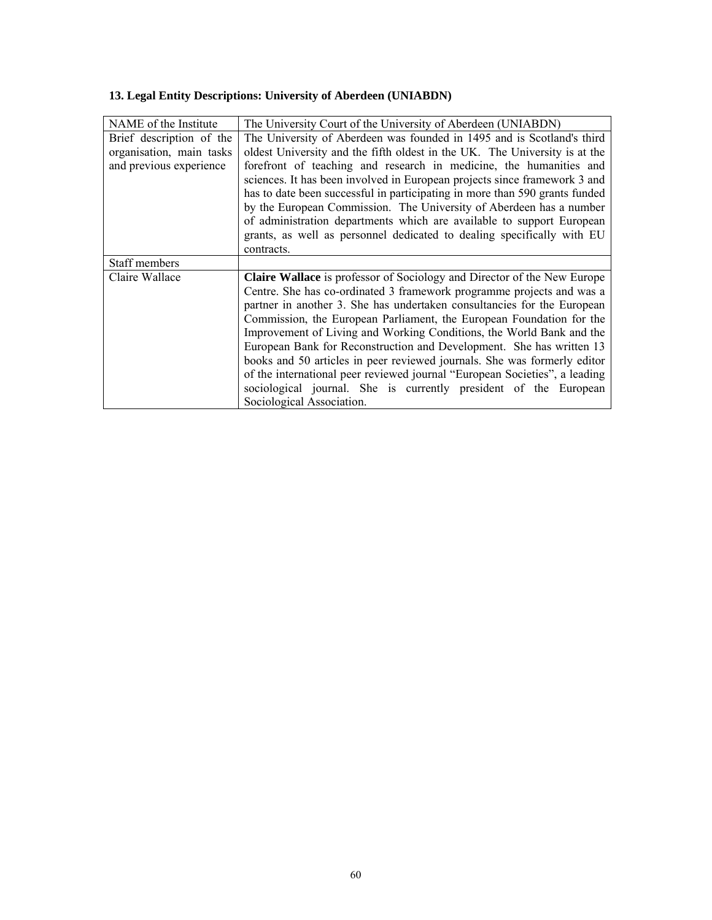### 13. Legal Entity Descriptions: University of Aberdeen (UNIABDN)

| NAME of the Institute | The University Court of the University of Aberdeen (UNIABDN) |
|---|---|
| Brief description of the organisation, main tasks and previous experience | The University of Aberdeen was founded in 1495 and is Scotland's third oldest University and the fifth oldest in the UK. The University is at the forefront of teaching and research in medicine, the humanities and sciences. It has been involved in European projects since framework 3 and has to date been successful in participating in more than 590 grants funded by the European Commission. The University of Aberdeen has a number of administration departments which are available to support European grants, as well as personnel dedicated to dealing specifically with EU contracts. |
| Staff members | |
| Claire Wallace | **Claire Wallace** is professor of Sociology and Director of the New Europe Centre. She has co-ordinated 3 framework programme projects and was a partner in another 3. She has undertaken consultancies for the European Commission, the European Parliament, the European Foundation for the Improvement of Living and Working Conditions, the World Bank and the European Bank for Reconstruction and Development. She has written 13 books and 50 articles in peer reviewed journals. She was formerly editor of the international peer reviewed journal "European Societies", a leading sociological journal. She is currently president of the European Sociological Association. |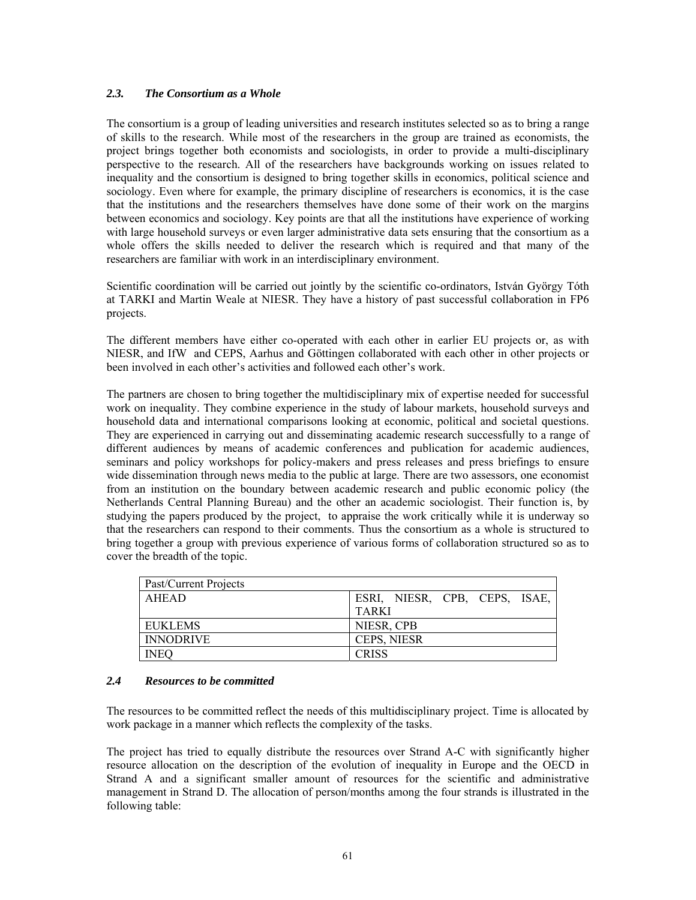### *2.3. The Consortium as a Whole*

The consortium is a group of leading universities and research institutes selected so as to bring a range of skills to the research. While most of the researchers in the group are trained as economists, the project brings together both economists and sociologists, in order to provide a multi-disciplinary perspective to the research. All of the researchers have backgrounds working on issues related to inequality and the consortium is designed to bring together skills in economics, political science and sociology. Even where for example, the primary discipline of researchers is economics, it is the case that the institutions and the researchers themselves have done some of their work on the margins between economics and sociology. Key points are that all the institutions have experience of working with large household surveys or even larger administrative data sets ensuring that the consortium as a whole offers the skills needed to deliver the research which is required and that many of the researchers are familiar with work in an interdisciplinary environment.

Scientific coordination will be carried out jointly by the scientific co-ordinators, István György Tóth at TARKI and Martin Weale at NIESR. They have a history of past successful collaboration in FP6 projects.

The different members have either co-operated with each other in earlier EU projects or, as with NIESR, and IfW and CEPS, Aarhus and Göttingen collaborated with each other in other projects or been involved in each other's activities and followed each other's work.

The partners are chosen to bring together the multidisciplinary mix of expertise needed for successful work on inequality. They combine experience in the study of labour markets, household surveys and household data and international comparisons looking at economic, political and societal questions. They are experienced in carrying out and disseminating academic research successfully to a range of different audiences by means of academic conferences and publication for academic audiences, seminars and policy workshops for policy-makers and press releases and press briefings to ensure wide dissemination through news media to the public at large. There are two assessors, one economist from an institution on the boundary between academic research and public economic policy (the Netherlands Central Planning Bureau) and the other an academic sociologist. Their function is, by studying the papers produced by the project, to appraise the work critically while it is underway so that the researchers can respond to their comments. Thus the consortium as a whole is structured to bring together a group with previous experience of various forms of collaboration structured so as to cover the breadth of the topic.

| Past/Current Projects | |
|---|---|
| AHEAD | ESRI, NIESR, CPB, CEPS, ISAE, TARKI |
| EUKLEMS | NIESR, CPB |
| INNODRIVE | CEPS, NIESR |
| INEQ | CRISS |

### *2.4 Resources to be committed*

The resources to be committed reflect the needs of this multidisciplinary project. Time is allocated by work package in a manner which reflects the complexity of the tasks.

The project has tried to equally distribute the resources over Strand A-C with significantly higher resource allocation on the description of the evolution of inequality in Europe and the OECD in Strand A and a significant smaller amount of resources for the scientific and administrative management in Strand D. The allocation of person/months among the four strands is illustrated in the following table: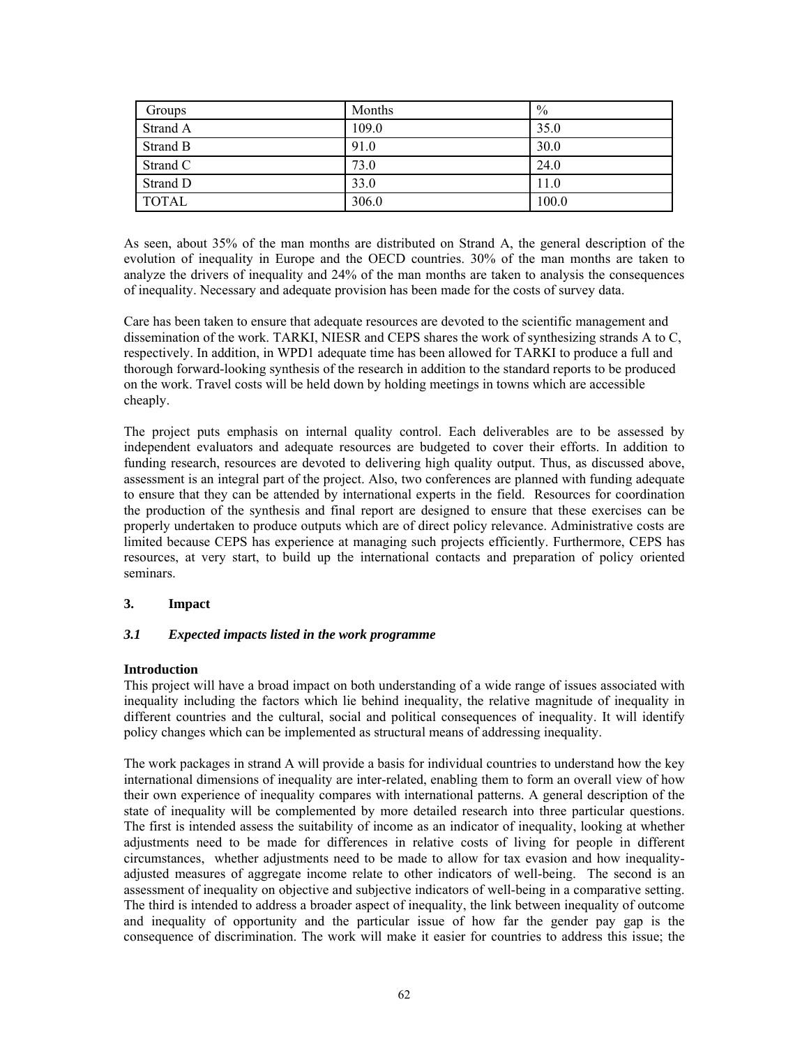| Groups | Months | % |
|---|---|---|
| Strand A | 109.0 | 35.0 |
| Strand B | 91.0 | 30.0 |
| Strand C | 73.0 | 24.0 |
| Strand D | 33.0 | 11.0 |
| TOTAL | 306.0 | 100.0 |

As seen, about 35% of the man months are distributed on Strand A, the general description of the evolution of inequality in Europe and the OECD countries. 30% of the man months are taken to analyze the drivers of inequality and 24% of the man months are taken to analysis the consequences of inequality. Necessary and adequate provision has been made for the costs of survey data.

Care has been taken to ensure that adequate resources are devoted to the scientific management and dissemination of the work. TARKI, NIESR and CEPS shares the work of synthesizing strands A to C, respectively. In addition, in WPD1 adequate time has been allowed for TARKI to produce a full and thorough forward-looking synthesis of the research in addition to the standard reports to be produced on the work. Travel costs will be held down by holding meetings in towns which are accessible cheaply.

The project puts emphasis on internal quality control. Each deliverables are to be assessed by independent evaluators and adequate resources are budgeted to cover their efforts. In addition to funding research, resources are devoted to delivering high quality output. Thus, as discussed above, assessment is an integral part of the project. Also, two conferences are planned with funding adequate to ensure that they can be attended by international experts in the field. Resources for coordination the production of the synthesis and final report are designed to ensure that these exercises can be properly undertaken to produce outputs which are of direct policy relevance. Administrative costs are limited because CEPS has experience at managing such projects efficiently. Furthermore, CEPS has resources, at very start, to build up the international contacts and preparation of policy oriented seminars.

## 3. Impact

### *3.1 Expected impacts listed in the work programme*

**Introduction**

This project will have a broad impact on both understanding of a wide range of issues associated with inequality including the factors which lie behind inequality, the relative magnitude of inequality in different countries and the cultural, social and political consequences of inequality. It will identify policy changes which can be implemented as structural means of addressing inequality.

The work packages in strand A will provide a basis for individual countries to understand how the key international dimensions of inequality are inter-related, enabling them to form an overall view of how their own experience of inequality compares with international patterns. A general description of the state of inequality will be complemented by more detailed research into three particular questions. The first is intended assess the suitability of income as an indicator of inequality, looking at whether adjustments need to be made for differences in relative costs of living for people in different circumstances, whether adjustments need to be made to allow for tax evasion and how inequality-adjusted measures of aggregate income relate to other indicators of well-being. The second is an assessment of inequality on objective and subjective indicators of well-being in a comparative setting. The third is intended to address a broader aspect of inequality, the link between inequality of outcome and inequality of opportunity and the particular issue of how far the gender pay gap is the consequence of discrimination. The work will make it easier for countries to address this issue; the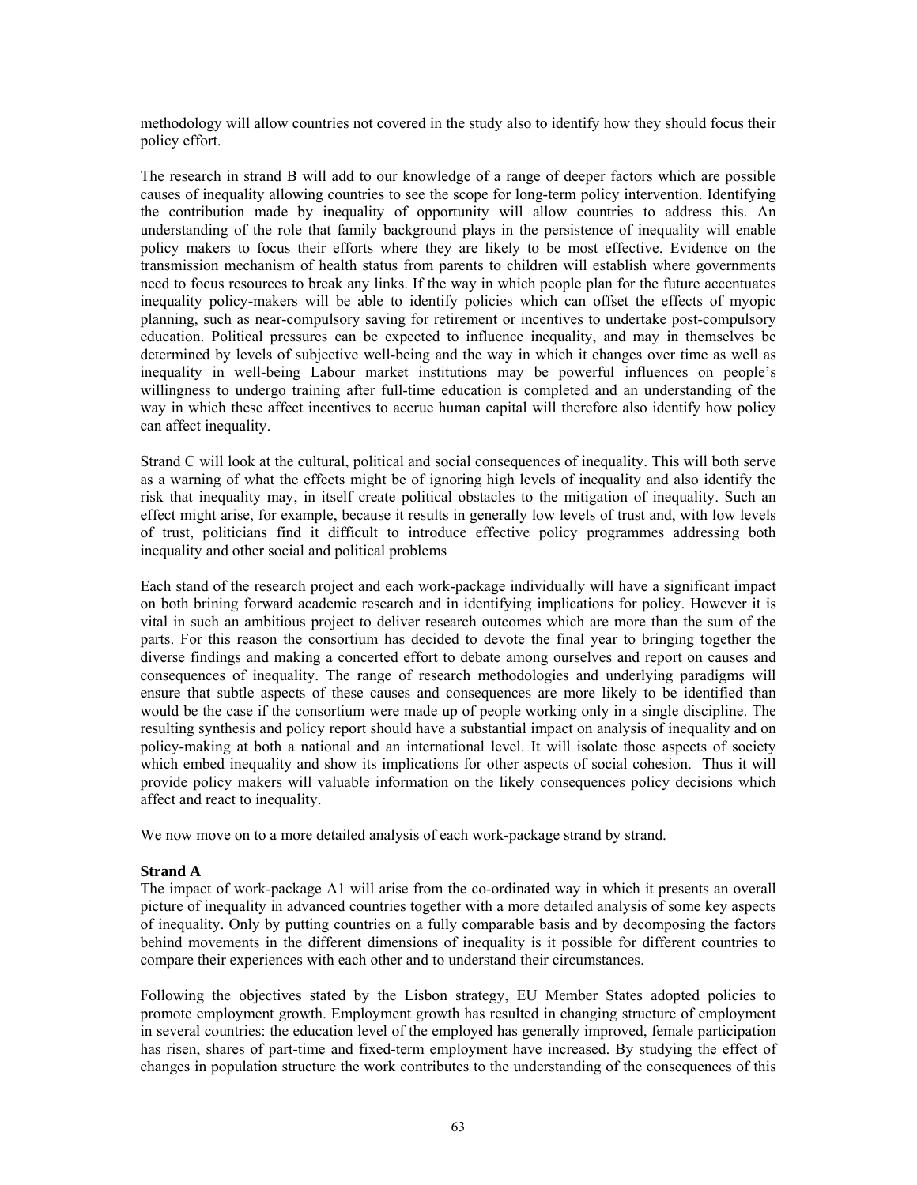methodology will allow countries not covered in the study also to identify how they should focus their policy effort.

The research in strand B will add to our knowledge of a range of deeper factors which are possible causes of inequality allowing countries to see the scope for long-term policy intervention. Identifying the contribution made by inequality of opportunity will allow countries to address this. An understanding of the role that family background plays in the persistence of inequality will enable policy makers to focus their efforts where they are likely to be most effective. Evidence on the transmission mechanism of health status from parents to children will establish where governments need to focus resources to break any links. If the way in which people plan for the future accentuates inequality policy-makers will be able to identify policies which can offset the effects of myopic planning, such as near-compulsory saving for retirement or incentives to undertake post-compulsory education. Political pressures can be expected to influence inequality, and may in themselves be determined by levels of subjective well-being and the way in which it changes over time as well as inequality in well-being Labour market institutions may be powerful influences on people's willingness to undergo training after full-time education is completed and an understanding of the way in which these affect incentives to accrue human capital will therefore also identify how policy can affect inequality.

Strand C will look at the cultural, political and social consequences of inequality. This will both serve as a warning of what the effects might be of ignoring high levels of inequality and also identify the risk that inequality may, in itself create political obstacles to the mitigation of inequality. Such an effect might arise, for example, because it results in generally low levels of trust and, with low levels of trust, politicians find it difficult to introduce effective policy programmes addressing both inequality and other social and political problems

Each stand of the research project and each work-package individually will have a significant impact on both brining forward academic research and in identifying implications for policy. However it is vital in such an ambitious project to deliver research outcomes which are more than the sum of the parts. For this reason the consortium has decided to devote the final year to bringing together the diverse findings and making a concerted effort to debate among ourselves and report on causes and consequences of inequality. The range of research methodologies and underlying paradigms will ensure that subtle aspects of these causes and consequences are more likely to be identified than would be the case if the consortium were made up of people working only in a single discipline. The resulting synthesis and policy report should have a substantial impact on analysis of inequality and on policy-making at both a national and an international level. It will isolate those aspects of society which embed inequality and show its implications for other aspects of social cohesion. Thus it will provide policy makers will valuable information on the likely consequences policy decisions which affect and react to inequality.

We now move on to a more detailed analysis of each work-package strand by strand.

**Strand A**

The impact of work-package A1 will arise from the co-ordinated way in which it presents an overall picture of inequality in advanced countries together with a more detailed analysis of some key aspects of inequality. Only by putting countries on a fully comparable basis and by decomposing the factors behind movements in the different dimensions of inequality is it possible for different countries to compare their experiences with each other and to understand their circumstances.

Following the objectives stated by the Lisbon strategy, EU Member States adopted policies to promote employment growth. Employment growth has resulted in changing structure of employment in several countries: the education level of the employed has generally improved, female participation has risen, shares of part-time and fixed-term employment have increased. By studying the effect of changes in population structure the work contributes to the understanding of the consequences of this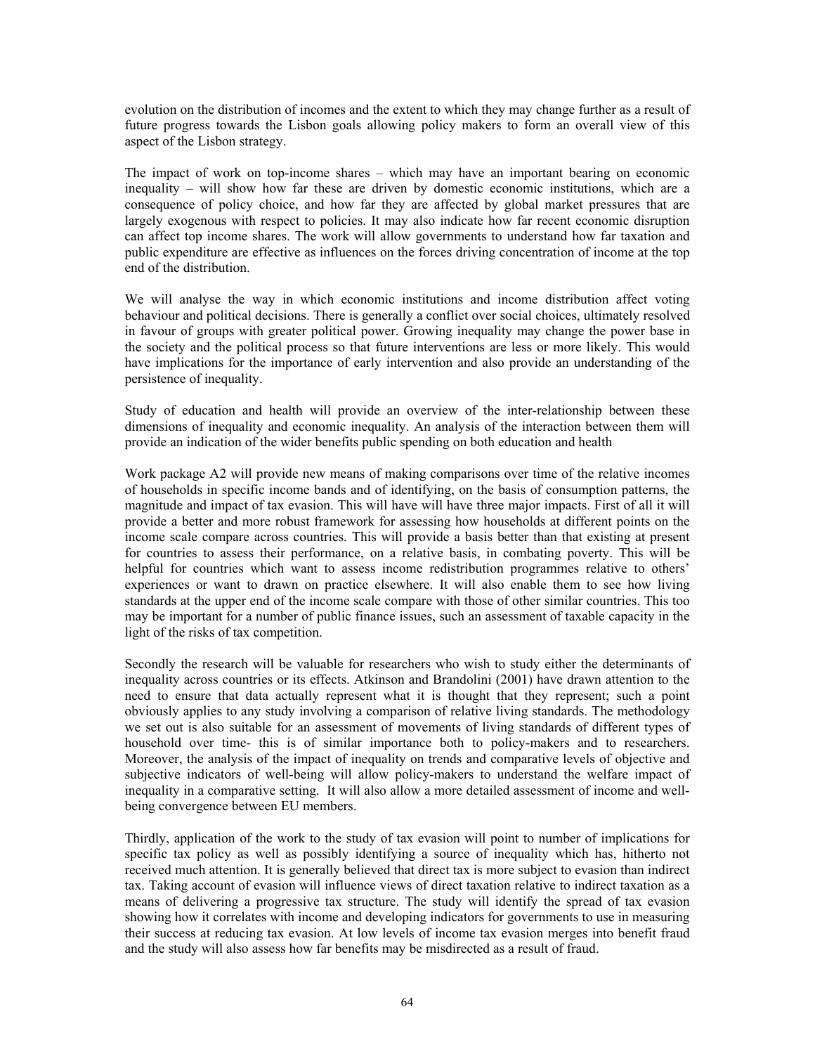evolution on the distribution of incomes and the extent to which they may change further as a result of future progress towards the Lisbon goals allowing policy makers to form an overall view of this aspect of the Lisbon strategy.

The impact of work on top-income shares – which may have an important bearing on economic inequality – will show how far these are driven by domestic economic institutions, which are a consequence of policy choice, and how far they are affected by global market pressures that are largely exogenous with respect to policies. It may also indicate how far recent economic disruption can affect top income shares. The work will allow governments to understand how far taxation and public expenditure are effective as influences on the forces driving concentration of income at the top end of the distribution.

We will analyse the way in which economic institutions and income distribution affect voting behaviour and political decisions. There is generally a conflict over social choices, ultimately resolved in favour of groups with greater political power. Growing inequality may change the power base in the society and the political process so that future interventions are less or more likely. This would have implications for the importance of early intervention and also provide an understanding of the persistence of inequality.

Study of education and health will provide an overview of the inter-relationship between these dimensions of inequality and economic inequality. An analysis of the interaction between them will provide an indication of the wider benefits public spending on both education and health

Work package A2 will provide new means of making comparisons over time of the relative incomes of households in specific income bands and of identifying, on the basis of consumption patterns, the magnitude and impact of tax evasion. This will have will have three major impacts. First of all it will provide a better and more robust framework for assessing how households at different points on the income scale compare across countries. This will provide a basis better than that existing at present for countries to assess their performance, on a relative basis, in combating poverty. This will be helpful for countries which want to assess income redistribution programmes relative to others' experiences or want to drawn on practice elsewhere. It will also enable them to see how living standards at the upper end of the income scale compare with those of other similar countries. This too may be important for a number of public finance issues, such an assessment of taxable capacity in the light of the risks of tax competition.

Secondly the research will be valuable for researchers who wish to study either the determinants of inequality across countries or its effects. Atkinson and Brandolini (2001) have drawn attention to the need to ensure that data actually represent what it is thought that they represent; such a point obviously applies to any study involving a comparison of relative living standards. The methodology we set out is also suitable for an assessment of movements of living standards of different types of household over time- this is of similar importance both to policy-makers and to researchers. Moreover, the analysis of the impact of inequality on trends and comparative levels of objective and subjective indicators of well-being will allow policy-makers to understand the welfare impact of inequality in a comparative setting. It will also allow a more detailed assessment of income and well-being convergence between EU members.

Thirdly, application of the work to the study of tax evasion will point to number of implications for specific tax policy as well as possibly identifying a source of inequality which has, hitherto not received much attention. It is generally believed that direct tax is more subject to evasion than indirect tax. Taking account of evasion will influence views of direct taxation relative to indirect taxation as a means of delivering a progressive tax structure. The study will identify the spread of tax evasion showing how it correlates with income and developing indicators for governments to use in measuring their success at reducing tax evasion. At low levels of income tax evasion merges into benefit fraud and the study will also assess how far benefits may be misdirected as a result of fraud.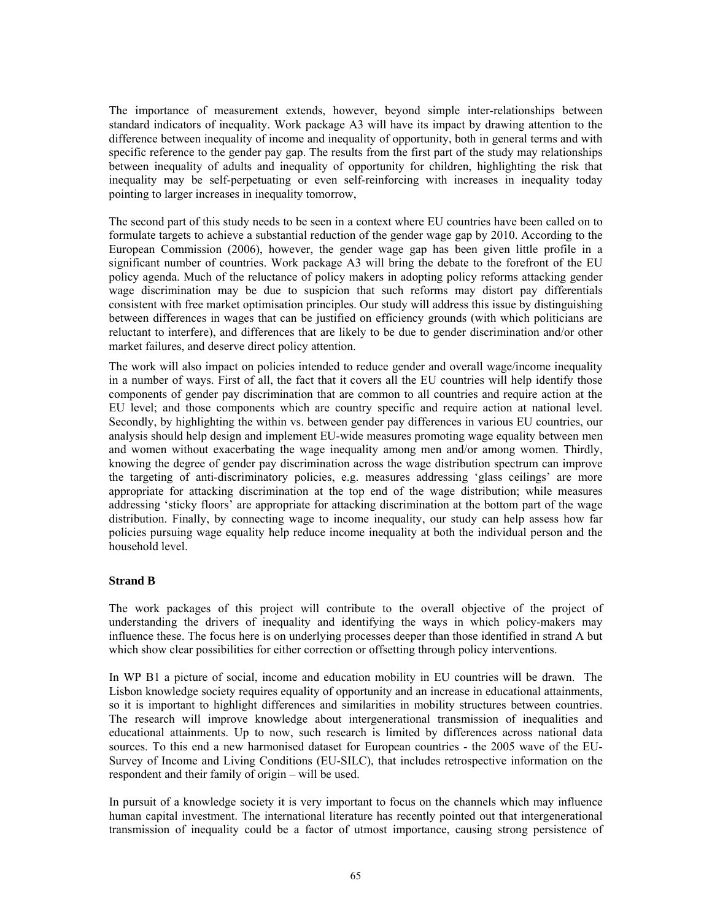The importance of measurement extends, however, beyond simple inter-relationships between standard indicators of inequality. Work package A3 will have its impact by drawing attention to the difference between inequality of income and inequality of opportunity, both in general terms and with specific reference to the gender pay gap. The results from the first part of the study may relationships between inequality of adults and inequality of opportunity for children, highlighting the risk that inequality may be self-perpetuating or even self-reinforcing with increases in inequality today pointing to larger increases in inequality tomorrow,

The second part of this study needs to be seen in a context where EU countries have been called on to formulate targets to achieve a substantial reduction of the gender wage gap by 2010. According to the European Commission (2006), however, the gender wage gap has been given little profile in a significant number of countries. Work package A3 will bring the debate to the forefront of the EU policy agenda. Much of the reluctance of policy makers in adopting policy reforms attacking gender wage discrimination may be due to suspicion that such reforms may distort pay differentials consistent with free market optimisation principles. Our study will address this issue by distinguishing between differences in wages that can be justified on efficiency grounds (with which politicians are reluctant to interfere), and differences that are likely to be due to gender discrimination and/or other market failures, and deserve direct policy attention.

The work will also impact on policies intended to reduce gender and overall wage/income inequality in a number of ways. First of all, the fact that it covers all the EU countries will help identify those components of gender pay discrimination that are common to all countries and require action at the EU level; and those components which are country specific and require action at national level. Secondly, by highlighting the within vs. between gender pay differences in various EU countries, our analysis should help design and implement EU-wide measures promoting wage equality between men and women without exacerbating the wage inequality among men and/or among women. Thirdly, knowing the degree of gender pay discrimination across the wage distribution spectrum can improve the targeting of anti-discriminatory policies, e.g. measures addressing 'glass ceilings' are more appropriate for attacking discrimination at the top end of the wage distribution; while measures addressing 'sticky floors' are appropriate for attacking discrimination at the bottom part of the wage distribution. Finally, by connecting wage to income inequality, our study can help assess how far policies pursuing wage equality help reduce income inequality at both the individual person and the household level.

### Strand B

The work packages of this project will contribute to the overall objective of the project of understanding the drivers of inequality and identifying the ways in which policy-makers may influence these. The focus here is on underlying processes deeper than those identified in strand A but which show clear possibilities for either correction or offsetting through policy interventions.

In WP B1 a picture of social, income and education mobility in EU countries will be drawn. The Lisbon knowledge society requires equality of opportunity and an increase in educational attainments, so it is important to highlight differences and similarities in mobility structures between countries. The research will improve knowledge about intergenerational transmission of inequalities and educational attainments. Up to now, such research is limited by differences across national data sources. To this end a new harmonised dataset for European countries - the 2005 wave of the EU-Survey of Income and Living Conditions (EU-SILC), that includes retrospective information on the respondent and their family of origin – will be used.

In pursuit of a knowledge society it is very important to focus on the channels which may influence human capital investment. The international literature has recently pointed out that intergenerational transmission of inequality could be a factor of utmost importance, causing strong persistence of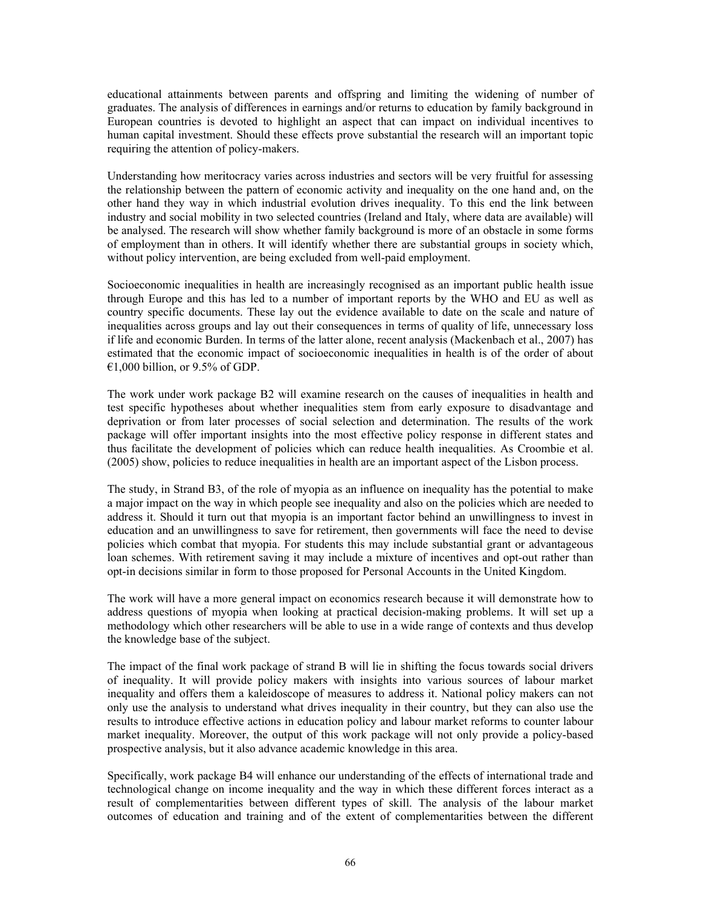educational attainments between parents and offspring and limiting the widening of number of graduates. The analysis of differences in earnings and/or returns to education by family background in European countries is devoted to highlight an aspect that can impact on individual incentives to human capital investment. Should these effects prove substantial the research will an important topic requiring the attention of policy-makers.

Understanding how meritocracy varies across industries and sectors will be very fruitful for assessing the relationship between the pattern of economic activity and inequality on the one hand and, on the other hand they way in which industrial evolution drives inequality. To this end the link between industry and social mobility in two selected countries (Ireland and Italy, where data are available) will be analysed. The research will show whether family background is more of an obstacle in some forms of employment than in others. It will identify whether there are substantial groups in society which, without policy intervention, are being excluded from well-paid employment.

Socioeconomic inequalities in health are increasingly recognised as an important public health issue through Europe and this has led to a number of important reports by the WHO and EU as well as country specific documents. These lay out the evidence available to date on the scale and nature of inequalities across groups and lay out their consequences in terms of quality of life, unnecessary loss if life and economic Burden. In terms of the latter alone, recent analysis (Mackenbach et al., 2007) has estimated that the economic impact of socioeconomic inequalities in health is of the order of about €1,000 billion, or 9.5% of GDP.

The work under work package B2 will examine research on the causes of inequalities in health and test specific hypotheses about whether inequalities stem from early exposure to disadvantage and deprivation or from later processes of social selection and determination. The results of the work package will offer important insights into the most effective policy response in different states and thus facilitate the development of policies which can reduce health inequalities. As Croombie et al. (2005) show, policies to reduce inequalities in health are an important aspect of the Lisbon process.

The study, in Strand B3, of the role of myopia as an influence on inequality has the potential to make a major impact on the way in which people see inequality and also on the policies which are needed to address it. Should it turn out that myopia is an important factor behind an unwillingness to invest in education and an unwillingness to save for retirement, then governments will face the need to devise policies which combat that myopia. For students this may include substantial grant or advantageous loan schemes. With retirement saving it may include a mixture of incentives and opt-out rather than opt-in decisions similar in form to those proposed for Personal Accounts in the United Kingdom.

The work will have a more general impact on economics research because it will demonstrate how to address questions of myopia when looking at practical decision-making problems. It will set up a methodology which other researchers will be able to use in a wide range of contexts and thus develop the knowledge base of the subject.

The impact of the final work package of strand B will lie in shifting the focus towards social drivers of inequality. It will provide policy makers with insights into various sources of labour market inequality and offers them a kaleidoscope of measures to address it. National policy makers can not only use the analysis to understand what drives inequality in their country, but they can also use the results to introduce effective actions in education policy and labour market reforms to counter labour market inequality. Moreover, the output of this work package will not only provide a policy-based prospective analysis, but it also advance academic knowledge in this area.

Specifically, work package B4 will enhance our understanding of the effects of international trade and technological change on income inequality and the way in which these different forces interact as a result of complementarities between different types of skill. The analysis of the labour market outcomes of education and training and of the extent of complementarities between the different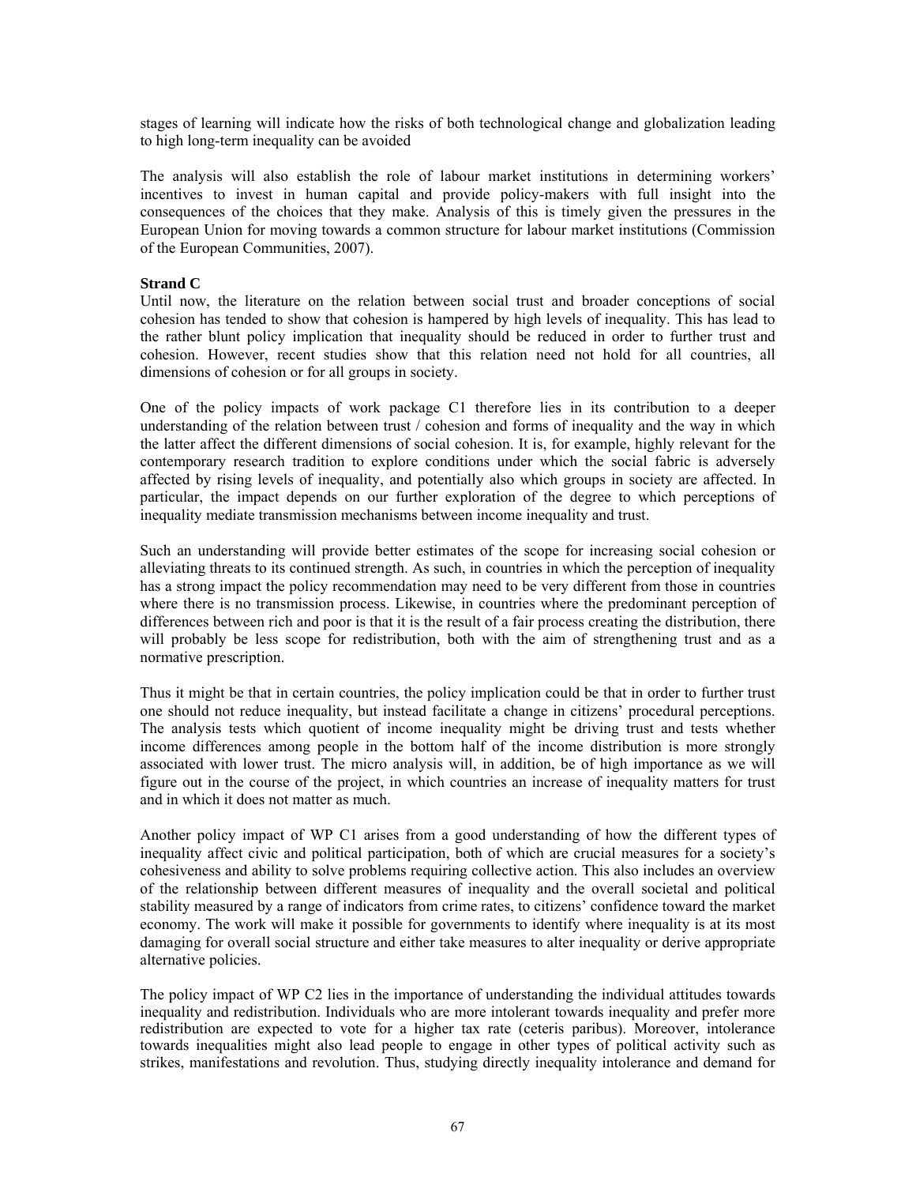stages of learning will indicate how the risks of both technological change and globalization leading to high long-term inequality can be avoided

The analysis will also establish the role of labour market institutions in determining workers' incentives to invest in human capital and provide policy-makers with full insight into the consequences of the choices that they make. Analysis of this is timely given the pressures in the European Union for moving towards a common structure for labour market institutions (Commission of the European Communities, 2007).

**Strand C**

Until now, the literature on the relation between social trust and broader conceptions of social cohesion has tended to show that cohesion is hampered by high levels of inequality. This has lead to the rather blunt policy implication that inequality should be reduced in order to further trust and cohesion. However, recent studies show that this relation need not hold for all countries, all dimensions of cohesion or for all groups in society.

One of the policy impacts of work package C1 therefore lies in its contribution to a deeper understanding of the relation between trust / cohesion and forms of inequality and the way in which the latter affect the different dimensions of social cohesion. It is, for example, highly relevant for the contemporary research tradition to explore conditions under which the social fabric is adversely affected by rising levels of inequality, and potentially also which groups in society are affected. In particular, the impact depends on our further exploration of the degree to which perceptions of inequality mediate transmission mechanisms between income inequality and trust.

Such an understanding will provide better estimates of the scope for increasing social cohesion or alleviating threats to its continued strength. As such, in countries in which the perception of inequality has a strong impact the policy recommendation may need to be very different from those in countries where there is no transmission process. Likewise, in countries where the predominant perception of differences between rich and poor is that it is the result of a fair process creating the distribution, there will probably be less scope for redistribution, both with the aim of strengthening trust and as a normative prescription.

Thus it might be that in certain countries, the policy implication could be that in order to further trust one should not reduce inequality, but instead facilitate a change in citizens' procedural perceptions. The analysis tests which quotient of income inequality might be driving trust and tests whether income differences among people in the bottom half of the income distribution is more strongly associated with lower trust. The micro analysis will, in addition, be of high importance as we will figure out in the course of the project, in which countries an increase of inequality matters for trust and in which it does not matter as much.

Another policy impact of WP C1 arises from a good understanding of how the different types of inequality affect civic and political participation, both of which are crucial measures for a society's cohesiveness and ability to solve problems requiring collective action. This also includes an overview of the relationship between different measures of inequality and the overall societal and political stability measured by a range of indicators from crime rates, to citizens' confidence toward the market economy. The work will make it possible for governments to identify where inequality is at its most damaging for overall social structure and either take measures to alter inequality or derive appropriate alternative policies.

The policy impact of WP C2 lies in the importance of understanding the individual attitudes towards inequality and redistribution. Individuals who are more intolerant towards inequality and prefer more redistribution are expected to vote for a higher tax rate (ceteris paribus). Moreover, intolerance towards inequalities might also lead people to engage in other types of political activity such as strikes, manifestations and revolution. Thus, studying directly inequality intolerance and demand for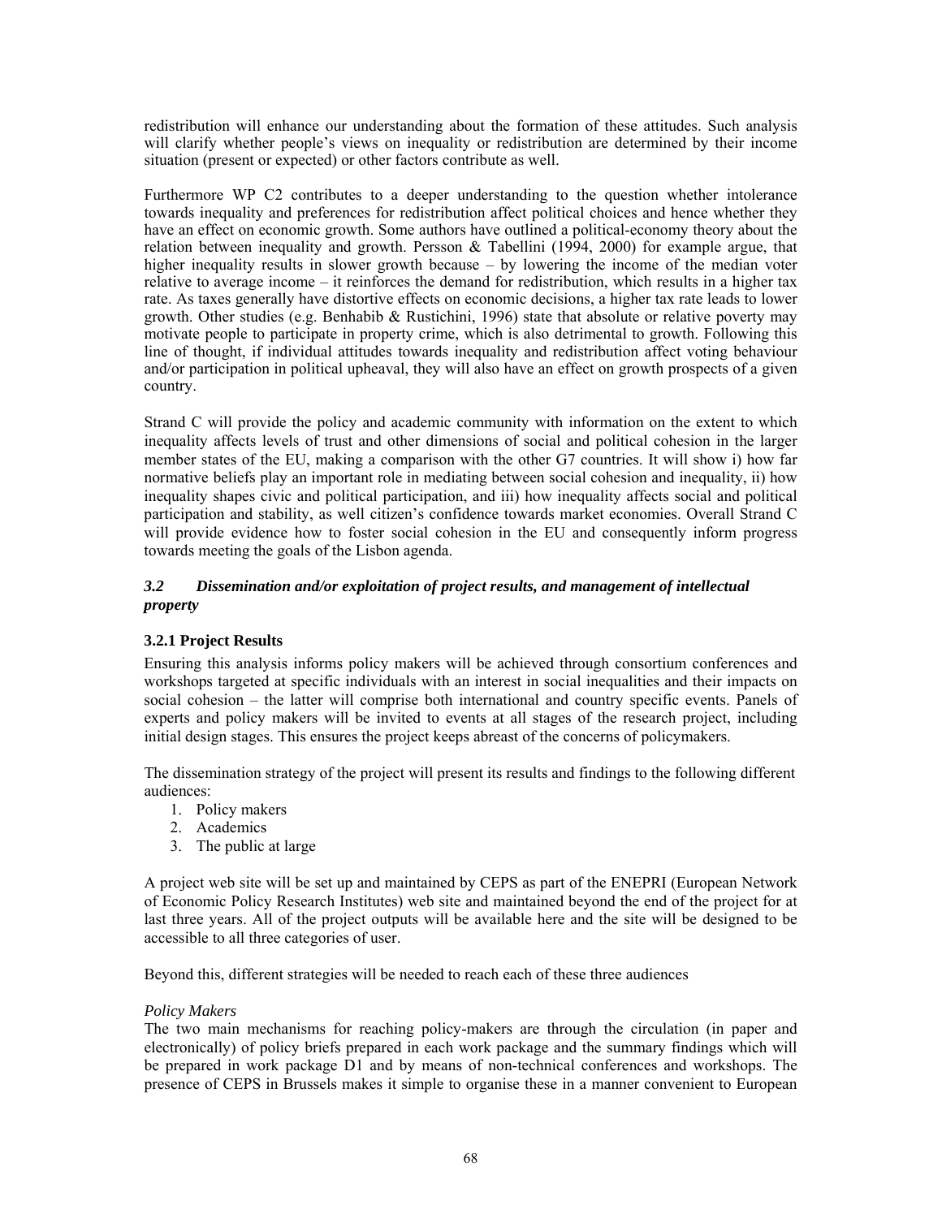redistribution will enhance our understanding about the formation of these attitudes. Such analysis will clarify whether people's views on inequality or redistribution are determined by their income situation (present or expected) or other factors contribute as well.

Furthermore WP C2 contributes to a deeper understanding to the question whether intolerance towards inequality and preferences for redistribution affect political choices and hence whether they have an effect on economic growth. Some authors have outlined a political-economy theory about the relation between inequality and growth. Persson & Tabellini (1994, 2000) for example argue, that higher inequality results in slower growth because – by lowering the income of the median voter relative to average income – it reinforces the demand for redistribution, which results in a higher tax rate. As taxes generally have distortive effects on economic decisions, a higher tax rate leads to lower growth. Other studies (e.g. Benhabib & Rustichini, 1996) state that absolute or relative poverty may motivate people to participate in property crime, which is also detrimental to growth. Following this line of thought, if individual attitudes towards inequality and redistribution affect voting behaviour and/or participation in political upheaval, they will also have an effect on growth prospects of a given country.

Strand C will provide the policy and academic community with information on the extent to which inequality affects levels of trust and other dimensions of social and political cohesion in the larger member states of the EU, making a comparison with the other G7 countries. It will show i) how far normative beliefs play an important role in mediating between social cohesion and inequality, ii) how inequality shapes civic and political participation, and iii) how inequality affects social and political participation and stability, as well citizen's confidence towards market economies. Overall Strand C will provide evidence how to foster social cohesion in the EU and consequently inform progress towards meeting the goals of the Lisbon agenda.

### *3.2 Dissemination and/or exploitation of project results, and management of intellectual property*

#### 3.2.1 Project Results

Ensuring this analysis informs policy makers will be achieved through consortium conferences and workshops targeted at specific individuals with an interest in social inequalities and their impacts on social cohesion – the latter will comprise both international and country specific events. Panels of experts and policy makers will be invited to events at all stages of the research project, including initial design stages. This ensures the project keeps abreast of the concerns of policymakers.

The dissemination strategy of the project will present its results and findings to the following different audiences:

1. Policy makers
2. Academics
3. The public at large

A project web site will be set up and maintained by CEPS as part of the ENEPRI (European Network of Economic Policy Research Institutes) web site and maintained beyond the end of the project for at last three years. All of the project outputs will be available here and the site will be designed to be accessible to all three categories of user.

Beyond this, different strategies will be needed to reach each of these three audiences

*Policy Makers*

The two main mechanisms for reaching policy-makers are through the circulation (in paper and electronically) of policy briefs prepared in each work package and the summary findings which will be prepared in work package D1 and by means of non-technical conferences and workshops. The presence of CEPS in Brussels makes it simple to organise these in a manner convenient to European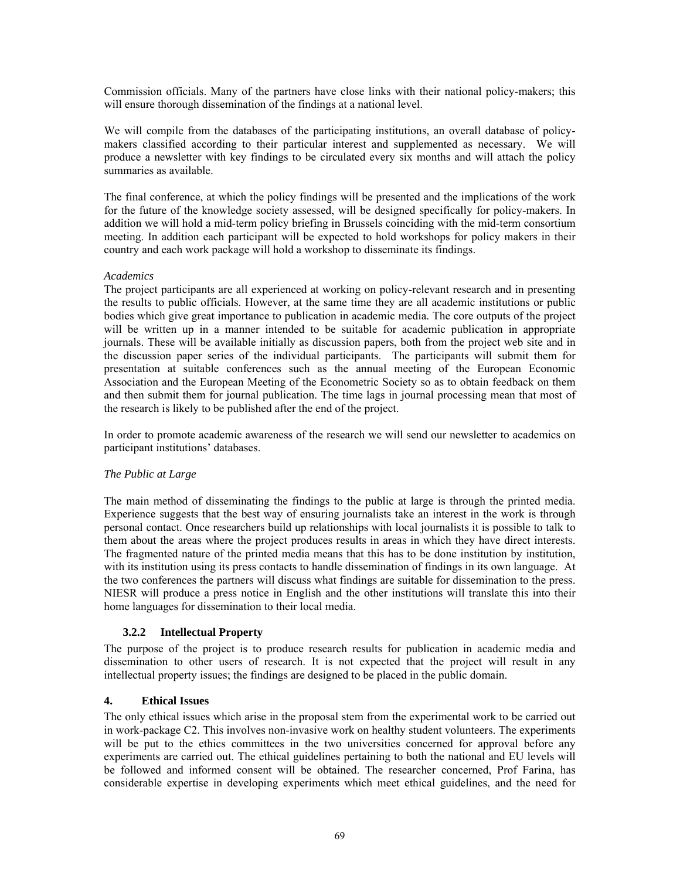Commission officials. Many of the partners have close links with their national policy-makers; this will ensure thorough dissemination of the findings at a national level.

We will compile from the databases of the participating institutions, an overall database of policy-makers classified according to their particular interest and supplemented as necessary. We will produce a newsletter with key findings to be circulated every six months and will attach the policy summaries as available.

The final conference, at which the policy findings will be presented and the implications of the work for the future of the knowledge society assessed, will be designed specifically for policy-makers. In addition we will hold a mid-term policy briefing in Brussels coinciding with the mid-term consortium meeting. In addition each participant will be expected to hold workshops for policy makers in their country and each work package will hold a workshop to disseminate its findings.

*Academics*

The project participants are all experienced at working on policy-relevant research and in presenting the results to public officials. However, at the same time they are all academic institutions or public bodies which give great importance to publication in academic media. The core outputs of the project will be written up in a manner intended to be suitable for academic publication in appropriate journals. These will be available initially as discussion papers, both from the project web site and in the discussion paper series of the individual participants. The participants will submit them for presentation at suitable conferences such as the annual meeting of the European Economic Association and the European Meeting of the Econometric Society so as to obtain feedback on them and then submit them for journal publication. The time lags in journal processing mean that most of the research is likely to be published after the end of the project.

In order to promote academic awareness of the research we will send our newsletter to academics on participant institutions' databases.

*The Public at Large*

The main method of disseminating the findings to the public at large is through the printed media. Experience suggests that the best way of ensuring journalists take an interest in the work is through personal contact. Once researchers build up relationships with local journalists it is possible to talk to them about the areas where the project produces results in areas in which they have direct interests. The fragmented nature of the printed media means that this has to be done institution by institution, with its institution using its press contacts to handle dissemination of findings in its own language. At the two conferences the partners will discuss what findings are suitable for dissemination to the press. NIESR will produce a press notice in English and the other institutions will translate this into their home languages for dissemination to their local media.

### 3.2.2 Intellectual Property

The purpose of the project is to produce research results for publication in academic media and dissemination to other users of research. It is not expected that the project will result in any intellectual property issues; the findings are designed to be placed in the public domain.

## 4. Ethical Issues

The only ethical issues which arise in the proposal stem from the experimental work to be carried out in work-package C2. This involves non-invasive work on healthy student volunteers. The experiments will be put to the ethics committees in the two universities concerned for approval before any experiments are carried out. The ethical guidelines pertaining to both the national and EU levels will be followed and informed consent will be obtained. The researcher concerned, Prof Farina, has considerable expertise in developing experiments which meet ethical guidelines, and the need for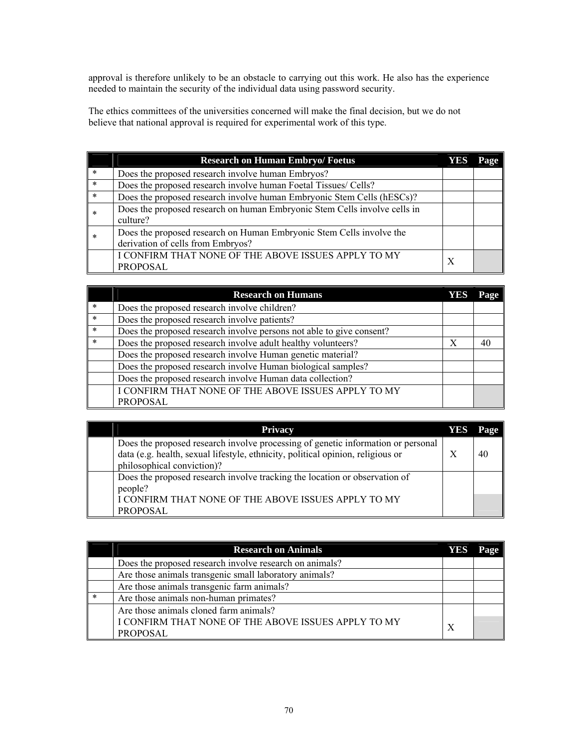approval is therefore unlikely to be an obstacle to carrying out this work. He also has the experience needed to maintain the security of the individual data using password security.

The ethics committees of the universities concerned will make the final decision, but we do not believe that national approval is required for experimental work of this type.

| | Research on Human Embryo/ Foetus | YES | Page |
|---|---|---|---|
| * | Does the proposed research involve human Embryos? | | |
| * | Does the proposed research involve human Foetal Tissues/ Cells? | | |
| * | Does the proposed research involve human Embryonic Stem Cells (hESCs)? | | |
| * | Does the proposed research on human Embryonic Stem Cells involve cells in culture? | | |
| * | Does the proposed research on Human Embryonic Stem Cells involve the derivation of cells from Embryos? | | |
| | I CONFIRM THAT NONE OF THE ABOVE ISSUES APPLY TO MY PROPOSAL | X | |

| | Research on Humans | YES | Page |
|---|---|---|---|
| * | Does the proposed research involve children? | | |
| * | Does the proposed research involve patients? | | |
| * | Does the proposed research involve persons not able to give consent? | | |
| * | Does the proposed research involve adult healthy volunteers? | X | 40 |
| | Does the proposed research involve Human genetic material? | | |
| | Does the proposed research involve Human biological samples? | | |
| | Does the proposed research involve Human data collection? | | |
| | I CONFIRM THAT NONE OF THE ABOVE ISSUES APPLY TO MY PROPOSAL | | |

| | Privacy | YES | Page |
|---|---|---|---|
| | Does the proposed research involve processing of genetic information or personal data (e.g. health, sexual lifestyle, ethnicity, political opinion, religious or philosophical conviction)? | X | 40 |
| | Does the proposed research involve tracking the location or observation of people? | | |
| | I CONFIRM THAT NONE OF THE ABOVE ISSUES APPLY TO MY PROPOSAL | | |

| | Research on Animals | YES | Page |
|---|---|---|---|
| | Does the proposed research involve research on animals? | | |
| | Are those animals transgenic small laboratory animals? | | |
| | Are those animals transgenic farm animals? | | |
| * | Are those animals non-human primates? | | |
| | Are those animals cloned farm animals? | | |
| | I CONFIRM THAT NONE OF THE ABOVE ISSUES APPLY TO MY PROPOSAL | X | |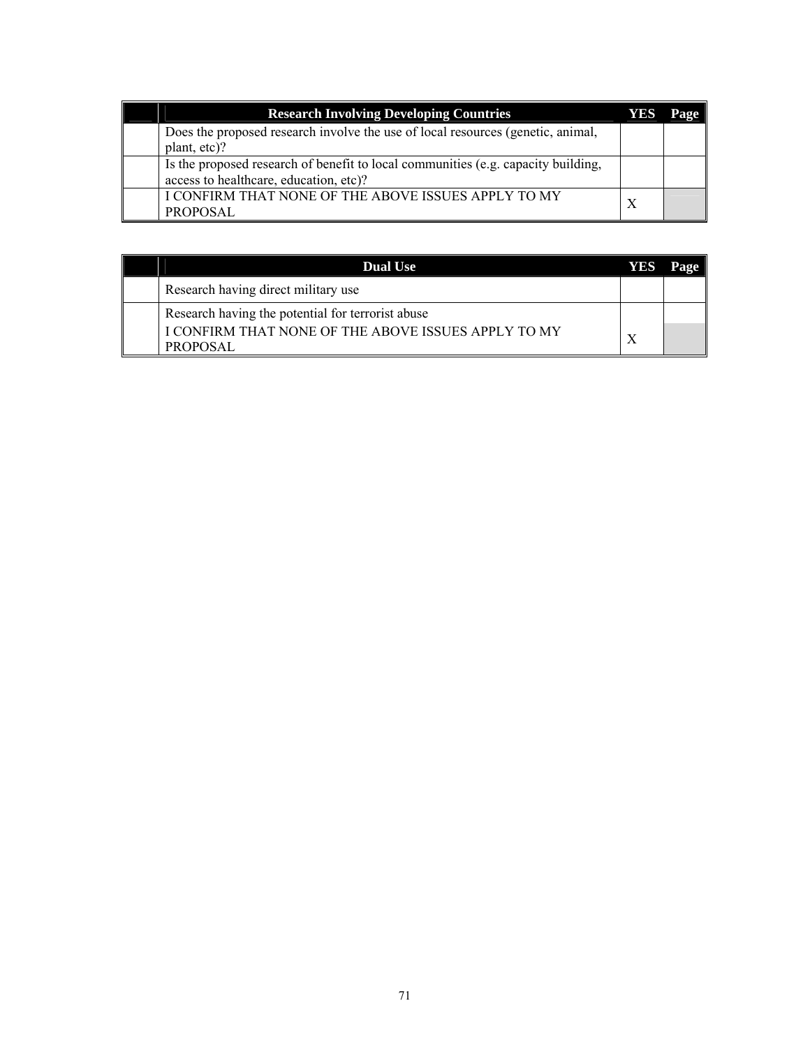| | Research Involving Developing Countries | YES | Page |
|---|---|---|---|
| | Does the proposed research involve the use of local resources (genetic, animal, plant, etc)? | | |
| | Is the proposed research of benefit to local communities (e.g. capacity building, access to healthcare, education, etc)? | | |
| | I CONFIRM THAT NONE OF THE ABOVE ISSUES APPLY TO MY PROPOSAL | X | |

| | Dual Use | YES | Page |
|---|---|---|---|
| | Research having direct military use | | |
| | Research having the potential for terrorist abuse | | |
| | I CONFIRM THAT NONE OF THE ABOVE ISSUES APPLY TO MY PROPOSAL | X | |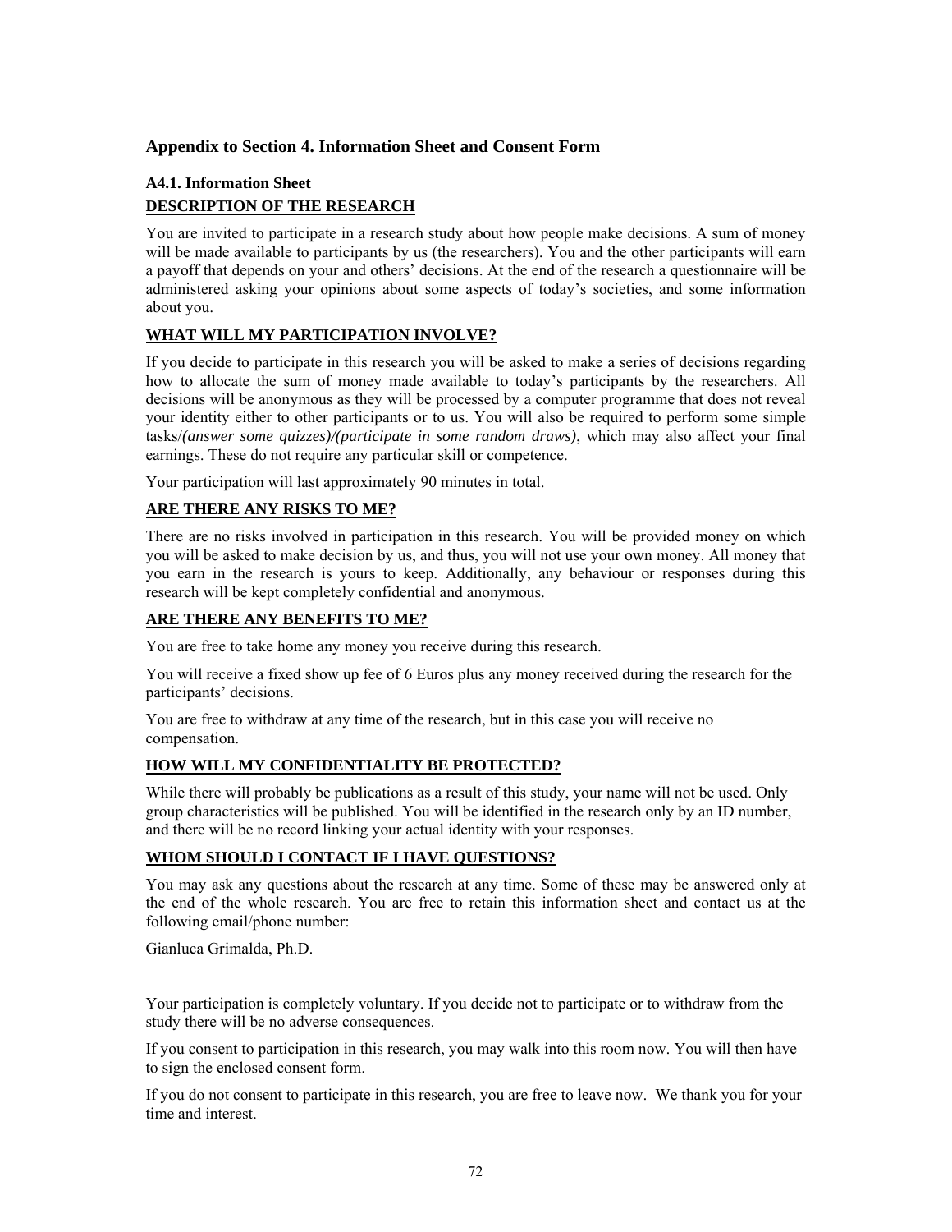## Appendix to Section 4. Information Sheet and Consent Form

### A4.1. Information Sheet

**DESCRIPTION OF THE RESEARCH**

You are invited to participate in a research study about how people make decisions. A sum of money will be made available to participants by us (the researchers). You and the other participants will earn a payoff that depends on your and others' decisions. At the end of the research a questionnaire will be administered asking your opinions about some aspects of today's societies, and some information about you.

**WHAT WILL MY PARTICIPATION INVOLVE?**

If you decide to participate in this research you will be asked to make a series of decisions regarding how to allocate the sum of money made available to today's participants by the researchers. All decisions will be anonymous as they will be processed by a computer programme that does not reveal your identity either to other participants or to us. You will also be required to perform some simple tasks/*(answer some quizzes)/(participate in some random draws)*, which may also affect your final earnings. These do not require any particular skill or competence.

Your participation will last approximately 90 minutes in total.

**ARE THERE ANY RISKS TO ME?**

There are no risks involved in participation in this research. You will be provided money on which you will be asked to make decision by us, and thus, you will not use your own money. All money that you earn in the research is yours to keep. Additionally, any behaviour or responses during this research will be kept completely confidential and anonymous.

**ARE THERE ANY BENEFITS TO ME?**

You are free to take home any money you receive during this research.

You will receive a fixed show up fee of 6 Euros plus any money received during the research for the participants' decisions.

You are free to withdraw at any time of the research, but in this case you will receive no compensation.

**HOW WILL MY CONFIDENTIALITY BE PROTECTED?**

While there will probably be publications as a result of this study, your name will not be used. Only group characteristics will be published. You will be identified in the research only by an ID number, and there will be no record linking your actual identity with your responses.

**WHOM SHOULD I CONTACT IF I HAVE QUESTIONS?**

You may ask any questions about the research at any time. Some of these may be answered only at the end of the whole research. You are free to retain this information sheet and contact us at the following email/phone number:

Gianluca Grimalda, Ph.D.

Your participation is completely voluntary. If you decide not to participate or to withdraw from the study there will be no adverse consequences.

If you consent to participation in this research, you may walk into this room now. You will then have to sign the enclosed consent form.

If you do not consent to participate in this research, you are free to leave now. We thank you for your time and interest.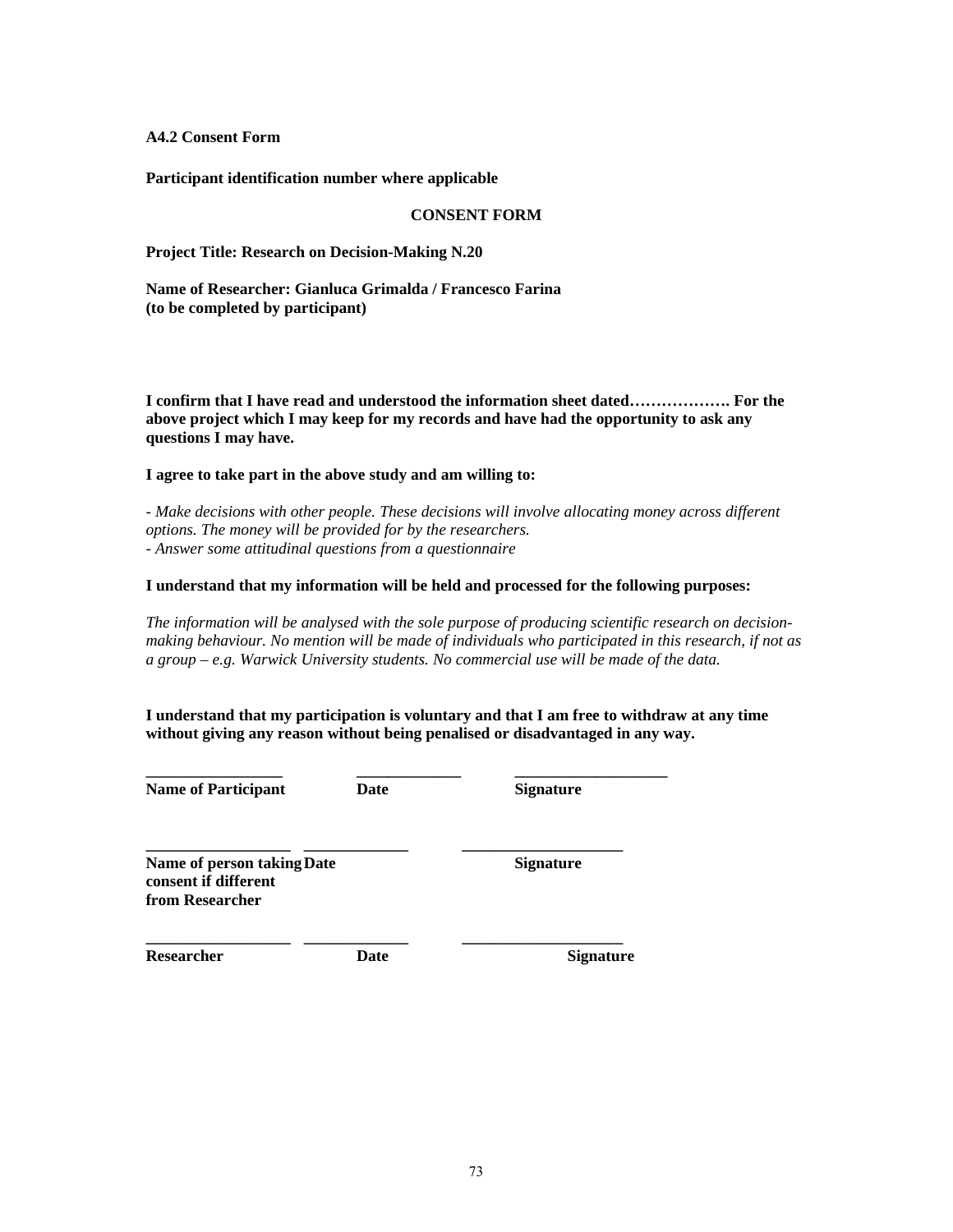**A4.2 Consent Form**

**Participant identification number where applicable**

**CONSENT FORM**

**Project Title: Research on Decision-Making N.20**

**Name of Researcher: Gianluca Grimalda / Francesco Farina**
**(to be completed by participant)**

**I confirm that I have read and understood the information sheet dated………………. For the above project which I may keep for my records and have had the opportunity to ask any questions I may have.**

**I agree to take part in the above study and am willing to:**

*- Make decisions with other people. These decisions will involve allocating money across different options. The money will be provided for by the researchers.*
*- Answer some attitudinal questions from a questionnaire*

**I understand that my information will be held and processed for the following purposes:**

*The information will be analysed with the sole purpose of producing scientific research on decision-making behaviour. No mention will be made of individuals who participated in this research, if not as a group – e.g. Warwick University students. No commercial use will be made of the data.*

**I understand that my participation is voluntary and that I am free to withdraw at any time without giving any reason without being penalised or disadvantaged in any way.**

| ________________ | ____________ | __________________ |
|---|---|---|
| **Name of Participant** | **Date** | **Signature** |
| | | |
| _________________ | ____________ | ___________________ |
| **Name of person taking consent if different from Researcher** | **Date** | **Signature** |
| | | |
| _________________ | ____________ | ___________________ |
| **Researcher** | **Date** | **Signature** |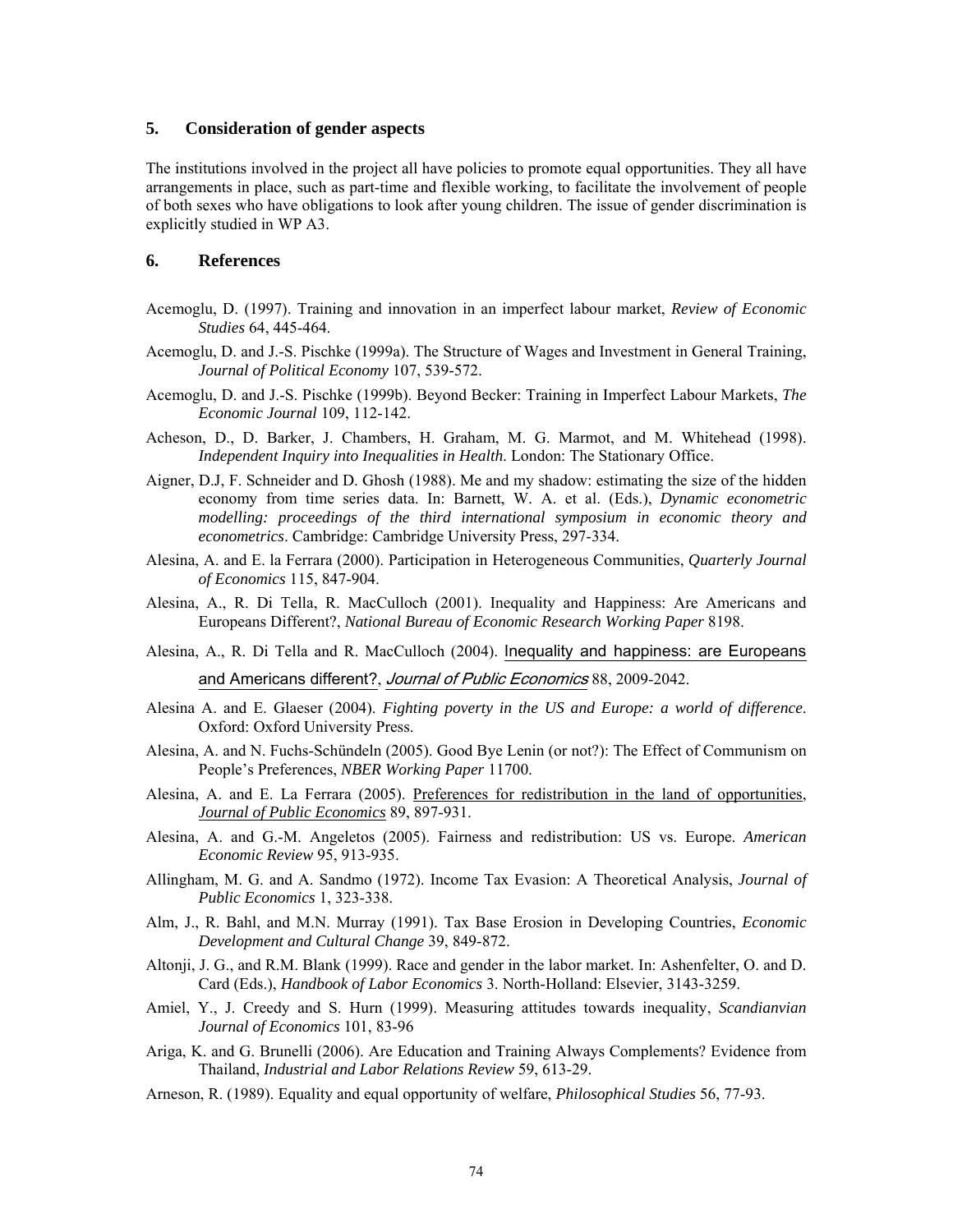## 5. Consideration of gender aspects

The institutions involved in the project all have policies to promote equal opportunities. They all have arrangements in place, such as part-time and flexible working, to facilitate the involvement of people of both sexes who have obligations to look after young children. The issue of gender discrimination is explicitly studied in WP A3.

## 6. References

Acemoglu, D. (1997). Training and innovation in an imperfect labour market, *Review of Economic Studies* 64, 445-464.

Acemoglu, D. and J.-S. Pischke (1999a). The Structure of Wages and Investment in General Training, *Journal of Political Economy* 107, 539-572.

Acemoglu, D. and J.-S. Pischke (1999b). Beyond Becker: Training in Imperfect Labour Markets, *The Economic Journal* 109, 112-142.

Acheson, D., D. Barker, J. Chambers, H. Graham, M. G. Marmot, and M. Whitehead (1998). *Independent Inquiry into Inequalities in Health*. London: The Stationary Office.

Aigner, D.J, F. Schneider and D. Ghosh (1988). Me and my shadow: estimating the size of the hidden economy from time series data. In: Barnett, W. A. et al. (Eds.), *Dynamic econometric modelling: proceedings of the third international symposium in economic theory and econometrics*. Cambridge: Cambridge University Press, 297-334.

Alesina, A. and E. la Ferrara (2000). Participation in Heterogeneous Communities, *Quarterly Journal of Economics* 115, 847-904.

Alesina, A., R. Di Tella, R. MacCulloch (2001). Inequality and Happiness: Are Americans and Europeans Different?, *National Bureau of Economic Research Working Paper* 8198.

Alesina, A., R. Di Tella and R. MacCulloch (2004). Inequality and happiness: are Europeans and Americans different?, *Journal of Public Economics* 88, 2009-2042.

Alesina A. and E. Glaeser (2004). *Fighting poverty in the US and Europe: a world of difference*. Oxford: Oxford University Press.

Alesina, A. and N. Fuchs-Schündeln (2005). Good Bye Lenin (or not?): The Effect of Communism on People's Preferences, *NBER Working Paper* 11700.

Alesina, A. and E. La Ferrara (2005). Preferences for redistribution in the land of opportunities, *Journal of Public Economics* 89, 897-931.

Alesina, A. and G.-M. Angeletos (2005). Fairness and redistribution: US vs. Europe. *American Economic Review* 95, 913-935.

Allingham, M. G. and A. Sandmo (1972). Income Tax Evasion: A Theoretical Analysis, *Journal of Public Economics* 1, 323-338.

Alm, J., R. Bahl, and M.N. Murray (1991). Tax Base Erosion in Developing Countries, *Economic Development and Cultural Change* 39, 849-872.

Altonji, J. G., and R.M. Blank (1999). Race and gender in the labor market. In: Ashenfelter, O. and D. Card (Eds.), *Handbook of Labor Economics* 3. North-Holland: Elsevier, 3143-3259.

Amiel, Y., J. Creedy and S. Hurn (1999). Measuring attitudes towards inequality, *Scandianvian Journal of Economics* 101, 83-96

Ariga, K. and G. Brunelli (2006). Are Education and Training Always Complements? Evidence from Thailand, *Industrial and Labor Relations Review* 59, 613-29.

Arneson, R. (1989). Equality and equal opportunity of welfare, *Philosophical Studies* 56, 77-93.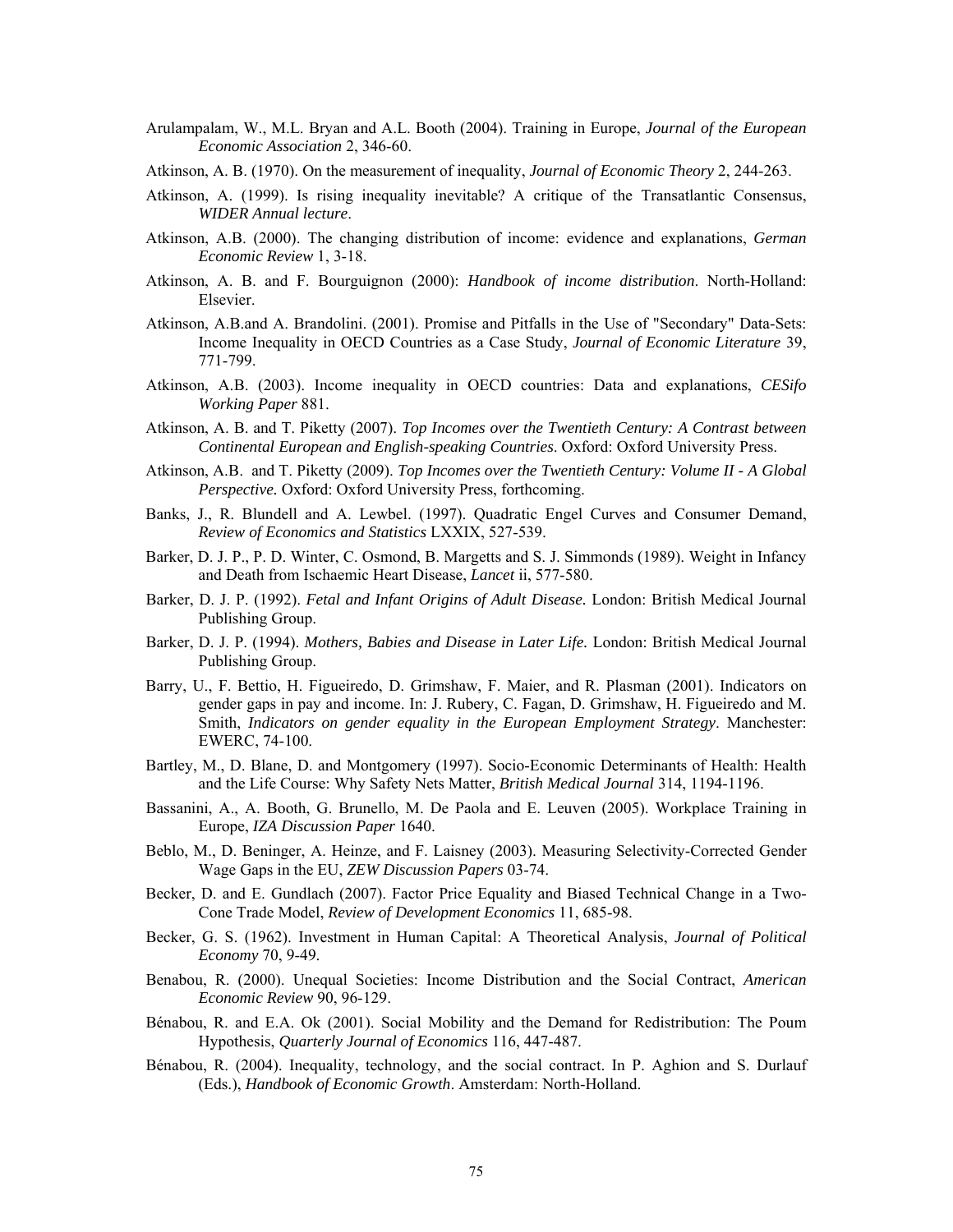Arulampalam, W., M.L. Bryan and A.L. Booth (2004). Training in Europe, *Journal of the European Economic Association* 2, 346-60.

Atkinson, A. B. (1970). On the measurement of inequality, *Journal of Economic Theory* 2, 244-263.

Atkinson, A. (1999). Is rising inequality inevitable? A critique of the Transatlantic Consensus, *WIDER Annual lecture*.

Atkinson, A.B. (2000). The changing distribution of income: evidence and explanations, *German Economic Review* 1, 3-18.

Atkinson, A. B. and F. Bourguignon (2000): *Handbook of income distribution*. North-Holland: Elsevier.

Atkinson, A.B.and A. Brandolini. (2001). Promise and Pitfalls in the Use of "Secondary" Data-Sets: Income Inequality in OECD Countries as a Case Study, *Journal of Economic Literature* 39, 771-799.

Atkinson, A.B. (2003). Income inequality in OECD countries: Data and explanations, *CESifo Working Paper* 881.

Atkinson, A. B. and T. Piketty (2007). *Top Incomes over the Twentieth Century: A Contrast between Continental European and English-speaking Countries*. Oxford: Oxford University Press.

Atkinson, A.B. and T. Piketty (2009). *Top Incomes over the Twentieth Century: Volume II - A Global Perspective.* Oxford: Oxford University Press, forthcoming.

Banks, J., R. Blundell and A. Lewbel. (1997). Quadratic Engel Curves and Consumer Demand, *Review of Economics and Statistics* LXXIX, 527-539.

Barker, D. J. P., P. D. Winter, C. Osmond, B. Margetts and S. J. Simmonds (1989). Weight in Infancy and Death from Ischaemic Heart Disease, *Lancet* ii, 577-580.

Barker, D. J. P. (1992). *Fetal and Infant Origins of Adult Disease.* London: British Medical Journal Publishing Group.

Barker, D. J. P. (1994). *Mothers, Babies and Disease in Later Life.* London: British Medical Journal Publishing Group.

Barry, U., F. Bettio, H. Figueiredo, D. Grimshaw, F. Maier, and R. Plasman (2001). Indicators on gender gaps in pay and income. In: J. Rubery, C. Fagan, D. Grimshaw, H. Figueiredo and M. Smith, *Indicators on gender equality in the European Employment Strategy*. Manchester: EWERC, 74-100.

Bartley, M., D. Blane, D. and Montgomery (1997). Socio-Economic Determinants of Health: Health and the Life Course: Why Safety Nets Matter, *British Medical Journal* 314, 1194-1196.

Bassanini, A., A. Booth, G. Brunello, M. De Paola and E. Leuven (2005). Workplace Training in Europe, *IZA Discussion Paper* 1640.

Beblo, M., D. Beninger, A. Heinze, and F. Laisney (2003). Measuring Selectivity-Corrected Gender Wage Gaps in the EU, *ZEW Discussion Papers* 03-74.

Becker, D. and E. Gundlach (2007). Factor Price Equality and Biased Technical Change in a Two-Cone Trade Model, *Review of Development Economics* 11, 685-98.

Becker, G. S. (1962). Investment in Human Capital: A Theoretical Analysis, *Journal of Political Economy* 70, 9-49.

Benabou, R. (2000). Unequal Societies: Income Distribution and the Social Contract, *American Economic Review* 90, 96-129.

Bénabou, R. and E.A. Ok (2001). Social Mobility and the Demand for Redistribution: The Poum Hypothesis, *Quarterly Journal of Economics* 116, 447-487.

Bénabou, R. (2004). Inequality, technology, and the social contract. In P. Aghion and S. Durlauf (Eds.), *Handbook of Economic Growth*. Amsterdam: North-Holland.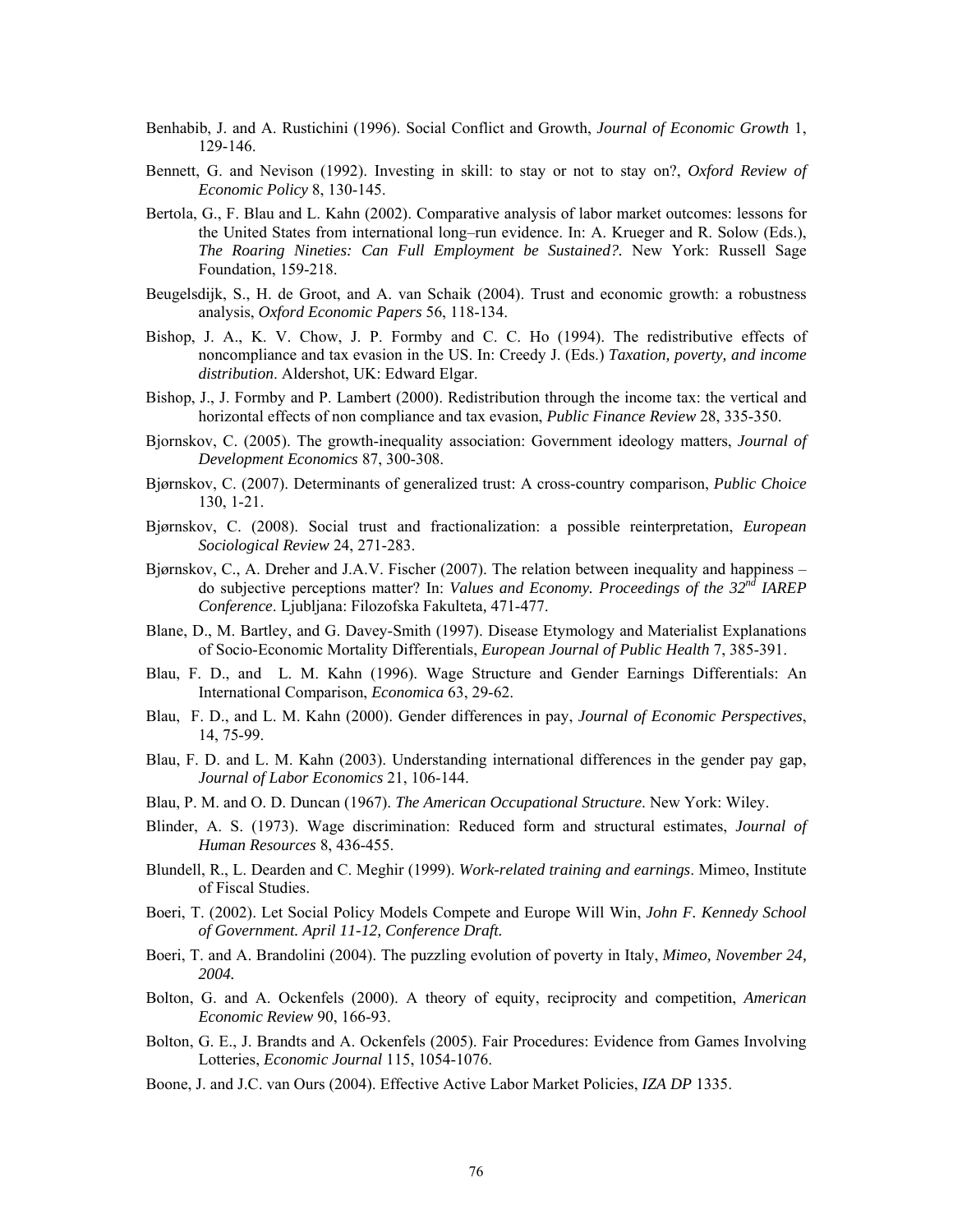Benhabib, J. and A. Rustichini (1996). Social Conflict and Growth, *Journal of Economic Growth* 1, 129-146.

Bennett, G. and Nevison (1992). Investing in skill: to stay or not to stay on?, *Oxford Review of Economic Policy* 8, 130-145.

Bertola, G., F. Blau and L. Kahn (2002). Comparative analysis of labor market outcomes: lessons for the United States from international long–run evidence. In: A. Krueger and R. Solow (Eds.), *The Roaring Nineties: Can Full Employment be Sustained?.* New York: Russell Sage Foundation, 159-218.

Beugelsdijk, S., H. de Groot, and A. van Schaik (2004). Trust and economic growth: a robustness analysis, *Oxford Economic Papers* 56, 118-134.

Bishop, J. A., K. V. Chow, J. P. Formby and C. C. Ho (1994). The redistributive effects of noncompliance and tax evasion in the US. In: Creedy J. (Eds.) *Taxation, poverty, and income distribution*. Aldershot, UK: Edward Elgar.

Bishop, J., J. Formby and P. Lambert (2000). Redistribution through the income tax: the vertical and horizontal effects of non compliance and tax evasion, *Public Finance Review* 28, 335-350.

Bjornskov, C. (2005). The growth-inequality association: Government ideology matters, *Journal of Development Economics* 87, 300-308.

Bjørnskov, C. (2007). Determinants of generalized trust: A cross-country comparison, *Public Choice* 130, 1-21.

Bjørnskov, C. (2008). Social trust and fractionalization: a possible reinterpretation, *European Sociological Review* 24, 271-283.

Bjørnskov, C., A. Dreher and J.A.V. Fischer (2007). The relation between inequality and happiness – do subjective perceptions matter? In: *Values and Economy. Proceedings of the 32nd IAREP Conference*. Ljubljana: Filozofska Fakulteta, 471-477.

Blane, D., M. Bartley, and G. Davey-Smith (1997). Disease Etymology and Materialist Explanations of Socio-Economic Mortality Differentials, *European Journal of Public Health* 7, 385-391.

Blau, F. D., and L. M. Kahn (1996). Wage Structure and Gender Earnings Differentials: An International Comparison, *Economica* 63, 29-62.

Blau, F. D., and L. M. Kahn (2000). Gender differences in pay, *Journal of Economic Perspectives*, 14, 75-99.

Blau, F. D. and L. M. Kahn (2003). Understanding international differences in the gender pay gap, *Journal of Labor Economics* 21, 106-144.

Blau, P. M. and O. D. Duncan (1967). *The American Occupational Structure*. New York: Wiley.

Blinder, A. S. (1973). Wage discrimination: Reduced form and structural estimates, *Journal of Human Resources* 8, 436-455.

Blundell, R., L. Dearden and C. Meghir (1999). *Work-related training and earnings*. Mimeo, Institute of Fiscal Studies.

Boeri, T. (2002). Let Social Policy Models Compete and Europe Will Win, *John F. Kennedy School of Government. April 11-12, Conference Draft.*

Boeri, T. and A. Brandolini (2004). The puzzling evolution of poverty in Italy, *Mimeo, November 24, 2004.*

Bolton, G. and A. Ockenfels (2000). A theory of equity, reciprocity and competition, *American Economic Review* 90, 166-93.

Bolton, G. E., J. Brandts and A. Ockenfels (2005). Fair Procedures: Evidence from Games Involving Lotteries, *Economic Journal* 115, 1054-1076.

Boone, J. and J.C. van Ours (2004). Effective Active Labor Market Policies, *IZA DP* 1335.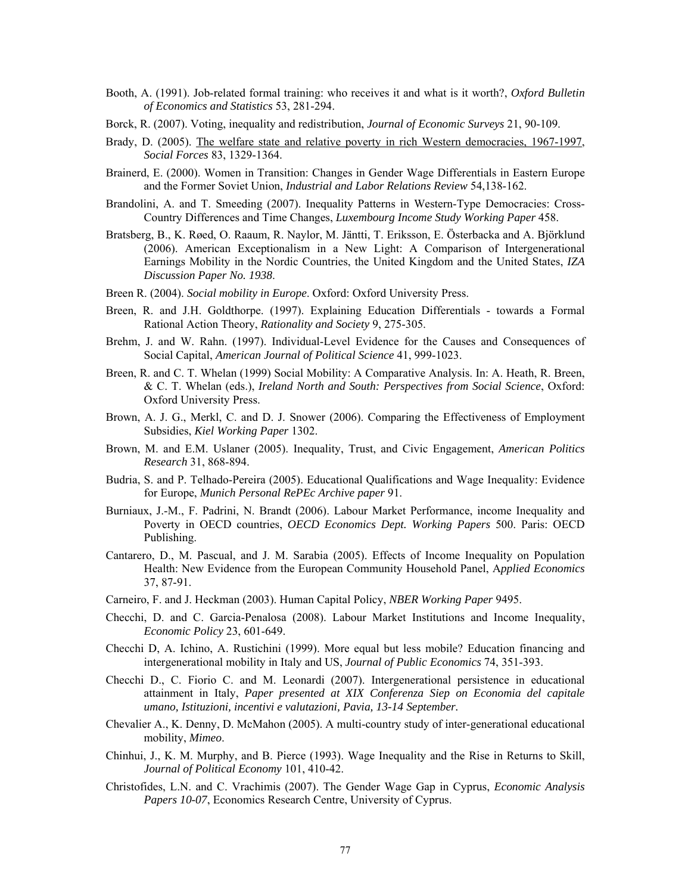Booth, A. (1991). Job-related formal training: who receives it and what is it worth?, *Oxford Bulletin of Economics and Statistics* 53, 281-294.

Borck, R. (2007). Voting, inequality and redistribution, *Journal of Economic Surveys* 21, 90-109.

Brady, D. (2005). The welfare state and relative poverty in rich Western democracies, 1967-1997, *Social Forces* 83, 1329-1364.

Brainerd, E. (2000). Women in Transition: Changes in Gender Wage Differentials in Eastern Europe and the Former Soviet Union, *Industrial and Labor Relations Review* 54,138-162.

Brandolini, A. and T. Smeeding (2007). Inequality Patterns in Western-Type Democracies: Cross-Country Differences and Time Changes, *Luxembourg Income Study Working Paper* 458.

Bratsberg, B., K. Røed, O. Raaum, R. Naylor, M. Jäntti, T. Eriksson, E. Österbacka and A. Björklund (2006). American Exceptionalism in a New Light: A Comparison of Intergenerational Earnings Mobility in the Nordic Countries, the United Kingdom and the United States, *IZA Discussion Paper No. 1938*.

Breen R. (2004). *Social mobility in Europe*. Oxford: Oxford University Press.

Breen, R. and J.H. Goldthorpe. (1997). Explaining Education Differentials - towards a Formal Rational Action Theory, *Rationality and Society* 9, 275-305.

Brehm, J. and W. Rahn. (1997). Individual-Level Evidence for the Causes and Consequences of Social Capital, *American Journal of Political Science* 41, 999-1023.

Breen, R. and C. T. Whelan (1999) Social Mobility: A Comparative Analysis. In: A. Heath, R. Breen, & C. T. Whelan (eds.), *Ireland North and South: Perspectives from Social Science*, Oxford: Oxford University Press.

Brown, A. J. G., Merkl, C. and D. J. Snower (2006). Comparing the Effectiveness of Employment Subsidies, *Kiel Working Paper* 1302.

Brown, M. and E.M. Uslaner (2005). Inequality, Trust, and Civic Engagement, *American Politics Research* 31, 868-894.

Budria, S. and P. Telhado-Pereira (2005). Educational Qualifications and Wage Inequality: Evidence for Europe, *Munich Personal RePEc Archive paper* 91.

Burniaux, J.-M., F. Padrini, N. Brandt (2006). Labour Market Performance, income Inequality and Poverty in OECD countries, *OECD Economics Dept. Working Papers* 500. Paris: OECD Publishing.

Cantarero, D., M. Pascual, and J. M. Sarabia (2005). Effects of Income Inequality on Population Health: New Evidence from the European Community Household Panel, A*pplied Economics* 37, 87-91.

Carneiro, F. and J. Heckman (2003). Human Capital Policy, *NBER Working Paper* 9495.

Checchi, D. and C. Garcia-Penalosa (2008). Labour Market Institutions and Income Inequality, *Economic Policy* 23, 601-649.

Checchi D, A. Ichino, A. Rustichini (1999). More equal but less mobile? Education financing and intergenerational mobility in Italy and US, *Journal of Public Economics* 74, 351-393.

Checchi D., C. Fiorio C. and M. Leonardi (2007). Intergenerational persistence in educational attainment in Italy, *Paper presented at XIX Conferenza Siep on Economia del capitale umano, Istituzioni, incentivi e valutazioni, Pavia, 13-14 September*.

Chevalier A., K. Denny, D. McMahon (2005). A multi-country study of inter-generational educational mobility, *Mimeo*.

Chinhui, J., K. M. Murphy, and B. Pierce (1993). Wage Inequality and the Rise in Returns to Skill, *Journal of Political Economy* 101, 410-42.

Christofides, L.N. and C. Vrachimis (2007). The Gender Wage Gap in Cyprus, *Economic Analysis Papers 10-07*, Economics Research Centre, University of Cyprus.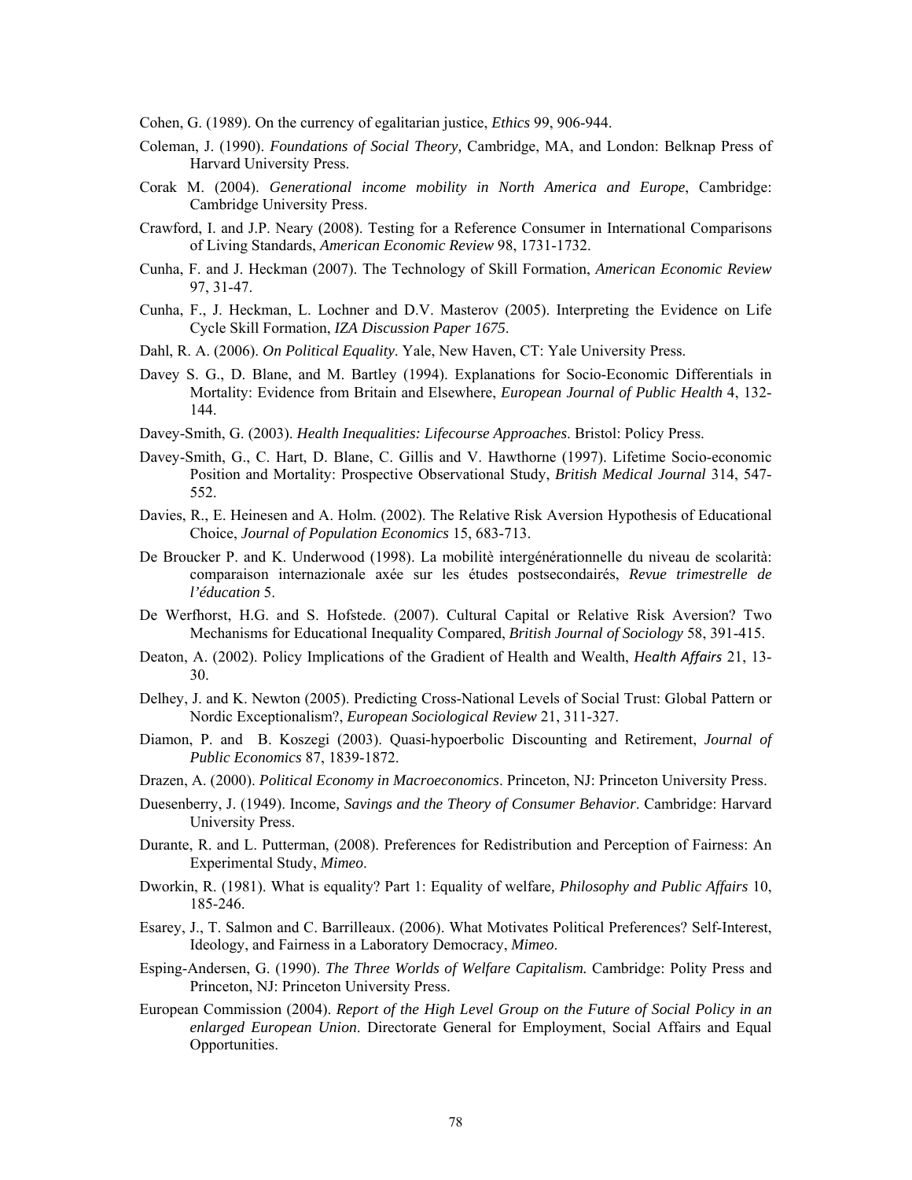Cohen, G. (1989). On the currency of egalitarian justice, *Ethics* 99, 906-944.

Coleman, J. (1990). *Foundations of Social Theory,* Cambridge, MA, and London: Belknap Press of Harvard University Press.

Corak M. (2004). *Generational income mobility in North America and Europe*, Cambridge: Cambridge University Press.

Crawford, I. and J.P. Neary (2008). Testing for a Reference Consumer in International Comparisons of Living Standards, *American Economic Review* 98, 1731-1732.

Cunha, F. and J. Heckman (2007). The Technology of Skill Formation, *American Economic Review* 97, 31-47.

Cunha, F., J. Heckman, L. Lochner and D.V. Masterov (2005). Interpreting the Evidence on Life Cycle Skill Formation, *IZA Discussion Paper 1675*.

Dahl, R. A. (2006). *On Political Equality*. Yale, New Haven, CT: Yale University Press.

Davey S. G., D. Blane, and M. Bartley (1994). Explanations for Socio-Economic Differentials in Mortality: Evidence from Britain and Elsewhere, *European Journal of Public Health* 4, 132-144.

Davey-Smith, G. (2003). *Health Inequalities: Lifecourse Approaches*. Bristol: Policy Press.

Davey-Smith, G., C. Hart, D. Blane, C. Gillis and V. Hawthorne (1997). Lifetime Socio-economic Position and Mortality: Prospective Observational Study, *British Medical Journal* 314, 547-552.

Davies, R., E. Heinesen and A. Holm. (2002). The Relative Risk Aversion Hypothesis of Educational Choice, *Journal of Population Economics* 15, 683-713.

De Broucker P. and K. Underwood (1998). La mobilitè intergénérationnelle du niveau de scolarità: comparaison internazionale axée sur les études postsecondairés, *Revue trimestrelle de l'éducation* 5.

De Werfhorst, H.G. and S. Hofstede. (2007). Cultural Capital or Relative Risk Aversion? Two Mechanisms for Educational Inequality Compared, *British Journal of Sociology* 58, 391-415.

Deaton, A. (2002). Policy Implications of the Gradient of Health and Wealth, *Health Affairs* 21, 13-30.

Delhey, J. and K. Newton (2005). Predicting Cross-National Levels of Social Trust: Global Pattern or Nordic Exceptionalism?, *European Sociological Review* 21, 311-327.

Diamon, P. and B. Koszegi (2003). Quasi-hypoerbolic Discounting and Retirement, *Journal of Public Economics* 87, 1839-1872.

Drazen, A. (2000). *Political Economy in Macroeconomics*. Princeton, NJ: Princeton University Press.

Duesenberry, J. (1949). Income*, Savings and the Theory of Consumer Behavior*. Cambridge: Harvard University Press.

Durante, R. and L. Putterman, (2008). Preferences for Redistribution and Perception of Fairness: An Experimental Study, *Mimeo*.

Dworkin, R. (1981). What is equality? Part 1: Equality of welfare*, Philosophy and Public Affairs* 10, 185-246.

Esarey, J., T. Salmon and C. Barrilleaux. (2006). What Motivates Political Preferences? Self-Interest, Ideology, and Fairness in a Laboratory Democracy, *Mimeo*.

Esping-Andersen, G. (1990). *The Three Worlds of Welfare Capitalism.* Cambridge: Polity Press and Princeton, NJ: Princeton University Press.

European Commission (2004). *Report of the High Level Group on the Future of Social Policy in an enlarged European Union*. Directorate General for Employment, Social Affairs and Equal Opportunities.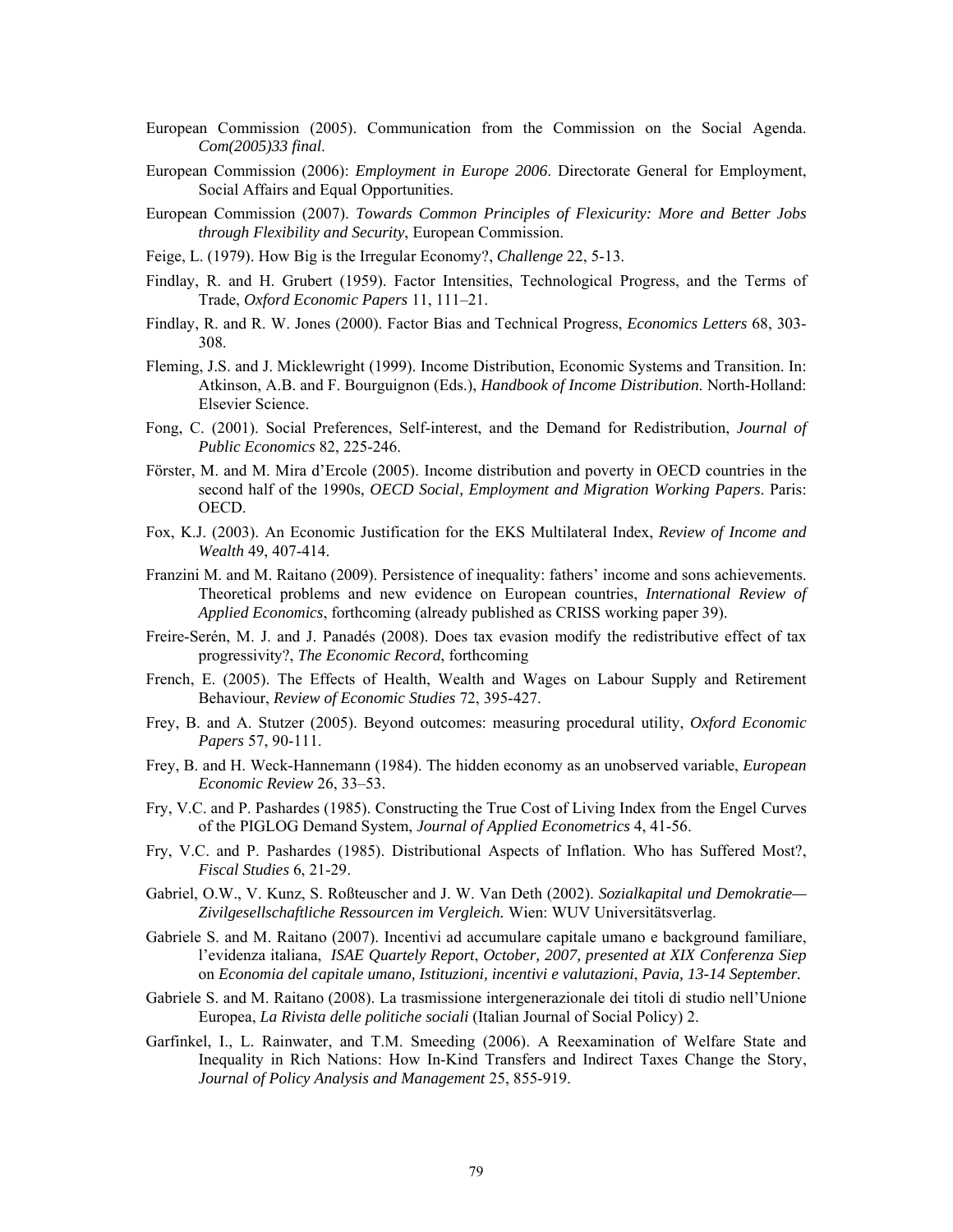European Commission (2005). Communication from the Commission on the Social Agenda. *Com(2005)33 final*.

European Commission (2006): *Employment in Europe 2006*. Directorate General for Employment, Social Affairs and Equal Opportunities.

European Commission (2007). *Towards Common Principles of Flexicurity: More and Better Jobs through Flexibility and Security*, European Commission.

Feige, L. (1979). How Big is the Irregular Economy?, *Challenge* 22, 5-13.

Findlay, R. and H. Grubert (1959). Factor Intensities, Technological Progress, and the Terms of Trade, *Oxford Economic Papers* 11, 111–21.

Findlay, R. and R. W. Jones (2000). Factor Bias and Technical Progress, *Economics Letters* 68, 303-308.

Fleming, J.S. and J. Micklewright (1999). Income Distribution, Economic Systems and Transition. In: Atkinson, A.B. and F. Bourguignon (Eds.), *Handbook of Income Distribution*. North-Holland: Elsevier Science.

Fong, C. (2001). Social Preferences, Self-interest, and the Demand for Redistribution, *Journal of Public Economics* 82, 225-246.

Förster, M. and M. Mira d'Ercole (2005). Income distribution and poverty in OECD countries in the second half of the 1990s, *OECD Social, Employment and Migration Working Papers*. Paris: OECD.

Fox, K.J. (2003). An Economic Justification for the EKS Multilateral Index, *Review of Income and Wealth* 49, 407-414.

Franzini M. and M. Raitano (2009). Persistence of inequality: fathers' income and sons achievements. Theoretical problems and new evidence on European countries, *International Review of Applied Economics*, forthcoming (already published as CRISS working paper 39).

Freire-Serén, M. J. and J. Panadés (2008). Does tax evasion modify the redistributive effect of tax progressivity?, *The Economic Record*, forthcoming

French, E. (2005). The Effects of Health, Wealth and Wages on Labour Supply and Retirement Behaviour, *Review of Economic Studies* 72, 395-427.

Frey, B. and A. Stutzer (2005). Beyond outcomes: measuring procedural utility, *Oxford Economic Papers* 57, 90-111.

Frey, B. and H. Weck-Hannemann (1984). The hidden economy as an unobserved variable, *European Economic Review* 26, 33–53.

Fry, V.C. and P. Pashardes (1985). Constructing the True Cost of Living Index from the Engel Curves of the PIGLOG Demand System, *Journal of Applied Econometrics* 4, 41-56.

Fry, V.C. and P. Pashardes (1985). Distributional Aspects of Inflation. Who has Suffered Most?, *Fiscal Studies* 6, 21-29.

Gabriel, O.W., V. Kunz, S. Roßteuscher and J. W. Van Deth (2002). *Sozialkapital und Demokratie—Zivilgesellschaftliche Ressourcen im Vergleich.* Wien: WUV Universitätsverlag.

Gabriele S. and M. Raitano (2007). Incentivi ad accumulare capitale umano e background familiare, l'evidenza italiana, *ISAE Quartely Report*, *October, 2007, presented at XIX Conferenza Siep* on *Economia del capitale umano, Istituzioni, incentivi e valutazioni*, *Pavia, 13-14 September.*

Gabriele S. and M. Raitano (2008). La trasmissione intergenerazionale dei titoli di studio nell'Unione Europea, *La Rivista delle politiche sociali* (Italian Journal of Social Policy) 2.

Garfinkel, I., L. Rainwater, and T.M. Smeeding (2006). A Reexamination of Welfare State and Inequality in Rich Nations: How In-Kind Transfers and Indirect Taxes Change the Story, *Journal of Policy Analysis and Management* 25, 855-919.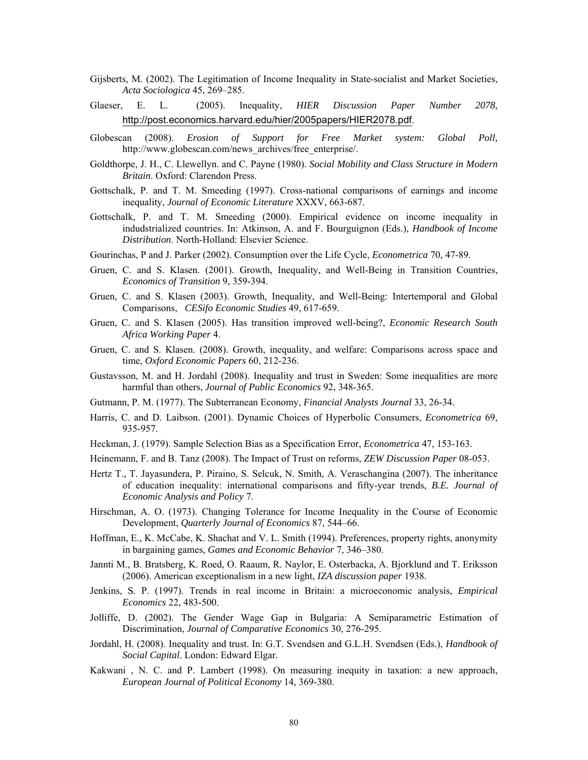Gijsberts, M. (2002). The Legitimation of Income Inequality in State-socialist and Market Societies, *Acta Sociologica* 45, 269–285.

Glaeser, E. L. (2005). Inequality, *HIER Discussion Paper Number 2078*, http://post.economics.harvard.edu/hier/2005papers/HIER2078.pdf.

Globescan (2008). *Erosion of Support for Free Market system: Global Poll,* http://www.globescan.com/news_archives/free_enterprise/.

Goldthorpe, J. H., C. Llewellyn. and C. Payne (1980). *Social Mobility and Class Structure in Modern Britain*. Oxford: Clarendon Press.

Gottschalk, P. and T. M. Smeeding (1997). Cross-national comparisons of earnings and income inequality, *Journal of Economic Literature* XXXV, 663-687.

Gottschalk, P. and T. M. Smeeding (2000). Empirical evidence on income inequality in indudstrialized countries. In: Atkinson, A. and F. Bourguignon (Eds.), *Handbook of Income Distribution*. North-Holland: Elsevier Science.

Gourinchas, P and J. Parker (2002). Consumption over the Life Cycle, *Econometrica* 70, 47-89.

Gruen, C. and S. Klasen. (2001). Growth, Inequality, and Well-Being in Transition Countries, *Economics of Transition* 9, 359-394.

Gruen, C. and S. Klasen (2003). Growth, Inequality, and Well-Being: Intertemporal and Global Comparisons, *CESifo Economic Studies* 49, 617-659.

Gruen, C. and S. Klasen (2005). Has transition improved well-being?, *Economic Research South Africa Working Paper* 4.

Gruen, C. and S. Klasen. (2008). Growth, inequality, and welfare: Comparisons across space and time, *Oxford Economic Papers* 60, 212-236.

Gustavsson, M. and H. Jordahl (2008). Inequality and trust in Sweden: Some inequalities are more harmful than others, *Journal of Public Economics* 92, 348-365.

Gutmann, P. M. (1977). The Subterranean Economy, *Financial Analysts Journal* 33, 26-34.

Harris, C. and D. Laibson. (2001). Dynamic Choices of Hyperbolic Consumers, *Econometrica* 69, 935-957.

Heckman, J. (1979). Sample Selection Bias as a Specification Error, *Econometrica* 47, 153-163.

Heinemann, F. and B. Tanz (2008). The Impact of Trust on reforms, *ZEW Discussion Paper* 08-053.

Hertz T., T. Jayasundera, P. Piraino, S. Selcuk, N. Smith, A. Veraschangina (2007). The inheritance of education inequality: international comparisons and fifty-year trends, *B.E. Journal of Economic Analysis and Policy* 7.

Hirschman, A. O. (1973). Changing Tolerance for Income Inequality in the Course of Economic Development, *Quarterly Journal of Economics* 87, 544–66.

Hoffman, E., K. McCabe, K. Shachat and V. L. Smith (1994). Preferences, property rights, anonymity in bargaining games, *Games and Economic Behavior* 7, 346–380.

Jannti M., B. Bratsberg, K. Roed, O. Raaum, R. Naylor, E. Osterbacka, A. Bjorklund and T. Eriksson (2006). American exceptionalism in a new light, *IZA discussion paper* 1938.

Jenkins, S. P. (1997). Trends in real income in Britain: a microeconomic analysis, *Empirical Economics* 22, 483-500.

Jolliffe, D. (2002). The Gender Wage Gap in Bulgaria: A Semiparametric Estimation of Discrimination, *Journal of Comparative Economics* 30, 276-295.

Jordahl, H. (2008). Inequality and trust. In: G.T. Svendsen and G.L.H. Svendsen (Eds.), *Handbook of Social Capital*. London: Edward Elgar.

Kakwani , N. C. and P. Lambert (1998). On measuring inequity in taxation: a new approach, *European Journal of Political Economy* 14, 369-380.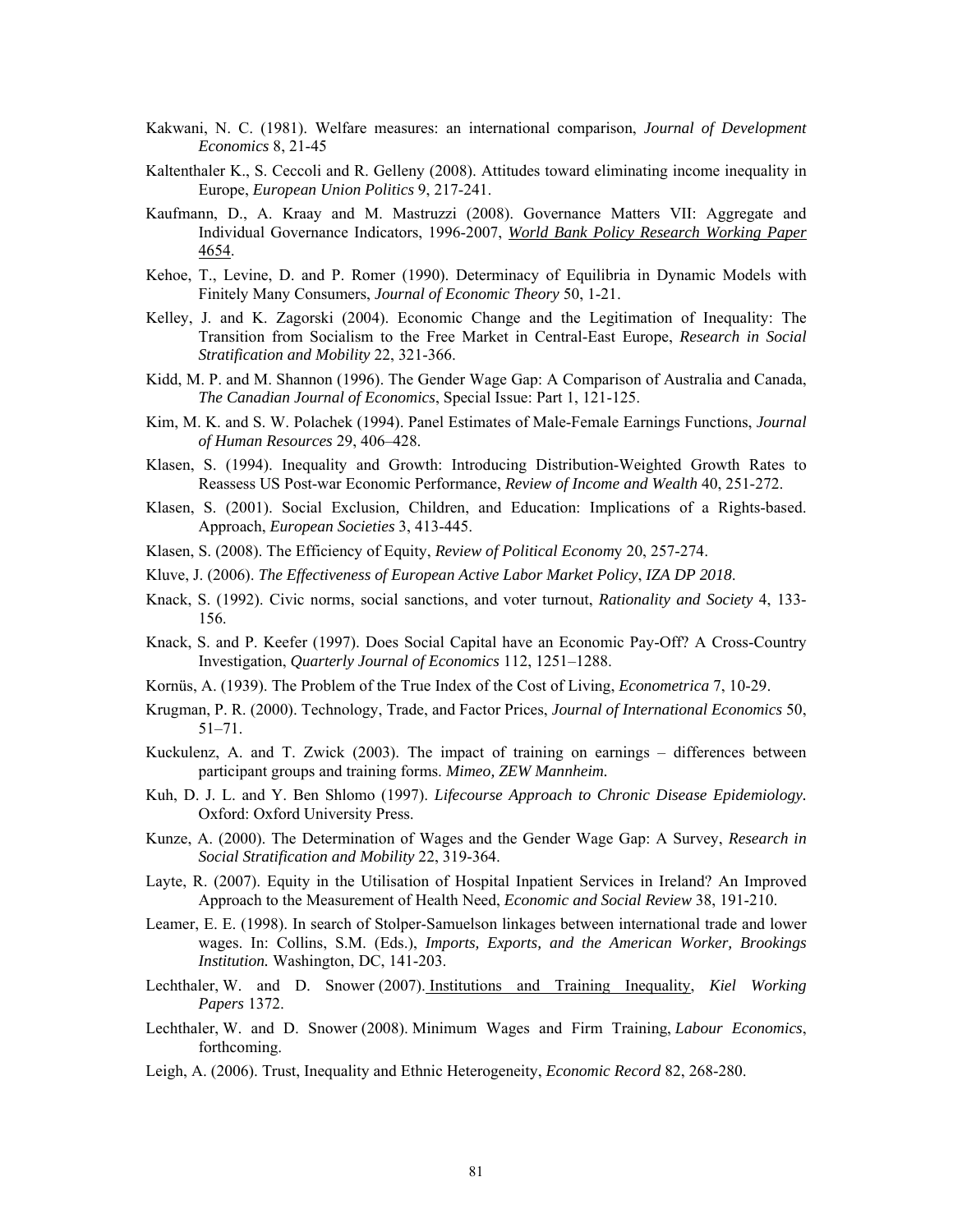Kakwani, N. C. (1981). Welfare measures: an international comparison, *Journal of Development Economics* 8, 21-45

Kaltenthaler K., S. Ceccoli and R. Gelleny (2008). Attitudes toward eliminating income inequality in Europe, *European Union Politics* 9, 217-241.

Kaufmann, D., A. Kraay and M. Mastruzzi (2008). Governance Matters VII: Aggregate and Individual Governance Indicators, 1996-2007, *World Bank Policy Research Working Paper* 4654.

Kehoe, T., Levine, D. and P. Romer (1990). Determinacy of Equilibria in Dynamic Models with Finitely Many Consumers, *Journal of Economic Theory* 50, 1-21.

Kelley, J. and K. Zagorski (2004). Economic Change and the Legitimation of Inequality: The Transition from Socialism to the Free Market in Central-East Europe, *Research in Social Stratification and Mobility* 22, 321-366.

Kidd, M. P. and M. Shannon (1996). The Gender Wage Gap: A Comparison of Australia and Canada, *The Canadian Journal of Economics*, Special Issue: Part 1, 121-125.

Kim, M. K. and S. W. Polachek (1994). Panel Estimates of Male-Female Earnings Functions, *Journal of Human Resources* 29, 406–428.

Klasen, S. (1994). Inequality and Growth: Introducing Distribution-Weighted Growth Rates to Reassess US Post-war Economic Performance, *Review of Income and Wealth* 40, 251-272.

Klasen, S. (2001). Social Exclusion, Children, and Education: Implications of a Rights-based. Approach, *European Societies* 3, 413-445.

Klasen, S. (2008). The Efficiency of Equity, *Review of Political Economy* 20, 257-274.

Kluve, J. (2006). *The Effectiveness of European Active Labor Market Policy*, *IZA DP 2018*.

Knack, S. (1992). Civic norms, social sanctions, and voter turnout, *Rationality and Society* 4, 133-156.

Knack, S. and P. Keefer (1997). Does Social Capital have an Economic Pay-Off? A Cross-Country Investigation, *Quarterly Journal of Economics* 112, 1251–1288.

Kornüs, A. (1939). The Problem of the True Index of the Cost of Living, *Econometrica* 7, 10-29.

Krugman, P. R. (2000). Technology, Trade, and Factor Prices, *Journal of International Economics* 50, 51–71.

Kuckulenz, A. and T. Zwick (2003). The impact of training on earnings – differences between participant groups and training forms. *Mimeo, ZEW Mannheim.*

Kuh, D. J. L. and Y. Ben Shlomo (1997). *Lifecourse Approach to Chronic Disease Epidemiology.* Oxford: Oxford University Press.

Kunze, A. (2000). The Determination of Wages and the Gender Wage Gap: A Survey, *Research in Social Stratification and Mobility* 22, 319-364.

Layte, R. (2007). Equity in the Utilisation of Hospital Inpatient Services in Ireland? An Improved Approach to the Measurement of Health Need, *Economic and Social Review* 38, 191-210.

Leamer, E. E. (1998). In search of Stolper-Samuelson linkages between international trade and lower wages. In: Collins, S.M. (Eds.), *Imports, Exports, and the American Worker, Brookings Institution.* Washington, DC, 141-203.

Lechthaler, W. and D. Snower (2007). Institutions and Training Inequality, *Kiel Working Papers* 1372.

Lechthaler, W. and D. Snower (2008). Minimum Wages and Firm Training, *Labour Economics*, forthcoming.

Leigh, A. (2006). Trust, Inequality and Ethnic Heterogeneity, *Economic Record* 82, 268-280.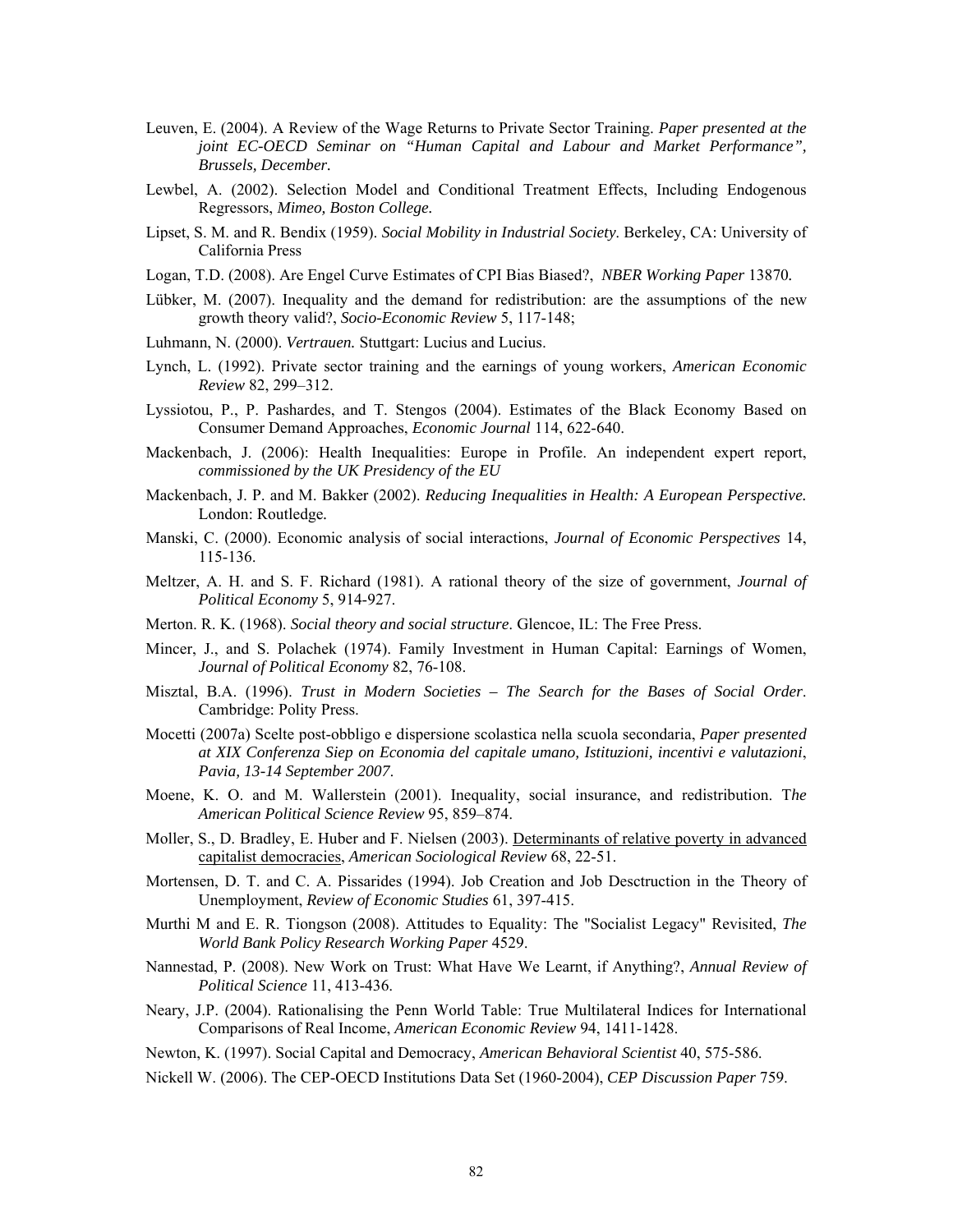Leuven, E. (2004). A Review of the Wage Returns to Private Sector Training. *Paper presented at the joint EC-OECD Seminar on "Human Capital and Labour and Market Performance", Brussels, December*.

Lewbel, A. (2002). Selection Model and Conditional Treatment Effects, Including Endogenous Regressors, *Mimeo, Boston College.*

Lipset, S. M. and R. Bendix (1959). *Social Mobility in Industrial Society*. Berkeley, CA: University of California Press

Logan, T.D. (2008). Are Engel Curve Estimates of CPI Bias Biased?, *NBER Working Paper* 13870*.*

Lübker, M. (2007). Inequality and the demand for redistribution: are the assumptions of the new growth theory valid?, *Socio-Economic Review* 5, 117-148;

Luhmann, N. (2000). *Vertrauen.* Stuttgart: Lucius and Lucius.

Lynch, L. (1992). Private sector training and the earnings of young workers, *American Economic Review* 82, 299–312.

Lyssiotou, P., P. Pashardes, and T. Stengos (2004). Estimates of the Black Economy Based on Consumer Demand Approaches, *Economic Journal* 114, 622-640.

Mackenbach, J. (2006): Health Inequalities: Europe in Profile. An independent expert report, *commissioned by the UK Presidency of the EU*

Mackenbach, J. P. and M. Bakker (2002). *Reducing Inequalities in Health: A European Perspective.* London: Routledge*.*

Manski, C. (2000). Economic analysis of social interactions, *Journal of Economic Perspectives* 14, 115-136.

Meltzer, A. H. and S. F. Richard (1981). A rational theory of the size of government, *Journal of Political Economy* 5, 914-927.

Merton. R. K. (1968). *Social theory and social structure*. Glencoe, IL: The Free Press.

Mincer, J., and S. Polachek (1974). Family Investment in Human Capital: Earnings of Women, *Journal of Political Economy* 82, 76-108.

Misztal, B.A. (1996). *Trust in Modern Societies – The Search for the Bases of Social Order*. Cambridge: Polity Press.

Mocetti (2007a) Scelte post-obbligo e dispersione scolastica nella scuola secondaria, *Paper presented at XIX Conferenza Siep on Economia del capitale umano, Istituzioni, incentivi e valutazioni*, *Pavia, 13-14 September 2007*.

Moene, K. O. and M. Wallerstein (2001). Inequality, social insurance, and redistribution. T*he American Political Science Review* 95, 859–874.

Moller, S., D. Bradley, E. Huber and F. Nielsen (2003). Determinants of relative poverty in advanced capitalist democracies, *American Sociological Review* 68, 22-51.

Mortensen, D. T. and C. A. Pissarides (1994). Job Creation and Job Desctruction in the Theory of Unemployment, *Review of Economic Studies* 61, 397-415.

Murthi M and E. R. Tiongson (2008). Attitudes to Equality: The "Socialist Legacy" Revisited, *The World Bank Policy Research Working Paper* 4529.

Nannestad, P. (2008). New Work on Trust: What Have We Learnt, if Anything?, *Annual Review of Political Science* 11, 413-436.

Neary, J.P. (2004). Rationalising the Penn World Table: True Multilateral Indices for International Comparisons of Real Income, *American Economic Review* 94, 1411-1428.

Newton, K. (1997). Social Capital and Democracy, *American Behavioral Scientist* 40, 575-586.

Nickell W. (2006). The CEP-OECD Institutions Data Set (1960-2004), *CEP Discussion Paper* 759.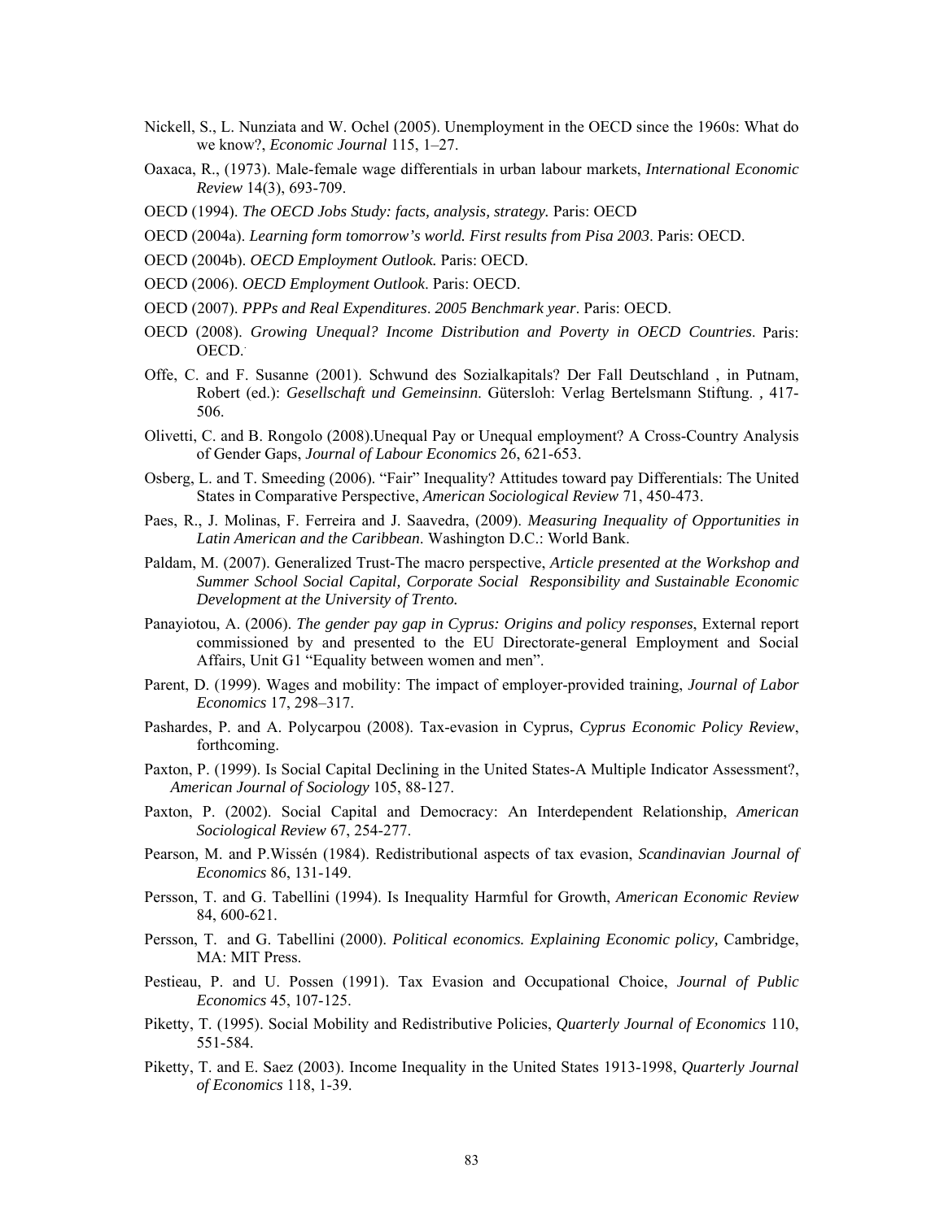Nickell, S., L. Nunziata and W. Ochel (2005). Unemployment in the OECD since the 1960s: What do we know?, *Economic Journal* 115, 1–27.

Oaxaca, R., (1973). Male-female wage differentials in urban labour markets, *International Economic Review* 14(3), 693-709.

OECD (1994). *The OECD Jobs Study: facts, analysis, strategy.* Paris: OECD

OECD (2004a). *Learning form tomorrow's world. First results from Pisa 2003*. Paris: OECD.

OECD (2004b). *OECD Employment Outlook.* Paris: OECD.

OECD (2006). *OECD Employment Outlook*. Paris: OECD.

OECD (2007). *PPPs and Real Expenditures*. *2005 Benchmark year*. Paris: OECD.

OECD (2008). *Growing Unequal? Income Distribution and Poverty in OECD Countries*. Paris: OECD.

Offe, C. and F. Susanne (2001). Schwund des Sozialkapitals? Der Fall Deutschland , in Putnam, Robert (ed.): *Gesellschaft und Gemeinsinn*. Gütersloh: Verlag Bertelsmann Stiftung. , 417-506.

Olivetti, C. and B. Rongolo (2008).Unequal Pay or Unequal employment? A Cross-Country Analysis of Gender Gaps, *Journal of Labour Economics* 26, 621-653.

Osberg, L. and T. Smeeding (2006). "Fair" Inequality? Attitudes toward pay Differentials: The United States in Comparative Perspective, *American Sociological Review* 71, 450-473.

Paes, R., J. Molinas, F. Ferreira and J. Saavedra, (2009). *Measuring Inequality of Opportunities in Latin American and the Caribbean*. Washington D.C.: World Bank.

Paldam, M. (2007). Generalized Trust-The macro perspective, *Article presented at the Workshop and Summer School Social Capital, Corporate Social Responsibility and Sustainable Economic Development at the University of Trento.*

Panayiotou, A. (2006). *The gender pay gap in Cyprus: Origins and policy responses*, External report commissioned by and presented to the EU Directorate-general Employment and Social Affairs, Unit G1 "Equality between women and men".

Parent, D. (1999). Wages and mobility: The impact of employer-provided training, *Journal of Labor Economics* 17, 298–317.

Pashardes, P. and A. Polycarpou (2008). Tax-evasion in Cyprus, *Cyprus Economic Policy Review*, forthcoming.

Paxton, P. (1999). Is Social Capital Declining in the United States-A Multiple Indicator Assessment?, *American Journal of Sociology* 105, 88-127.

Paxton, P. (2002). Social Capital and Democracy: An Interdependent Relationship, *American Sociological Review* 67, 254-277.

Pearson, M. and P.Wissén (1984). Redistributional aspects of tax evasion, *Scandinavian Journal of Economics* 86, 131-149.

Persson, T. and G. Tabellini (1994). Is Inequality Harmful for Growth, *American Economic Review* 84, 600-621.

Persson, T. and G. Tabellini (2000). *Political economics. Explaining Economic policy,* Cambridge, MA: MIT Press.

Pestieau, P. and U. Possen (1991). Tax Evasion and Occupational Choice, *Journal of Public Economics* 45, 107-125.

Piketty, T. (1995). Social Mobility and Redistributive Policies, *Quarterly Journal of Economics* 110, 551-584.

Piketty, T. and E. Saez (2003). Income Inequality in the United States 1913-1998, *Quarterly Journal of Economics* 118, 1-39.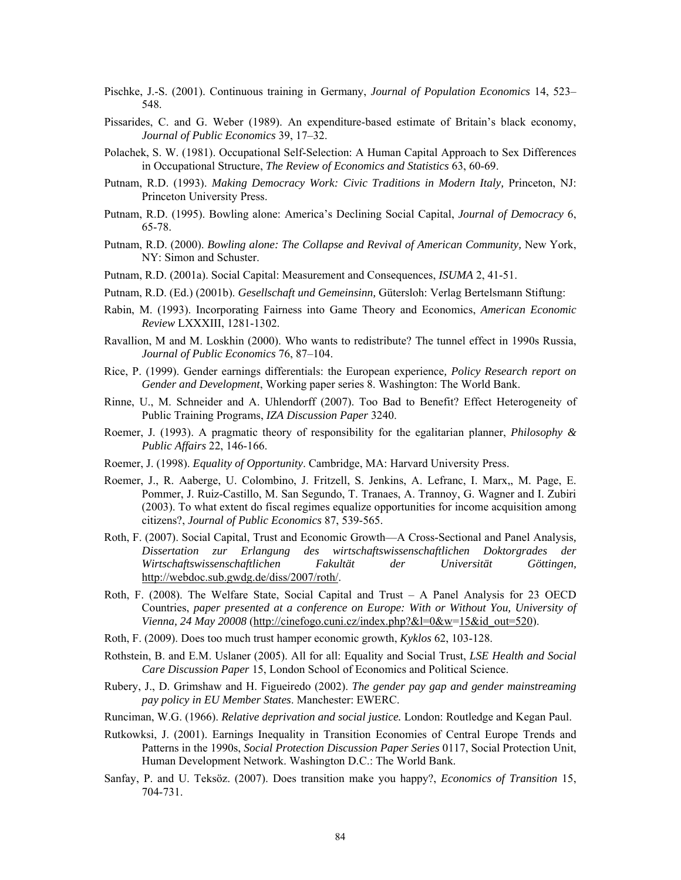Pischke, J.-S. (2001). Continuous training in Germany, *Journal of Population Economics* 14, 523–548.

Pissarides, C. and G. Weber (1989). An expenditure-based estimate of Britain's black economy, *Journal of Public Economics* 39, 17–32.

Polachek, S. W. (1981). Occupational Self-Selection: A Human Capital Approach to Sex Differences in Occupational Structure, *The Review of Economics and Statistics* 63, 60-69.

Putnam, R.D. (1993). *Making Democracy Work: Civic Traditions in Modern Italy,* Princeton, NJ: Princeton University Press.

Putnam, R.D. (1995). Bowling alone: America's Declining Social Capital, *Journal of Democracy* 6, 65-78.

Putnam, R.D. (2000). *Bowling alone: The Collapse and Revival of American Community,* New York, NY: Simon and Schuster.

Putnam, R.D. (2001a). Social Capital: Measurement and Consequences, *ISUMA* 2, 41-51.

Putnam, R.D. (Ed.) (2001b). *Gesellschaft und Gemeinsinn,* Gütersloh: Verlag Bertelsmann Stiftung:

Rabin, M. (1993). Incorporating Fairness into Game Theory and Economics, *American Economic Review* LXXXIII, 1281-1302.

Ravallion, M and M. Loskhin (2000). Who wants to redistribute? The tunnel effect in 1990s Russia, *Journal of Public Economics* 76, 87–104.

Rice, P. (1999). Gender earnings differentials: the European experience*, Policy Research report on Gender and Development*, Working paper series 8. Washington: The World Bank.

Rinne, U., M. Schneider and A. Uhlendorff (2007). Too Bad to Benefit? Effect Heterogeneity of Public Training Programs, *IZA Discussion Paper* 3240.

Roemer, J. (1993). A pragmatic theory of responsibility for the egalitarian planner, *Philosophy & Public Affairs* 22, 146-166.

Roemer, J. (1998). *Equality of Opportunity*. Cambridge, MA: Harvard University Press.

Roemer, J., R. Aaberge, U. Colombino, J. Fritzell, S. Jenkins, A. Lefranc, I. Marx,, M. Page, E. Pommer, J. Ruiz-Castillo, M. San Segundo, T. Tranaes, A. Trannoy, G. Wagner and I. Zubiri (2003). To what extent do fiscal regimes equalize opportunities for income acquisition among citizens?, *Journal of Public Economics* 87, 539-565.

Roth, F. (2007). Social Capital, Trust and Economic Growth—A Cross-Sectional and Panel Analysis*, Dissertation zur Erlangung des wirtschaftswissenschaftlichen Doktorgrades der Wirtschaftswissenschaftlichen Fakultät der Universität Göttingen,* http://webdoc.sub.gwdg.de/diss/2007/roth/.

Roth, F. (2008). The Welfare State, Social Capital and Trust – A Panel Analysis for 23 OECD Countries, *paper presented at a conference on Europe: With or Without You, University of Vienna, 24 May 20008* (http://cinefogo.cuni.cz/index.php?&l=0&w=15&id_out=520).

Roth, F. (2009). Does too much trust hamper economic growth, *Kyklos* 62, 103-128.

Rothstein, B. and E.M. Uslaner (2005). All for all: Equality and Social Trust, *LSE Health and Social Care Discussion Paper* 15, London School of Economics and Political Science.

Rubery, J., D. Grimshaw and H. Figueiredo (2002). *The gender pay gap and gender mainstreaming pay policy in EU Member States*. Manchester: EWERC.

Runciman, W.G. (1966). *Relative deprivation and social justice.* London: Routledge and Kegan Paul.

Rutkowksi, J. (2001). Earnings Inequality in Transition Economies of Central Europe Trends and Patterns in the 1990s, *Social Protection Discussion Paper Series* 0117, Social Protection Unit, Human Development Network. Washington D.C.: The World Bank.

Sanfay, P. and U. Teksöz. (2007). Does transition make you happy?, *Economics of Transition* 15, 704-731.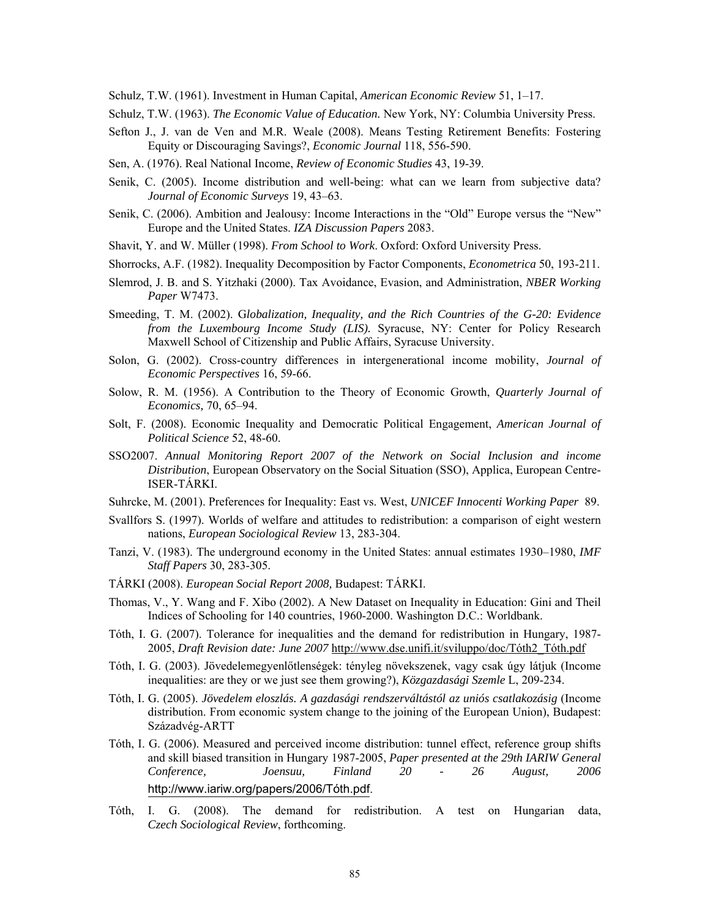Schulz, T.W. (1961). Investment in Human Capital, *American Economic Review* 51, 1–17.

Schulz, T.W. (1963). *The Economic Value of Education.* New York, NY: Columbia University Press.

Sefton J., J. van de Ven and M.R. Weale (2008). Means Testing Retirement Benefits: Fostering Equity or Discouraging Savings?, *Economic Journal* 118, 556-590.

Sen, A. (1976). Real National Income, *Review of Economic Studies* 43, 19-39.

Senik, C. (2005). Income distribution and well-being: what can we learn from subjective data? *Journal of Economic Surveys* 19, 43–63.

Senik, C. (2006). Ambition and Jealousy: Income Interactions in the "Old" Europe versus the "New" Europe and the United States. *IZA Discussion Papers* 2083.

Shavit, Y. and W. Müller (1998). *From School to Work*. Oxford: Oxford University Press.

Shorrocks, A.F. (1982). Inequality Decomposition by Factor Components, *Econometrica* 50, 193-211.

Slemrod, J. B. and S. Yitzhaki (2000). Tax Avoidance, Evasion, and Administration, *NBER Working Paper* W7473.

Smeeding, T. M. (2002). G*lobalization, Inequality, and the Rich Countries of the G-20: Evidence from the Luxembourg Income Study (LIS).* Syracuse, NY: Center for Policy Research Maxwell School of Citizenship and Public Affairs, Syracuse University.

Solon, G. (2002). Cross-country differences in intergenerational income mobility, *Journal of Economic Perspectives* 16, 59-66.

Solow, R. M. (1956). A Contribution to the Theory of Economic Growth, *Quarterly Journal of Economics,* 70, 65–94.

Solt, F. (2008). Economic Inequality and Democratic Political Engagement, *American Journal of Political Science* 52, 48-60.

SSO2007. *Annual Monitoring Report 2007 of the Network on Social Inclusion and income Distribution*, European Observatory on the Social Situation (SSO), Applica, European Centre-ISER-TÁRKI.

Suhrcke, M. (2001). Preferences for Inequality: East vs. West, *UNICEF Innocenti Working Paper* 89.

Svallfors S. (1997). Worlds of welfare and attitudes to redistribution: a comparison of eight western nations, *European Sociological Review* 13, 283-304.

Tanzi, V. (1983). The underground economy in the United States: annual estimates 1930–1980, *IMF Staff Papers* 30, 283-305.

TÁRKI (2008). *European Social Report 2008,* Budapest: TÁRKI.

Thomas, V., Y. Wang and F. Xibo (2002). A New Dataset on Inequality in Education: Gini and Theil Indices of Schooling for 140 countries, 1960-2000. Washington D.C.: Worldbank.

Tóth, I. G. (2007). Tolerance for inequalities and the demand for redistribution in Hungary, 1987-2005, *Draft Revision date: June 2007* http://www.dse.unifi.it/sviluppo/doc/Tóth2_Tóth.pdf

Tóth, I. G. (2003). Jövedelemegyenlőtlenségek: tényleg növekszenek, vagy csak úgy látjuk (Income inequalities: are they or we just see them growing?), *Közgazdasági Szemle* L, 209-234.

Tóth, I. G. (2005). *Jövedelem eloszlás. A gazdasági rendszerváltástól az uniós csatlakozásig* (Income distribution. From economic system change to the joining of the European Union), Budapest: Századvég-ARTT

Tóth, I. G. (2006). Measured and perceived income distribution: tunnel effect, reference group shifts and skill biased transition in Hungary 1987-2005, *Paper presented at the 29th IARIW General Conference, Joensuu, Finland 20 - 26 August, 2006* http://www.iariw.org/papers/2006/Tóth.pdf.

Tóth, I. G. (2008). The demand for redistribution. A test on Hungarian data, *Czech Sociological Review*, forthcoming.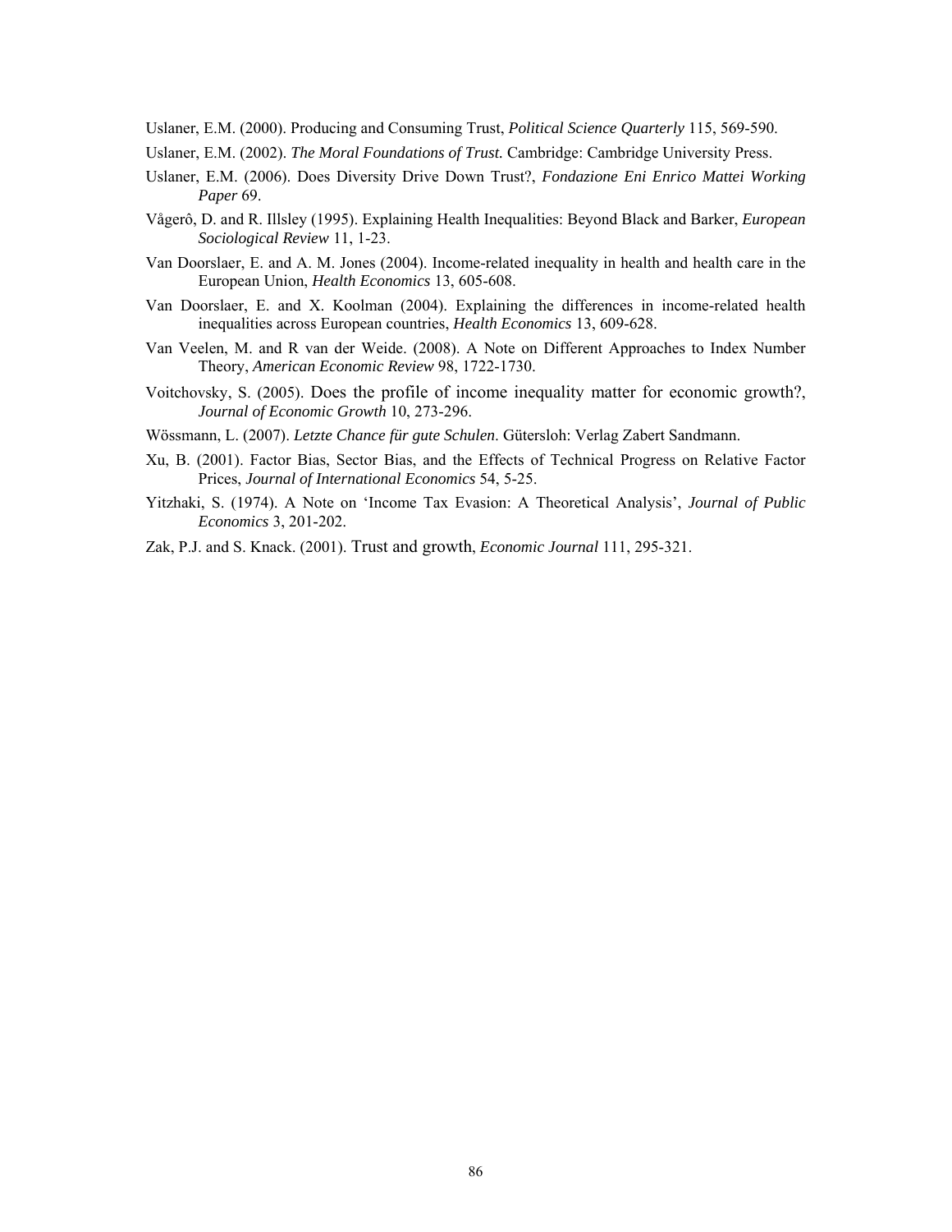Uslaner, E.M. (2000). Producing and Consuming Trust, *Political Science Quarterly* 115, 569-590.

Uslaner, E.M. (2002). *The Moral Foundations of Trust.* Cambridge: Cambridge University Press.

Uslaner, E.M. (2006). Does Diversity Drive Down Trust?, *Fondazione Eni Enrico Mattei Working Paper* 69.

Vågerô, D. and R. Illsley (1995). Explaining Health Inequalities: Beyond Black and Barker, *European Sociological Review* 11, 1-23.

Van Doorslaer, E. and A. M. Jones (2004). Income-related inequality in health and health care in the European Union, *Health Economics* 13, 605-608.

Van Doorslaer, E. and X. Koolman (2004). Explaining the differences in income-related health inequalities across European countries, *Health Economics* 13, 609-628.

Van Veelen, M. and R van der Weide. (2008). A Note on Different Approaches to Index Number Theory, *American Economic Review* 98, 1722-1730.

Voitchovsky, S. (2005). Does the profile of income inequality matter for economic growth?, *Journal of Economic Growth* 10, 273-296.

Wössmann, L. (2007). *Letzte Chance für gute Schulen*. Gütersloh: Verlag Zabert Sandmann.

Xu, B. (2001). Factor Bias, Sector Bias, and the Effects of Technical Progress on Relative Factor Prices, *Journal of International Economics* 54, 5-25.

Yitzhaki, S. (1974). A Note on 'Income Tax Evasion: A Theoretical Analysis', *Journal of Public Economics* 3, 201-202.

Zak, P.J. and S. Knack. (2001). Trust and growth, *Economic Journal* 111, 295-321.